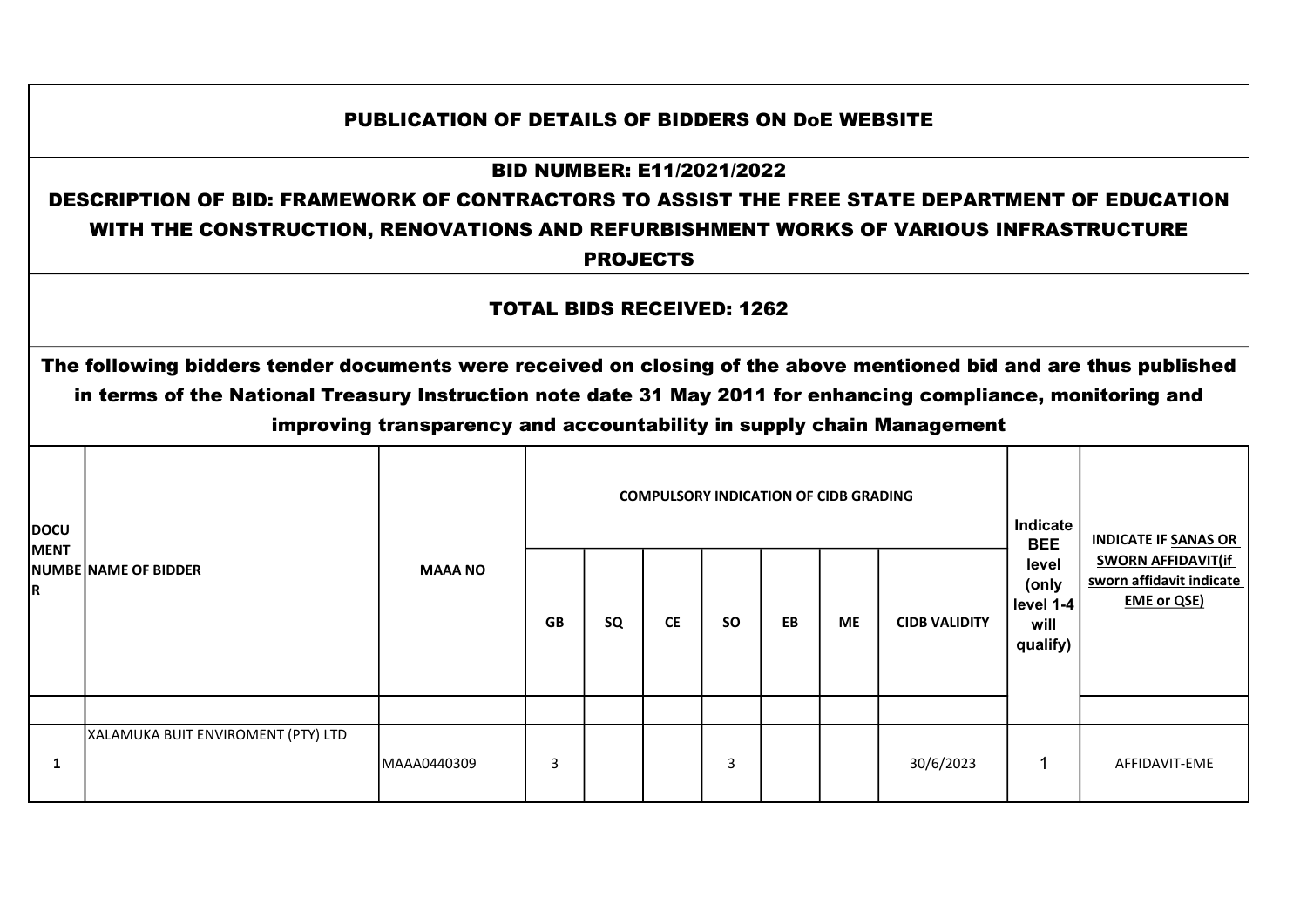# PUBLICATION OF DETAILS OF BIDDERS ON DoE WEBSITE

## BID NUMBER: E11/2021/2022

## DESCRIPTION OF BID: FRAMEWORK OF CONTRACTORS TO ASSIST THE FREE STATE DEPARTMENT OF EDUCATION WITH THE CONSTRUCTION, RENOVATIONS AND REFURBISHMENT WORKS OF VARIOUS INFRASTRUCTURE PROJECTS

## TOTAL BIDS RECEIVED: 1262

**The following bidders tender documents were received on closing of the above mentioned bid and are thus published in terms of the National Treasury Instruction note date 31 May 2011 for enhancing compliance, monitoring and improving transparency and accountability in supply chain Management**

| DOCUMENT NUMBER | NAME OF BIDDER | MAAA NO | COMPULSORY INDICATION OF CIDB GRADING | | | | | | | Indicate BEE level (only level 1-4 will qualify) | INDICATE IF SANAS OR SWORN AFFIDAVIT(if sworn affidavit indicate EME or QSE) |
|---|---|---|---|---|---|---|---|---|---|---|---|
| | | | GB | SQ | CE | SO | EB | ME | CIDB VALIDITY | | |
| | | | | | | | | | | | |
| 1 | XALAMUKA BUIT ENVIROMENT (PTY) LTD | MAAA0440309 | 3 | | | 3 | | | 30/6/2023 | 1 | AFFIDAVIT-EME |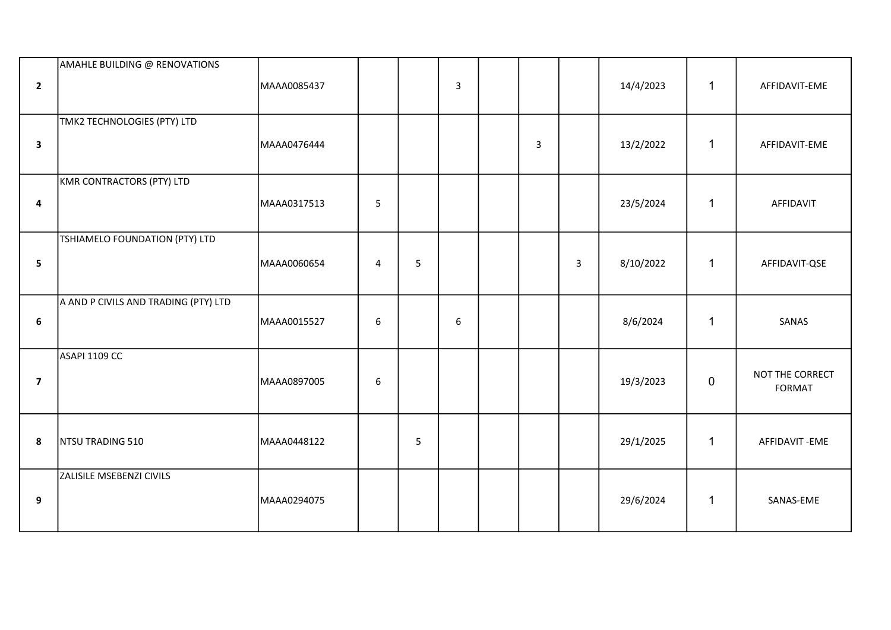| | | | | | | | | | | | |
|---|---|---|---|---|---|---|---|---|---|---|---|
| **2** | AMAHLE BUILDING @ RENOVATIONS | MAAA0085437 | | | 3 | | | | 14/4/2023 | 1 | AFFIDAVIT-EME |
| **3** | TMK2 TECHNOLOGIES (PTY) LTD | MAAA0476444 | | | | | 3 | | 13/2/2022 | 1 | AFFIDAVIT-EME |
| **4** | KMR CONTRACTORS (PTY) LTD | MAAA0317513 | 5 | | | | | | 23/5/2024 | 1 | AFFIDAVIT |
| **5** | TSHIAMELO FOUNDATION (PTY) LTD | MAAA0060654 | 4 | 5 | | | | 3 | 8/10/2022 | 1 | AFFIDAVIT-QSE |
| **6** | A AND P CIVILS AND TRADING (PTY) LTD | MAAA0015527 | 6 | | 6 | | | | 8/6/2024 | 1 | SANAS |
| **7** | ASAPI 1109 CC | MAAA0897005 | 6 | | | | | | 19/3/2023 | 0 | NOT THE CORRECT FORMAT |
| **8** | NTSU TRADING 510 | MAAA0448122 | | 5 | | | | | 29/1/2025 | 1 | AFFIDAVIT -EME |
| **9** | ZALISILE MSEBENZI CIVILS | MAAA0294075 | | | | | | | 29/6/2024 | 1 | SANAS-EME |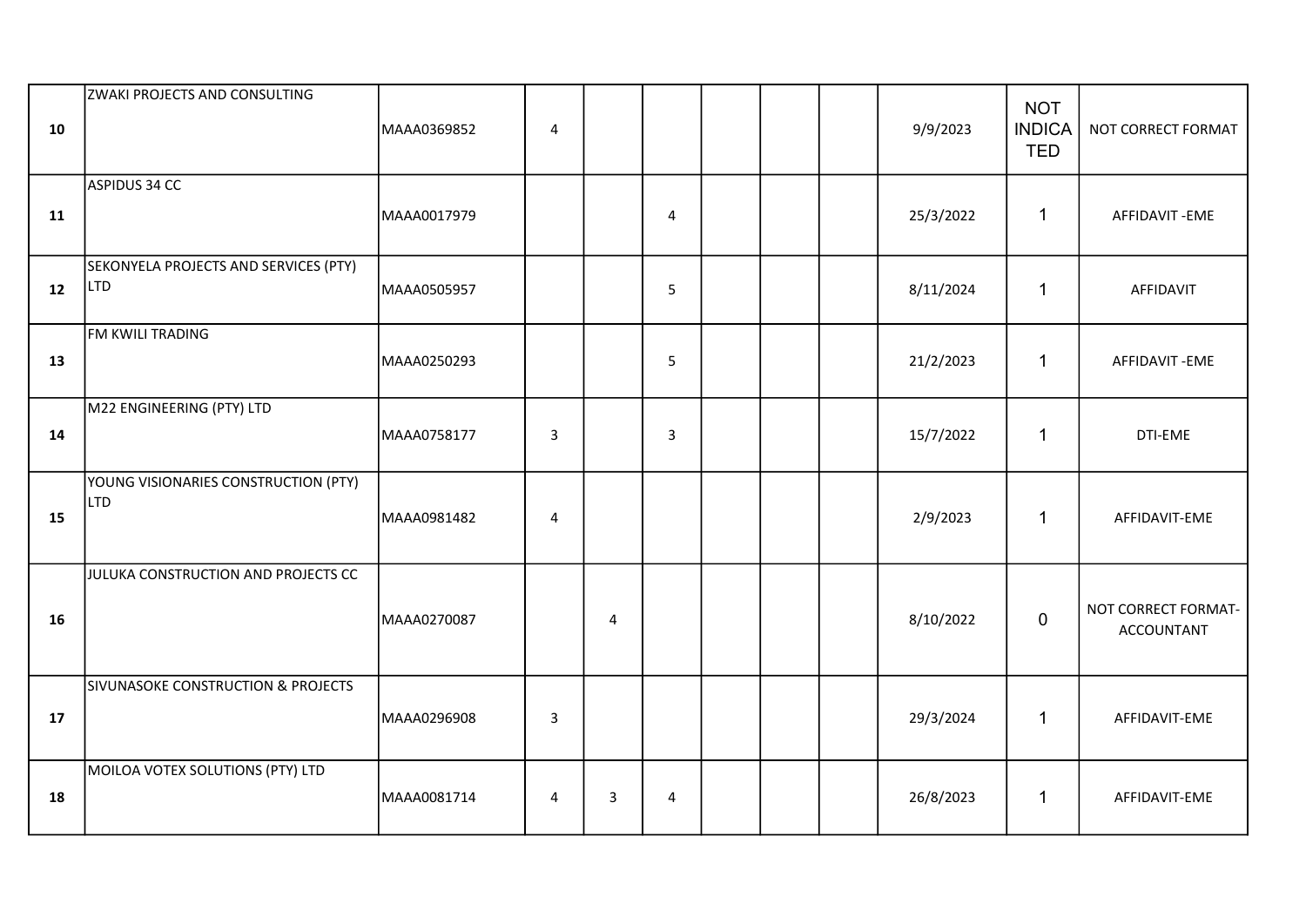| | | | | | | | | | | | |
|---|---|---|---|---|---|---|---|---|---|---|---|
| **10** | ZWAKI PROJECTS AND CONSULTING | MAAA0369852 | 4 | | | | | | 9/9/2023 | NOT INDICATED | NOT CORRECT FORMAT |
| **11** | ASPIDUS 34 CC | MAAA0017979 | | | 4 | | | | 25/3/2022 | 1 | AFFIDAVIT -EME |
| **12** | SEKONYELA PROJECTS AND SERVICES (PTY) LTD | MAAA0505957 | | | 5 | | | | 8/11/2024 | 1 | AFFIDAVIT |
| **13** | FM KWILI TRADING | MAAA0250293 | | | 5 | | | | 21/2/2023 | 1 | AFFIDAVIT -EME |
| **14** | M22 ENGINEERING (PTY) LTD | MAAA0758177 | 3 | | 3 | | | | 15/7/2022 | 1 | DTI-EME |
| **15** | YOUNG VISIONARIES CONSTRUCTION (PTY) LTD | MAAA0981482 | 4 | | | | | | 2/9/2023 | 1 | AFFIDAVIT-EME |
| **16** | JULUKA CONSTRUCTION AND PROJECTS CC | MAAA0270087 | | 4 | | | | | 8/10/2022 | 0 | NOT CORRECT FORMAT-ACCOUNTANT |
| **17** | SIVUNASOKE CONSTRUCTION & PROJECTS | MAAA0296908 | 3 | | | | | | 29/3/2024 | 1 | AFFIDAVIT-EME |
| **18** | MOILOA VOTEX SOLUTIONS (PTY) LTD | MAAA0081714 | 4 | 3 | 4 | | | | 26/8/2023 | 1 | AFFIDAVIT-EME |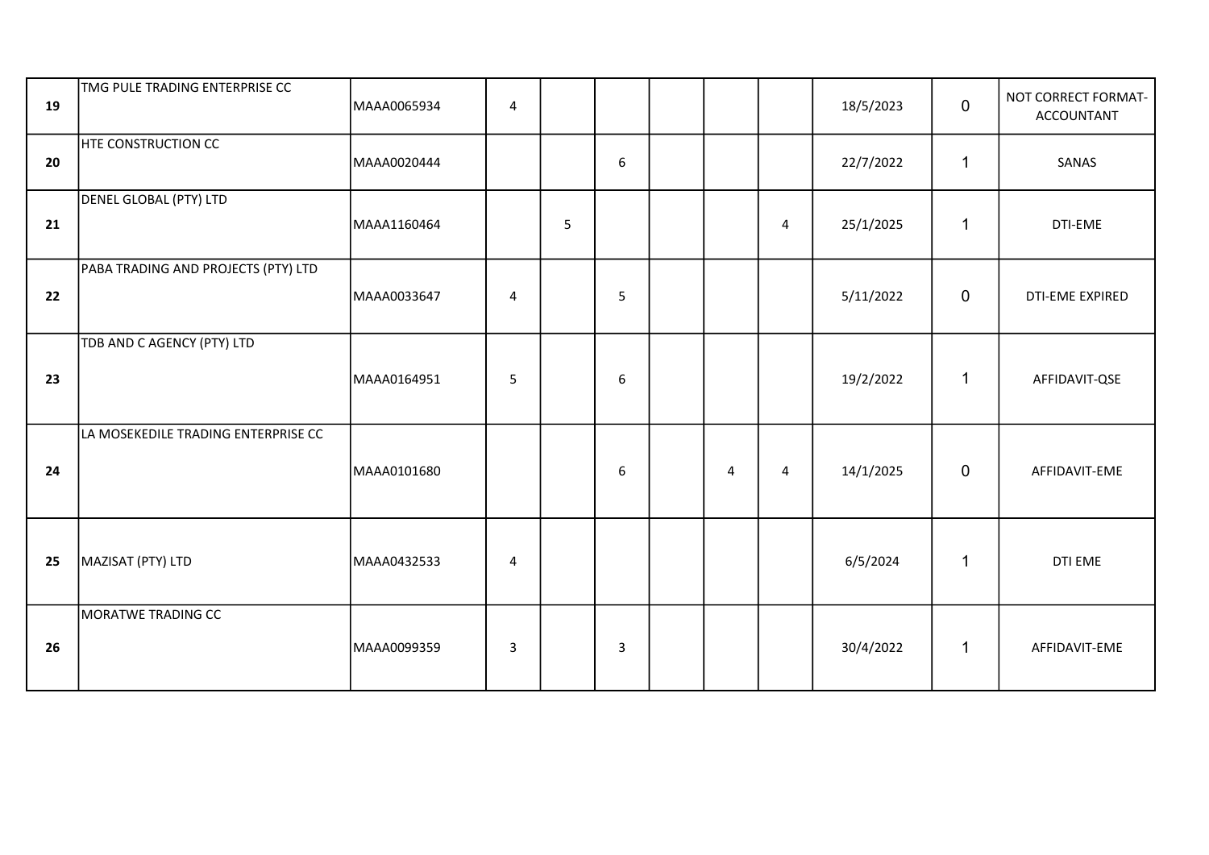| | | | | | | | | | | | |
|---|---|---|---|---|---|---|---|---|---|---|---|
| 19 | TMG PULE TRADING ENTERPRISE CC | MAAA0065934 | 4 | | | | | | 18/5/2023 | 0 | NOT CORRECT FORMAT-ACCOUNTANT |
| 20 | HTE CONSTRUCTION CC | MAAA0020444 | | | 6 | | | | 22/7/2022 | 1 | SANAS |
| 21 | DENEL GLOBAL (PTY) LTD | MAAA1160464 | | 5 | | | | 4 | 25/1/2025 | 1 | DTI-EME |
| 22 | PABA TRADING AND PROJECTS (PTY) LTD | MAAA0033647 | 4 | | 5 | | | | 5/11/2022 | 0 | DTI-EME EXPIRED |
| 23 | TDB AND C AGENCY (PTY) LTD | MAAA0164951 | 5 | | 6 | | | | 19/2/2022 | 1 | AFFIDAVIT-QSE |
| 24 | LA MOSEKEDILE TRADING ENTERPRISE CC | MAAA0101680 | | | 6 | | 4 | 4 | 14/1/2025 | 0 | AFFIDAVIT-EME |
| 25 | MAZISAT (PTY) LTD | MAAA0432533 | 4 | | | | | | 6/5/2024 | 1 | DTI EME |
| 26 | MORATWE TRADING CC | MAAA0099359 | 3 | | 3 | | | | 30/4/2022 | 1 | AFFIDAVIT-EME |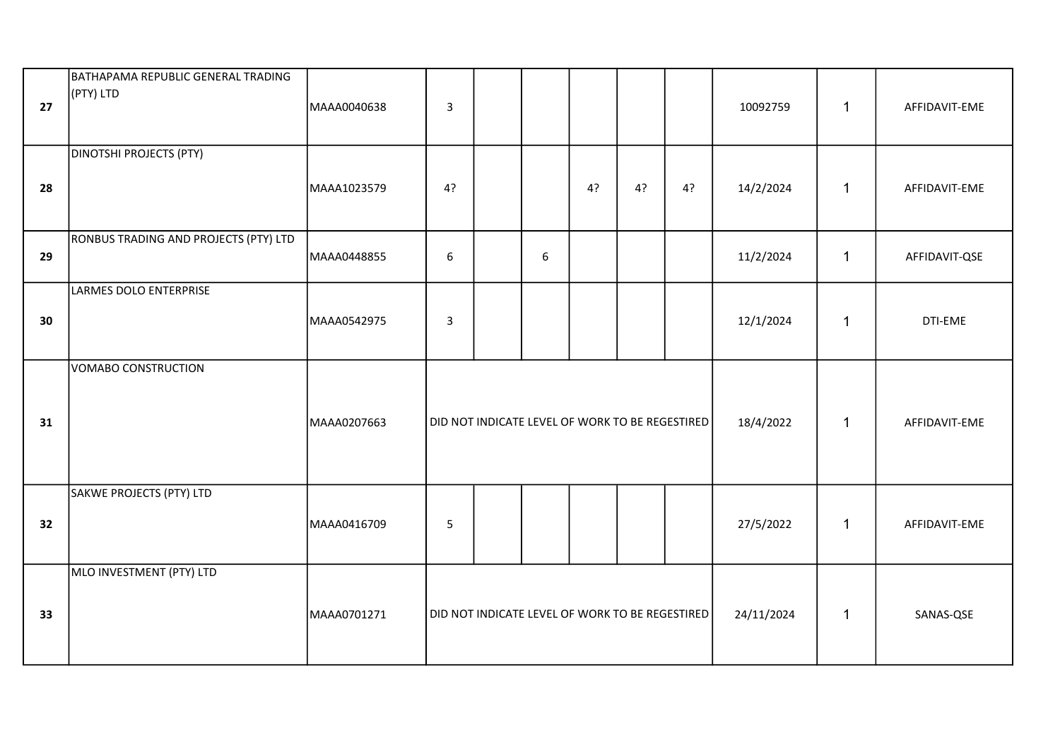| | | | | | | | | | | | |
|---|---|---|---|---|---|---|---|---|---|---|---|
| **27** | BATHAPAMA REPUBLIC GENERAL TRADING (PTY) LTD | MAAA0040638 | 3 | | | | | | 10092759 | 1 | AFFIDAVIT-EME |
| **28** | DINOTSHI PROJECTS (PTY) | MAAA1023579 | 4? | | | 4? | 4? | 4? | 14/2/2024 | 1 | AFFIDAVIT-EME |
| **29** | RONBUS TRADING AND PROJECTS (PTY) LTD | MAAA0448855 | 6 | | 6 | | | | 11/2/2024 | 1 | AFFIDAVIT-QSE |
| **30** | LARMES DOLO ENTERPRISE | MAAA0542975 | 3 | | | | | | 12/1/2024 | 1 | DTI-EME |
| **31** | VOMABO CONSTRUCTION | MAAA0207663 | DID NOT INDICATE LEVEL OF WORK TO BE REGESTIRED | | | | | | 18/4/2022 | 1 | AFFIDAVIT-EME |
| **32** | SAKWE PROJECTS (PTY) LTD | MAAA0416709 | 5 | | | | | | 27/5/2022 | 1 | AFFIDAVIT-EME |
| **33** | MLO INVESTMENT (PTY) LTD | MAAA0701271 | DID NOT INDICATE LEVEL OF WORK TO BE REGESTIRED | | | | | | 24/11/2024 | 1 | SANAS-QSE |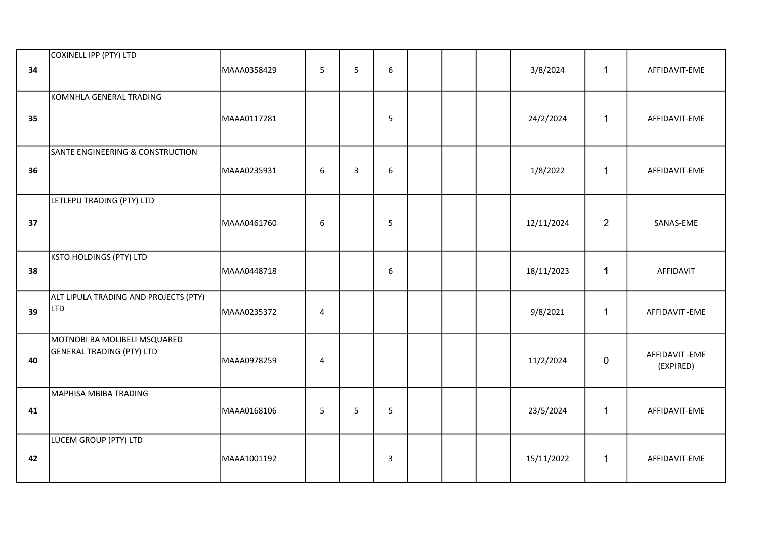| | | | | | | | | | | | |
|---|---|---|---|---|---|---|---|---|---|---|---|
| 34 | COXINELL IPP (PTY) LTD | MAAA0358429 | 5 | 5 | 6 | | | | 3/8/2024 | 1 | AFFIDAVIT-EME |
| 35 | KOMNHLA GENERAL TRADING | MAAA0117281 | | | 5 | | | | 24/2/2024 | 1 | AFFIDAVIT-EME |
| 36 | SANTE ENGINEERING & CONSTRUCTION | MAAA0235931 | 6 | 3 | 6 | | | | 1/8/2022 | 1 | AFFIDAVIT-EME |
| 37 | LETLEPU TRADING (PTY) LTD | MAAA0461760 | 6 | | 5 | | | | 12/11/2024 | 2 | SANAS-EME |
| 38 | KSTO HOLDINGS (PTY) LTD | MAAA0448718 | | | 6 | | | | 18/11/2023 | 1 | AFFIDAVIT |
| 39 | ALT LIPULA TRADING AND PROJECTS (PTY) LTD | MAAA0235372 | 4 | | | | | | 9/8/2021 | 1 | AFFIDAVIT -EME |
| 40 | MOTNOBI BA MOLIBELI MSQUARED GENERAL TRADING (PTY) LTD | MAAA0978259 | 4 | | | | | | 11/2/2024 | 0 | AFFIDAVIT -EME (EXPIRED) |
| 41 | MAPHISA MBIBA TRADING | MAAA0168106 | 5 | 5 | 5 | | | | 23/5/2024 | 1 | AFFIDAVIT-EME |
| 42 | LUCEM GROUP (PTY) LTD | MAAA1001192 | | | 3 | | | | 15/11/2022 | 1 | AFFIDAVIT-EME |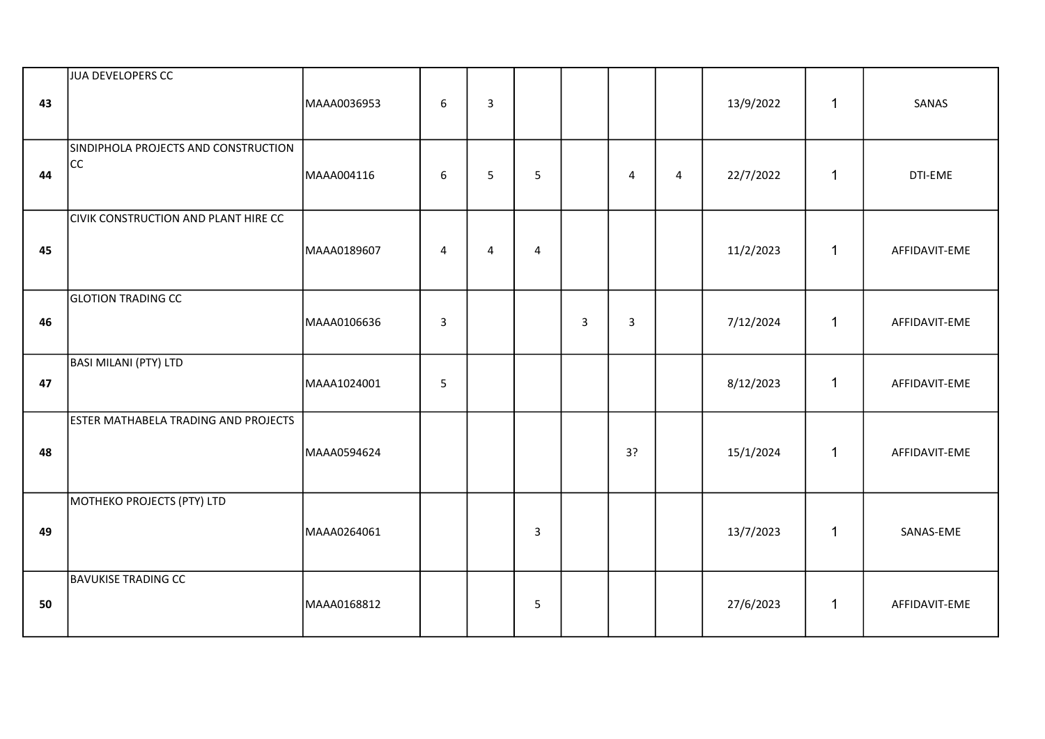| | | | | | | | | | | | |
|---|---|---|---|---|---|---|---|---|---|---|---|
| **43** | JUA DEVELOPERS CC | MAAA0036953 | 6 | 3 | | | | | 13/9/2022 | 1 | SANAS |
| **44** | SINDIPHOLA PROJECTS AND CONSTRUCTION CC | MAAA004116 | 6 | 5 | 5 | | 4 | 4 | 22/7/2022 | 1 | DTI-EME |
| **45** | CIVIK CONSTRUCTION AND PLANT HIRE CC | MAAA0189607 | 4 | 4 | 4 | | | | 11/2/2023 | 1 | AFFIDAVIT-EME |
| **46** | GLOTION TRADING CC | MAAA0106636 | 3 | | | 3 | 3 | | 7/12/2024 | 1 | AFFIDAVIT-EME |
| **47** | BASI MILANI (PTY) LTD | MAAA1024001 | 5 | | | | | | 8/12/2023 | 1 | AFFIDAVIT-EME |
| **48** | ESTER MATHABELA TRADING AND PROJECTS | MAAA0594624 | | | | | 3? | | 15/1/2024 | 1 | AFFIDAVIT-EME |
| **49** | MOTHEKO PROJECTS (PTY) LTD | MAAA0264061 | | | 3 | | | | 13/7/2023 | 1 | SANAS-EME |
| **50** | BAVUKISE TRADING CC | MAAA0168812 | | | 5 | | | | 27/6/2023 | 1 | AFFIDAVIT-EME |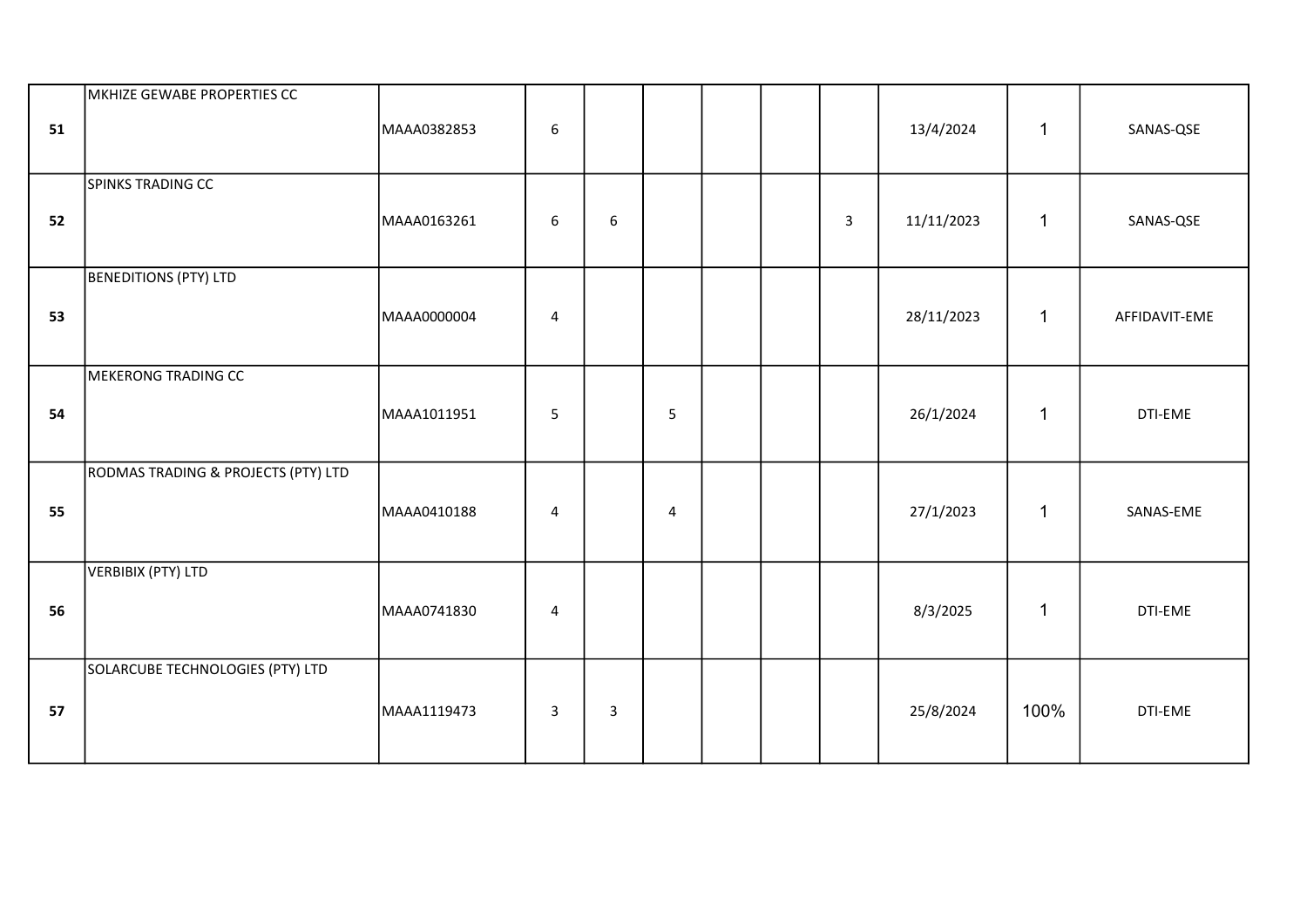| | | | | | | | | | | | |
|---|---|---|---|---|---|---|---|---|---|---|---|
| 51 | MKHIZE GEWABE PROPERTIES CC | MAAA0382853 | 6 | | | | | | 13/4/2024 | 1 | SANAS-QSE |
| 52 | SPINKS TRADING CC | MAAA0163261 | 6 | 6 | | | | 3 | 11/11/2023 | 1 | SANAS-QSE |
| 53 | BENEDITIONS (PTY) LTD | MAAA0000004 | 4 | | | | | | 28/11/2023 | 1 | AFFIDAVIT-EME |
| 54 | MEKERONG TRADING CC | MAAA1011951 | 5 | | 5 | | | | 26/1/2024 | 1 | DTI-EME |
| 55 | RODMAS TRADING & PROJECTS (PTY) LTD | MAAA0410188 | 4 | | 4 | | | | 27/1/2023 | 1 | SANAS-EME |
| 56 | VERBIBIX (PTY) LTD | MAAA0741830 | 4 | | | | | | 8/3/2025 | 1 | DTI-EME |
| 57 | SOLARCUBE TECHNOLOGIES (PTY) LTD | MAAA1119473 | 3 | 3 | | | | | 25/8/2024 | 100% | DTI-EME |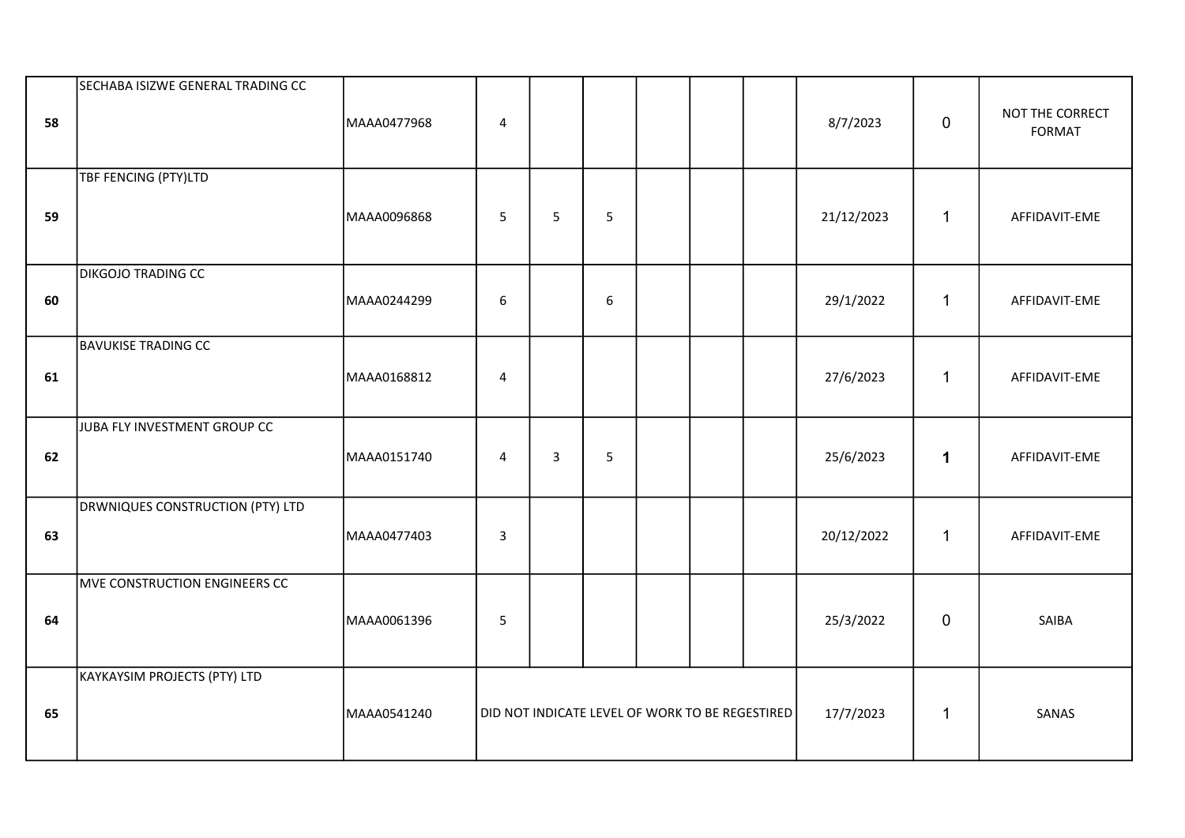| | | | | | | | | | | | |
|---|---|---|---|---|---|---|---|---|---|---|---|
| 58 | SECHABA ISIZWE GENERAL TRADING CC | MAAA0477968 | 4 | | | | | | 8/7/2023 | 0 | NOT THE CORRECT FORMAT |
| 59 | TBF FENCING (PTY)LTD | MAAA0096868 | 5 | 5 | 5 | | | | 21/12/2023 | 1 | AFFIDAVIT-EME |
| 60 | DIKGOJO TRADING CC | MAAA0244299 | 6 | | 6 | | | | 29/1/2022 | 1 | AFFIDAVIT-EME |
| 61 | BAVUKISE TRADING CC | MAAA0168812 | 4 | | | | | | 27/6/2023 | 1 | AFFIDAVIT-EME |
| 62 | JUBA FLY INVESTMENT GROUP CC | MAAA0151740 | 4 | 3 | 5 | | | | 25/6/2023 | **1** | AFFIDAVIT-EME |
| 63 | DRWNIQUES CONSTRUCTION (PTY) LTD | MAAA0477403 | 3 | | | | | | 20/12/2022 | 1 | AFFIDAVIT-EME |
| 64 | MVE CONSTRUCTION ENGINEERS CC | MAAA0061396 | 5 | | | | | | 25/3/2022 | 0 | SAIBA |
| 65 | KAYKAYSIM PROJECTS (PTY) LTD | MAAA0541240 | DID NOT INDICATE LEVEL OF WORK TO BE REGESTIRED | | | | | | 17/7/2023 | 1 | SANAS |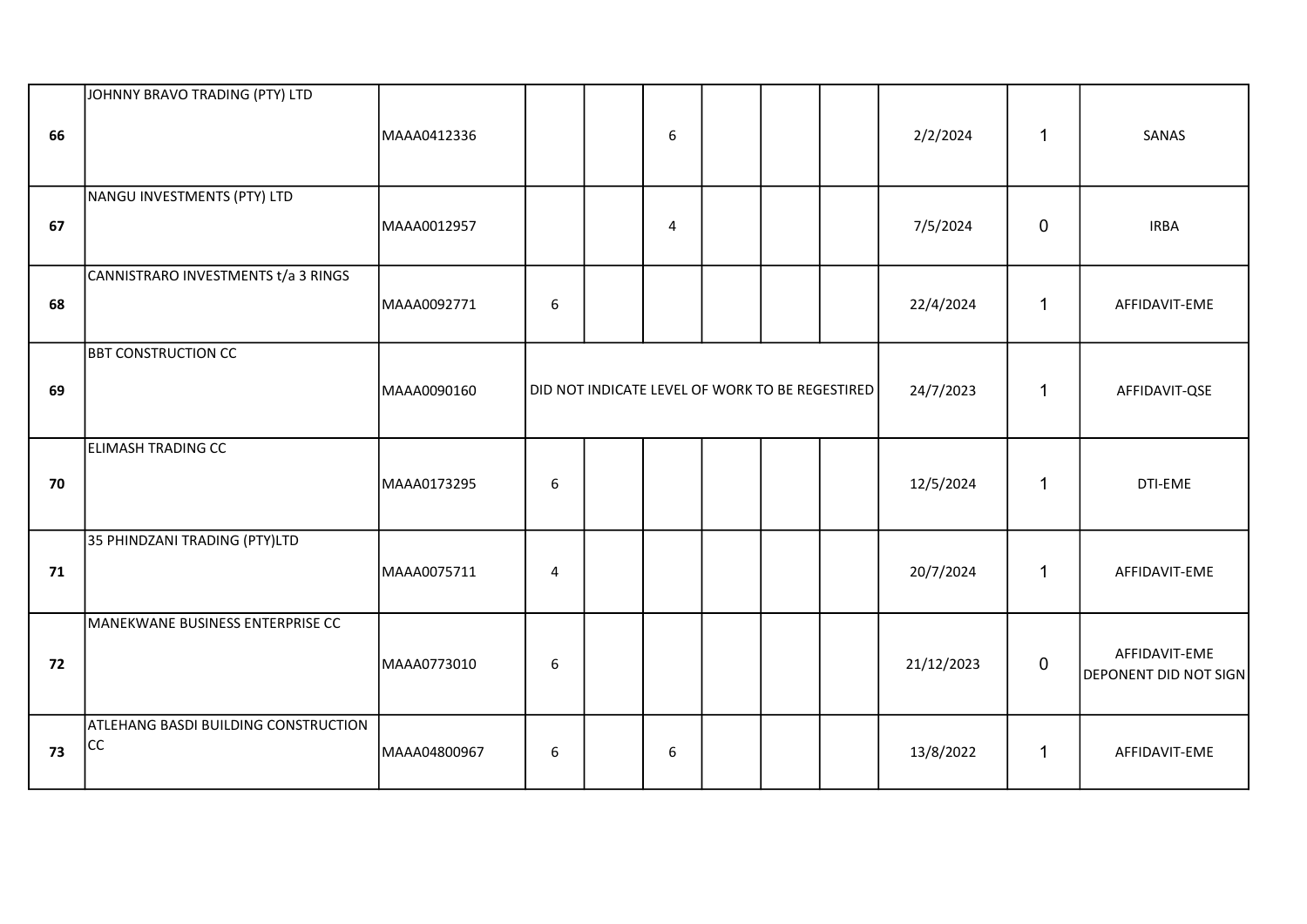| | | | | | | | | | | | |
|---|---|---|---|---|---|---|---|---|---|---|---|
| 66 | JOHNNY BRAVO TRADING (PTY) LTD | MAAA0412336 | | | 6 | | | | 2/2/2024 | 1 | SANAS |
| 67 | NANGU INVESTMENTS (PTY) LTD | MAAA0012957 | | | 4 | | | | 7/5/2024 | 0 | IRBA |
| 68 | CANNISTRARO INVESTMENTS t/a 3 RINGS | MAAA0092771 | 6 | | | | | | 22/4/2024 | 1 | AFFIDAVIT-EME |
| 69 | BBT CONSTRUCTION CC | MAAA0090160 | DID NOT INDICATE LEVEL OF WORK TO BE REGESTIRED | | | | | | 24/7/2023 | 1 | AFFIDAVIT-QSE |
| 70 | ELIMASH TRADING CC | MAAA0173295 | 6 | | | | | | 12/5/2024 | 1 | DTI-EME |
| 71 | 35 PHINDZANI TRADING (PTY)LTD | MAAA0075711 | 4 | | | | | | 20/7/2024 | 1 | AFFIDAVIT-EME |
| 72 | MANEKWANE BUSINESS ENTERPRISE CC | MAAA0773010 | 6 | | | | | | 21/12/2023 | 0 | AFFIDAVIT-EME DEPONENT DID NOT SIGN |
| 73 | ATLEHANG BASDI BUILDING CONSTRUCTION CC | MAAA04800967 | 6 | | 6 | | | | 13/8/2022 | 1 | AFFIDAVIT-EME |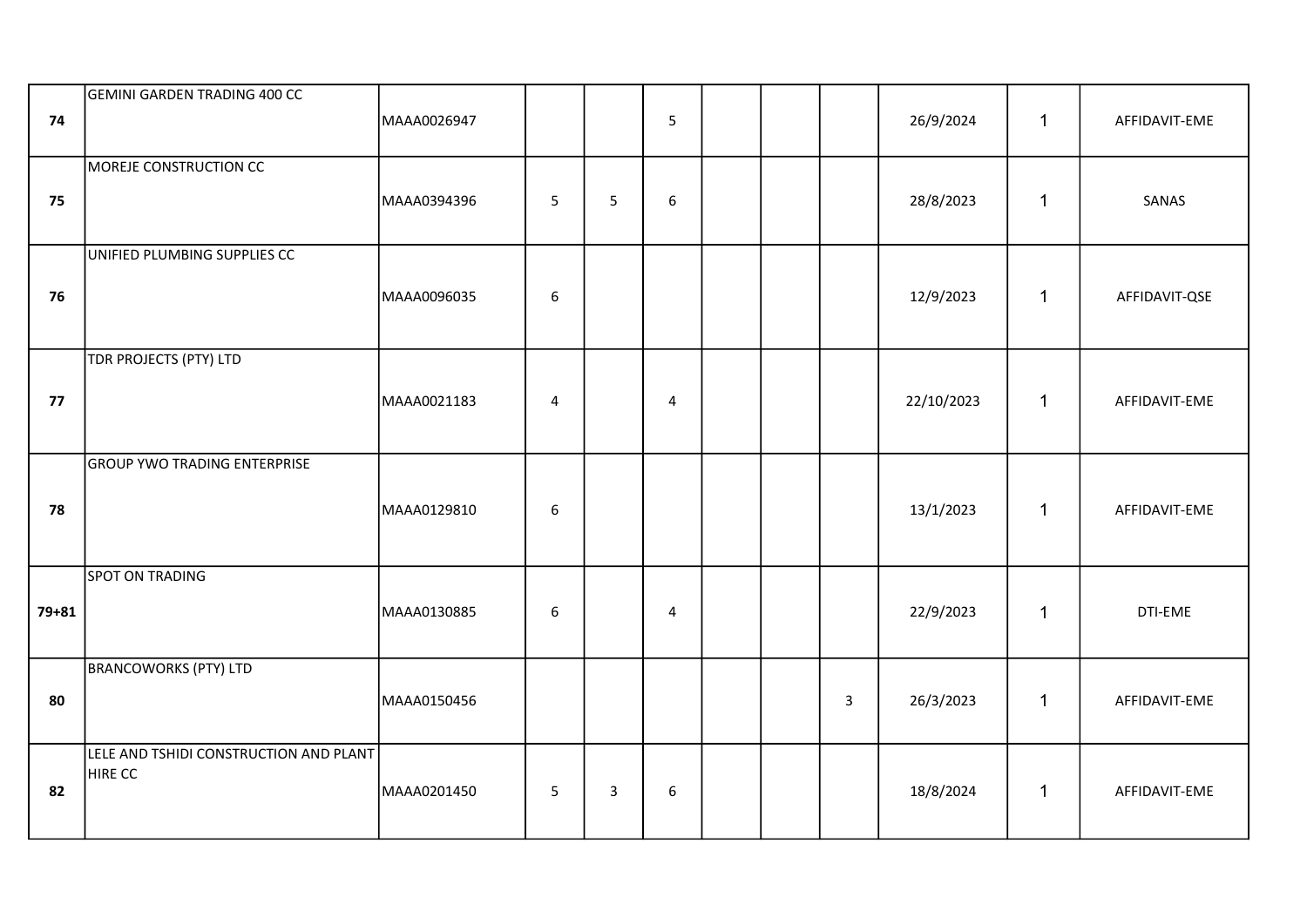| | | | | | | | | | | | |
|---|---|---|---|---|---|---|---|---|---|---|---|
| **74** | GEMINI GARDEN TRADING 400 CC | MAAA0026947 | | | 5 | | | | 26/9/2024 | 1 | AFFIDAVIT-EME |
| **75** | MOREJE CONSTRUCTION CC | MAAA0394396 | 5 | 5 | 6 | | | | 28/8/2023 | 1 | SANAS |
| **76** | UNIFIED PLUMBING SUPPLIES CC | MAAA0096035 | 6 | | | | | | 12/9/2023 | 1 | AFFIDAVIT-QSE |
| **77** | TDR PROJECTS (PTY) LTD | MAAA0021183 | 4 | | 4 | | | | 22/10/2023 | 1 | AFFIDAVIT-EME |
| **78** | GROUP YWO TRADING ENTERPRISE | MAAA0129810 | 6 | | | | | | 13/1/2023 | 1 | AFFIDAVIT-EME |
| **79+81** | SPOT ON TRADING | MAAA0130885 | 6 | | 4 | | | | 22/9/2023 | 1 | DTI-EME |
| **80** | BRANCOWORKS (PTY) LTD | MAAA0150456 | | | | | | 3 | 26/3/2023 | 1 | AFFIDAVIT-EME |
| **82** | LELE AND TSHIDI CONSTRUCTION AND PLANT HIRE CC | MAAA0201450 | 5 | 3 | 6 | | | | 18/8/2024 | 1 | AFFIDAVIT-EME |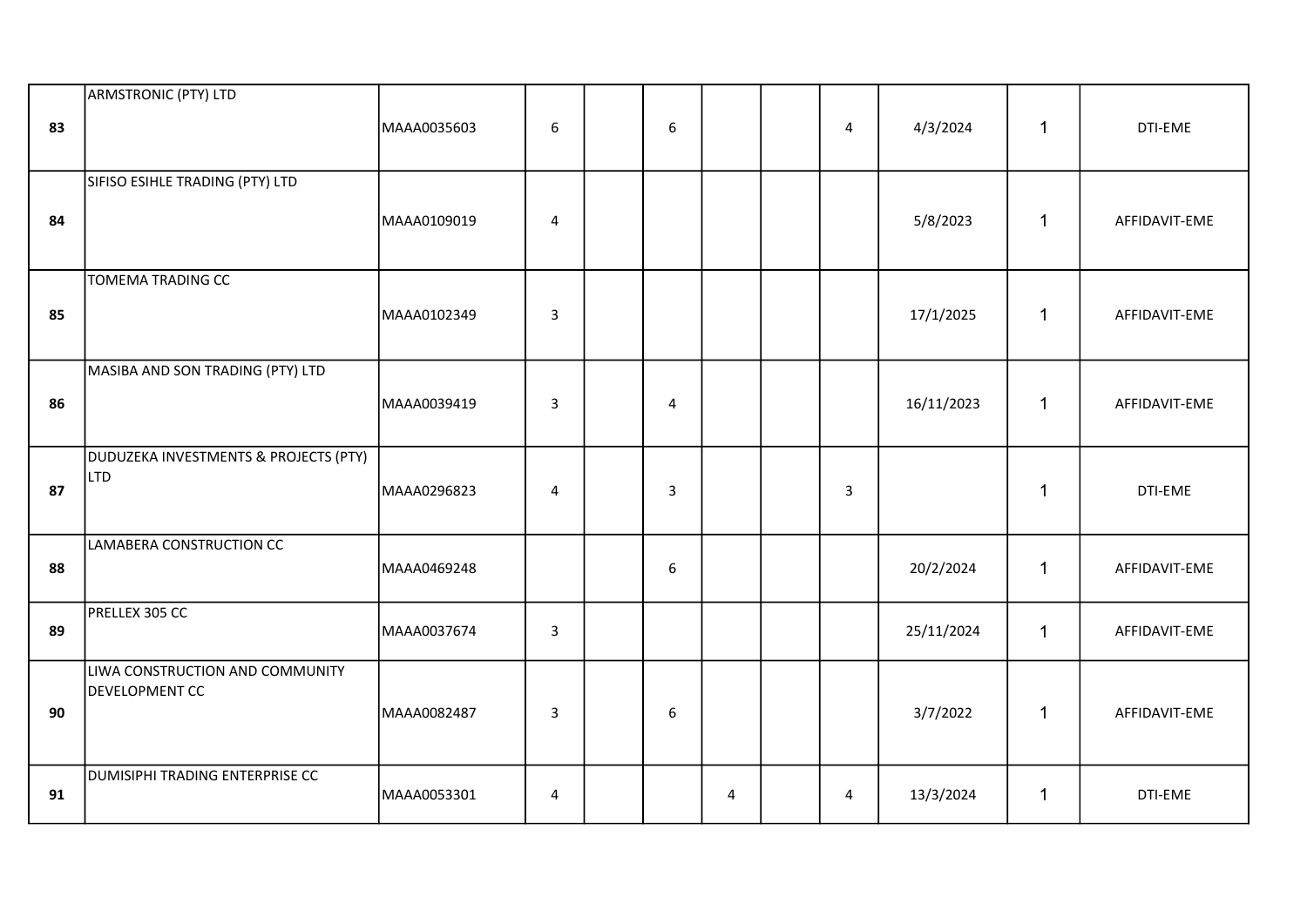| | | | | | | | | | | | |
|---|---|---|---|---|---|---|---|---|---|---|---|
| **83** | ARMSTRONIC (PTY) LTD | MAAA0035603 | 6 | | 6 | | | 4 | 4/3/2024 | 1 | DTI-EME |
| **84** | SIFISO ESIHLE TRADING (PTY) LTD | MAAA0109019 | 4 | | | | | | 5/8/2023 | 1 | AFFIDAVIT-EME |
| **85** | TOMEMA TRADING CC | MAAA0102349 | 3 | | | | | | 17/1/2025 | 1 | AFFIDAVIT-EME |
| **86** | MASIBA AND SON TRADING (PTY) LTD | MAAA0039419 | 3 | | 4 | | | | 16/11/2023 | 1 | AFFIDAVIT-EME |
| **87** | DUDUZEKA INVESTMENTS & PROJECTS (PTY) LTD | MAAA0296823 | 4 | | 3 | | | 3 | | 1 | DTI-EME |
| **88** | LAMABERA CONSTRUCTION CC | MAAA0469248 | | | 6 | | | | 20/2/2024 | 1 | AFFIDAVIT-EME |
| **89** | PRELLEX 305 CC | MAAA0037674 | 3 | | | | | | 25/11/2024 | 1 | AFFIDAVIT-EME |
| **90** | LIWA CONSTRUCTION AND COMMUNITY DEVELOPMENT CC | MAAA0082487 | 3 | | 6 | | | | 3/7/2022 | 1 | AFFIDAVIT-EME |
| **91** | DUMISIPHI TRADING ENTERPRISE CC | MAAA0053301 | 4 | | | 4 | | 4 | 13/3/2024 | 1 | DTI-EME |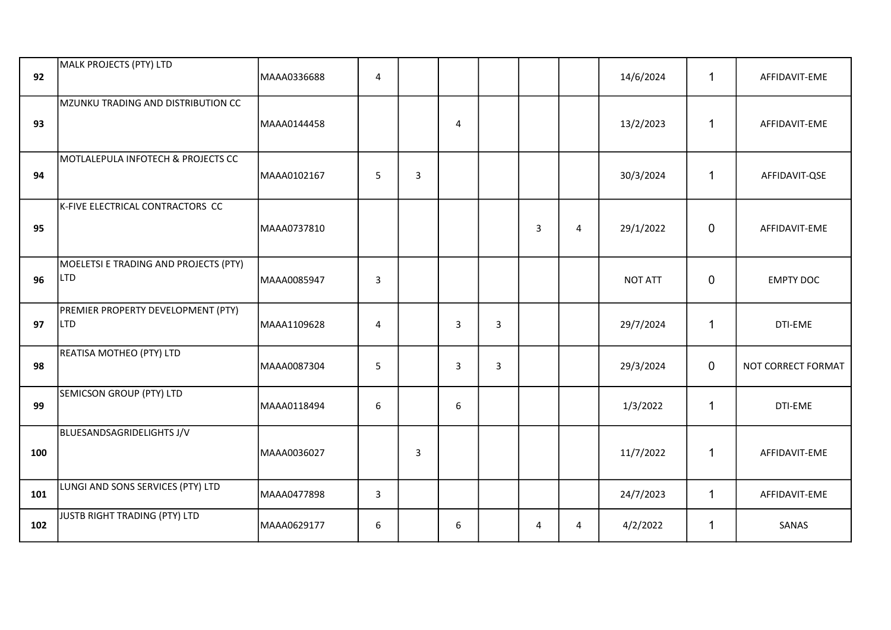| | | | | | | | | | | | |
|---|---|---|---|---|---|---|---|---|---|---|---|
| 92 | MALK PROJECTS (PTY) LTD | MAAA0336688 | 4 | | | | | | 14/6/2024 | 1 | AFFIDAVIT-EME |
| 93 | MZUNKU TRADING AND DISTRIBUTION CC | MAAA0144458 | | | 4 | | | | 13/2/2023 | 1 | AFFIDAVIT-EME |
| 94 | MOTLALEPULA INFOTECH & PROJECTS CC | MAAA0102167 | 5 | 3 | | | | | 30/3/2024 | 1 | AFFIDAVIT-QSE |
| 95 | K-FIVE ELECTRICAL CONTRACTORS CC | MAAA0737810 | | | | | 3 | 4 | 29/1/2022 | 0 | AFFIDAVIT-EME |
| 96 | MOELETSI E TRADING AND PROJECTS (PTY) LTD | MAAA0085947 | 3 | | | | | | NOT ATT | 0 | EMPTY DOC |
| 97 | PREMIER PROPERTY DEVELOPMENT (PTY) LTD | MAAA1109628 | 4 | | 3 | 3 | | | 29/7/2024 | 1 | DTI-EME |
| 98 | REATISA MOTHEO (PTY) LTD | MAAA0087304 | 5 | | 3 | 3 | | | 29/3/2024 | 0 | NOT CORRECT FORMAT |
| 99 | SEMICSON GROUP (PTY) LTD | MAAA0118494 | 6 | | 6 | | | | 1/3/2022 | 1 | DTI-EME |
| 100 | BLUESANDSAGRIDELIGHTS J/V | MAAA0036027 | | 3 | | | | | 11/7/2022 | 1 | AFFIDAVIT-EME |
| 101 | LUNGI AND SONS SERVICES (PTY) LTD | MAAA0477898 | 3 | | | | | | 24/7/2023 | 1 | AFFIDAVIT-EME |
| 102 | JUSTB RIGHT TRADING (PTY) LTD | MAAA0629177 | 6 | | 6 | | 4 | 4 | 4/2/2022 | 1 | SANAS |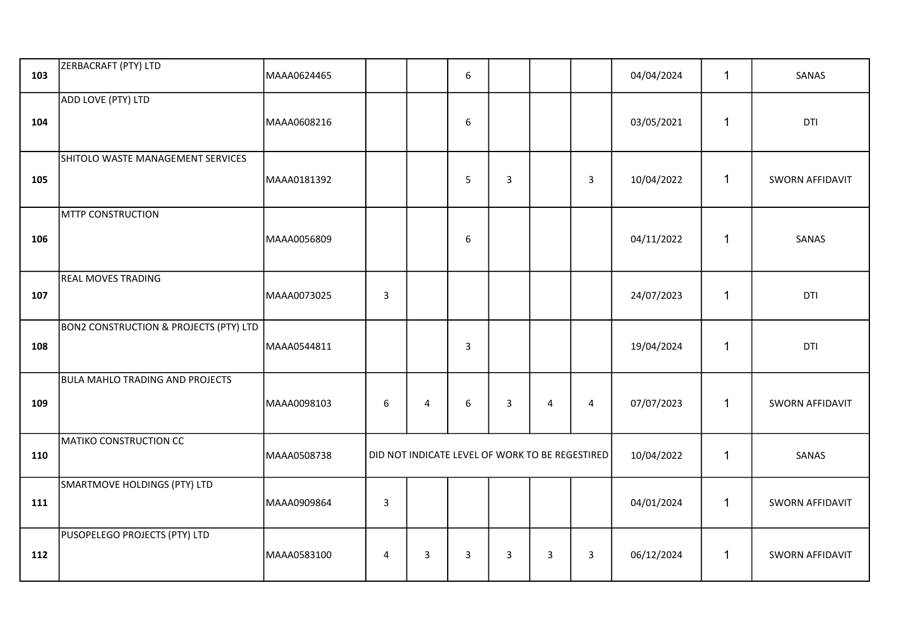| | | | | | | | | | | | |
|---|---|---|---|---|---|---|---|---|---|---|---|
| **103** | ZERBACRAFT (PTY) LTD | MAAA0624465 | | | 6 | | | | 04/04/2024 | 1 | SANAS |
| **104** | ADD LOVE (PTY) LTD | MAAA0608216 | | | 6 | | | | 03/05/2021 | 1 | DTI |
| **105** | SHITOLO WASTE MANAGEMENT SERVICES | MAAA0181392 | | | 5 | 3 | | 3 | 10/04/2022 | 1 | SWORN AFFIDAVIT |
| **106** | MTTP CONSTRUCTION | MAAA0056809 | | | 6 | | | | 04/11/2022 | 1 | SANAS |
| **107** | REAL MOVES TRADING | MAAA0073025 | 3 | | | | | | 24/07/2023 | 1 | DTI |
| **108** | BON2 CONSTRUCTION & PROJECTS (PTY) LTD | MAAA0544811 | | | 3 | | | | 19/04/2024 | 1 | DTI |
| **109** | BULA MAHLO TRADING AND PROJECTS | MAAA0098103 | 6 | 4 | 6 | 3 | 4 | 4 | 07/07/2023 | 1 | SWORN AFFIDAVIT |
| **110** | MATIKO CONSTRUCTION CC | MAAA0508738 | DID NOT INDICATE LEVEL OF WORK TO BE REGESTIRED | | | | | | 10/04/2022 | 1 | SANAS |
| **111** | SMARTMOVE HOLDINGS (PTY) LTD | MAAA0909864 | 3 | | | | | | 04/01/2024 | 1 | SWORN AFFIDAVIT |
| **112** | PUSOPELEGO PROJECTS (PTY) LTD | MAAA0583100 | 4 | 3 | 3 | 3 | 3 | 3 | 06/12/2024 | 1 | SWORN AFFIDAVIT |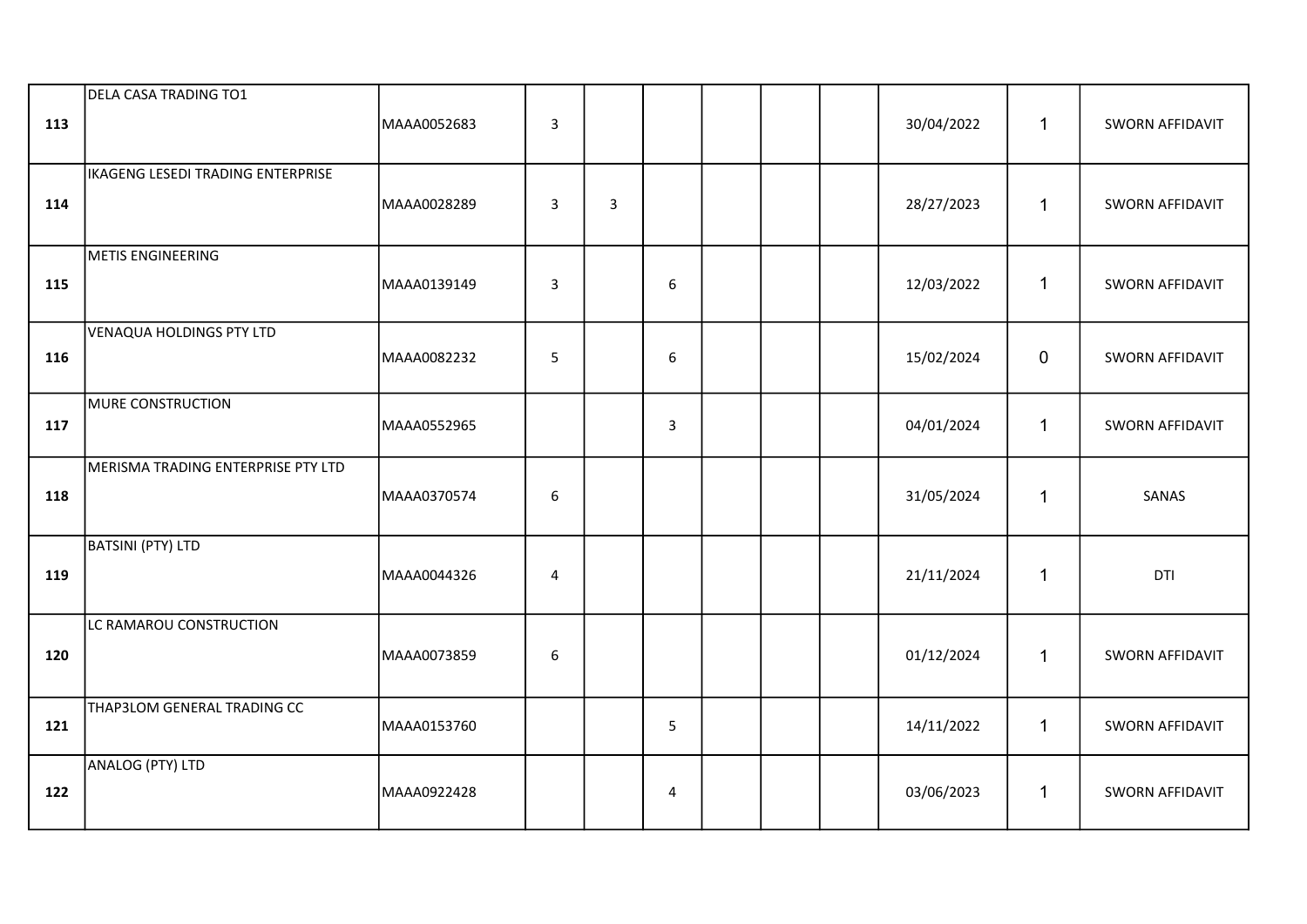| | | | | | | | | | | | |
|---|---|---|---|---|---|---|---|---|---|---|---|
| **113** | DELA CASA TRADING TO1 | MAAA0052683 | 3 | | | | | | 30/04/2022 | 1 | SWORN AFFIDAVIT |
| **114** | IKAGENG LESEDI TRADING ENTERPRISE | MAAA0028289 | 3 | 3 | | | | | 28/27/2023 | 1 | SWORN AFFIDAVIT |
| **115** | METIS ENGINEERING | MAAA0139149 | 3 | | 6 | | | | 12/03/2022 | 1 | SWORN AFFIDAVIT |
| **116** | VENAQUA HOLDINGS PTY LTD | MAAA0082232 | 5 | | 6 | | | | 15/02/2024 | 0 | SWORN AFFIDAVIT |
| **117** | MURE CONSTRUCTION | MAAA0552965 | | | 3 | | | | 04/01/2024 | 1 | SWORN AFFIDAVIT |
| **118** | MERISMA TRADING ENTERPRISE PTY LTD | MAAA0370574 | 6 | | | | | | 31/05/2024 | 1 | SANAS |
| **119** | BATSINI (PTY) LTD | MAAA0044326 | 4 | | | | | | 21/11/2024 | 1 | DTI |
| **120** | LC RAMAROU CONSTRUCTION | MAAA0073859 | 6 | | | | | | 01/12/2024 | 1 | SWORN AFFIDAVIT |
| **121** | THAP3LOM GENERAL TRADING CC | MAAA0153760 | | | 5 | | | | 14/11/2022 | 1 | SWORN AFFIDAVIT |
| **122** | ANALOG (PTY) LTD | MAAA0922428 | | | 4 | | | | 03/06/2023 | 1 | SWORN AFFIDAVIT |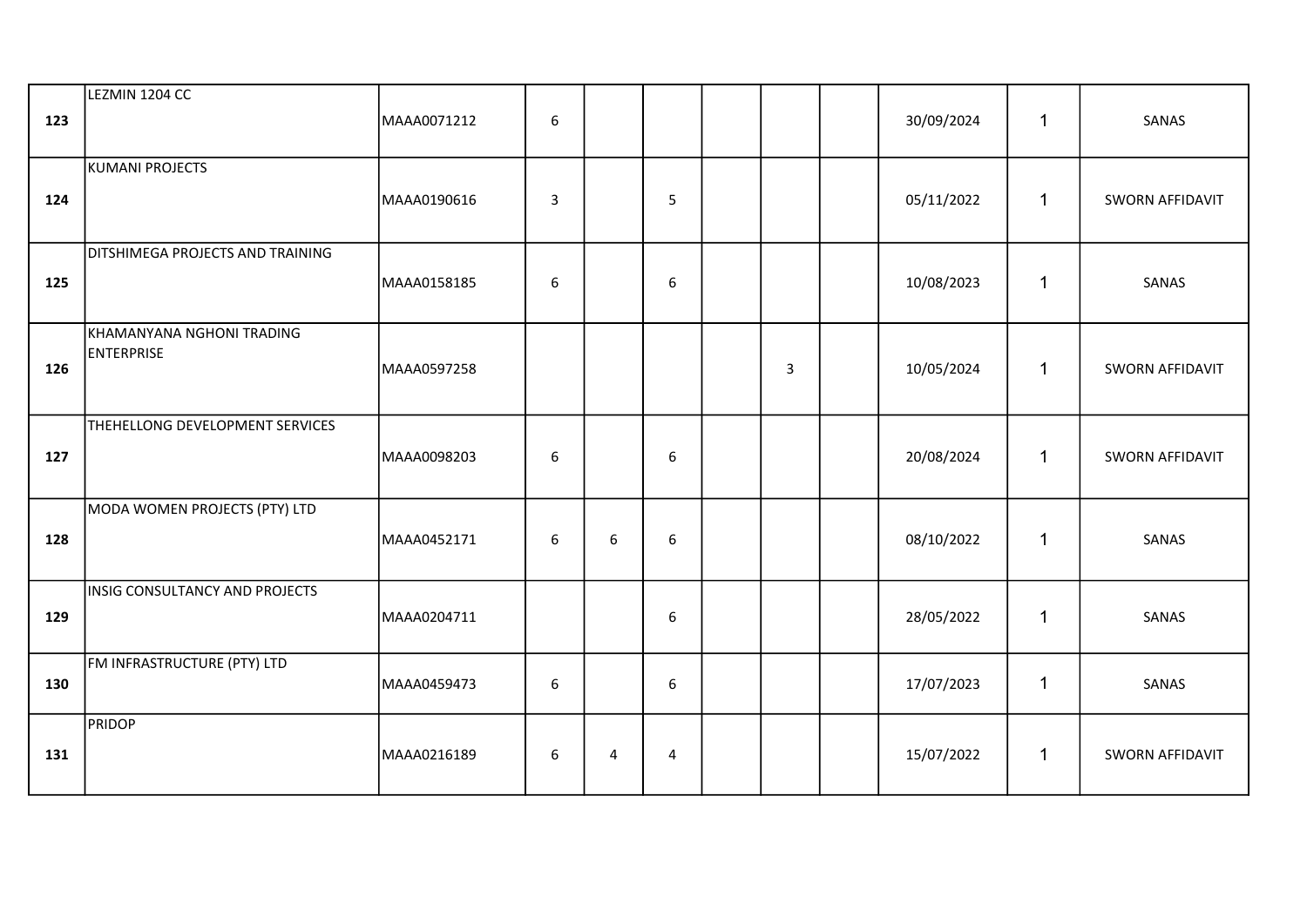| | | | | | | | | | | | |
|---|---|---|---|---|---|---|---|---|---|---|---|
| 123 | LEZMIN 1204 CC | MAAA0071212 | 6 | | | | | | 30/09/2024 | 1 | SANAS |
| 124 | KUMANI PROJECTS | MAAA0190616 | 3 | | 5 | | | | 05/11/2022 | 1 | SWORN AFFIDAVIT |
| 125 | DITSHIMEGA PROJECTS AND TRAINING | MAAA0158185 | 6 | | 6 | | | | 10/08/2023 | 1 | SANAS |
| 126 | KHAMANYANA NGHONI TRADING ENTERPRISE | MAAA0597258 | | | | | 3 | | 10/05/2024 | 1 | SWORN AFFIDAVIT |
| 127 | THEHELLONG DEVELOPMENT SERVICES | MAAA0098203 | 6 | | 6 | | | | 20/08/2024 | 1 | SWORN AFFIDAVIT |
| 128 | MODA WOMEN PROJECTS (PTY) LTD | MAAA0452171 | 6 | 6 | 6 | | | | 08/10/2022 | 1 | SANAS |
| 129 | INSIG CONSULTANCY AND PROJECTS | MAAA0204711 | | | 6 | | | | 28/05/2022 | 1 | SANAS |
| 130 | FM INFRASTRUCTURE (PTY) LTD | MAAA0459473 | 6 | | 6 | | | | 17/07/2023 | 1 | SANAS |
| 131 | PRIDOP | MAAA0216189 | 6 | 4 | 4 | | | | 15/07/2022 | 1 | SWORN AFFIDAVIT |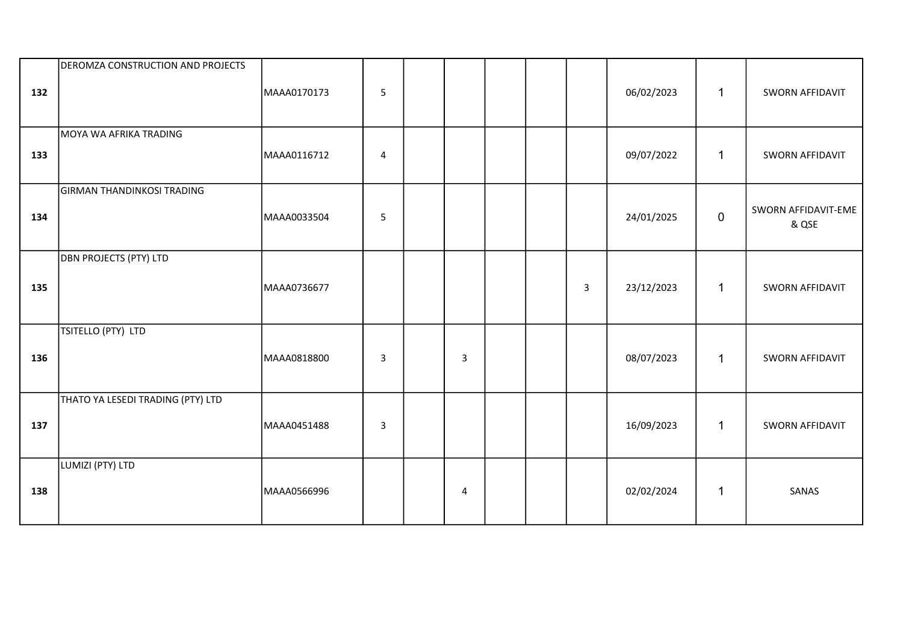| | | | | | | | | | | | |
|---|---|---|---|---|---|---|---|---|---|---|---|
| **132** | DEROMZA CONSTRUCTION AND PROJECTS | MAAA0170173 | 5 | | | | | | 06/02/2023 | 1 | SWORN AFFIDAVIT |
| **133** | MOYA WA AFRIKA TRADING | MAAA0116712 | 4 | | | | | | 09/07/2022 | 1 | SWORN AFFIDAVIT |
| **134** | GIRMAN THANDINKOSI TRADING | MAAA0033504 | 5 | | | | | | 24/01/2025 | 0 | SWORN AFFIDAVIT-EME & QSE |
| **135** | DBN PROJECTS (PTY) LTD | MAAA0736677 | | | | | | 3 | 23/12/2023 | 1 | SWORN AFFIDAVIT |
| **136** | TSITELLO (PTY) LTD | MAAA0818800 | 3 | | 3 | | | | 08/07/2023 | 1 | SWORN AFFIDAVIT |
| **137** | THATO YA LESEDI TRADING (PTY) LTD | MAAA0451488 | 3 | | | | | | 16/09/2023 | 1 | SWORN AFFIDAVIT |
| **138** | LUMIZI (PTY) LTD | MAAA0566996 | | | 4 | | | | 02/02/2024 | 1 | SANAS |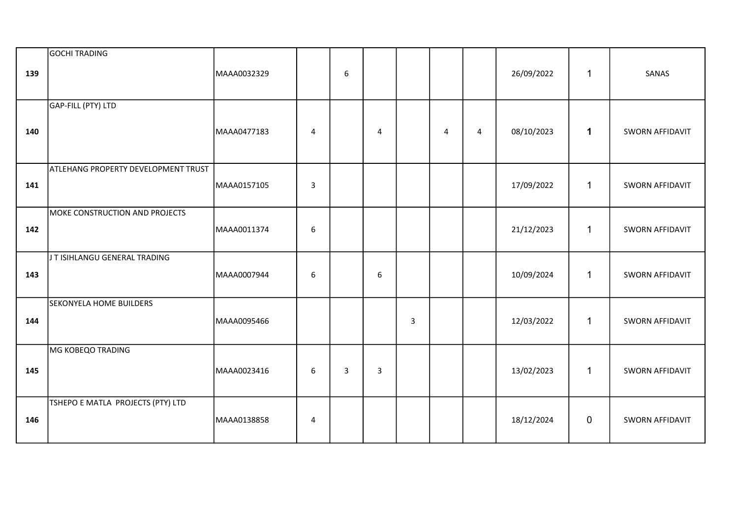| | | | | | | | | | | | |
|---|---|---|---|---|---|---|---|---|---|---|---|
| **139** | GOCHI TRADING | MAAA0032329 | | 6 | | | | | 26/09/2022 | 1 | SANAS |
| **140** | GAP-FILL (PTY) LTD | MAAA0477183 | 4 | | 4 | | 4 | 4 | 08/10/2023 | **1** | SWORN AFFIDAVIT |
| **141** | ATLEHANG PROPERTY DEVELOPMENT TRUST | MAAA0157105 | 3 | | | | | | 17/09/2022 | 1 | SWORN AFFIDAVIT |
| **142** | MOKE CONSTRUCTION AND PROJECTS | MAAA0011374 | 6 | | | | | | 21/12/2023 | 1 | SWORN AFFIDAVIT |
| **143** | J T ISIHLANGU GENERAL TRADING | MAAA0007944 | 6 | | 6 | | | | 10/09/2024 | 1 | SWORN AFFIDAVIT |
| **144** | SEKONYELA HOME BUILDERS | MAAA0095466 | | | | 3 | | | 12/03/2022 | 1 | SWORN AFFIDAVIT |
| **145** | MG KOBEQO TRADING | MAAA0023416 | 6 | 3 | 3 | | | | 13/02/2023 | 1 | SWORN AFFIDAVIT |
| **146** | TSHEPO E MATLA PROJECTS (PTY) LTD | MAAA0138858 | 4 | | | | | | 18/12/2024 | 0 | SWORN AFFIDAVIT |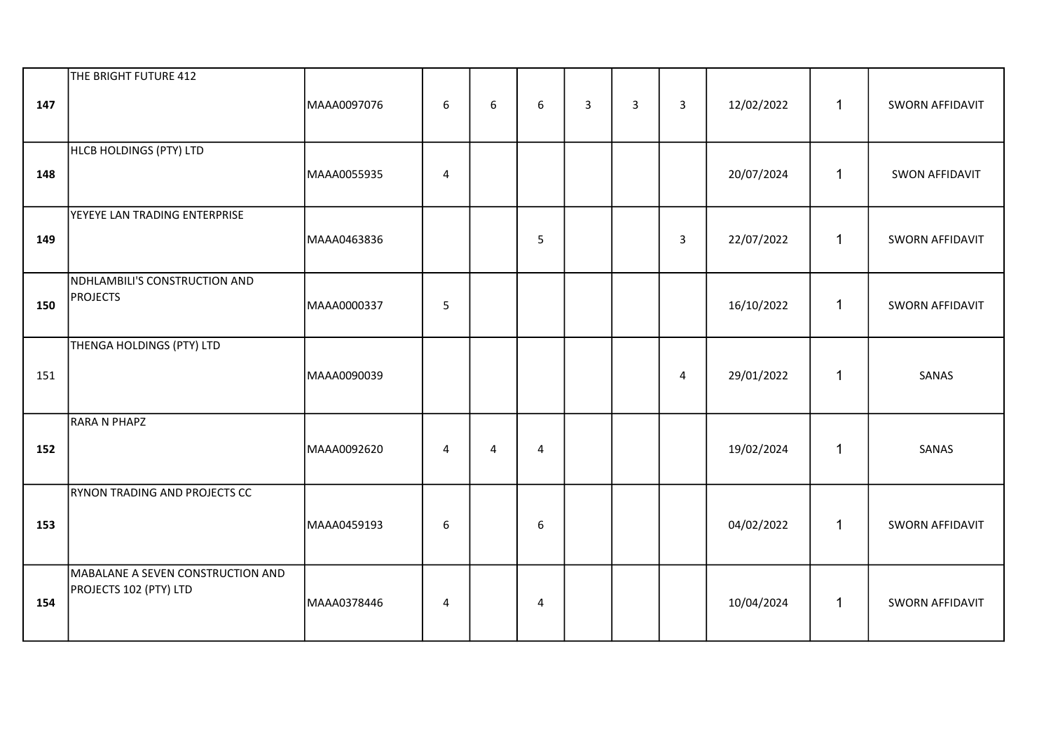| | | | | | | | | | | | |
|---|---|---|---|---|---|---|---|---|---|---|---|
| **147** | THE BRIGHT FUTURE 412 | MAAA0097076 | 6 | 6 | 6 | 3 | 3 | 3 | 12/02/2022 | 1 | SWORN AFFIDAVIT |
| **148** | HLCB HOLDINGS (PTY) LTD | MAAA0055935 | 4 | | | | | | 20/07/2024 | 1 | SWON AFFIDAVIT |
| **149** | YEYEYE LAN TRADING ENTERPRISE | MAAA0463836 | | | 5 | | | 3 | 22/07/2022 | 1 | SWORN AFFIDAVIT |
| **150** | NDHLAMBILI'S CONSTRUCTION AND PROJECTS | MAAA0000337 | 5 | | | | | | 16/10/2022 | 1 | SWORN AFFIDAVIT |
| 151 | THENGA HOLDINGS (PTY) LTD | MAAA0090039 | | | | | | 4 | 29/01/2022 | 1 | SANAS |
| **152** | RARA N PHAPZ | MAAA0092620 | 4 | 4 | 4 | | | | 19/02/2024 | 1 | SANAS |
| **153** | RYNON TRADING AND PROJECTS CC | MAAA0459193 | 6 | | 6 | | | | 04/02/2022 | 1 | SWORN AFFIDAVIT |
| **154** | MABALANE A SEVEN CONSTRUCTION AND PROJECTS 102 (PTY) LTD | MAAA0378446 | 4 | | 4 | | | | 10/04/2024 | 1 | SWORN AFFIDAVIT |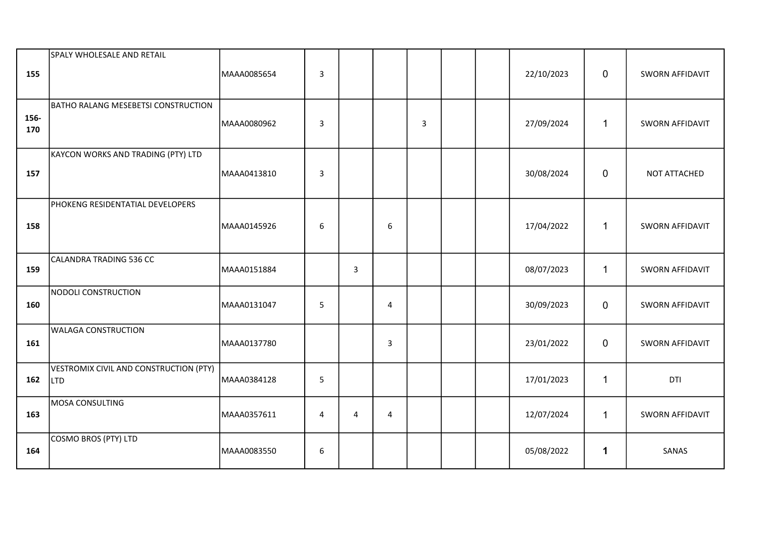| | | | | | | | | | | | |
|---|---|---|---|---|---|---|---|---|---|---|---|
| 155 | SPALY WHOLESALE AND RETAIL | MAAA0085654 | 3 | | | | | | 22/10/2023 | 0 | SWORN AFFIDAVIT |
| 156-170 | BATHO RALANG MESEBETSI CONSTRUCTION | MAAA0080962 | 3 | | | 3 | | | 27/09/2024 | 1 | SWORN AFFIDAVIT |
| 157 | KAYCON WORKS AND TRADING (PTY) LTD | MAAA0413810 | 3 | | | | | | 30/08/2024 | 0 | NOT ATTACHED |
| 158 | PHOKENG RESIDENTATIAL DEVELOPERS | MAAA0145926 | 6 | | 6 | | | | 17/04/2022 | 1 | SWORN AFFIDAVIT |
| 159 | CALANDRA TRADING 536 CC | MAAA0151884 | | 3 | | | | | 08/07/2023 | 1 | SWORN AFFIDAVIT |
| 160 | NODOLI CONSTRUCTION | MAAA0131047 | 5 | | 4 | | | | 30/09/2023 | 0 | SWORN AFFIDAVIT |
| 161 | WALAGA CONSTRUCTION | MAAA0137780 | | | 3 | | | | 23/01/2022 | 0 | SWORN AFFIDAVIT |
| 162 | VESTROMIX CIVIL AND CONSTRUCTION (PTY) LTD | MAAA0384128 | 5 | | | | | | 17/01/2023 | 1 | DTI |
| 163 | MOSA CONSULTING | MAAA0357611 | 4 | 4 | 4 | | | | 12/07/2024 | 1 | SWORN AFFIDAVIT |
| 164 | COSMO BROS (PTY) LTD | MAAA0083550 | 6 | | | | | | 05/08/2022 | **1** | SANAS |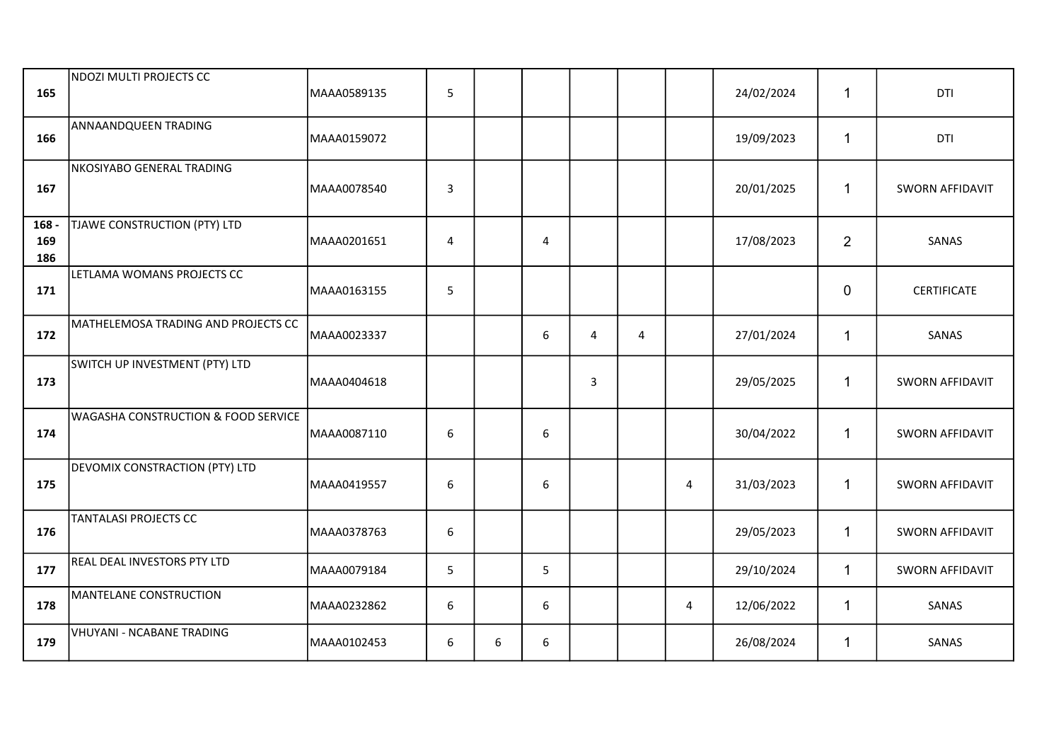| | | | | | | | | | | | |
|---|---|---|---|---|---|---|---|---|---|---|---|
| **165** | NDOZI MULTI PROJECTS CC | MAAA0589135 | 5 | | | | | | 24/02/2024 | 1 | DTI |
| **166** | ANNAANDQUEEN TRADING | MAAA0159072 | | | | | | | 19/09/2023 | 1 | DTI |
| **167** | NKOSIYABO GENERAL TRADING | MAAA0078540 | 3 | | | | | | 20/01/2025 | 1 | SWORN AFFIDAVIT |
| **168 - 169 186** | TJAWE CONSTRUCTION (PTY) LTD | MAAA0201651 | 4 | | 4 | | | | 17/08/2023 | 2 | SANAS |
| **171** | LETLAMA WOMANS PROJECTS CC | MAAA0163155 | 5 | | | | | | | 0 | CERTIFICATE |
| **172** | MATHELEMOSA TRADING AND PROJECTS CC | MAAA0023337 | | | 6 | 4 | 4 | | 27/01/2024 | 1 | SANAS |
| **173** | SWITCH UP INVESTMENT (PTY) LTD | MAAA0404618 | | | | 3 | | | 29/05/2025 | 1 | SWORN AFFIDAVIT |
| **174** | WAGASHA CONSTRUCTION & FOOD SERVICE | MAAA0087110 | 6 | | 6 | | | | 30/04/2022 | 1 | SWORN AFFIDAVIT |
| **175** | DEVOMIX CONSTRACTION (PTY) LTD | MAAA0419557 | 6 | | 6 | | | 4 | 31/03/2023 | 1 | SWORN AFFIDAVIT |
| **176** | TANTALASI PROJECTS CC | MAAA0378763 | 6 | | | | | | 29/05/2023 | 1 | SWORN AFFIDAVIT |
| **177** | REAL DEAL INVESTORS PTY LTD | MAAA0079184 | 5 | | 5 | | | | 29/10/2024 | 1 | SWORN AFFIDAVIT |
| **178** | MANTELANE CONSTRUCTION | MAAA0232862 | 6 | | 6 | | | 4 | 12/06/2022 | 1 | SANAS |
| **179** | VHUYANI - NCABANE TRADING | MAAA0102453 | 6 | 6 | 6 | | | | 26/08/2024 | 1 | SANAS |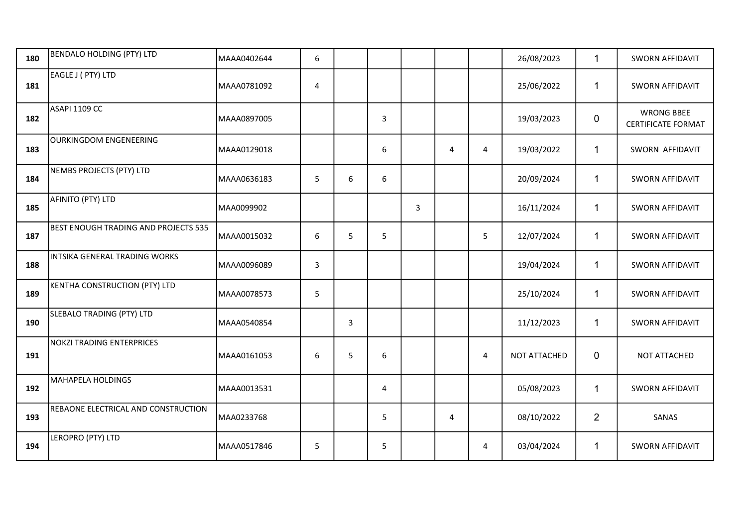| | | | | | | | | | | | |
|---|---|---|---|---|---|---|---|---|---|---|---|
| 180 | BENDALO HOLDING (PTY) LTD | MAAA0402644 | 6 | | | | | | 26/08/2023 | 1 | SWORN AFFIDAVIT |
| 181 | EAGLE J ( PTY) LTD | MAAA0781092 | 4 | | | | | | 25/06/2022 | 1 | SWORN AFFIDAVIT |
| 182 | ASAPI 1109 CC | MAAA0897005 | | | 3 | | | | 19/03/2023 | 0 | WRONG BBEE CERTIFICATE FORMAT |
| 183 | OURKINGDOM ENGENEERING | MAAA0129018 | | | 6 | | 4 | 4 | 19/03/2022 | 1 | SWORN AFFIDAVIT |
| 184 | NEMBS PROJECTS (PTY) LTD | MAAA0636183 | 5 | 6 | 6 | | | | 20/09/2024 | 1 | SWORN AFFIDAVIT |
| 185 | AFINITO (PTY) LTD | MAA0099902 | | | | 3 | | | 16/11/2024 | 1 | SWORN AFFIDAVIT |
| 187 | BEST ENOUGH TRADING AND PROJECTS 535 | MAAA0015032 | 6 | 5 | 5 | | | 5 | 12/07/2024 | 1 | SWORN AFFIDAVIT |
| 188 | INTSIKA GENERAL TRADING WORKS | MAAA0096089 | 3 | | | | | | 19/04/2024 | 1 | SWORN AFFIDAVIT |
| 189 | KENTHA CONSTRUCTION (PTY) LTD | MAAA0078573 | 5 | | | | | | 25/10/2024 | 1 | SWORN AFFIDAVIT |
| 190 | SLEBALO TRADING (PTY) LTD | MAAA0540854 | | 3 | | | | | 11/12/2023 | 1 | SWORN AFFIDAVIT |
| 191 | NOKZI TRADING ENTERPRICES | MAAA0161053 | 6 | 5 | 6 | | | 4 | NOT ATTACHED | 0 | NOT ATTACHED |
| 192 | MAHAPELA HOLDINGS | MAAA0013531 | | | 4 | | | | 05/08/2023 | 1 | SWORN AFFIDAVIT |
| 193 | REBAONE ELECTRICAL AND CONSTRUCTION | MAA0233768 | | | 5 | | 4 | | 08/10/2022 | 2 | SANAS |
| 194 | LEROPRO (PTY) LTD | MAAA0517846 | 5 | | 5 | | | 4 | 03/04/2024 | 1 | SWORN AFFIDAVIT |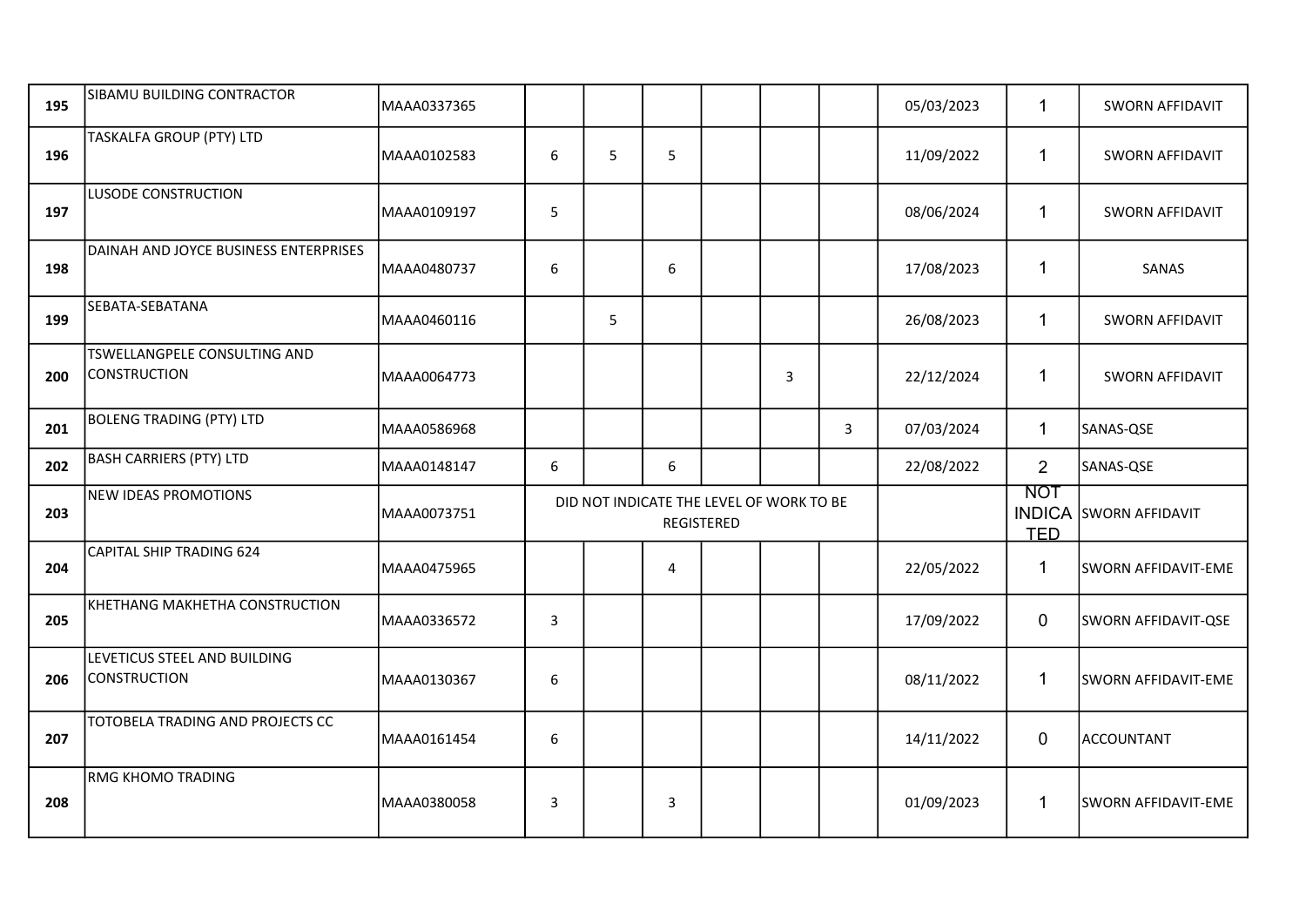| | | | | | | | | | | | |
|---|---|---|---|---|---|---|---|---|---|---|---|
| **195** | SIBAMU BUILDING CONTRACTOR | MAAA0337365 | | | | | | | 05/03/2023 | 1 | SWORN AFFIDAVIT |
| **196** | TASKALFA GROUP (PTY) LTD | MAAA0102583 | 6 | 5 | 5 | | | | 11/09/2022 | 1 | SWORN AFFIDAVIT |
| **197** | LUSODE CONSTRUCTION | MAAA0109197 | 5 | | | | | | 08/06/2024 | 1 | SWORN AFFIDAVIT |
| **198** | DAINAH AND JOYCE BUSINESS ENTERPRISES | MAAA0480737 | 6 | | 6 | | | | 17/08/2023 | 1 | SANAS |
| **199** | SEBATA-SEBATANA | MAAA0460116 | | 5 | | | | | 26/08/2023 | 1 | SWORN AFFIDAVIT |
| **200** | TSWELLANGPELE CONSULTING AND CONSTRUCTION | MAAA0064773 | | | | | 3 | | 22/12/2024 | 1 | SWORN AFFIDAVIT |
| **201** | BOLENG TRADING (PTY) LTD | MAAA0586968 | | | | | | 3 | 07/03/2024 | 1 | SANAS-QSE |
| **202** | BASH CARRIERS (PTY) LTD | MAAA0148147 | 6 | | 6 | | | | 22/08/2022 | 2 | SANAS-QSE |
| **203** | NEW IDEAS PROMOTIONS | MAAA0073751 | DID NOT INDICATE THE LEVEL OF WORK TO BE REGISTERED | | | | | | | NOT INDICATED | SWORN AFFIDAVIT |
| **204** | CAPITAL SHIP TRADING 624 | MAAA0475965 | | | 4 | | | | 22/05/2022 | 1 | SWORN AFFIDAVIT-EME |
| **205** | KHETHANG MAKHETHA CONSTRUCTION | MAAA0336572 | 3 | | | | | | 17/09/2022 | 0 | SWORN AFFIDAVIT-QSE |
| **206** | LEVETICUS STEEL AND BUILDING CONSTRUCTION | MAAA0130367 | 6 | | | | | | 08/11/2022 | 1 | SWORN AFFIDAVIT-EME |
| **207** | TOTOBELA TRADING AND PROJECTS CC | MAAA0161454 | 6 | | | | | | 14/11/2022 | 0 | ACCOUNTANT |
| **208** | RMG KHOMO TRADING | MAAA0380058 | 3 | | 3 | | | | 01/09/2023 | 1 | SWORN AFFIDAVIT-EME |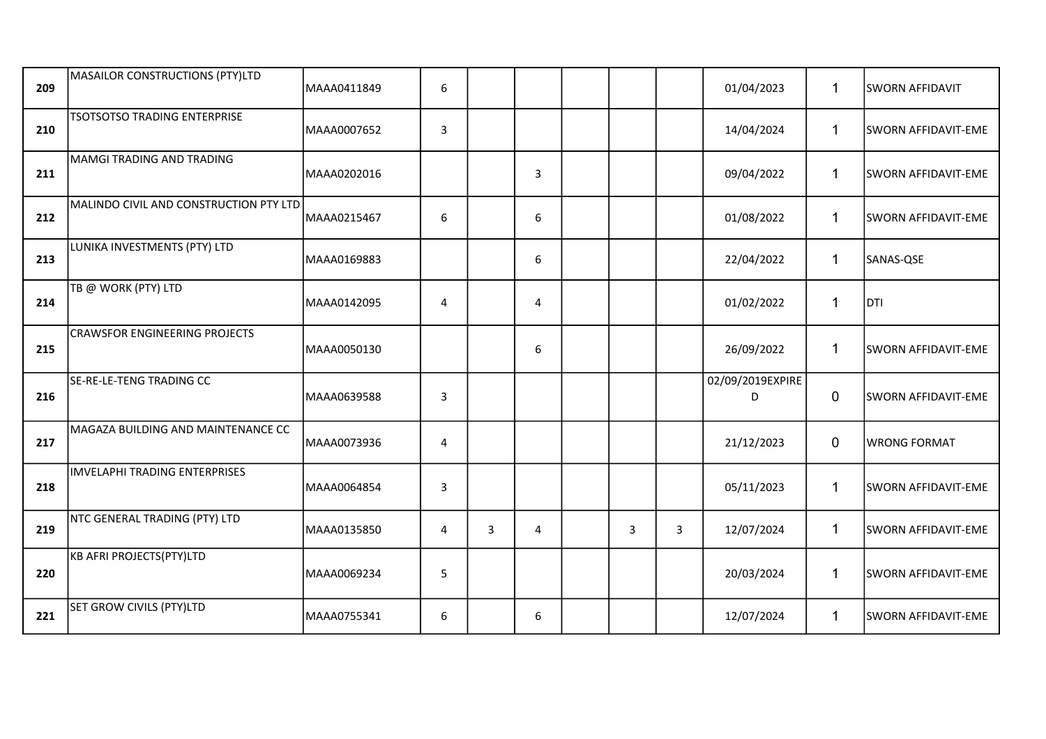| | | | | | | | | | | | |
|---|---|---|---|---|---|---|---|---|---|---|---|
| **209** | MASAILOR CONSTRUCTIONS (PTY)LTD | MAAA0411849 | 6 | | | | | | 01/04/2023 | 1 | SWORN AFFIDAVIT |
| **210** | TSOTSOTSO TRADING ENTERPRISE | MAAA0007652 | 3 | | | | | | 14/04/2024 | 1 | SWORN AFFIDAVIT-EME |
| **211** | MAMGI TRADING AND TRADING | MAAA0202016 | | | 3 | | | | 09/04/2022 | 1 | SWORN AFFIDAVIT-EME |
| **212** | MALINDO CIVIL AND CONSTRUCTION PTY LTD | MAAA0215467 | 6 | | 6 | | | | 01/08/2022 | 1 | SWORN AFFIDAVIT-EME |
| **213** | LUNIKA INVESTMENTS (PTY) LTD | MAAA0169883 | | | 6 | | | | 22/04/2022 | 1 | SANAS-QSE |
| **214** | TB @ WORK (PTY) LTD | MAAA0142095 | 4 | | 4 | | | | 01/02/2022 | 1 | DTI |
| **215** | CRAWSFOR ENGINEERING PROJECTS | MAAA0050130 | | | 6 | | | | 26/09/2022 | 1 | SWORN AFFIDAVIT-EME |
| **216** | SE-RE-LE-TENG TRADING CC | MAAA0639588 | 3 | | | | | | 02/09/2019EXPIRED | 0 | SWORN AFFIDAVIT-EME |
| **217** | MAGAZA BUILDING AND MAINTENANCE CC | MAAA0073936 | 4 | | | | | | 21/12/2023 | 0 | WRONG FORMAT |
| **218** | IMVELAPHI TRADING ENTERPRISES | MAAA0064854 | 3 | | | | | | 05/11/2023 | 1 | SWORN AFFIDAVIT-EME |
| **219** | NTC GENERAL TRADING (PTY) LTD | MAAA0135850 | 4 | 3 | 4 | | 3 | 3 | 12/07/2024 | 1 | SWORN AFFIDAVIT-EME |
| **220** | KB AFRI PROJECTS(PTY)LTD | MAAA0069234 | 5 | | | | | | 20/03/2024 | 1 | SWORN AFFIDAVIT-EME |
| **221** | SET GROW CIVILS (PTY)LTD | MAAA0755341 | 6 | | 6 | | | | 12/07/2024 | 1 | SWORN AFFIDAVIT-EME |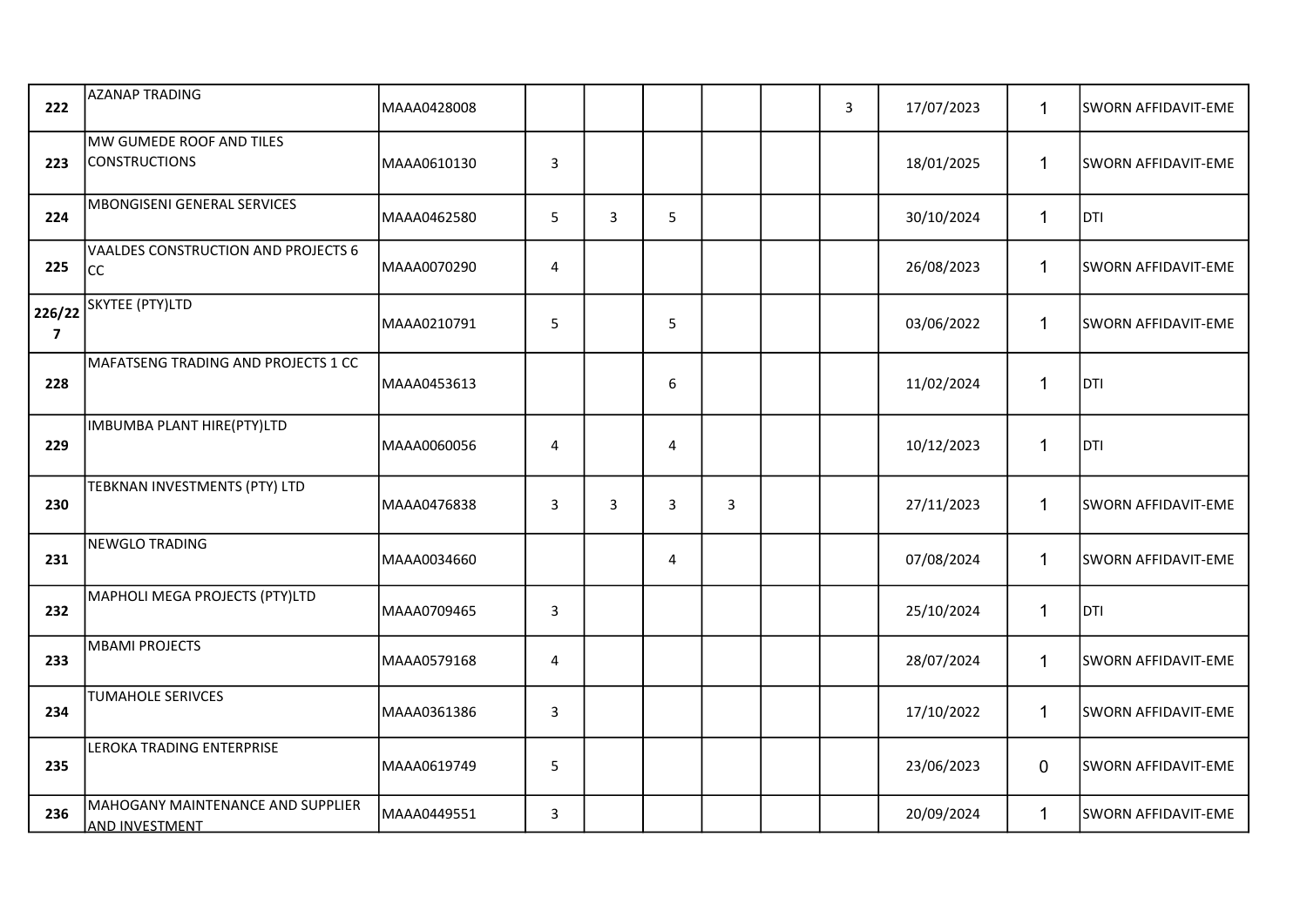| | | | | | | | | | | | |
|---|---|---|---|---|---|---|---|---|---|---|---|
| **222** | AZANAP TRADING | MAAA0428008 | | | | | | 3 | 17/07/2023 | 1 | SWORN AFFIDAVIT-EME |
| **223** | MW GUMEDE ROOF AND TILES CONSTRUCTIONS | MAAA0610130 | 3 | | | | | | 18/01/2025 | 1 | SWORN AFFIDAVIT-EME |
| **224** | MBONGISENI GENERAL SERVICES | MAAA0462580 | 5 | 3 | 5 | | | | 30/10/2024 | 1 | DTI |
| **225** | VAALDES CONSTRUCTION AND PROJECTS 6 CC | MAAA0070290 | 4 | | | | | | 26/08/2023 | 1 | SWORN AFFIDAVIT-EME |
| **226/227** | SKYTEE (PTY)LTD | MAAA0210791 | 5 | | 5 | | | | 03/06/2022 | 1 | SWORN AFFIDAVIT-EME |
| **228** | MAFATSENG TRADING AND PROJECTS 1 CC | MAAA0453613 | | | 6 | | | | 11/02/2024 | 1 | DTI |
| **229** | IMBUMBA PLANT HIRE(PTY)LTD | MAAA0060056 | 4 | | 4 | | | | 10/12/2023 | 1 | DTI |
| **230** | TEBKNAN INVESTMENTS (PTY) LTD | MAAA0476838 | 3 | 3 | 3 | 3 | | | 27/11/2023 | 1 | SWORN AFFIDAVIT-EME |
| **231** | NEWGLO TRADING | MAAA0034660 | | | 4 | | | | 07/08/2024 | 1 | SWORN AFFIDAVIT-EME |
| **232** | MAPHOLI MEGA PROJECTS (PTY)LTD | MAAA0709465 | 3 | | | | | | 25/10/2024 | 1 | DTI |
| **233** | MBAMI PROJECTS | MAAA0579168 | 4 | | | | | | 28/07/2024 | 1 | SWORN AFFIDAVIT-EME |
| **234** | TUMAHOLE SERIVCES | MAAA0361386 | 3 | | | | | | 17/10/2022 | 1 | SWORN AFFIDAVIT-EME |
| **235** | LEROKA TRADING ENTERPRISE | MAAA0619749 | 5 | | | | | | 23/06/2023 | 0 | SWORN AFFIDAVIT-EME |
| **236** | MAHOGANY MAINTENANCE AND SUPPLIER AND INVESTMENT | MAAA0449551 | 3 | | | | | | 20/09/2024 | 1 | SWORN AFFIDAVIT-EME |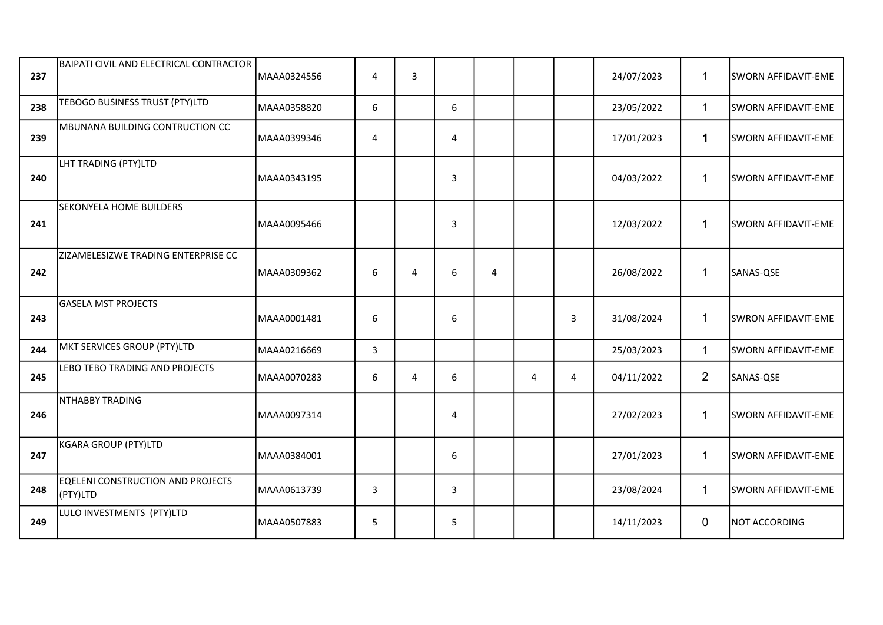| | | | | | | | | | | | |
|---|---|---|---|---|---|---|---|---|---|---|---|
| **237** | BAIPATI CIVIL AND ELECTRICAL CONTRACTOR | MAAA0324556 | 4 | 3 | | | | | 24/07/2023 | 1 | SWORN AFFIDAVIT-EME |
| **238** | TEBOGO BUSINESS TRUST (PTY)LTD | MAAA0358820 | 6 | | 6 | | | | 23/05/2022 | 1 | SWORN AFFIDAVIT-EME |
| **239** | MBUNANA BUILDING CONTRUCTION CC | MAAA0399346 | 4 | | 4 | | | | 17/01/2023 | **1** | SWORN AFFIDAVIT-EME |
| **240** | LHT TRADING (PTY)LTD | MAAA0343195 | | | 3 | | | | 04/03/2022 | 1 | SWORN AFFIDAVIT-EME |
| **241** | SEKONYELA HOME BUILDERS | MAAA0095466 | | | 3 | | | | 12/03/2022 | 1 | SWORN AFFIDAVIT-EME |
| **242** | ZIZAMELESIZWE TRADING ENTERPRISE CC | MAAA0309362 | 6 | 4 | 6 | 4 | | | 26/08/2022 | 1 | SANAS-QSE |
| **243** | GASELA MST PROJECTS | MAAA0001481 | 6 | | 6 | | | 3 | 31/08/2024 | 1 | SWRON AFFIDAVIT-EME |
| **244** | MKT SERVICES GROUP (PTY)LTD | MAAA0216669 | 3 | | | | | | 25/03/2023 | 1 | SWORN AFFIDAVIT-EME |
| **245** | LEBO TEBO TRADING AND PROJECTS | MAAA0070283 | 6 | 4 | 6 | | 4 | 4 | 04/11/2022 | 2 | SANAS-QSE |
| **246** | NTHABBY TRADING | MAAA0097314 | | | 4 | | | | 27/02/2023 | 1 | SWORN AFFIDAVIT-EME |
| **247** | KGARA GROUP (PTY)LTD | MAAA0384001 | | | 6 | | | | 27/01/2023 | 1 | SWORN AFFIDAVIT-EME |
| **248** | EQELENI CONSTRUCTION AND PROJECTS (PTY)LTD | MAAA0613739 | 3 | | 3 | | | | 23/08/2024 | 1 | SWORN AFFIDAVIT-EME |
| **249** | LULO INVESTMENTS (PTY)LTD | MAAA0507883 | 5 | | 5 | | | | 14/11/2023 | 0 | NOT ACCORDING |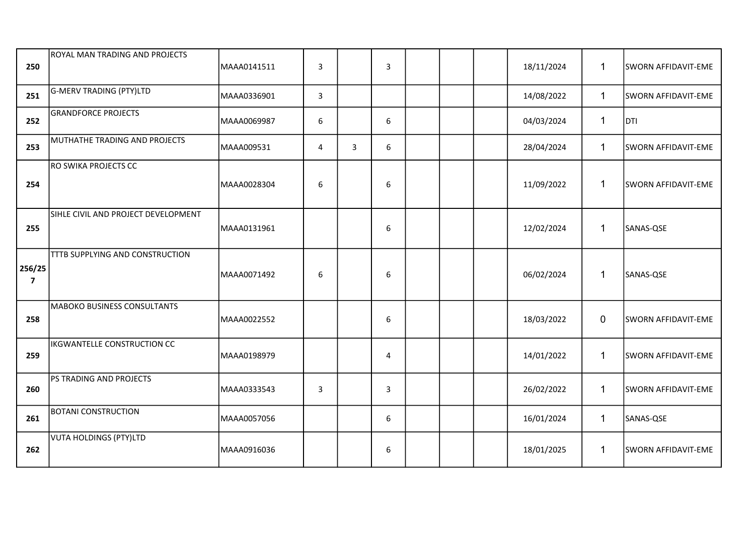| | | | | | | | | | | | |
|---|---|---|---|---|---|---|---|---|---|---|---|
| **250** | ROYAL MAN TRADING AND PROJECTS | MAAA0141511 | 3 | | 3 | | | | 18/11/2024 | 1 | SWORN AFFIDAVIT-EME |
| **251** | G-MERV TRADING (PTY)LTD | MAAA0336901 | 3 | | | | | | 14/08/2022 | 1 | SWORN AFFIDAVIT-EME |
| **252** | GRANDFORCE PROJECTS | MAAA0069987 | 6 | | 6 | | | | 04/03/2024 | 1 | DTI |
| **253** | MUTHATHE TRADING AND PROJECTS | MAAA009531 | 4 | 3 | 6 | | | | 28/04/2024 | 1 | SWORN AFFIDAVIT-EME |
| **254** | RO SWIKA PROJECTS CC | MAAA0028304 | 6 | | 6 | | | | 11/09/2022 | 1 | SWORN AFFIDAVIT-EME |
| **255** | SIHLE CIVIL AND PROJECT DEVELOPMENT | MAAA0131961 | | | 6 | | | | 12/02/2024 | 1 | SANAS-QSE |
| **256/257** | TTTB SUPPLYING AND CONSTRUCTION | MAAA0071492 | 6 | | 6 | | | | 06/02/2024 | 1 | SANAS-QSE |
| **258** | MABOKO BUSINESS CONSULTANTS | MAAA0022552 | | | 6 | | | | 18/03/2022 | 0 | SWORN AFFIDAVIT-EME |
| **259** | IKGWANTELLE CONSTRUCTION CC | MAAA0198979 | | | 4 | | | | 14/01/2022 | 1 | SWORN AFFIDAVIT-EME |
| **260** | PS TRADING AND PROJECTS | MAAA0333543 | 3 | | 3 | | | | 26/02/2022 | 1 | SWORN AFFIDAVIT-EME |
| **261** | BOTANI CONSTRUCTION | MAAA0057056 | | | 6 | | | | 16/01/2024 | 1 | SANAS-QSE |
| **262** | VUTA HOLDINGS (PTY)LTD | MAAA0916036 | | | 6 | | | | 18/01/2025 | 1 | SWORN AFFIDAVIT-EME |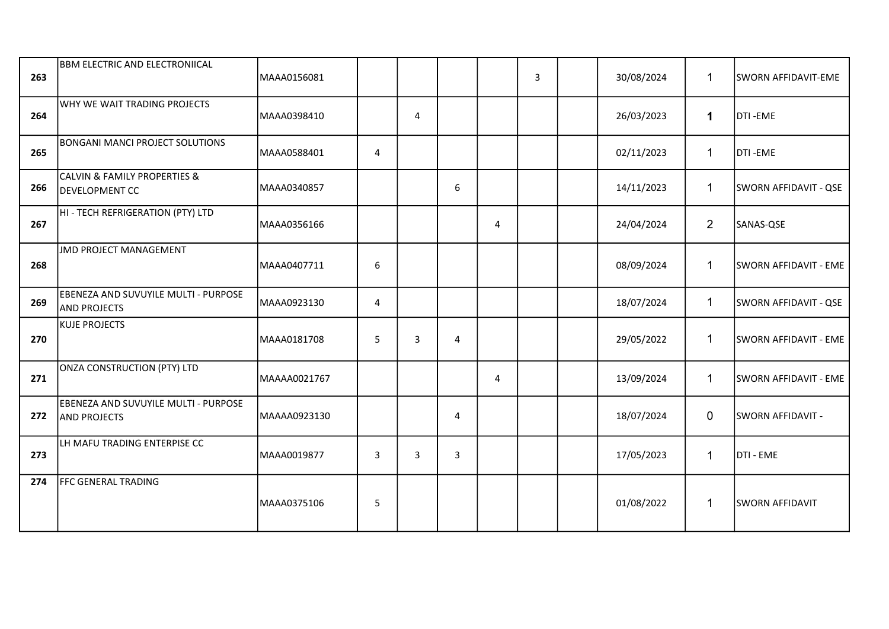| | | | | | | | | | | | |
|---|---|---|---|---|---|---|---|---|---|---|---|
| 263 | BBM ELECTRIC AND ELECTRONIICAL | MAAA0156081 | | | | | 3 | | 30/08/2024 | 1 | SWORN AFFIDAVIT-EME |
| 264 | WHY WE WAIT TRADING PROJECTS | MAAA0398410 | | 4 | | | | | 26/03/2023 | **1** | DTI -EME |
| 265 | BONGANI MANCI PROJECT SOLUTIONS | MAAA0588401 | 4 | | | | | | 02/11/2023 | 1 | DTI -EME |
| 266 | CALVIN & FAMILY PROPERTIES & DEVELOPMENT CC | MAAA0340857 | | | 6 | | | | 14/11/2023 | 1 | SWORN AFFIDAVIT - QSE |
| 267 | HI - TECH REFRIGERATION (PTY) LTD | MAAA0356166 | | | | 4 | | | 24/04/2024 | 2 | SANAS-QSE |
| 268 | JMD PROJECT MANAGEMENT | MAAA0407711 | 6 | | | | | | 08/09/2024 | 1 | SWORN AFFIDAVIT - EME |
| 269 | EBENEZA AND SUVUYILE MULTI - PURPOSE AND PROJECTS | MAAA0923130 | 4 | | | | | | 18/07/2024 | 1 | SWORN AFFIDAVIT - QSE |
| 270 | KUJE PROJECTS | MAAA0181708 | 5 | 3 | 4 | | | | 29/05/2022 | 1 | SWORN AFFIDAVIT - EME |
| 271 | ONZA CONSTRUCTION (PTY) LTD | MAAAA0021767 | | | | 4 | | | 13/09/2024 | 1 | SWORN AFFIDAVIT - EME |
| 272 | EBENEZA AND SUVUYILE MULTI - PURPOSE AND PROJECTS | MAAAA0923130 | | | 4 | | | | 18/07/2024 | 0 | SWORN AFFIDAVIT - |
| 273 | LH MAFU TRADING ENTERPISE CC | MAAA0019877 | 3 | 3 | 3 | | | | 17/05/2023 | 1 | DTI - EME |
| 274 | FFC GENERAL TRADING | MAAA0375106 | 5 | | | | | | 01/08/2022 | 1 | SWORN AFFIDAVIT |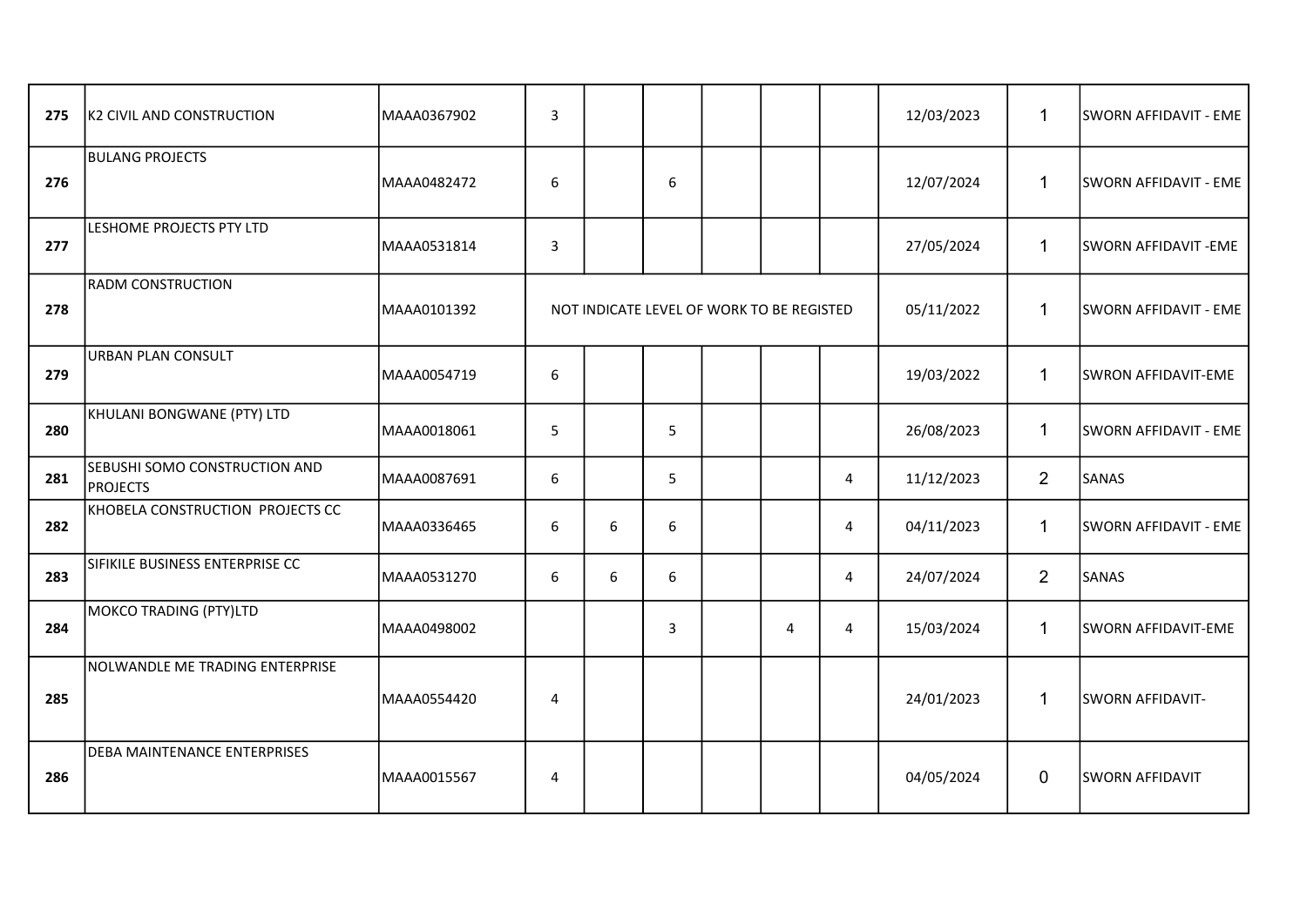| | | | | | | | | | | | |
|---|---|---|---|---|---|---|---|---|---|---|---|
| **275** | K2 CIVIL AND CONSTRUCTION | MAAA0367902 | 3 | | | | | | 12/03/2023 | 1 | SWORN AFFIDAVIT - EME |
| **276** | BULANG PROJECTS | MAAA0482472 | 6 | | 6 | | | | 12/07/2024 | 1 | SWORN AFFIDAVIT - EME |
| **277** | LESHOME PROJECTS PTY LTD | MAAA0531814 | 3 | | | | | | 27/05/2024 | 1 | SWORN AFFIDAVIT -EME |
| **278** | RADM CONSTRUCTION | MAAA0101392 | NOT INDICATE LEVEL OF WORK TO BE REGISTED | | | | | | 05/11/2022 | 1 | SWORN AFFIDAVIT - EME |
| **279** | URBAN PLAN CONSULT | MAAA0054719 | 6 | | | | | | 19/03/2022 | 1 | SWRON AFFIDAVIT-EME |
| **280** | KHULANI BONGWANE (PTY) LTD | MAAA0018061 | 5 | | 5 | | | | 26/08/2023 | 1 | SWORN AFFIDAVIT - EME |
| **281** | SEBUSHI SOMO CONSTRUCTION AND PROJECTS | MAAA0087691 | 6 | | 5 | | | 4 | 11/12/2023 | 2 | SANAS |
| **282** | KHOBELA CONSTRUCTION PROJECTS CC | MAAA0336465 | 6 | 6 | 6 | | | 4 | 04/11/2023 | 1 | SWORN AFFIDAVIT - EME |
| **283** | SIFIKILE BUSINESS ENTERPRISE CC | MAAA0531270 | 6 | 6 | 6 | | | 4 | 24/07/2024 | 2 | SANAS |
| **284** | MOKCO TRADING (PTY)LTD | MAAA0498002 | | | 3 | | 4 | 4 | 15/03/2024 | 1 | SWORN AFFIDAVIT-EME |
| **285** | NOLWANDLE ME TRADING ENTERPRISE | MAAA0554420 | 4 | | | | | | 24/01/2023 | 1 | SWORN AFFIDAVIT- |
| **286** | DEBA MAINTENANCE ENTERPRISES | MAAA0015567 | 4 | | | | | | 04/05/2024 | 0 | SWORN AFFIDAVIT |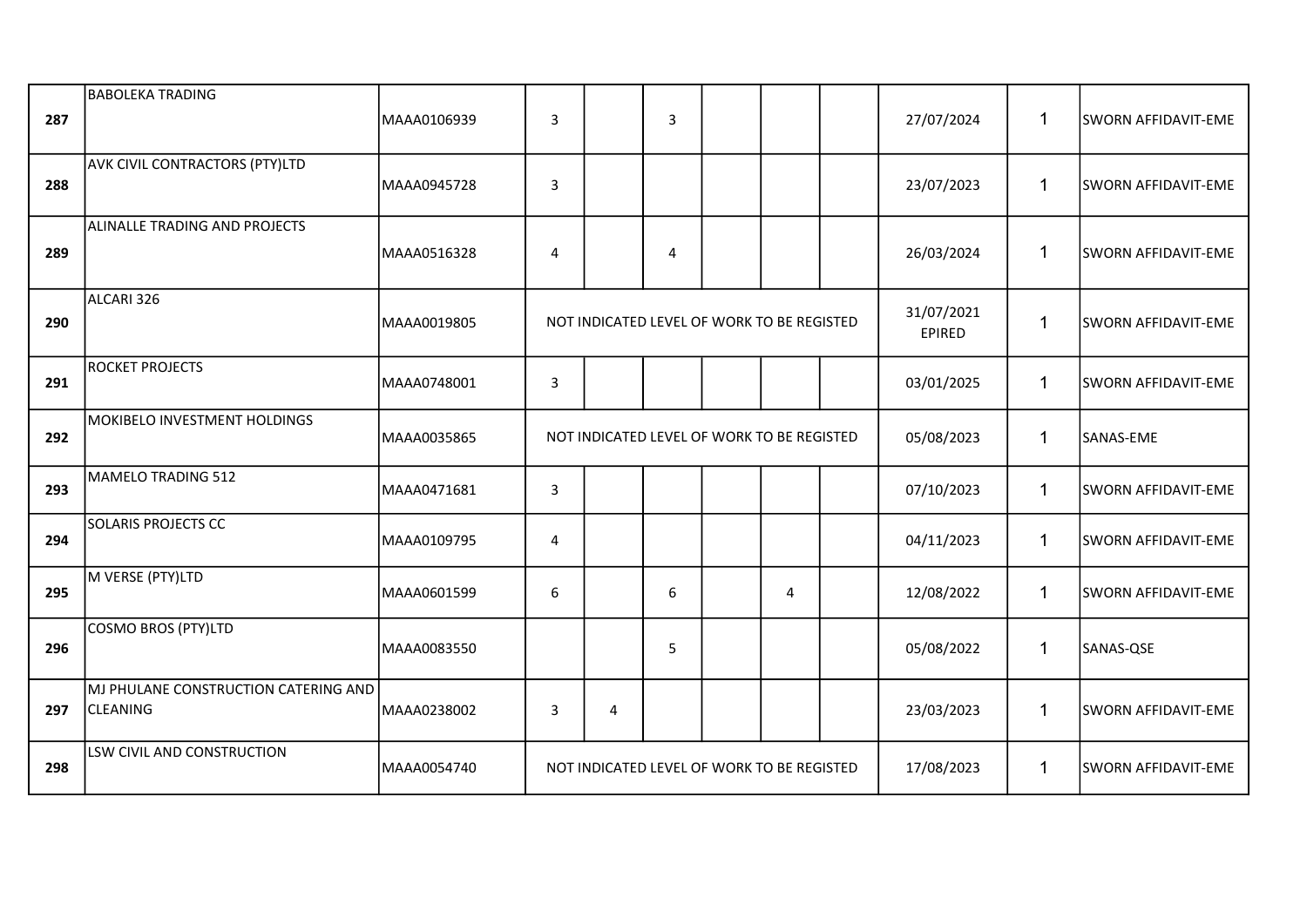| | | | | | | | | | | | |
|---|---|---|---|---|---|---|---|---|---|---|---|
| 287 | BABOLEKA TRADING | MAAA0106939 | 3 | | 3 | | | | 27/07/2024 | 1 | SWORN AFFIDAVIT-EME |
| 288 | AVK CIVIL CONTRACTORS (PTY)LTD | MAAA0945728 | 3 | | | | | | 23/07/2023 | 1 | SWORN AFFIDAVIT-EME |
| 289 | ALINALLE TRADING AND PROJECTS | MAAA0516328 | 4 | | 4 | | | | 26/03/2024 | 1 | SWORN AFFIDAVIT-EME |
| 290 | ALCARI 326 | MAAA0019805 | NOT INDICATED LEVEL OF WORK TO BE REGISTED | | | | | | 31/07/2021 EPIRED | 1 | SWORN AFFIDAVIT-EME |
| 291 | ROCKET PROJECTS | MAAA0748001 | 3 | | | | | | 03/01/2025 | 1 | SWORN AFFIDAVIT-EME |
| 292 | MOKIBELO INVESTMENT HOLDINGS | MAAA0035865 | NOT INDICATED LEVEL OF WORK TO BE REGISTED | | | | | | 05/08/2023 | 1 | SANAS-EME |
| 293 | MAMELO TRADING 512 | MAAA0471681 | 3 | | | | | | 07/10/2023 | 1 | SWORN AFFIDAVIT-EME |
| 294 | SOLARIS PROJECTS CC | MAAA0109795 | 4 | | | | | | 04/11/2023 | 1 | SWORN AFFIDAVIT-EME |
| 295 | M VERSE (PTY)LTD | MAAA0601599 | 6 | | 6 | | 4 | | 12/08/2022 | 1 | SWORN AFFIDAVIT-EME |
| 296 | COSMO BROS (PTY)LTD | MAAA0083550 | | | 5 | | | | 05/08/2022 | 1 | SANAS-QSE |
| 297 | MJ PHULANE CONSTRUCTION CATERING AND CLEANING | MAAA0238002 | 3 | 4 | | | | | 23/03/2023 | 1 | SWORN AFFIDAVIT-EME |
| 298 | LSW CIVIL AND CONSTRUCTION | MAAA0054740 | NOT INDICATED LEVEL OF WORK TO BE REGISTED | | | | | | 17/08/2023 | 1 | SWORN AFFIDAVIT-EME |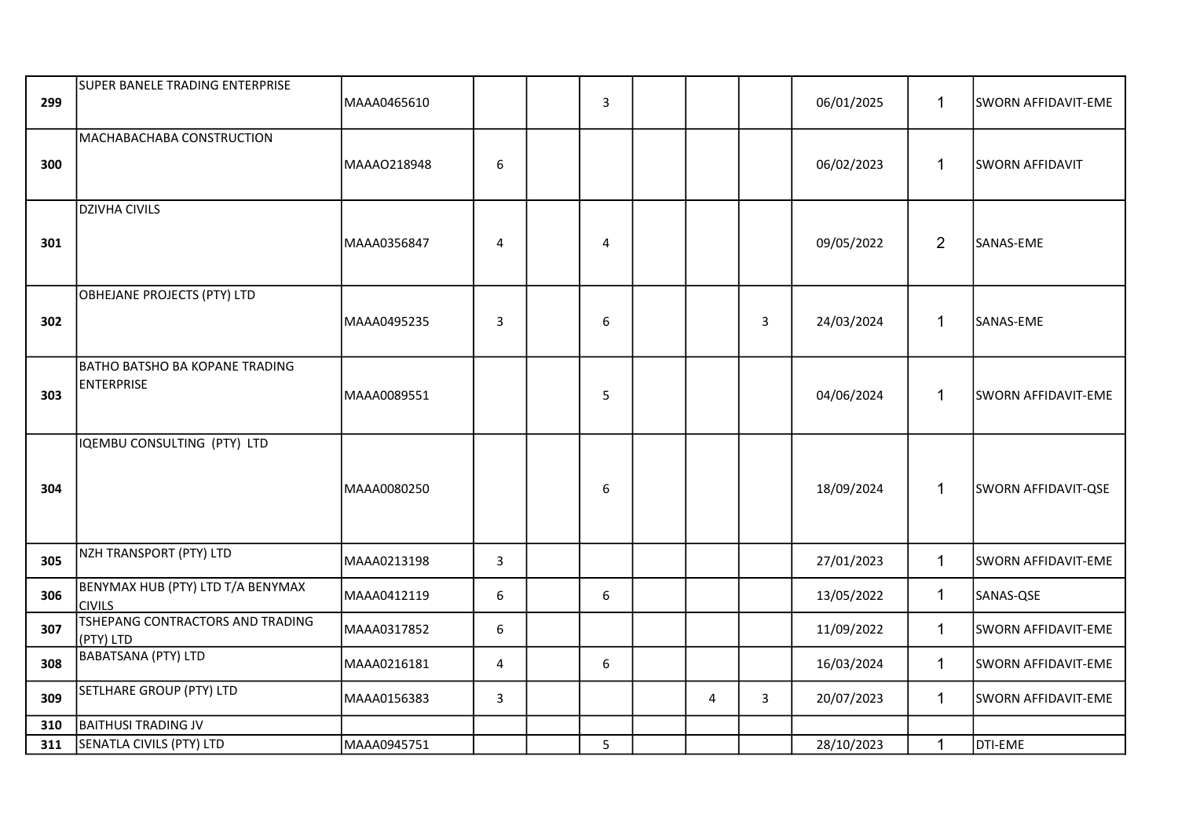| | | | | | | | | | | | |
|---|---|---|---|---|---|---|---|---|---|---|---|
| **299** | SUPER BANELE TRADING ENTERPRISE | MAAA0465610 | | | 3 | | | | 06/01/2025 | 1 | SWORN AFFIDAVIT-EME |
| **300** | MACHABACHABA CONSTRUCTION | MAAAO218948 | 6 | | | | | | 06/02/2023 | 1 | SWORN AFFIDAVIT |
| **301** | DZIVHA CIVILS | MAAA0356847 | 4 | | 4 | | | | 09/05/2022 | 2 | SANAS-EME |
| **302** | OBHEJANE PROJECTS (PTY) LTD | MAAA0495235 | 3 | | 6 | | | 3 | 24/03/2024 | 1 | SANAS-EME |
| **303** | BATHO BATSHO BA KOPANE TRADING ENTERPRISE | MAAA0089551 | | | 5 | | | | 04/06/2024 | 1 | SWORN AFFIDAVIT-EME |
| **304** | IQEMBU CONSULTING (PTY) LTD | MAAA0080250 | | | 6 | | | | 18/09/2024 | 1 | SWORN AFFIDAVIT-QSE |
| **305** | NZH TRANSPORT (PTY) LTD | MAAA0213198 | 3 | | | | | | 27/01/2023 | 1 | SWORN AFFIDAVIT-EME |
| **306** | BENYMAX HUB (PTY) LTD T/A BENYMAX CIVILS | MAAA0412119 | 6 | | 6 | | | | 13/05/2022 | 1 | SANAS-QSE |
| **307** | TSHEPANG CONTRACTORS AND TRADING (PTY) LTD | MAAA0317852 | 6 | | | | | | 11/09/2022 | 1 | SWORN AFFIDAVIT-EME |
| **308** | BABATSANA (PTY) LTD | MAAA0216181 | 4 | | 6 | | | | 16/03/2024 | 1 | SWORN AFFIDAVIT-EME |
| **309** | SETLHARE GROUP (PTY) LTD | MAAA0156383 | 3 | | | | 4 | 3 | 20/07/2023 | 1 | SWORN AFFIDAVIT-EME |
| **310** | BAITHUSI TRADING JV | | | | | | | | | | |
| **311** | SENATLA CIVILS (PTY) LTD | MAAA0945751 | | | 5 | | | | 28/10/2023 | 1 | DTI-EME |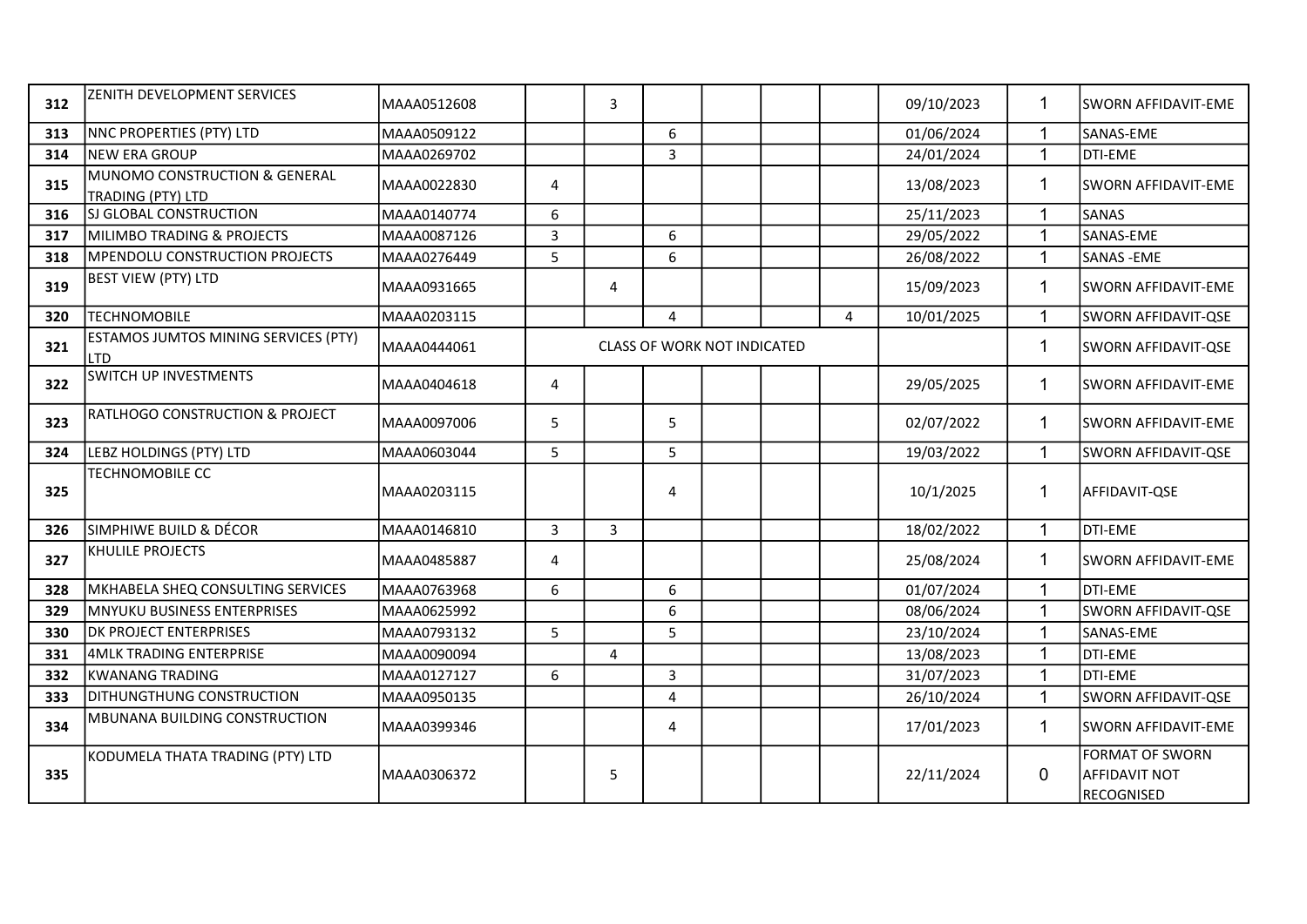| 312 | ZENITH DEVELOPMENT SERVICES | MAAA0512608 | | 3 | | | | | 09/10/2023 | 1 | SWORN AFFIDAVIT-EME |
|---|---|---|---|---|---|---|---|---|---|---|---|
| 313 | NNC PROPERTIES (PTY) LTD | MAAA0509122 | | | 6 | | | | 01/06/2024 | 1 | SANAS-EME |
| 314 | NEW ERA GROUP | MAAA0269702 | | | 3 | | | | 24/01/2024 | 1 | DTI-EME |
| 315 | MUNOMO CONSTRUCTION & GENERAL TRADING (PTY) LTD | MAAA0022830 | 4 | | | | | | 13/08/2023 | 1 | SWORN AFFIDAVIT-EME |
| 316 | SJ GLOBAL CONSTRUCTION | MAAA0140774 | 6 | | | | | | 25/11/2023 | 1 | SANAS |
| 317 | MILIMBO TRADING & PROJECTS | MAAA0087126 | 3 | | 6 | | | | 29/05/2022 | 1 | SANAS-EME |
| 318 | MPENDOLU CONSTRUCTION PROJECTS | MAAA0276449 | 5 | | 6 | | | | 26/08/2022 | 1 | SANAS -EME |
| 319 | BEST VIEW (PTY) LTD | MAAA0931665 | | 4 | | | | | 15/09/2023 | 1 | SWORN AFFIDAVIT-EME |
| 320 | TECHNOMOBILE | MAAA0203115 | | | 4 | | | 4 | 10/01/2025 | 1 | SWORN AFFIDAVIT-QSE |
| 321 | ESTAMOS JUMTOS MINING SERVICES (PTY) LTD | MAAA0444061 | CLASS OF WORK NOT INDICATED | | | | | | | 1 | SWORN AFFIDAVIT-QSE |
| 322 | SWITCH UP INVESTMENTS | MAAA0404618 | 4 | | | | | | 29/05/2025 | 1 | SWORN AFFIDAVIT-EME |
| 323 | RATLHOGO CONSTRUCTION & PROJECT | MAAA0097006 | 5 | | 5 | | | | 02/07/2022 | 1 | SWORN AFFIDAVIT-EME |
| 324 | LEBZ HOLDINGS (PTY) LTD | MAAA0603044 | 5 | | 5 | | | | 19/03/2022 | 1 | SWORN AFFIDAVIT-QSE |
| 325 | TECHNOMOBILE CC | MAAA0203115 | | | 4 | | | | 10/1/2025 | 1 | AFFIDAVIT-QSE |
| 326 | SIMPHIWE BUILD & DÉCOR | MAAA0146810 | 3 | 3 | | | | | 18/02/2022 | 1 | DTI-EME |
| 327 | KHULILE PROJECTS | MAAA0485887 | 4 | | | | | | 25/08/2024 | 1 | SWORN AFFIDAVIT-EME |
| 328 | MKHABELA SHEQ CONSULTING SERVICES | MAAA0763968 | 6 | | 6 | | | | 01/07/2024 | 1 | DTI-EME |
| 329 | MNYUKU BUSINESS ENTERPRISES | MAAA0625992 | | | 6 | | | | 08/06/2024 | 1 | SWORN AFFIDAVIT-QSE |
| 330 | DK PROJECT ENTERPRISES | MAAA0793132 | 5 | | 5 | | | | 23/10/2024 | 1 | SANAS-EME |
| 331 | 4MLK TRADING ENTERPRISE | MAAA0090094 | | 4 | | | | | 13/08/2023 | 1 | DTI-EME |
| 332 | KWANANG TRADING | MAAA0127127 | 6 | | 3 | | | | 31/07/2023 | 1 | DTI-EME |
| 333 | DITHUNGTHUNG CONSTRUCTION | MAAA0950135 | | | 4 | | | | 26/10/2024 | 1 | SWORN AFFIDAVIT-QSE |
| 334 | MBUNANA BUILDING CONSTRUCTION | MAAA0399346 | | | 4 | | | | 17/01/2023 | 1 | SWORN AFFIDAVIT-EME |
| 335 | KODUMELA THATA TRADING (PTY) LTD | MAAA0306372 | | 5 | | | | | 22/11/2024 | 0 | FORMAT OF SWORN AFFIDAVIT NOT RECOGNISED |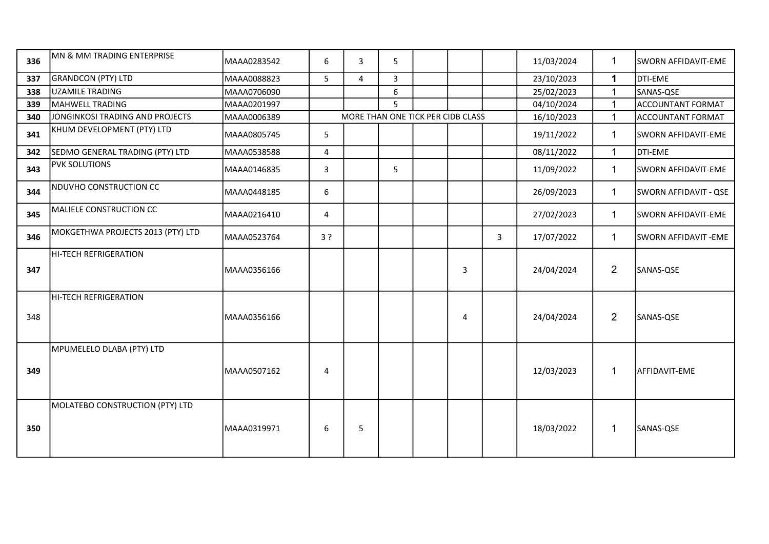| | | | | | | | | | | | |
|---|---|---|---|---|---|---|---|---|---|---|---|
| **336** | MN & MM TRADING ENTERPRISE | MAAA0283542 | 6 | 3 | 5 | | | | 11/03/2024 | 1 | SWORN AFFIDAVIT-EME |
| **337** | GRANDCON (PTY) LTD | MAAA0088823 | 5 | 4 | 3 | | | | 23/10/2023 | **1** | DTI-EME |
| **338** | UZAMILE TRADING | MAAA0706090 | | | 6 | | | | 25/02/2023 | 1 | SANAS-QSE |
| **339** | MAHWELL TRADING | MAAA0201997 | | | 5 | | | | 04/10/2024 | 1 | ACCOUNTANT FORMAT |
| **340** | JONGINKOSI TRADING AND PROJECTS | MAAA0006389 | MORE THAN ONE TICK PER CIDB CLASS | | | | | | 16/10/2023 | 1 | ACCOUNTANT FORMAT |
| **341** | KHUM DEVELOPMENT (PTY) LTD | MAAA0805745 | 5 | | | | | | 19/11/2022 | 1 | SWORN AFFIDAVIT-EME |
| **342** | SEDMO GENERAL TRADING (PTY) LTD | MAAA0538588 | 4 | | | | | | 08/11/2022 | 1 | DTI-EME |
| **343** | PVK SOLUTIONS | MAAA0146835 | 3 | | 5 | | | | 11/09/2022 | 1 | SWORN AFFIDAVIT-EME |
| **344** | NDUVHO CONSTRUCTION CC | MAAA0448185 | 6 | | | | | | 26/09/2023 | 1 | SWORN AFFIDAVIT - QSE |
| **345** | MALIELE CONSTRUCTION CC | MAAA0216410 | 4 | | | | | | 27/02/2023 | 1 | SWORN AFFIDAVIT-EME |
| **346** | MOKGETHWA PROJECTS 2013 (PTY) LTD | MAAA0523764 | 3 ? | | | | | 3 | 17/07/2022 | 1 | SWORN AFFIDAVIT -EME |
| **347** | HI-TECH REFRIGERATION | MAAA0356166 | | | | | 3 | | 24/04/2024 | 2 | SANAS-QSE |
| 348 | HI-TECH REFRIGERATION | MAAA0356166 | | | | | 4 | | 24/04/2024 | 2 | SANAS-QSE |
| **349** | MPUMELELO DLABA (PTY) LTD | MAAA0507162 | 4 | | | | | | 12/03/2023 | 1 | AFFIDAVIT-EME |
| **350** | MOLATEBO CONSTRUCTION (PTY) LTD | MAAA0319971 | 6 | 5 | | | | | 18/03/2022 | 1 | SANAS-QSE |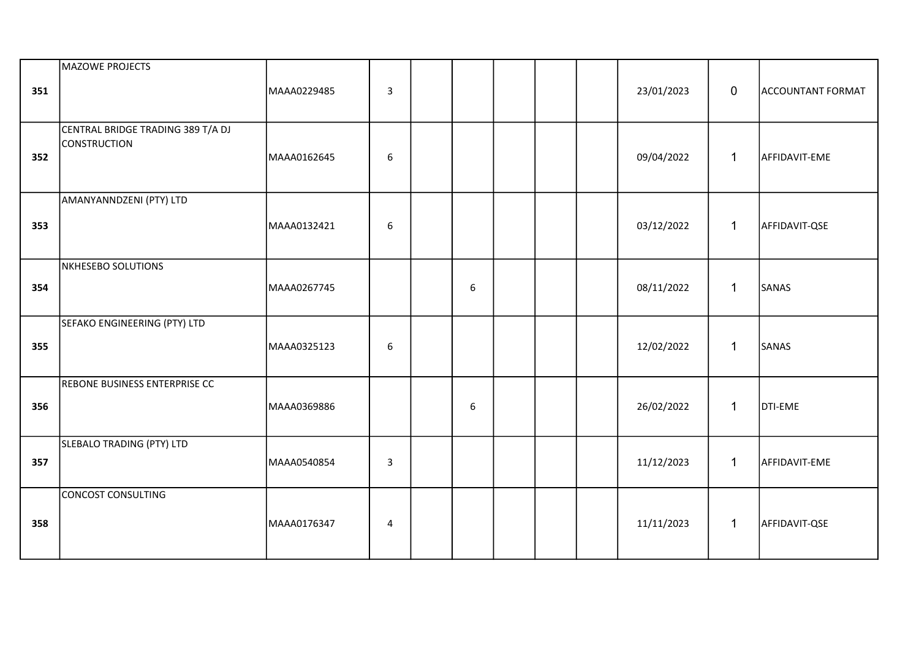| | | | | | | | | | | | |
|---|---|---|---|---|---|---|---|---|---|---|---|
| 351 | MAZOWE PROJECTS | MAAA0229485 | 3 | | | | | | 23/01/2023 | 0 | ACCOUNTANT FORMAT |
| 352 | CENTRAL BRIDGE TRADING 389 T/A DJ CONSTRUCTION | MAAA0162645 | 6 | | | | | | 09/04/2022 | 1 | AFFIDAVIT-EME |
| 353 | AMANYANNDZENI (PTY) LTD | MAAA0132421 | 6 | | | | | | 03/12/2022 | 1 | AFFIDAVIT-QSE |
| 354 | NKHESEBO SOLUTIONS | MAAA0267745 | | | 6 | | | | 08/11/2022 | 1 | SANAS |
| 355 | SEFAKO ENGINEERING (PTY) LTD | MAAA0325123 | 6 | | | | | | 12/02/2022 | 1 | SANAS |
| 356 | REBONE BUSINESS ENTERPRISE CC | MAAA0369886 | | | 6 | | | | 26/02/2022 | 1 | DTI-EME |
| 357 | SLEBALO TRADING (PTY) LTD | MAAA0540854 | 3 | | | | | | 11/12/2023 | 1 | AFFIDAVIT-EME |
| 358 | CONCOST CONSULTING | MAAA0176347 | 4 | | | | | | 11/11/2023 | 1 | AFFIDAVIT-QSE |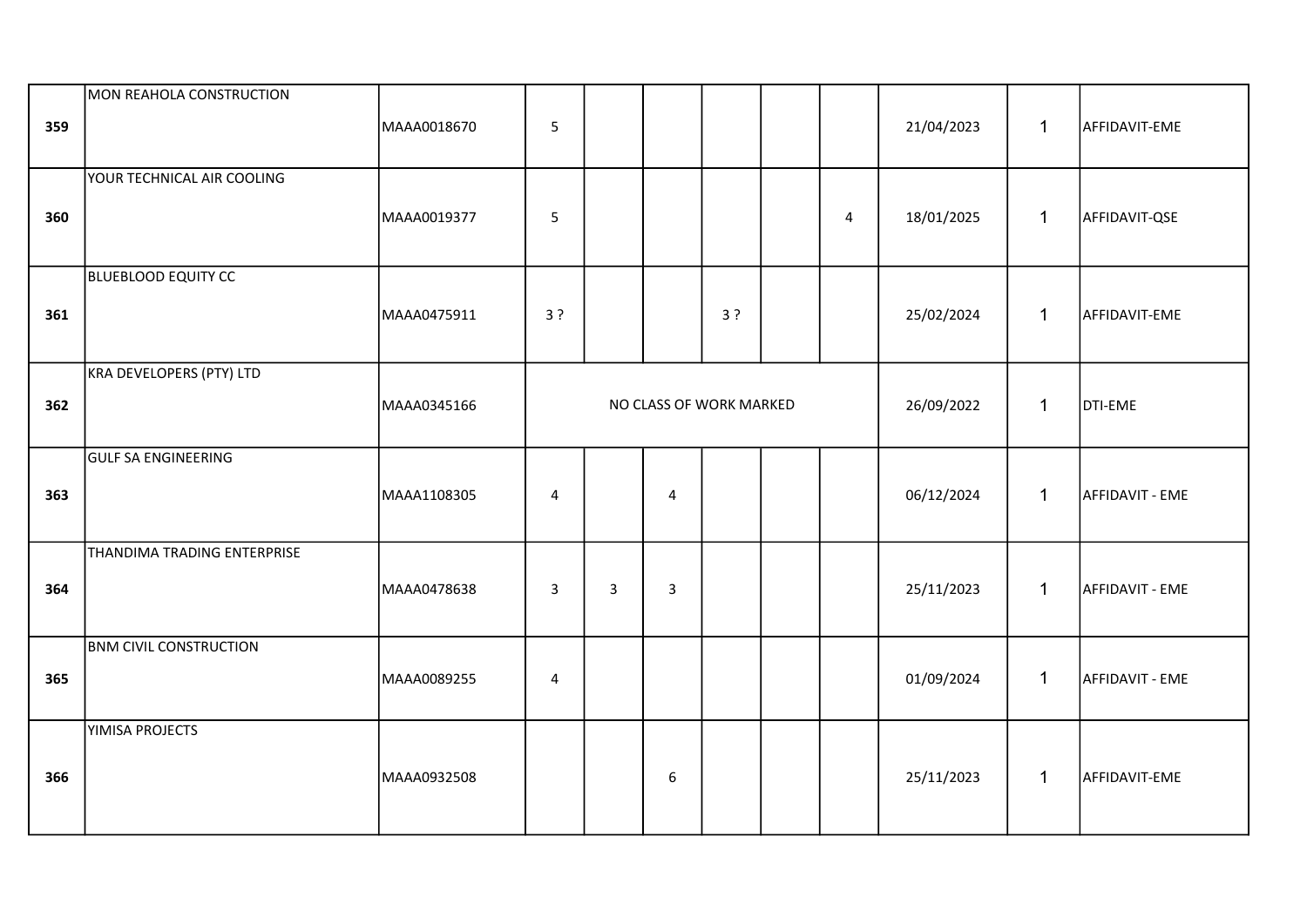| | | | | | | | | | | | |
|---|---|---|---|---|---|---|---|---|---|---|---|
| 359 | MON REAHOLA CONSTRUCTION | MAAA0018670 | 5 | | | | | | 21/04/2023 | 1 | AFFIDAVIT-EME |
| 360 | YOUR TECHNICAL AIR COOLING | MAAA0019377 | 5 | | | | | 4 | 18/01/2025 | 1 | AFFIDAVIT-QSE |
| 361 | BLUEBLOOD EQUITY CC | MAAA0475911 | 3 ? | | | 3 ? | | | 25/02/2024 | 1 | AFFIDAVIT-EME |
| 362 | KRA DEVELOPERS (PTY) LTD | MAAA0345166 | NO CLASS OF WORK MARKED | | | | | | 26/09/2022 | 1 | DTI-EME |
| 363 | GULF SA ENGINEERING | MAAA1108305 | 4 | | 4 | | | | 06/12/2024 | 1 | AFFIDAVIT - EME |
| 364 | THANDIMA TRADING ENTERPRISE | MAAA0478638 | 3 | 3 | 3 | | | | 25/11/2023 | 1 | AFFIDAVIT - EME |
| 365 | BNM CIVIL CONSTRUCTION | MAAA0089255 | 4 | | | | | | 01/09/2024 | 1 | AFFIDAVIT - EME |
| 366 | YIMISA PROJECTS | MAAA0932508 | | | 6 | | | | 25/11/2023 | 1 | AFFIDAVIT-EME |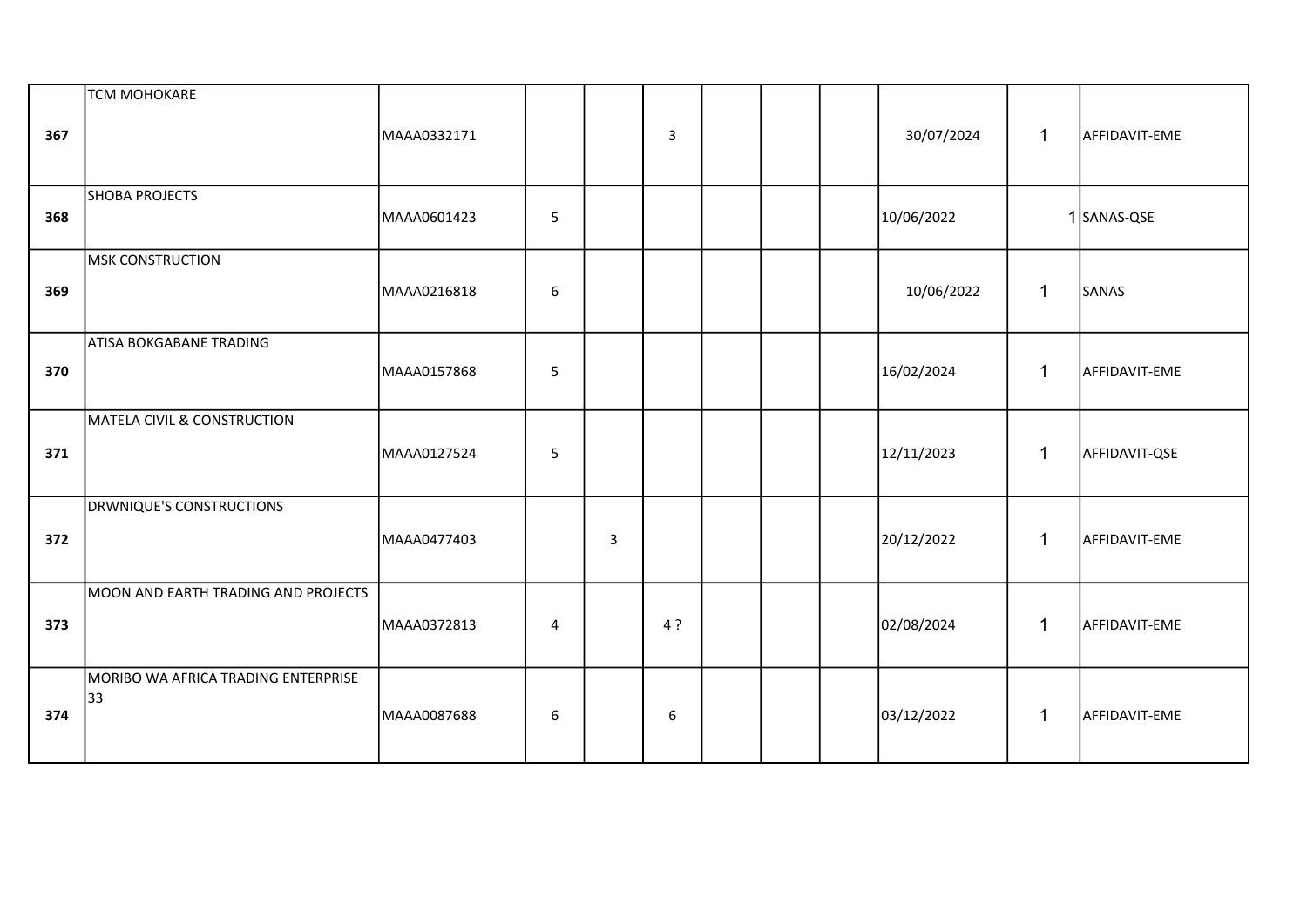| | | | | | | | | | | | |
|---|---|---|---|---|---|---|---|---|---|---|---|
| 367 | TCM MOHOKARE | MAAA0332171 | | | 3 | | | | 30/07/2024 | 1 | AFFIDAVIT-EME |
| 368 | SHOBA PROJECTS | MAAA0601423 | 5 | | | | | | 10/06/2022 | 1 | SANAS-QSE |
| 369 | MSK CONSTRUCTION | MAAA0216818 | 6 | | | | | | 10/06/2022 | 1 | SANAS |
| 370 | ATISA BOKGABANE TRADING | MAAA0157868 | 5 | | | | | | 16/02/2024 | 1 | AFFIDAVIT-EME |
| 371 | MATELA CIVIL & CONSTRUCTION | MAAA0127524 | 5 | | | | | | 12/11/2023 | 1 | AFFIDAVIT-QSE |
| 372 | DRWNIQUE'S CONSTRUCTIONS | MAAA0477403 | | 3 | | | | | 20/12/2022 | 1 | AFFIDAVIT-EME |
| 373 | MOON AND EARTH TRADING AND PROJECTS | MAAA0372813 | 4 | | 4 ? | | | | 02/08/2024 | 1 | AFFIDAVIT-EME |
| 374 | MORIBO WA AFRICA TRADING ENTERPRISE 33 | MAAA0087688 | 6 | | 6 | | | | 03/12/2022 | 1 | AFFIDAVIT-EME |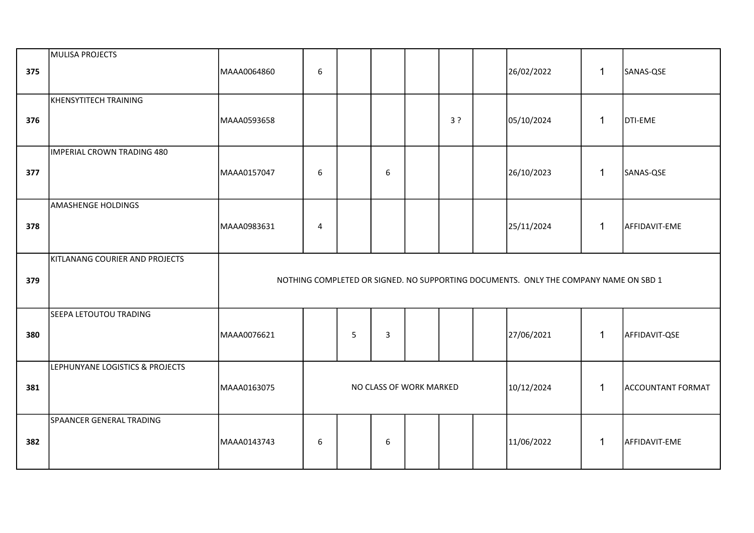| | | | | | | | | | | | |
|---|---|---|---|---|---|---|---|---|---|---|---|
| 375 | MULISA PROJECTS | MAAA0064860 | 6 | | | | | | 26/02/2022 | 1 | SANAS-QSE |
| 376 | KHENSYTITECH TRAINING | MAAA0593658 | | | | | 3 ? | | 05/10/2024 | 1 | DTI-EME |
| 377 | IMPERIAL CROWN TRADING 480 | MAAA0157047 | 6 | | 6 | | | | 26/10/2023 | 1 | SANAS-QSE |
| 378 | AMASHENGE HOLDINGS | MAAA0983631 | 4 | | | | | | 25/11/2024 | 1 | AFFIDAVIT-EME |
| 379 | KITLANANG COURIER AND PROJECTS | NOTHING COMPLETED OR SIGNED. NO SUPPORTING DOCUMENTS. ONLY THE COMPANY NAME ON SBD 1 | | | | | | | | | |
| 380 | SEEPA LETOUTOU TRADING | MAAA0076621 | | 5 | 3 | | | | 27/06/2021 | 1 | AFFIDAVIT-QSE |
| 381 | LEPHUNYANE LOGISTICS & PROJECTS | MAAA0163075 | NO CLASS OF WORK MARKED | | | | | | 10/12/2024 | 1 | ACCOUNTANT FORMAT |
| 382 | SPAANCER GENERAL TRADING | MAAA0143743 | 6 | | 6 | | | | 11/06/2022 | 1 | AFFIDAVIT-EME |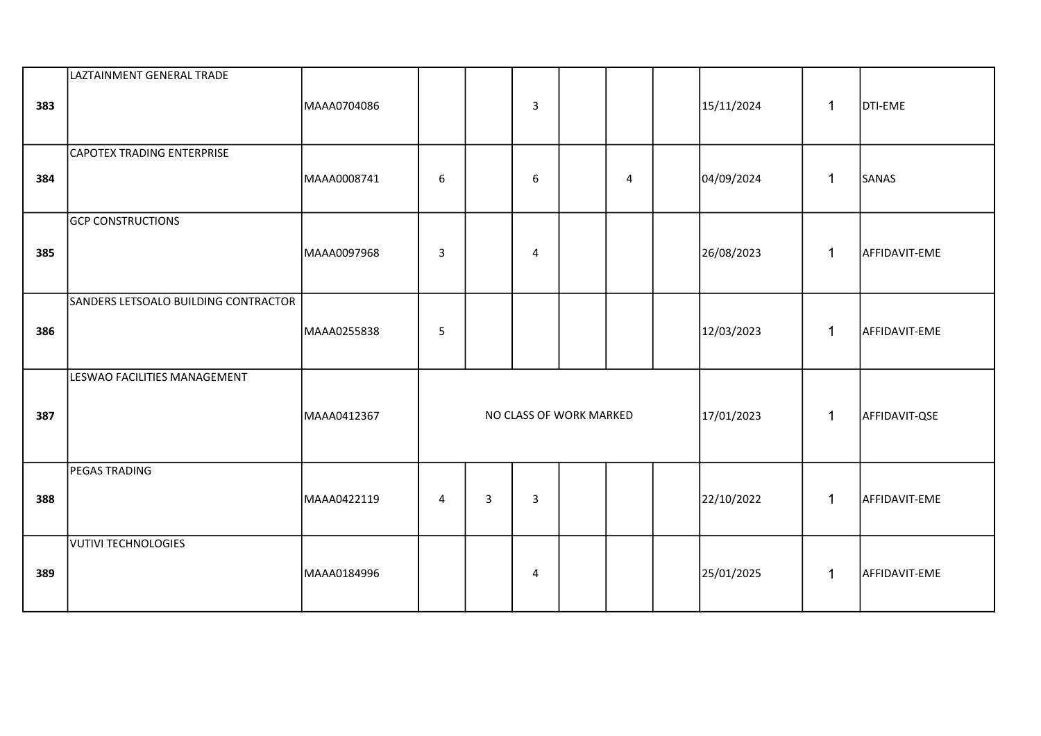| | | | | | | | | | | | |
|---|---|---|---|---|---|---|---|---|---|---|---|
| 383 | LAZTAINMENT GENERAL TRADE | MAAA0704086 | | | 3 | | | | 15/11/2024 | 1 | DTI-EME |
| 384 | CAPOTEX TRADING ENTERPRISE | MAAA0008741 | 6 | | 6 | | 4 | | 04/09/2024 | 1 | SANAS |
| 385 | GCP CONSTRUCTIONS | MAAA0097968 | 3 | | 4 | | | | 26/08/2023 | 1 | AFFIDAVIT-EME |
| 386 | SANDERS LETSOALO BUILDING CONTRACTOR | MAAA0255838 | 5 | | | | | | 12/03/2023 | 1 | AFFIDAVIT-EME |
| 387 | LESWAO FACILITIES MANAGEMENT | MAAA0412367 | NO CLASS OF WORK MARKED | | | | | | 17/01/2023 | 1 | AFFIDAVIT-QSE |
| 388 | PEGAS TRADING | MAAA0422119 | 4 | 3 | 3 | | | | 22/10/2022 | 1 | AFFIDAVIT-EME |
| 389 | VUTIVI TECHNOLOGIES | MAAA0184996 | | | 4 | | | | 25/01/2025 | 1 | AFFIDAVIT-EME |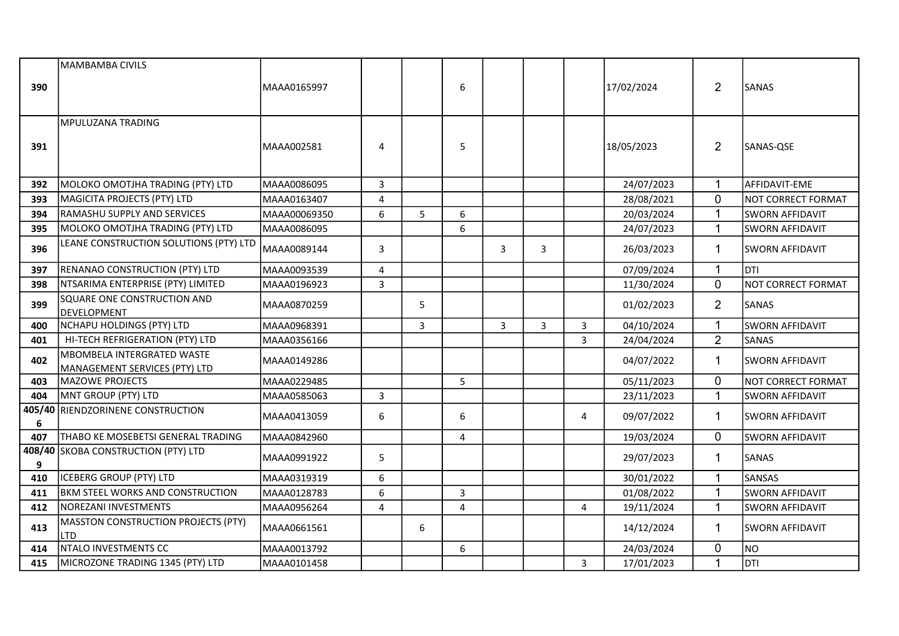| | | | | | | | | | | | |
|---|---|---|---|---|---|---|---|---|---|---|---|
| **390** | MAMBAMBA CIVILS | MAAA0165997 | | | 6 | | | | 17/02/2024 | 2 | SANAS |
| **391** | MPULUZANA TRADING | MAAA002581 | 4 | | 5 | | | | 18/05/2023 | 2 | SANAS-QSE |
| **392** | MOLOKO OMOTJHA TRADING (PTY) LTD | MAAA0086095 | 3 | | | | | | 24/07/2023 | 1 | AFFIDAVIT-EME |
| **393** | MAGICITA PROJECTS (PTY) LTD | MAAA0163407 | 4 | | | | | | 28/08/2021 | 0 | NOT CORRECT FORMAT |
| **394** | RAMASHU SUPPLY AND SERVICES | MAAA00069350 | 6 | 5 | 6 | | | | 20/03/2024 | 1 | SWORN AFFIDAVIT |
| **395** | MOLOKO OMOTJHA TRADING (PTY) LTD | MAAA0086095 | | | 6 | | | | 24/07/2023 | 1 | SWORN AFFIDAVIT |
| **396** | LEANE CONSTRUCTION SOLUTIONS (PTY) LTD | MAAA0089144 | 3 | | | 3 | 3 | | 26/03/2023 | 1 | SWORN AFFIDAVIT |
| **397** | RENANAO CONSTRUCTION (PTY) LTD | MAAA0093539 | 4 | | | | | | 07/09/2024 | 1 | DTI |
| **398** | NTSARIMA ENTERPRISE (PTY) LIMITED | MAAA0196923 | 3 | | | | | | 11/30/2024 | 0 | NOT CORRECT FORMAT |
| **399** | SQUARE ONE CONSTRUCTION AND DEVELOPMENT | MAAA0870259 | | 5 | | | | | 01/02/2023 | 2 | SANAS |
| **400** | NCHAPU HOLDINGS (PTY) LTD | MAAA0968391 | | 3 | | 3 | 3 | 3 | 04/10/2024 | 1 | SWORN AFFIDAVIT |
| **401** | HI-TECH REFRIGERATION (PTY) LTD | MAAA0356166 | | | | | | 3 | 24/04/2024 | 2 | SANAS |
| **402** | MBOMBELA INTERGRATED WASTE MANAGEMENT SERVICES (PTY) LTD | MAAA0149286 | | | | | | | 04/07/2022 | 1 | SWORN AFFIDAVIT |
| **403** | MAZOWE PROJECTS | MAAA0229485 | | | 5 | | | | 05/11/2023 | 0 | NOT CORRECT FORMAT |
| **404** | MNT GROUP (PTY) LTD | MAAA0585063 | 3 | | | | | | 23/11/2023 | 1 | SWORN AFFIDAVIT |
| **405/406** | RIENDZORINENE CONSTRUCTION | MAAA0413059 | 6 | | 6 | | | 4 | 09/07/2022 | 1 | SWORN AFFIDAVIT |
| **407** | THABO KE MOSEBETSI GENERAL TRADING | MAAA0842960 | | | 4 | | | | 19/03/2024 | 0 | SWORN AFFIDAVIT |
| **408/409** | SKOBA CONSTRUCTION (PTY) LTD | MAAA0991922 | 5 | | | | | | 29/07/2023 | 1 | SANAS |
| **410** | ICEBERG GROUP (PTY) LTD | MAAA0319319 | 6 | | | | | | 30/01/2022 | 1 | SANSAS |
| **411** | BKM STEEL WORKS AND CONSTRUCTION | MAAA0128783 | 6 | | 3 | | | | 01/08/2022 | 1 | SWORN AFFIDAVIT |
| **412** | NOREZANI INVESTMENTS | MAAA0956264 | 4 | | 4 | | | 4 | 19/11/2024 | 1 | SWORN AFFIDAVIT |
| **413** | MASSTON CONSTRUCTION PROJECTS (PTY) LTD | MAAA0661561 | | 6 | | | | | 14/12/2024 | 1 | SWORN AFFIDAVIT |
| **414** | NTALO INVESTMENTS CC | MAAA0013792 | | | 6 | | | | 24/03/2024 | 0 | NO |
| **415** | MICROZONE TRADING 1345 (PTY) LTD | MAAA0101458 | | | | | | 3 | 17/01/2023 | 1 | DTI |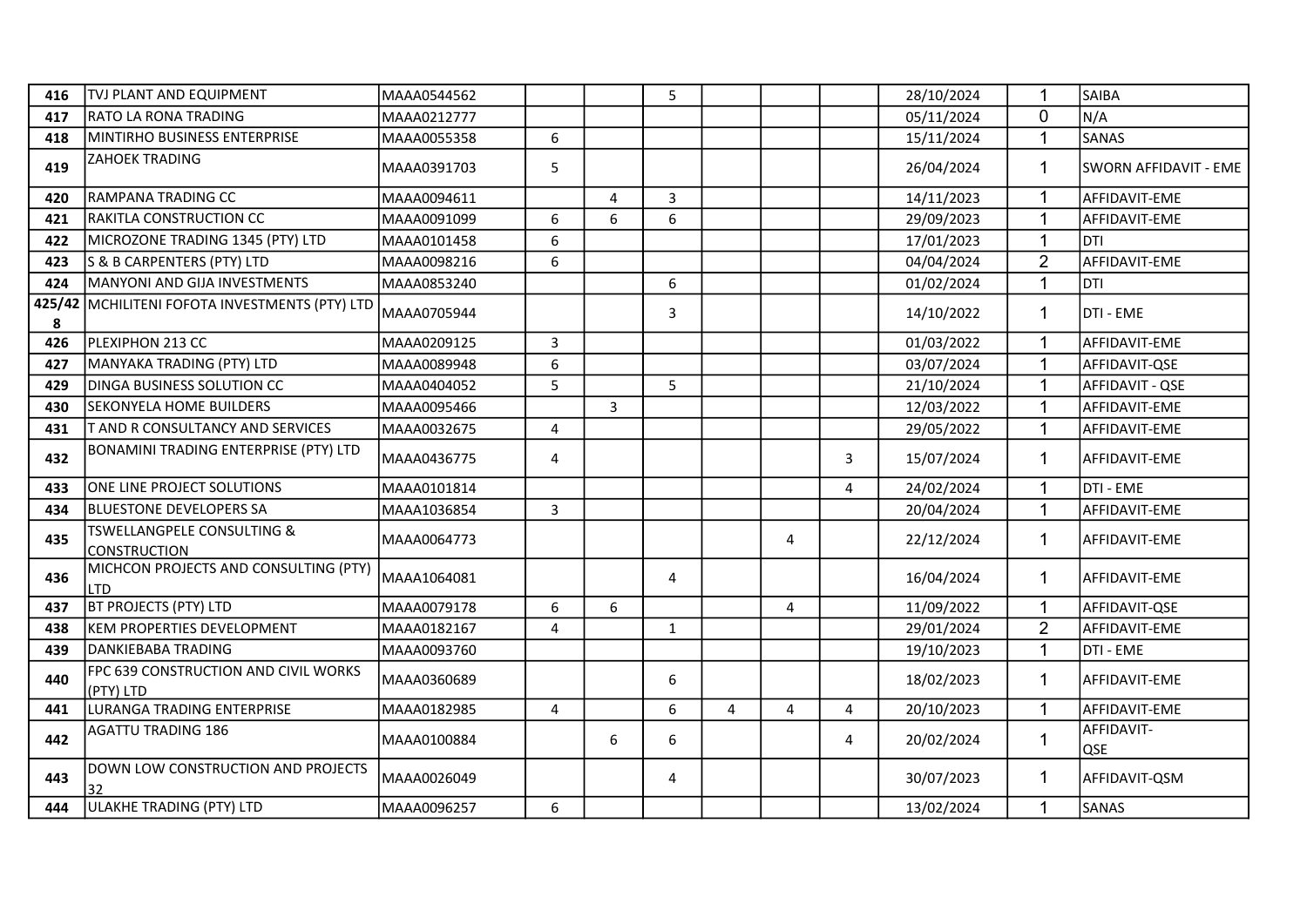| | | | | | | | | | | | |
|---|---|---|---|---|---|---|---|---|---|---|---|
| **416** | TVJ PLANT AND EQUIPMENT | MAAA0544562 | | | 5 | | | | 28/10/2024 | 1 | SAIBA |
| **417** | RATO LA RONA TRADING | MAAA0212777 | | | | | | | 05/11/2024 | 0 | N/A |
| **418** | MINTIRHO BUSINESS ENTERPRISE | MAAA0055358 | 6 | | | | | | 15/11/2024 | 1 | SANAS |
| **419** | ZAHOEK TRADING | MAAA0391703 | 5 | | | | | | 26/04/2024 | 1 | SWORN AFFIDAVIT - EME |
| **420** | RAMPANA TRADING CC | MAAA0094611 | | 4 | 3 | | | | 14/11/2023 | 1 | AFFIDAVIT-EME |
| **421** | RAKITLA CONSTRUCTION CC | MAAA0091099 | 6 | 6 | 6 | | | | 29/09/2023 | 1 | AFFIDAVIT-EME |
| **422** | MICROZONE TRADING 1345 (PTY) LTD | MAAA0101458 | 6 | | | | | | 17/01/2023 | 1 | DTI |
| **423** | S & B CARPENTERS (PTY) LTD | MAAA0098216 | 6 | | | | | | 04/04/2024 | 2 | AFFIDAVIT-EME |
| **424** | MANYONI AND GIJA INVESTMENTS | MAAA0853240 | | | 6 | | | | 01/02/2024 | 1 | DTI |
| **425/428** | MCHILITENI FOFOTA INVESTMENTS (PTY) LTD | MAAA0705944 | | | 3 | | | | 14/10/2022 | 1 | DTI - EME |
| **426** | PLEXIPHON 213 CC | MAAA0209125 | 3 | | | | | | 01/03/2022 | 1 | AFFIDAVIT-EME |
| **427** | MANYAKA TRADING (PTY) LTD | MAAA0089948 | 6 | | | | | | 03/07/2024 | 1 | AFFIDAVIT-QSE |
| **429** | DINGA BUSINESS SOLUTION CC | MAAA0404052 | 5 | | 5 | | | | 21/10/2024 | 1 | AFFIDAVIT - QSE |
| **430** | SEKONYELA HOME BUILDERS | MAAA0095466 | | 3 | | | | | 12/03/2022 | 1 | AFFIDAVIT-EME |
| **431** | T AND R CONSULTANCY AND SERVICES | MAAA0032675 | 4 | | | | | | 29/05/2022 | 1 | AFFIDAVIT-EME |
| **432** | BONAMINI TRADING ENTERPRISE (PTY) LTD | MAAA0436775 | 4 | | | | | 3 | 15/07/2024 | 1 | AFFIDAVIT-EME |
| **433** | ONE LINE PROJECT SOLUTIONS | MAAA0101814 | | | | | | 4 | 24/02/2024 | 1 | DTI - EME |
| **434** | BLUESTONE DEVELOPERS SA | MAAA1036854 | 3 | | | | | | 20/04/2024 | 1 | AFFIDAVIT-EME |
| **435** | TSWELLANGPELE CONSULTING & CONSTRUCTION | MAAA0064773 | | | | | 4 | | 22/12/2024 | 1 | AFFIDAVIT-EME |
| **436** | MICHCON PROJECTS AND CONSULTING (PTY) LTD | MAAA1064081 | | | 4 | | | | 16/04/2024 | 1 | AFFIDAVIT-EME |
| **437** | BT PROJECTS (PTY) LTD | MAAA0079178 | 6 | 6 | | | 4 | | 11/09/2022 | 1 | AFFIDAVIT-QSE |
| **438** | KEM PROPERTIES DEVELOPMENT | MAAA0182167 | 4 | | 1 | | | | 29/01/2024 | 2 | AFFIDAVIT-EME |
| **439** | DANKIEBABA TRADING | MAAA0093760 | | | | | | | 19/10/2023 | 1 | DTI - EME |
| **440** | FPC 639 CONSTRUCTION AND CIVIL WORKS (PTY) LTD | MAAA0360689 | | | 6 | | | | 18/02/2023 | 1 | AFFIDAVIT-EME |
| **441** | LURANGA TRADING ENTERPRISE | MAAA0182985 | 4 | | 6 | 4 | 4 | 4 | 20/10/2023 | 1 | AFFIDAVIT-EME |
| **442** | AGATTU TRADING 186 | MAAA0100884 | | 6 | 6 | | | 4 | 20/02/2024 | 1 | AFFIDAVIT-QSE |
| **443** | DOWN LOW CONSTRUCTION AND PROJECTS 32 | MAAA0026049 | | | 4 | | | | 30/07/2023 | 1 | AFFIDAVIT-QSM |
| **444** | ULAKHE TRADING (PTY) LTD | MAAA0096257 | 6 | | | | | | 13/02/2024 | 1 | SANAS |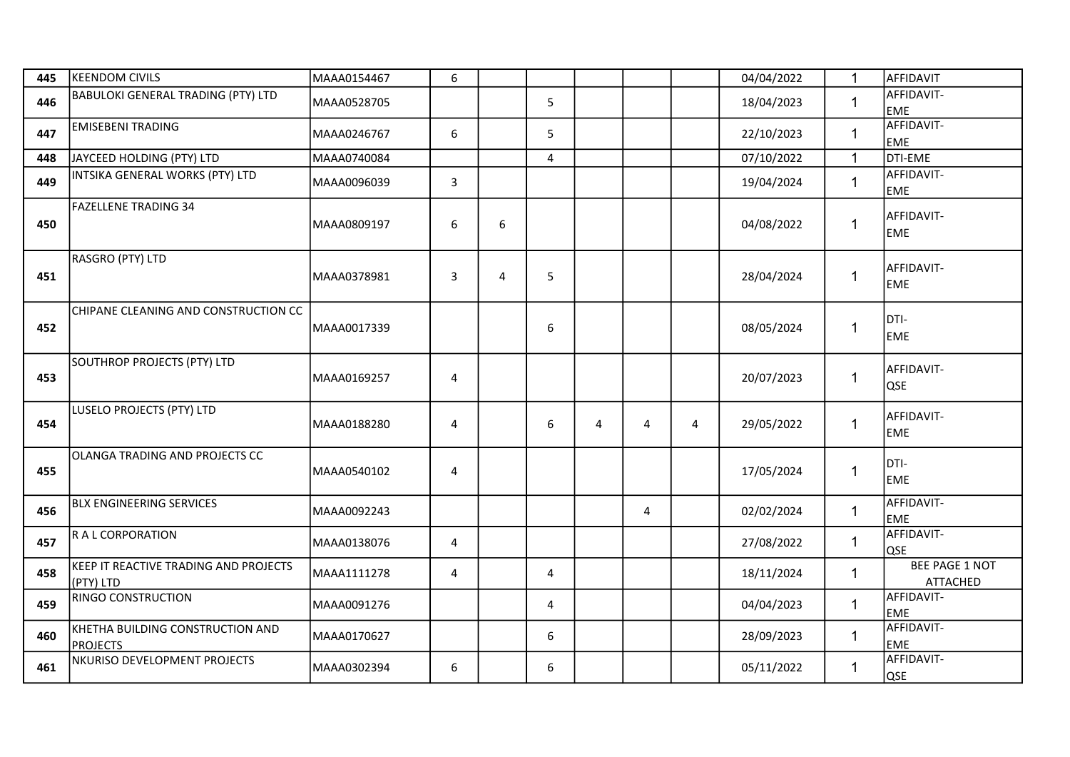| | | | | | | | | | | | |
|---|---|---|---|---|---|---|---|---|---|---|---|
| 445 | KEENDOM CIVILS | MAAA0154467 | 6 | | | | | | 04/04/2022 | 1 | AFFIDAVIT |
| 446 | BABULOKI GENERAL TRADING (PTY) LTD | MAAA0528705 | | | 5 | | | | 18/04/2023 | 1 | AFFIDAVIT-EME |
| 447 | EMISEBENI TRADING | MAAA0246767 | 6 | | 5 | | | | 22/10/2023 | 1 | AFFIDAVIT-EME |
| 448 | JAYCEED HOLDING (PTY) LTD | MAAA0740084 | | | 4 | | | | 07/10/2022 | 1 | DTI-EME |
| 449 | INTSIKA GENERAL WORKS (PTY) LTD | MAAA0096039 | 3 | | | | | | 19/04/2024 | 1 | AFFIDAVIT-EME |
| 450 | FAZELLENE TRADING 34 | MAAA0809197 | 6 | 6 | | | | | 04/08/2022 | 1 | AFFIDAVIT-EME |
| 451 | RASGRO (PTY) LTD | MAAA0378981 | 3 | 4 | 5 | | | | 28/04/2024 | 1 | AFFIDAVIT-EME |
| 452 | CHIPANE CLEANING AND CONSTRUCTION CC | MAAA0017339 | | | 6 | | | | 08/05/2024 | 1 | DTI-EME |
| 453 | SOUTHROP PROJECTS (PTY) LTD | MAAA0169257 | 4 | | | | | | 20/07/2023 | 1 | AFFIDAVIT-QSE |
| 454 | LUSELO PROJECTS (PTY) LTD | MAAA0188280 | 4 | | 6 | 4 | 4 | 4 | 29/05/2022 | 1 | AFFIDAVIT-EME |
| 455 | OLANGA TRADING AND PROJECTS CC | MAAA0540102 | 4 | | | | | | 17/05/2024 | 1 | DTI-EME |
| 456 | BLX ENGINEERING SERVICES | MAAA0092243 | | | | | 4 | | 02/02/2024 | 1 | AFFIDAVIT-EME |
| 457 | R A L CORPORATION | MAAA0138076 | 4 | | | | | | 27/08/2022 | 1 | AFFIDAVIT-QSE |
| 458 | KEEP IT REACTIVE TRADING AND PROJECTS (PTY) LTD | MAAA1111278 | 4 | | 4 | | | | 18/11/2024 | 1 | BEE PAGE 1 NOT ATTACHED |
| 459 | RINGO CONSTRUCTION | MAAA0091276 | | | 4 | | | | 04/04/2023 | 1 | AFFIDAVIT-EME |
| 460 | KHETHA BUILDING CONSTRUCTION AND PROJECTS | MAAA0170627 | | | 6 | | | | 28/09/2023 | 1 | AFFIDAVIT-EME |
| 461 | NKURISO DEVELOPMENT PROJECTS | MAAA0302394 | 6 | | 6 | | | | 05/11/2022 | 1 | AFFIDAVIT-QSE |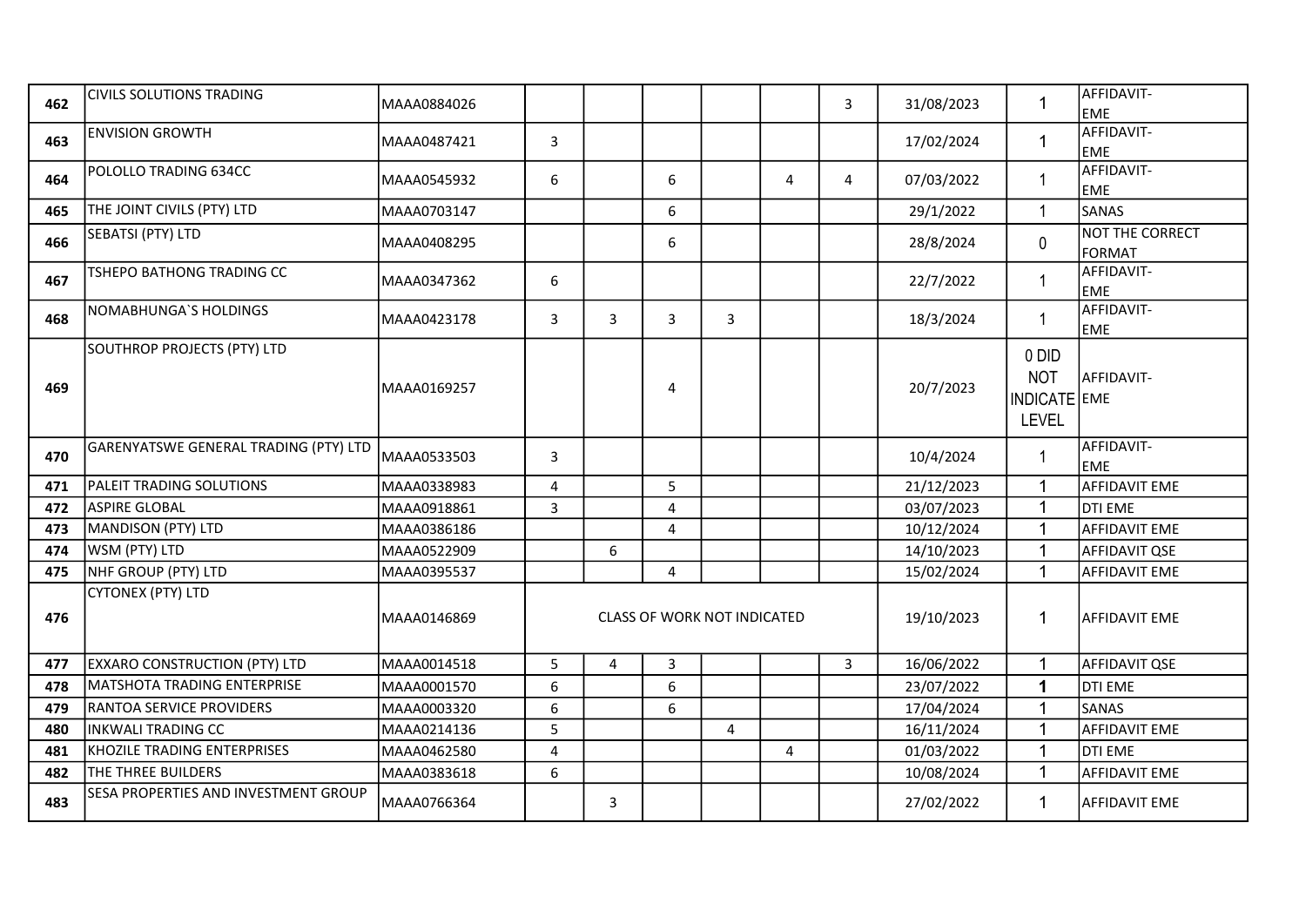| 462 | CIVILS SOLUTIONS TRADING | MAAA0884026 | | | | | | 3 | 31/08/2023 | 1 | AFFIDAVIT-EME |
|---|---|---|---|---|---|---|---|---|---|---|---|
| 463 | ENVISION GROWTH | MAAA0487421 | 3 | | | | | | 17/02/2024 | 1 | AFFIDAVIT-EME |
| 464 | POLOLLO TRADING 634CC | MAAA0545932 | 6 | | 6 | | 4 | 4 | 07/03/2022 | 1 | AFFIDAVIT-EME |
| 465 | THE JOINT CIVILS (PTY) LTD | MAAA0703147 | | | 6 | | | | 29/1/2022 | 1 | SANAS |
| 466 | SEBATSI (PTY) LTD | MAAA0408295 | | | 6 | | | | 28/8/2024 | 0 | NOT THE CORRECT FORMAT |
| 467 | TSHEPO BATHONG TRADING CC | MAAA0347362 | 6 | | | | | | 22/7/2022 | 1 | AFFIDAVIT-EME |
| 468 | NOMABHUNGA`S HOLDINGS | MAAA0423178 | 3 | 3 | 3 | 3 | | | 18/3/2024 | 1 | AFFIDAVIT-EME |
| 469 | SOUTHROP PROJECTS (PTY) LTD | MAAA0169257 | | | 4 | | | | 20/7/2023 | 0 DID NOT INDICATE LEVEL | AFFIDAVIT-EME |
| 470 | GARENYATSWE GENERAL TRADING (PTY) LTD | MAAA0533503 | 3 | | | | | | 10/4/2024 | 1 | AFFIDAVIT-EME |
| 471 | PALEIT TRADING SOLUTIONS | MAAA0338983 | 4 | | 5 | | | | 21/12/2023 | 1 | AFFIDAVIT EME |
| 472 | ASPIRE GLOBAL | MAAA0918861 | 3 | | 4 | | | | 03/07/2023 | 1 | DTI EME |
| 473 | MANDISON (PTY) LTD | MAAA0386186 | | | 4 | | | | 10/12/2024 | 1 | AFFIDAVIT EME |
| 474 | WSM (PTY) LTD | MAAA0522909 | | 6 | | | | | 14/10/2023 | 1 | AFFIDAVIT QSE |
| 475 | NHF GROUP (PTY) LTD | MAAA0395537 | | | 4 | | | | 15/02/2024 | 1 | AFFIDAVIT EME |
| 476 | CYTONEX (PTY) LTD | MAAA0146869 | CLASS OF WORK NOT INDICATED | | | | | | 19/10/2023 | 1 | AFFIDAVIT EME |
| 477 | EXXARO CONSTRUCTION (PTY) LTD | MAAA0014518 | 5 | 4 | 3 | | | 3 | 16/06/2022 | 1 | AFFIDAVIT QSE |
| 478 | MATSHOTA TRADING ENTERPRISE | MAAA0001570 | 6 | | 6 | | | | 23/07/2022 | 1 | DTI EME |
| 479 | RANTOA SERVICE PROVIDERS | MAAA0003320 | 6 | | 6 | | | | 17/04/2024 | 1 | SANAS |
| 480 | INKWALI TRADING CC | MAAA0214136 | 5 | | | 4 | | | 16/11/2024 | 1 | AFFIDAVIT EME |
| 481 | KHOZILE TRADING ENTERPRISES | MAAA0462580 | 4 | | | | 4 | | 01/03/2022 | 1 | DTI EME |
| 482 | THE THREE BUILDERS | MAAA0383618 | 6 | | | | | | 10/08/2024 | 1 | AFFIDAVIT EME |
| 483 | SESA PROPERTIES AND INVESTMENT GROUP | MAAA0766364 | | 3 | | | | | 27/02/2022 | 1 | AFFIDAVIT EME |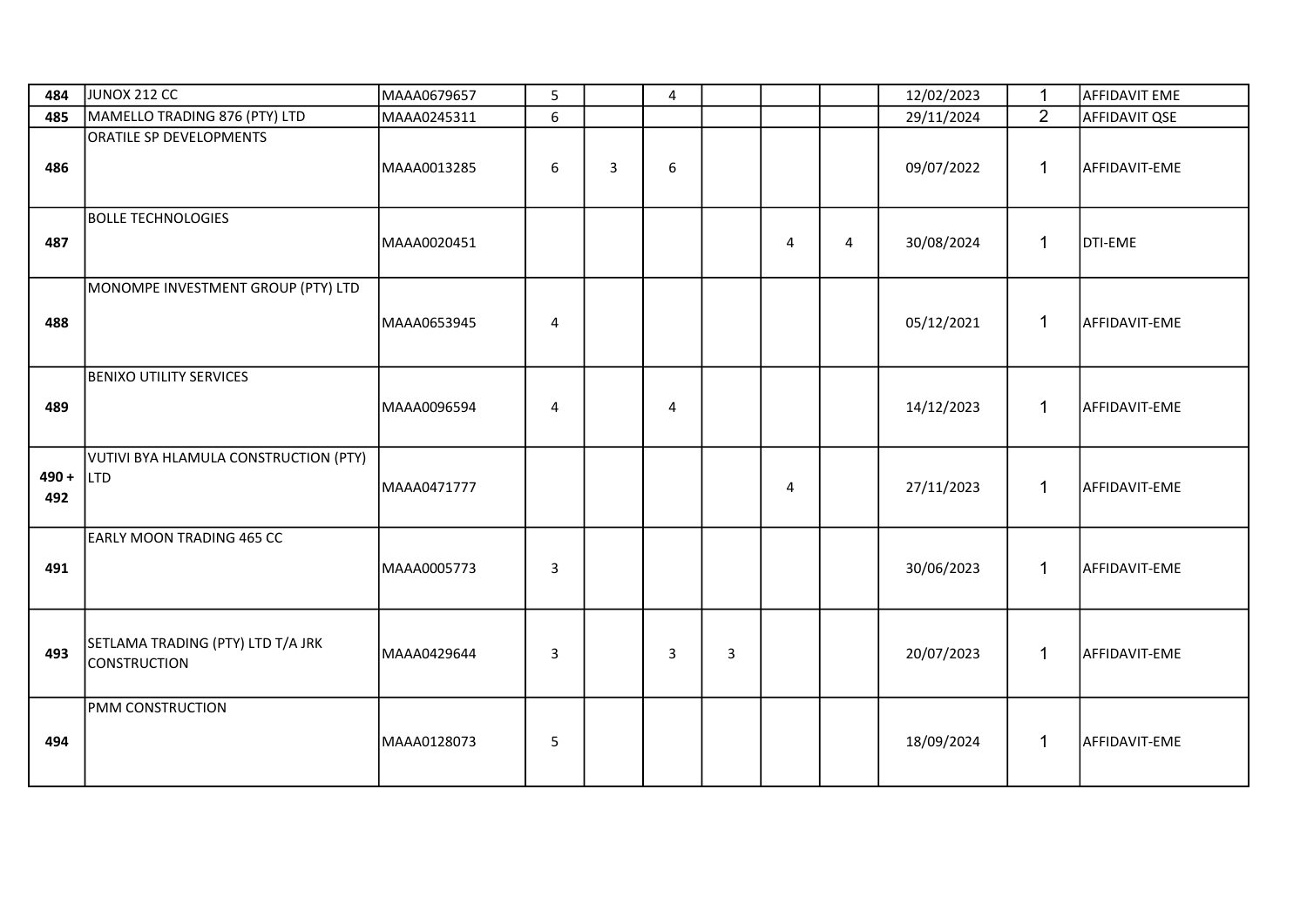| | | | | | | | | | | | |
|---|---|---|---|---|---|---|---|---|---|---|---|
| **484** | JUNOX 212 CC | MAAA0679657 | 5 | | 4 | | | | 12/02/2023 | 1 | AFFIDAVIT EME |
| **485** | MAMELLO TRADING 876 (PTY) LTD | MAAA0245311 | 6 | | | | | | 29/11/2024 | 2 | AFFIDAVIT QSE |
| **486** | ORATILE SP DEVELOPMENTS | MAAA0013285 | 6 | 3 | 6 | | | | 09/07/2022 | 1 | AFFIDAVIT-EME |
| **487** | BOLLE TECHNOLOGIES | MAAA0020451 | | | | | 4 | 4 | 30/08/2024 | 1 | DTI-EME |
| **488** | MONOMPE INVESTMENT GROUP (PTY) LTD | MAAA0653945 | 4 | | | | | | 05/12/2021 | 1 | AFFIDAVIT-EME |
| **489** | BENIXO UTILITY SERVICES | MAAA0096594 | 4 | | 4 | | | | 14/12/2023 | 1 | AFFIDAVIT-EME |
| **490 + 492** | VUTIVI BYA HLAMULA CONSTRUCTION (PTY) LTD | MAAA0471777 | | | | | 4 | | 27/11/2023 | 1 | AFFIDAVIT-EME |
| **491** | EARLY MOON TRADING 465 CC | MAAA0005773 | 3 | | | | | | 30/06/2023 | 1 | AFFIDAVIT-EME |
| **493** | SETLAMA TRADING (PTY) LTD T/A JRK CONSTRUCTION | MAAA0429644 | 3 | | 3 | 3 | | | 20/07/2023 | 1 | AFFIDAVIT-EME |
| **494** | PMM CONSTRUCTION | MAAA0128073 | 5 | | | | | | 18/09/2024 | 1 | AFFIDAVIT-EME |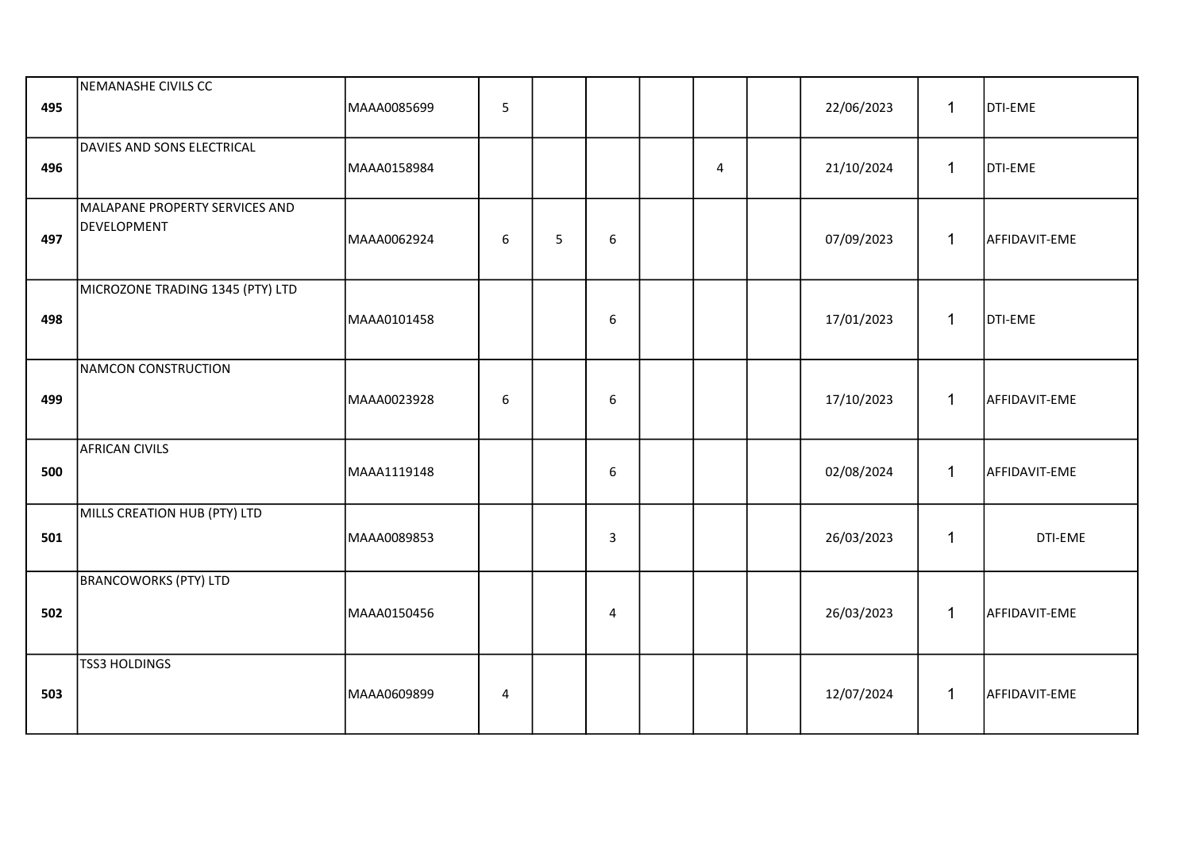| | | | | | | | | | | | | |
|---|---|---|---|---|---|---|---|---|---|---|---|---|
| **495** | NEMANASHE CIVILS CC | MAAA0085699 | 5 | | | | | | 22/06/2023 | 1 | DTI-EME |
| **496** | DAVIES AND SONS ELECTRICAL | MAAA0158984 | | | | | 4 | | 21/10/2024 | 1 | DTI-EME |
| **497** | MALAPANE PROPERTY SERVICES AND DEVELOPMENT | MAAA0062924 | 6 | 5 | 6 | | | | 07/09/2023 | 1 | AFFIDAVIT-EME |
| **498** | MICROZONE TRADING 1345 (PTY) LTD | MAAA0101458 | | | 6 | | | | 17/01/2023 | 1 | DTI-EME |
| **499** | NAMCON CONSTRUCTION | MAAA0023928 | 6 | | 6 | | | | 17/10/2023 | 1 | AFFIDAVIT-EME |
| **500** | AFRICAN CIVILS | MAAA1119148 | | | 6 | | | | 02/08/2024 | 1 | AFFIDAVIT-EME |
| **501** | MILLS CREATION HUB (PTY) LTD | MAAA0089853 | | | 3 | | | | 26/03/2023 | 1 | DTI-EME |
| **502** | BRANCOWORKS (PTY) LTD | MAAA0150456 | | | 4 | | | | 26/03/2023 | 1 | AFFIDAVIT-EME |
| **503** | TSS3 HOLDINGS | MAAA0609899 | 4 | | | | | | 12/07/2024 | 1 | AFFIDAVIT-EME |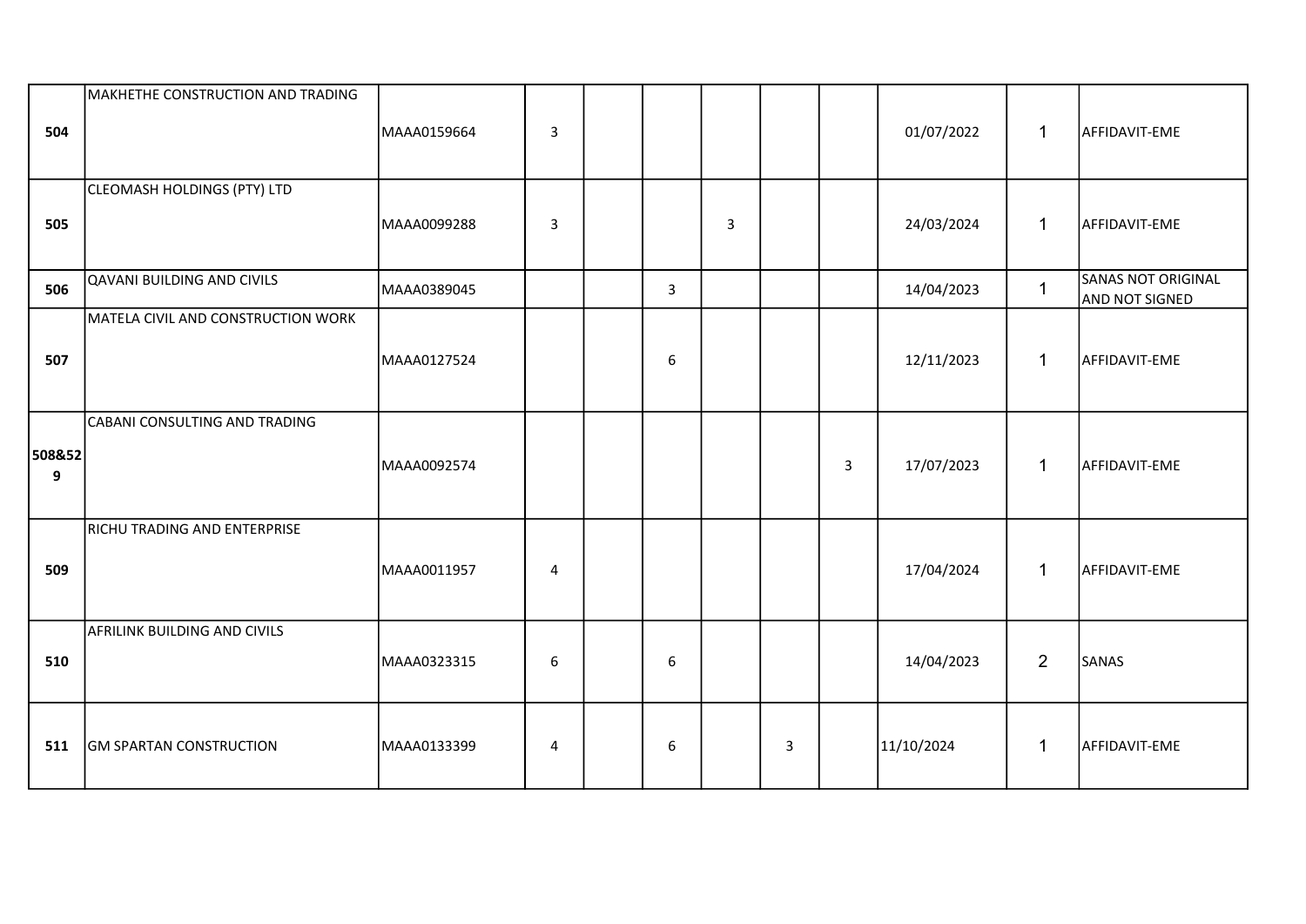| | | | | | | | | | | | |
|---|---|---|---|---|---|---|---|---|---|---|---|
| 504 | MAKHETHE CONSTRUCTION AND TRADING | MAAA0159664 | 3 | | | | | | 01/07/2022 | 1 | AFFIDAVIT-EME |
| 505 | CLEOMASH HOLDINGS (PTY) LTD | MAAA0099288 | 3 | | | 3 | | | 24/03/2024 | 1 | AFFIDAVIT-EME |
| 506 | QAVANI BUILDING AND CIVILS | MAAA0389045 | | | 3 | | | | 14/04/2023 | 1 | SANAS NOT ORIGINAL AND NOT SIGNED |
| 507 | MATELA CIVIL AND CONSTRUCTION WORK | MAAA0127524 | | | 6 | | | | 12/11/2023 | 1 | AFFIDAVIT-EME |
| 508&529 | CABANI CONSULTING AND TRADING | MAAA0092574 | | | | | | 3 | 17/07/2023 | 1 | AFFIDAVIT-EME |
| 509 | RICHU TRADING AND ENTERPRISE | MAAA0011957 | 4 | | | | | | 17/04/2024 | 1 | AFFIDAVIT-EME |
| 510 | AFRILINK BUILDING AND CIVILS | MAAA0323315 | 6 | | 6 | | | | 14/04/2023 | 2 | SANAS |
| 511 | GM SPARTAN CONSTRUCTION | MAAA0133399 | 4 | | 6 | | 3 | | 11/10/2024 | 1 | AFFIDAVIT-EME |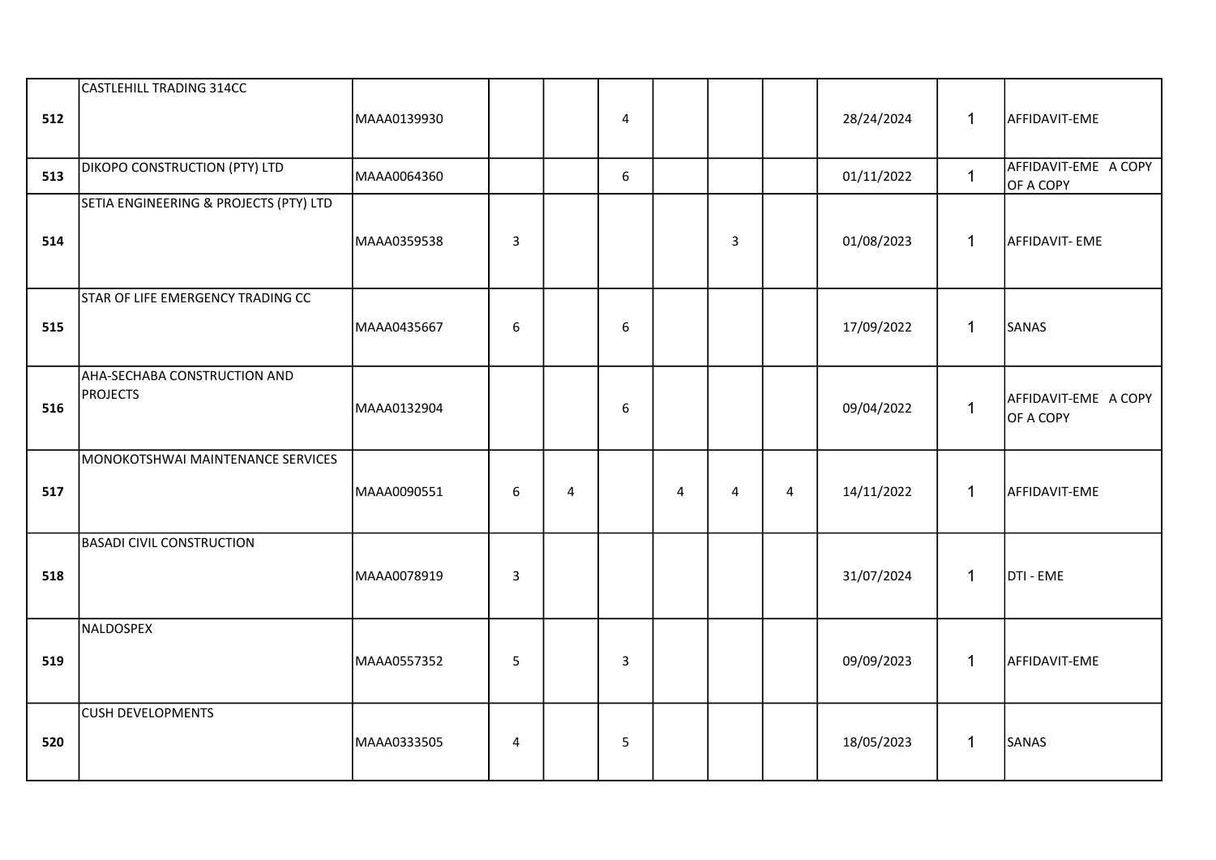| | | | | | | | | | | | |
|---|---|---|---|---|---|---|---|---|---|---|---|
| **512** | CASTLEHILL TRADING 314CC | MAAA0139930 | | | 4 | | | | 28/24/2024 | 1 | AFFIDAVIT-EME |
| **513** | DIKOPO CONSTRUCTION (PTY) LTD | MAAA0064360 | | | 6 | | | | 01/11/2022 | 1 | AFFIDAVIT-EME A COPY OF A COPY |
| **514** | SETIA ENGINEERING & PROJECTS (PTY) LTD | MAAA0359538 | 3 | | | | 3 | | 01/08/2023 | 1 | AFFIDAVIT- EME |
| **515** | STAR OF LIFE EMERGENCY TRADING CC | MAAA0435667 | 6 | | 6 | | | | 17/09/2022 | 1 | SANAS |
| **516** | AHA-SECHABA CONSTRUCTION AND PROJECTS | MAAA0132904 | | | 6 | | | | 09/04/2022 | 1 | AFFIDAVIT-EME A COPY OF A COPY |
| **517** | MONOKOTSHWAI MAINTENANCE SERVICES | MAAA0090551 | 6 | 4 | | 4 | 4 | 4 | 14/11/2022 | 1 | AFFIDAVIT-EME |
| **518** | BASADI CIVIL CONSTRUCTION | MAAA0078919 | 3 | | | | | | 31/07/2024 | 1 | DTI - EME |
| **519** | NALDOSPEX | MAAA0557352 | 5 | | 3 | | | | 09/09/2023 | 1 | AFFIDAVIT-EME |
| **520** | CUSH DEVELOPMENTS | MAAA0333505 | 4 | | 5 | | | | 18/05/2023 | 1 | SANAS |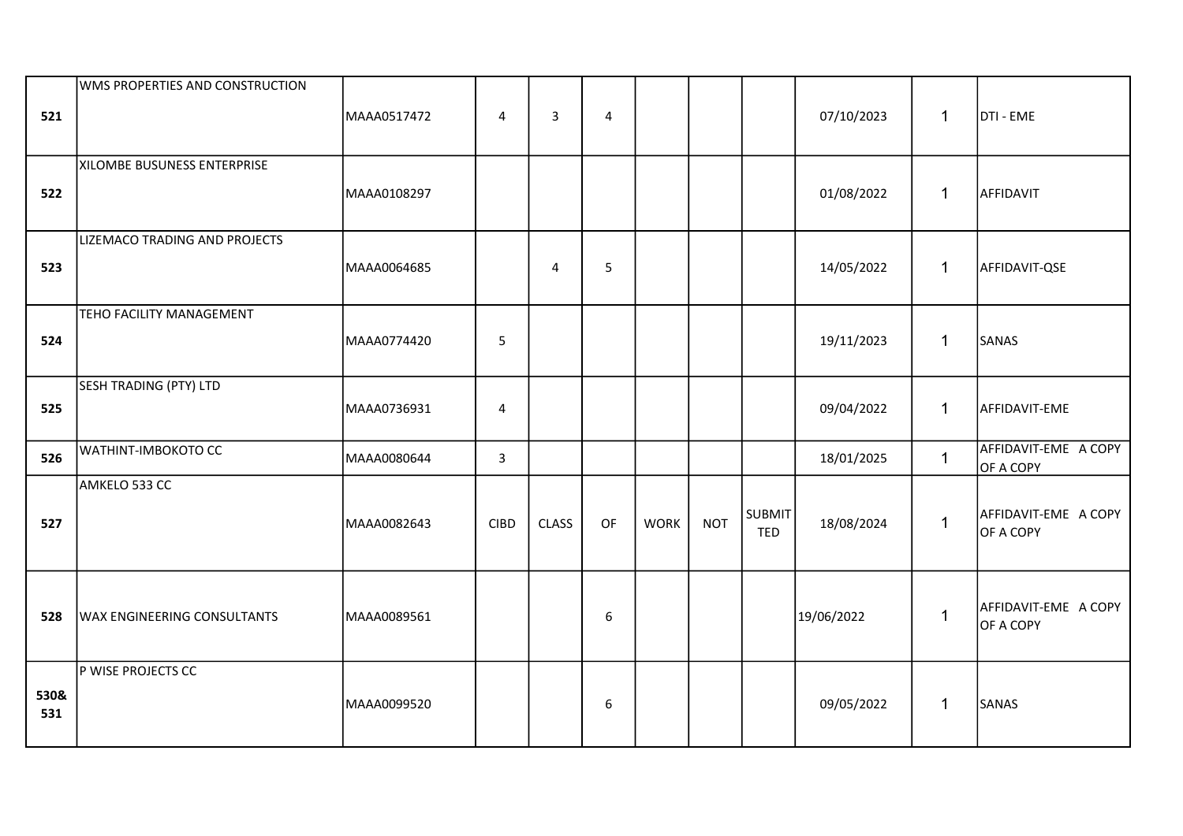| | | | | | | | | | | | |
|---|---|---|---|---|---|---|---|---|---|---|---|
| 521 | WMS PROPERTIES AND CONSTRUCTION | MAAA0517472 | 4 | 3 | 4 | | | | 07/10/2023 | 1 | DTI - EME |
| 522 | XILOMBE BUSUNESS ENTERPRISE | MAAA0108297 | | | | | | | 01/08/2022 | 1 | AFFIDAVIT |
| 523 | LIZEMACO TRADING AND PROJECTS | MAAA0064685 | | 4 | 5 | | | | 14/05/2022 | 1 | AFFIDAVIT-QSE |
| 524 | TEHO FACILITY MANAGEMENT | MAAA0774420 | 5 | | | | | | 19/11/2023 | 1 | SANAS |
| 525 | SESH TRADING (PTY) LTD | MAAA0736931 | 4 | | | | | | 09/04/2022 | 1 | AFFIDAVIT-EME |
| 526 | WATHINT-IMBOKOTO CC | MAAA0080644 | 3 | | | | | | 18/01/2025 | 1 | AFFIDAVIT-EME A COPY OF A COPY |
| 527 | AMKELO 533 CC | MAAA0082643 | CIBD | CLASS | OF | WORK | NOT | SUBMITTED | 18/08/2024 | 1 | AFFIDAVIT-EME A COPY OF A COPY |
| 528 | WAX ENGINEERING CONSULTANTS | MAAA0089561 | | | 6 | | | | 19/06/2022 | 1 | AFFIDAVIT-EME A COPY OF A COPY |
| 530& 531 | P WISE PROJECTS CC | MAAA0099520 | | | 6 | | | | 09/05/2022 | 1 | SANAS |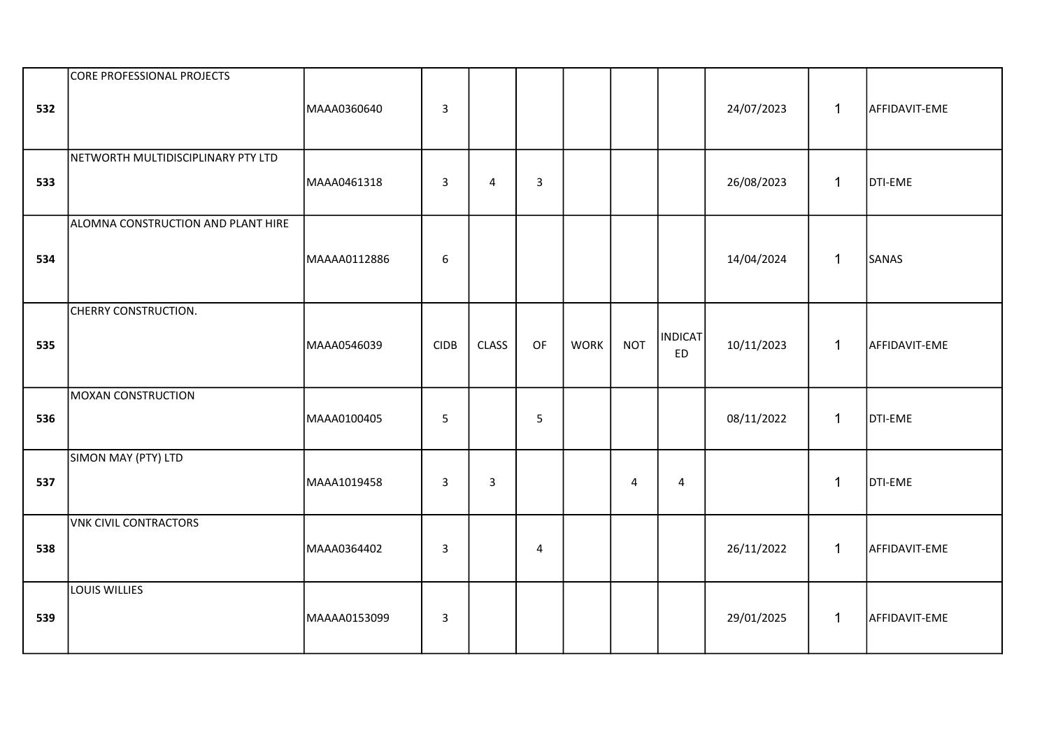| | | | | | | | | | | | |
|---|---|---|---|---|---|---|---|---|---|---|---|
| **532** | CORE PROFESSIONAL PROJECTS | MAAA0360640 | 3 | | | | | | 24/07/2023 | 1 | AFFIDAVIT-EME |
| **533** | NETWORTH MULTIDISCIPLINARY PTY LTD | MAAA0461318 | 3 | 4 | 3 | | | | 26/08/2023 | 1 | DTI-EME |
| **534** | ALOMNA CONSTRUCTION AND PLANT HIRE | MAAAA0112886 | 6 | | | | | | 14/04/2024 | 1 | SANAS |
| **535** | CHERRY CONSTRUCTION. | MAAA0546039 | CIDB | CLASS | OF | WORK | NOT | INDICATED | 10/11/2023 | 1 | AFFIDAVIT-EME |
| **536** | MOXAN CONSTRUCTION | MAAA0100405 | 5 | | 5 | | | | 08/11/2022 | 1 | DTI-EME |
| **537** | SIMON MAY (PTY) LTD | MAAA1019458 | 3 | 3 | | | 4 | 4 | | 1 | DTI-EME |
| **538** | VNK CIVIL CONTRACTORS | MAAA0364402 | 3 | | 4 | | | | 26/11/2022 | 1 | AFFIDAVIT-EME |
| **539** | LOUIS WILLIES | MAAAA0153099 | 3 | | | | | | 29/01/2025 | 1 | AFFIDAVIT-EME |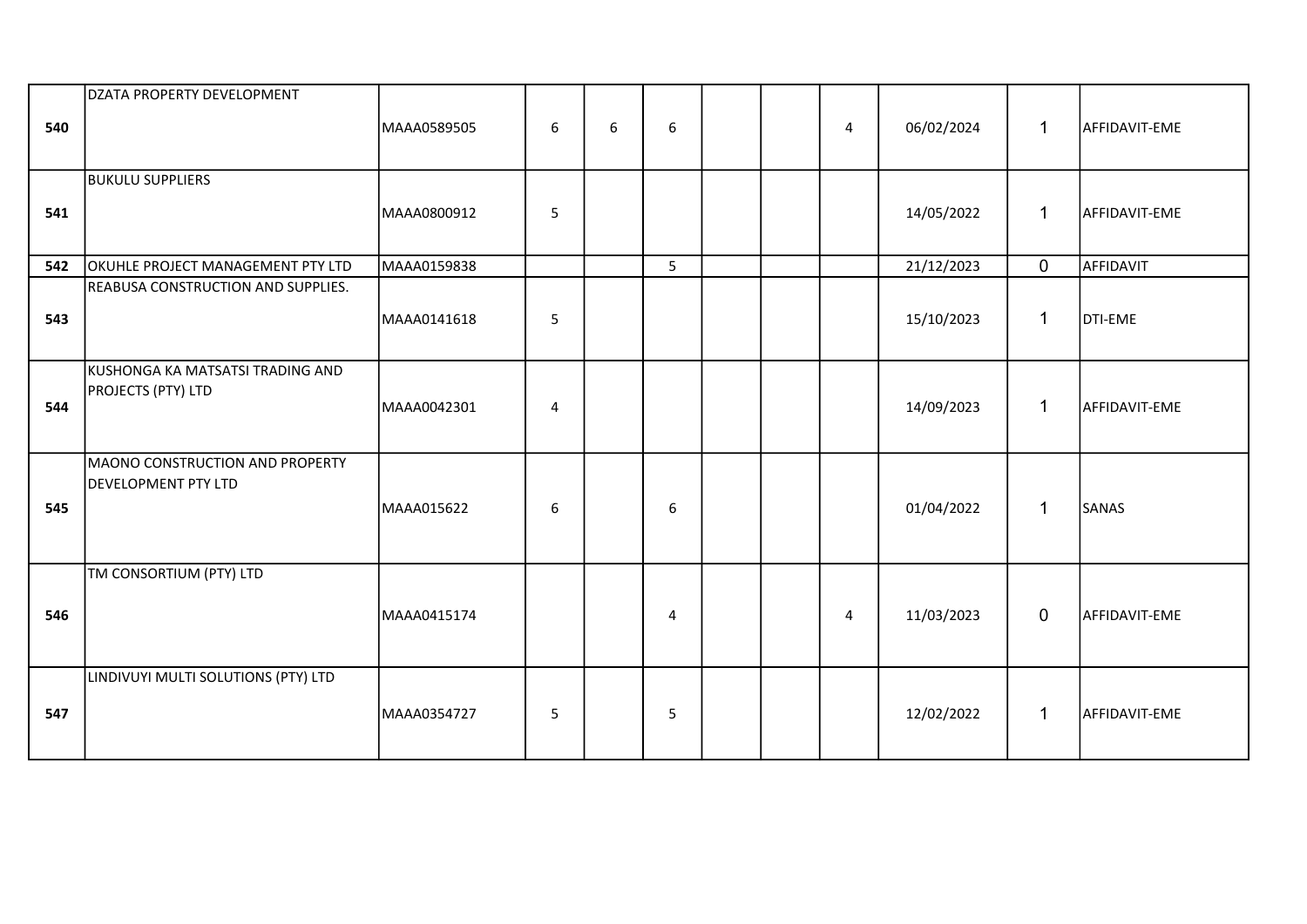| | | | | | | | | | | | |
|---|---|---|---|---|---|---|---|---|---|---|---|
| **540** | DZATA PROPERTY DEVELOPMENT | MAAA0589505 | 6 | 6 | 6 | | | 4 | 06/02/2024 | 1 | AFFIDAVIT-EME |
| **541** | BUKULU SUPPLIERS | MAAA0800912 | 5 | | | | | | 14/05/2022 | 1 | AFFIDAVIT-EME |
| **542** | OKUHLE PROJECT MANAGEMENT PTY LTD | MAAA0159838 | | | 5 | | | | 21/12/2023 | 0 | AFFIDAVIT |
| **543** | REABUSA CONSTRUCTION AND SUPPLIES. | MAAA0141618 | 5 | | | | | | 15/10/2023 | 1 | DTI-EME |
| **544** | KUSHONGA KA MATSATSI TRADING AND PROJECTS (PTY) LTD | MAAA0042301 | 4 | | | | | | 14/09/2023 | 1 | AFFIDAVIT-EME |
| **545** | MAONO CONSTRUCTION AND PROPERTY DEVELOPMENT PTY LTD | MAAA015622 | 6 | | 6 | | | | 01/04/2022 | 1 | SANAS |
| **546** | TM CONSORTIUM (PTY) LTD | MAAA0415174 | | | 4 | | | 4 | 11/03/2023 | 0 | AFFIDAVIT-EME |
| **547** | LINDIVUYI MULTI SOLUTIONS (PTY) LTD | MAAA0354727 | 5 | | 5 | | | | 12/02/2022 | 1 | AFFIDAVIT-EME |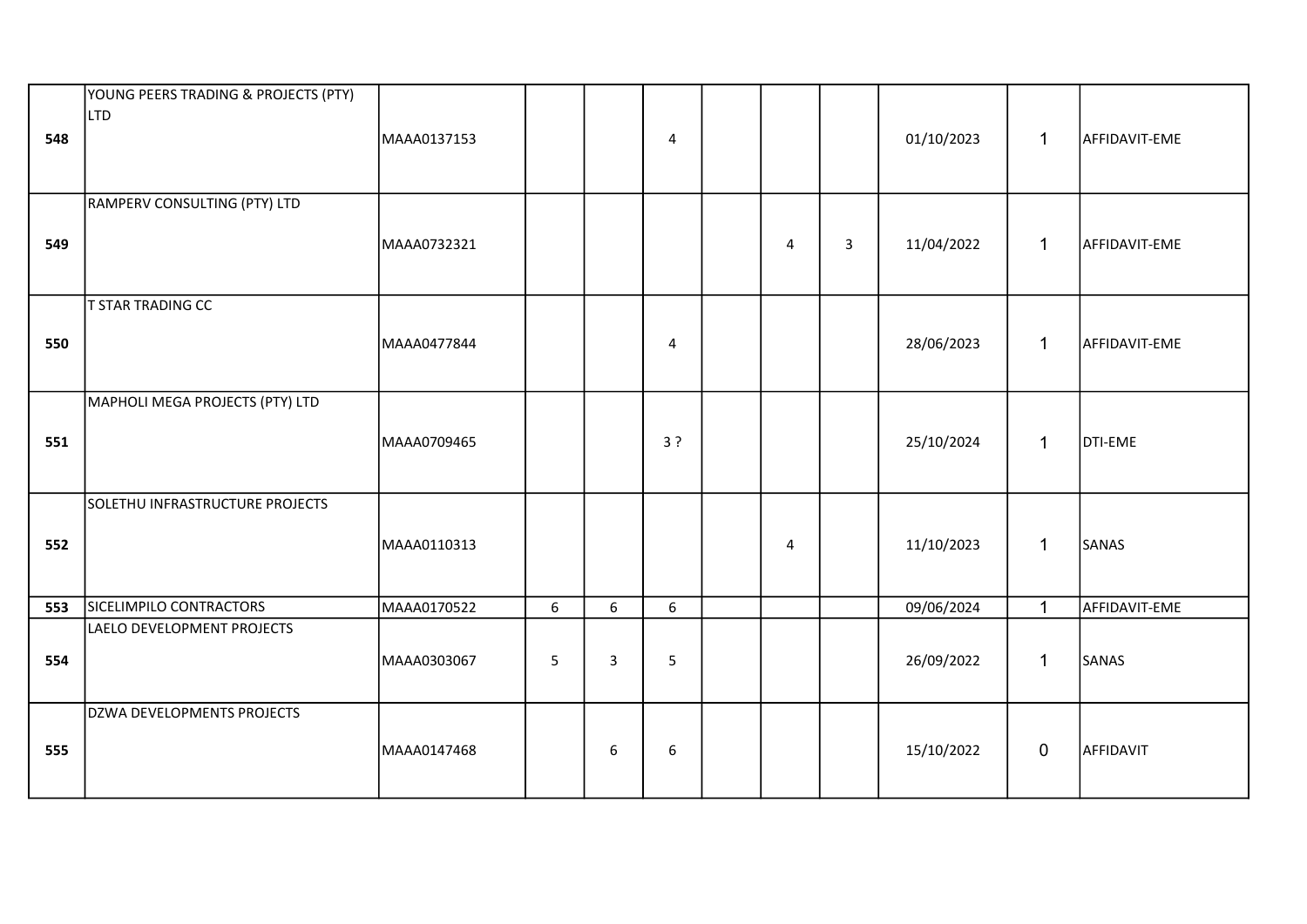|     |     |     |     |     |     |     |     |     |     |     |     |
| --- | --- | --- | --- | --- | --- | --- | --- | --- | --- | --- | --- |
| **548** | YOUNG PEERS TRADING & PROJECTS (PTY) LTD | MAAA0137153 | | | 4 | | | | 01/10/2023 | 1 | AFFIDAVIT-EME |
| **549** | RAMPERV CONSULTING (PTY) LTD | MAAA0732321 | | | | | 4 | 3 | 11/04/2022 | 1 | AFFIDAVIT-EME |
| **550** | T STAR TRADING CC | MAAA0477844 | | | 4 | | | | 28/06/2023 | 1 | AFFIDAVIT-EME |
| **551** | MAPHOLI MEGA PROJECTS (PTY) LTD | MAAA0709465 | | | 3 ? | | | | 25/10/2024 | 1 | DTI-EME |
| **552** | SOLETHU INFRASTRUCTURE PROJECTS | MAAA0110313 | | | | | 4 | | 11/10/2023 | 1 | SANAS |
| **553** | SICELIMPILO CONTRACTORS | MAAA0170522 | 6 | 6 | 6 | | | | 09/06/2024 | 1 | AFFIDAVIT-EME |
| **554** | LAELO DEVELOPMENT PROJECTS | MAAA0303067 | 5 | 3 | 5 | | | | 26/09/2022 | 1 | SANAS |
| **555** | DZWA DEVELOPMENTS PROJECTS | MAAA0147468 | | 6 | 6 | | | | 15/10/2022 | 0 | AFFIDAVIT |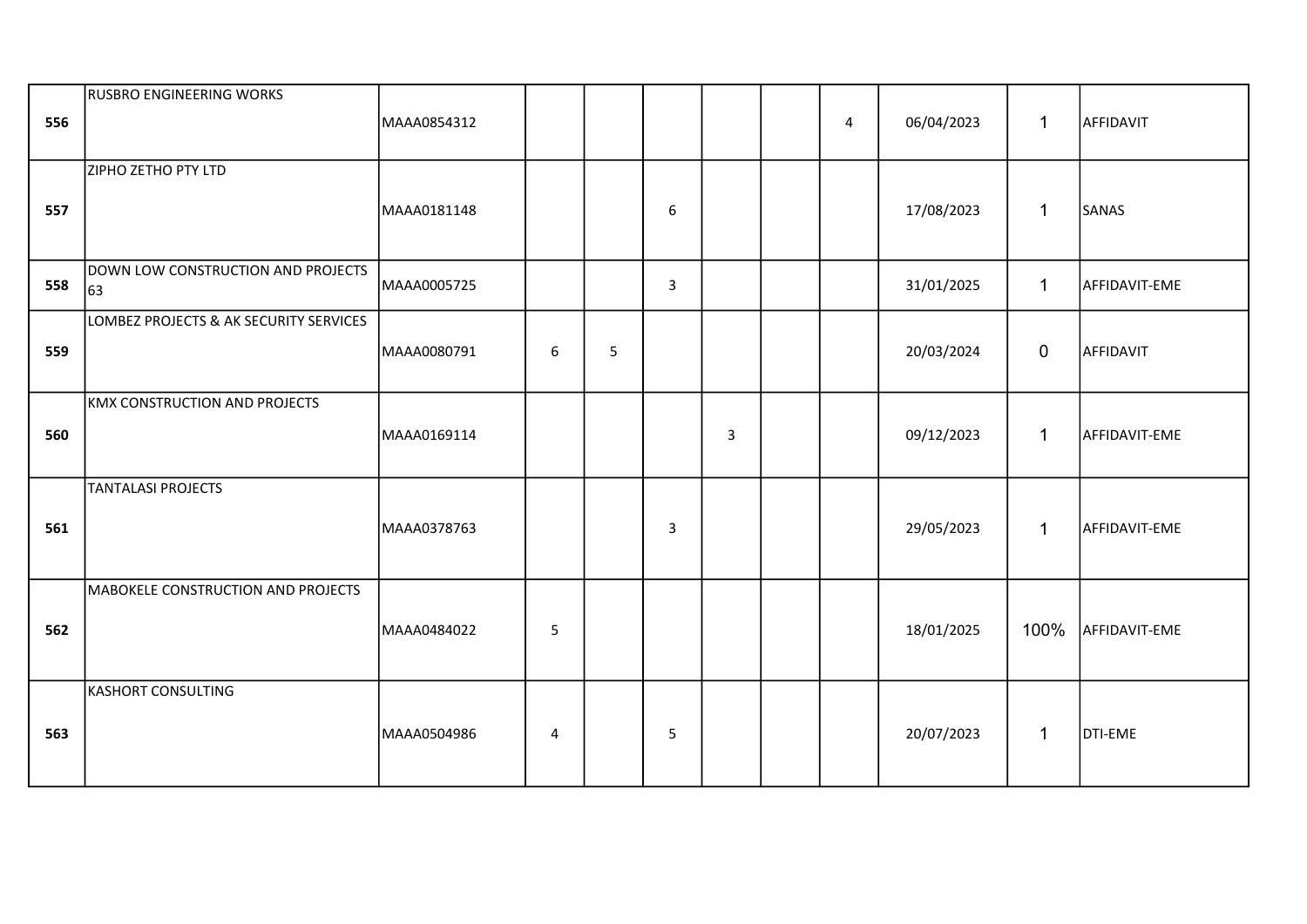| | | | | | | | | | | | |
|---|---|---|---|---|---|---|---|---|---|---|---|
| 556 | RUSBRO ENGINEERING WORKS | MAAA0854312 | | | | | | 4 | 06/04/2023 | 1 | AFFIDAVIT |
| 557 | ZIPHO ZETHO PTY LTD | MAAA0181148 | | | 6 | | | | 17/08/2023 | 1 | SANAS |
| 558 | DOWN LOW CONSTRUCTION AND PROJECTS 63 | MAAA0005725 | | | 3 | | | | 31/01/2025 | 1 | AFFIDAVIT-EME |
| 559 | LOMBEZ PROJECTS & AK SECURITY SERVICES | MAAA0080791 | 6 | 5 | | | | | 20/03/2024 | 0 | AFFIDAVIT |
| 560 | KMX CONSTRUCTION AND PROJECTS | MAAA0169114 | | | | 3 | | | 09/12/2023 | 1 | AFFIDAVIT-EME |
| 561 | TANTALASI PROJECTS | MAAA0378763 | | | 3 | | | | 29/05/2023 | 1 | AFFIDAVIT-EME |
| 562 | MABOKELE CONSTRUCTION AND PROJECTS | MAAA0484022 | 5 | | | | | | 18/01/2025 | 100% | AFFIDAVIT-EME |
| 563 | KASHORT CONSULTING | MAAA0504986 | 4 | | 5 | | | | 20/07/2023 | 1 | DTI-EME |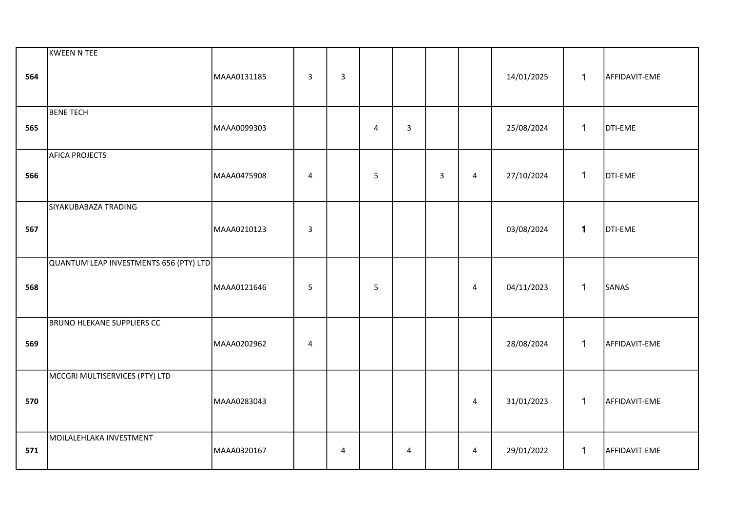| | | | | | | | | | | | |
|---|---|---|---|---|---|---|---|---|---|---|---|
| 564 | KWEEN N TEE | MAAA0131185 | 3 | 3 | | | | | 14/01/2025 | 1 | AFFIDAVIT-EME |
| 565 | BENE TECH | MAAA0099303 | | | 4 | 3 | | | 25/08/2024 | 1 | DTI-EME |
| 566 | AFICA PROJECTS | MAAA0475908 | 4 | | 5 | | 3 | 4 | 27/10/2024 | 1 | DTI-EME |
| 567 | SIYAKUBABAZA TRADING | MAAA0210123 | 3 | | | | | | 03/08/2024 | 1 | DTI-EME |
| 568 | QUANTUM LEAP INVESTMENTS 656 (PTY) LTD | MAAA0121646 | 5 | | 5 | | | 4 | 04/11/2023 | 1 | SANAS |
| 569 | BRUNO HLEKANE SUPPLIERS CC | MAAA0202962 | 4 | | | | | | 28/08/2024 | 1 | AFFIDAVIT-EME |
| 570 | MCCGRI MULTISERVICES (PTY) LTD | MAAA0283043 | | | | | | 4 | 31/01/2023 | 1 | AFFIDAVIT-EME |
| 571 | MOILALEHLAKA INVESTMENT | MAAA0320167 | | 4 | | 4 | | 4 | 29/01/2022 | 1 | AFFIDAVIT-EME |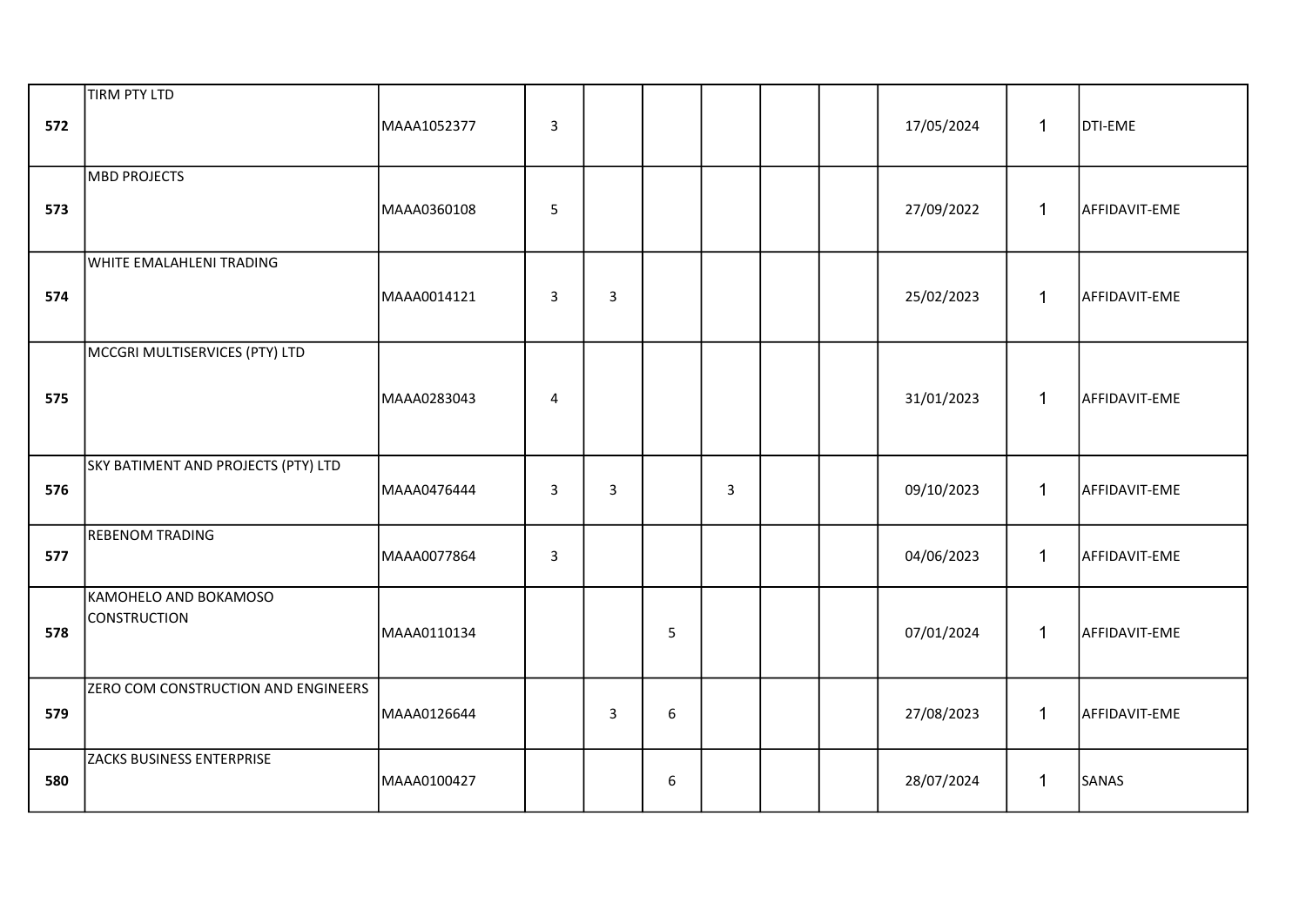| | | | | | | | | | | | |
|---|---|---|---|---|---|---|---|---|---|---|---|
| 572 | TIRM PTY LTD | MAAA1052377 | 3 | | | | | | 17/05/2024 | 1 | DTI-EME |
| 573 | MBD PROJECTS | MAAA0360108 | 5 | | | | | | 27/09/2022 | 1 | AFFIDAVIT-EME |
| 574 | WHITE EMALAHLENI TRADING | MAAA0014121 | 3 | 3 | | | | | 25/02/2023 | 1 | AFFIDAVIT-EME |
| 575 | MCCGRI MULTISERVICES (PTY) LTD | MAAA0283043 | 4 | | | | | | 31/01/2023 | 1 | AFFIDAVIT-EME |
| 576 | SKY BATIMENT AND PROJECTS (PTY) LTD | MAAA0476444 | 3 | 3 | | 3 | | | 09/10/2023 | 1 | AFFIDAVIT-EME |
| 577 | REBENOM TRADING | MAAA0077864 | 3 | | | | | | 04/06/2023 | 1 | AFFIDAVIT-EME |
| 578 | KAMOHELO AND BOKAMOSO CONSTRUCTION | MAAA0110134 | | | 5 | | | | 07/01/2024 | 1 | AFFIDAVIT-EME |
| 579 | ZERO COM CONSTRUCTION AND ENGINEERS | MAAA0126644 | | 3 | 6 | | | | 27/08/2023 | 1 | AFFIDAVIT-EME |
| 580 | ZACKS BUSINESS ENTERPRISE | MAAA0100427 | | | 6 | | | | 28/07/2024 | 1 | SANAS |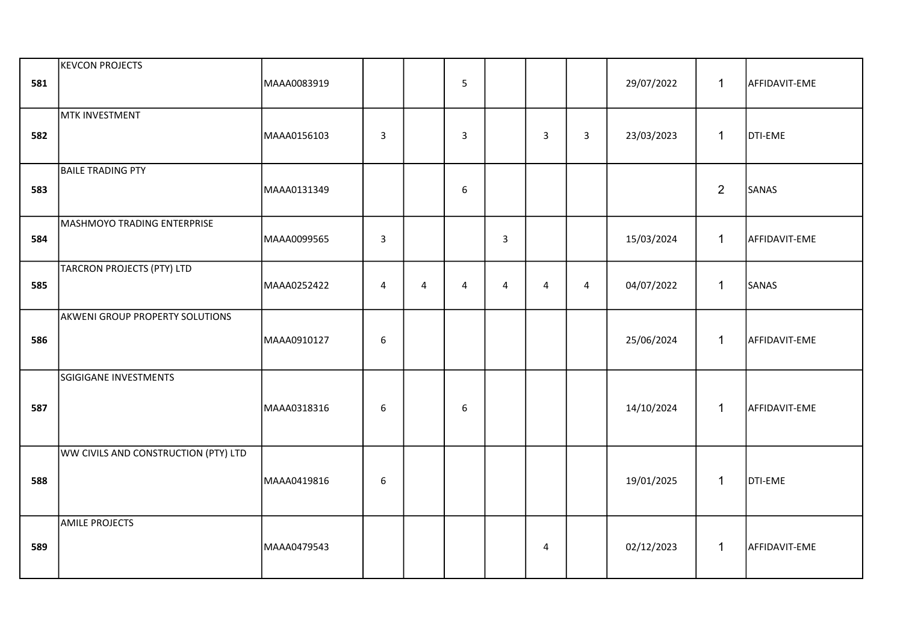| | | | | | | | | | | | |
|---|---|---|---|---|---|---|---|---|---|---|---|
| 581 | KEVCON PROJECTS | MAAA0083919 | | | 5 | | | | 29/07/2022 | 1 | AFFIDAVIT-EME |
| 582 | MTK INVESTMENT | MAAA0156103 | 3 | | 3 | | 3 | 3 | 23/03/2023 | 1 | DTI-EME |
| 583 | BAILE TRADING PTY | MAAA0131349 | | | 6 | | | | | 2 | SANAS |
| 584 | MASHMOYO TRADING ENTERPRISE | MAAA0099565 | 3 | | | 3 | | | 15/03/2024 | 1 | AFFIDAVIT-EME |
| 585 | TARCRON PROJECTS (PTY) LTD | MAAA0252422 | 4 | 4 | 4 | 4 | 4 | 4 | 04/07/2022 | 1 | SANAS |
| 586 | AKWENI GROUP PROPERTY SOLUTIONS | MAAA0910127 | 6 | | | | | | 25/06/2024 | 1 | AFFIDAVIT-EME |
| 587 | SGIGIGANE INVESTMENTS | MAAA0318316 | 6 | | 6 | | | | 14/10/2024 | 1 | AFFIDAVIT-EME |
| 588 | WW CIVILS AND CONSTRUCTION (PTY) LTD | MAAA0419816 | 6 | | | | | | 19/01/2025 | 1 | DTI-EME |
| 589 | AMILE PROJECTS | MAAA0479543 | | | | | 4 | | 02/12/2023 | 1 | AFFIDAVIT-EME |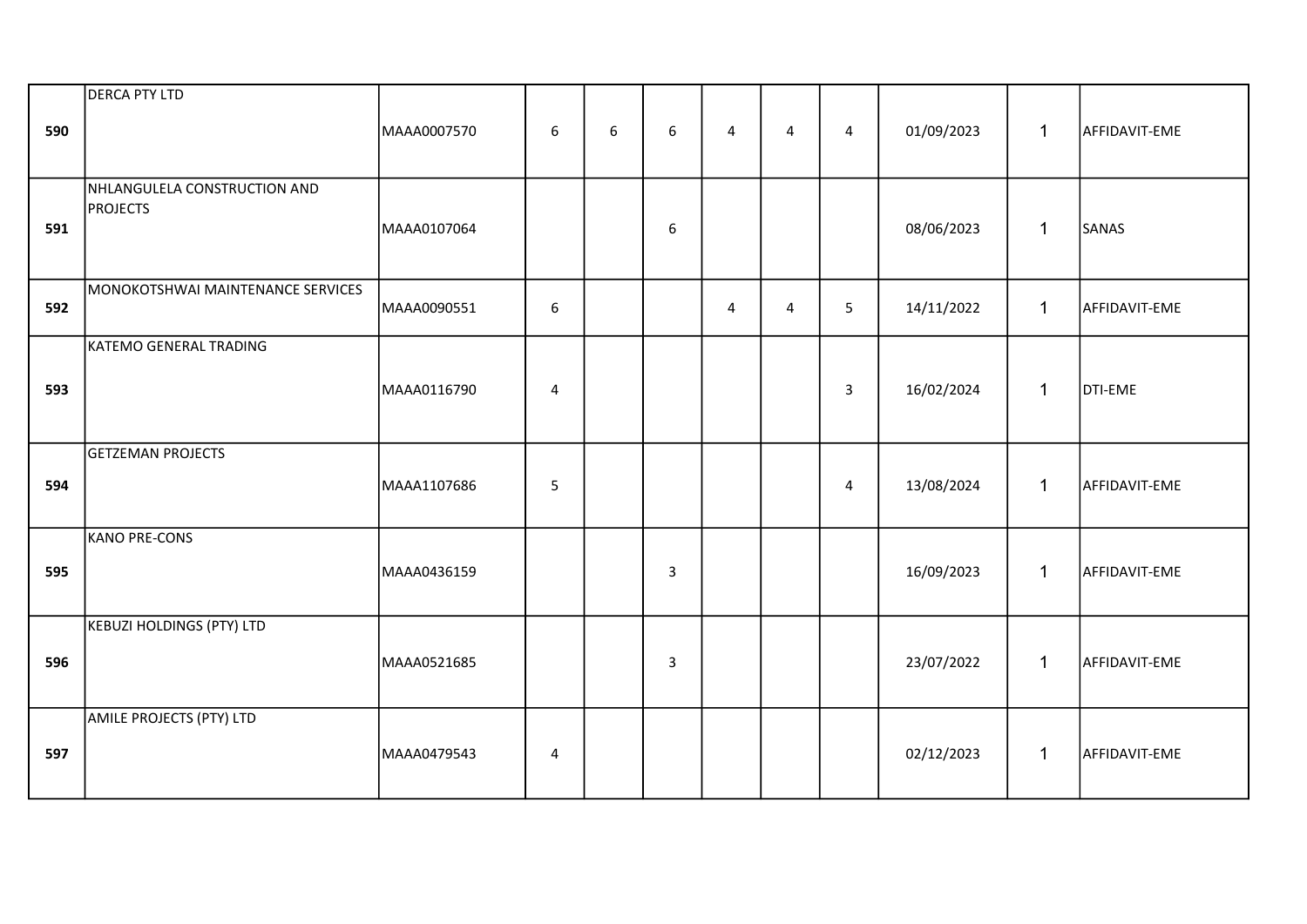| | | | | | | | | | | | |
|---|---|---|---|---|---|---|---|---|---|---|---|
| **590** | DERCA PTY LTD | MAAA0007570 | 6 | 6 | 6 | 4 | 4 | 4 | 01/09/2023 | 1 | AFFIDAVIT-EME |
| **591** | NHLANGULELA CONSTRUCTION AND PROJECTS | MAAA0107064 | | | 6 | | | | 08/06/2023 | 1 | SANAS |
| **592** | MONOKOTSHWAI MAINTENANCE SERVICES | MAAA0090551 | 6 | | | 4 | 4 | 5 | 14/11/2022 | 1 | AFFIDAVIT-EME |
| **593** | KATEMO GENERAL TRADING | MAAA0116790 | 4 | | | | | 3 | 16/02/2024 | 1 | DTI-EME |
| **594** | GETZEMAN PROJECTS | MAAA1107686 | 5 | | | | | 4 | 13/08/2024 | 1 | AFFIDAVIT-EME |
| **595** | KANO PRE-CONS | MAAA0436159 | | | 3 | | | | 16/09/2023 | 1 | AFFIDAVIT-EME |
| **596** | KEBUZI HOLDINGS (PTY) LTD | MAAA0521685 | | | 3 | | | | 23/07/2022 | 1 | AFFIDAVIT-EME |
| **597** | AMILE PROJECTS (PTY) LTD | MAAA0479543 | 4 | | | | | | 02/12/2023 | 1 | AFFIDAVIT-EME |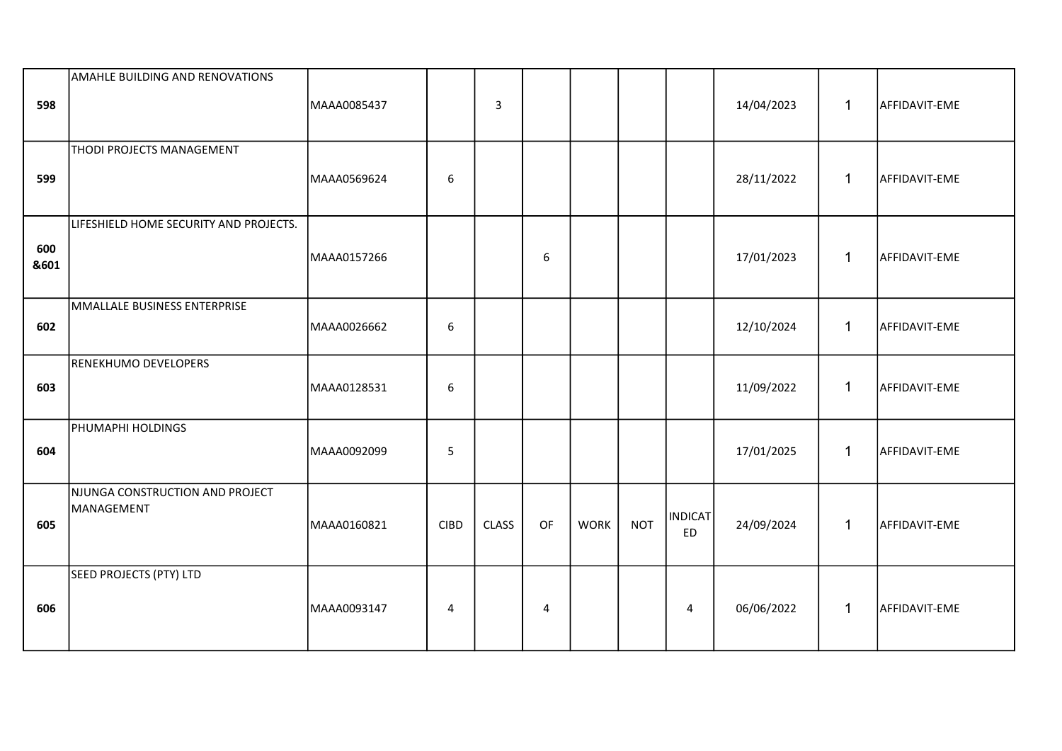| | | | | | | | | | | | |
|---|---|---|---|---|---|---|---|---|---|---|---|
| 598 | AMAHLE BUILDING AND RENOVATIONS | MAAA0085437 | | 3 | | | | | 14/04/2023 | 1 | AFFIDAVIT-EME |
| 599 | THODI PROJECTS MANAGEMENT | MAAA0569624 | 6 | | | | | | 28/11/2022 | 1 | AFFIDAVIT-EME |
| 600 &601 | LIFESHIELD HOME SECURITY AND PROJECTS. | MAAA0157266 | | | 6 | | | | 17/01/2023 | 1 | AFFIDAVIT-EME |
| 602 | MMALLALE BUSINESS ENTERPRISE | MAAA0026662 | 6 | | | | | | 12/10/2024 | 1 | AFFIDAVIT-EME |
| 603 | RENEKHUMO DEVELOPERS | MAAA0128531 | 6 | | | | | | 11/09/2022 | 1 | AFFIDAVIT-EME |
| 604 | PHUMAPHI HOLDINGS | MAAA0092099 | 5 | | | | | | 17/01/2025 | 1 | AFFIDAVIT-EME |
| 605 | NJUNGA CONSTRUCTION AND PROJECT MANAGEMENT | MAAA0160821 | CIBD | CLASS | OF | WORK | NOT | INDICATED | 24/09/2024 | 1 | AFFIDAVIT-EME |
| 606 | SEED PROJECTS (PTY) LTD | MAAA0093147 | 4 | | 4 | | | 4 | 06/06/2022 | 1 | AFFIDAVIT-EME |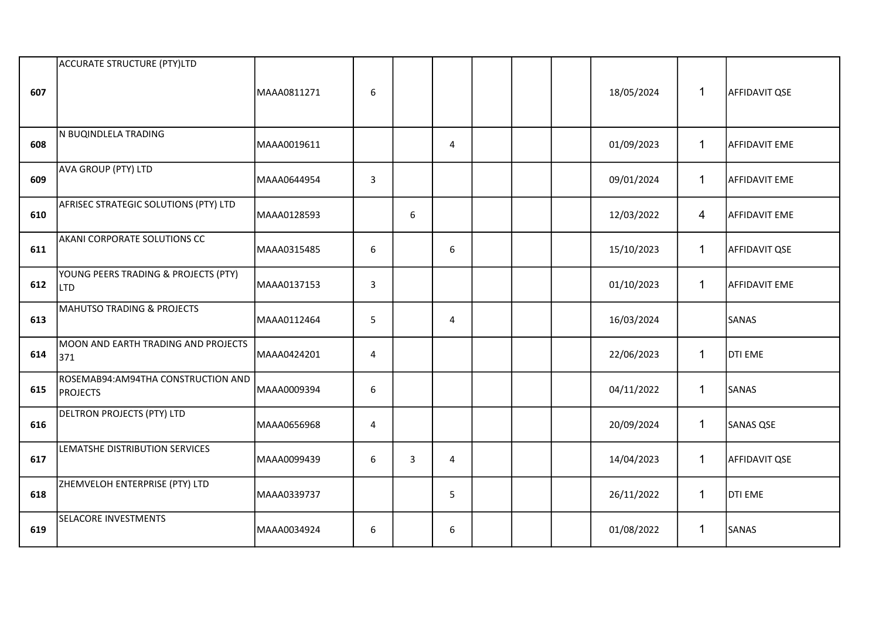| | | | | | | | | | | | |
|---|---|---|---|---|---|---|---|---|---|---|---|
| **607** | ACCURATE STRUCTURE (PTY)LTD | MAAA0811271 | 6 | | | | | | 18/05/2024 | 1 | AFFIDAVIT QSE |
| **608** | N BUQINDLELA TRADING | MAAA0019611 | | | 4 | | | | 01/09/2023 | 1 | AFFIDAVIT EME |
| **609** | AVA GROUP (PTY) LTD | MAAA0644954 | 3 | | | | | | 09/01/2024 | 1 | AFFIDAVIT EME |
| **610** | AFRISEC STRATEGIC SOLUTIONS (PTY) LTD | MAAA0128593 | | 6 | | | | | 12/03/2022 | 4 | AFFIDAVIT EME |
| **611** | AKANI CORPORATE SOLUTIONS CC | MAAA0315485 | 6 | | 6 | | | | 15/10/2023 | 1 | AFFIDAVIT QSE |
| **612** | YOUNG PEERS TRADING & PROJECTS (PTY) LTD | MAAA0137153 | 3 | | | | | | 01/10/2023 | 1 | AFFIDAVIT EME |
| **613** | MAHUTSO TRADING & PROJECTS | MAAA0112464 | 5 | | 4 | | | | 16/03/2024 | | SANAS |
| **614** | MOON AND EARTH TRADING AND PROJECTS 371 | MAAA0424201 | 4 | | | | | | 22/06/2023 | 1 | DTI EME |
| **615** | ROSEMAB94:AM94THA CONSTRUCTION AND PROJECTS | MAAA0009394 | 6 | | | | | | 04/11/2022 | 1 | SANAS |
| **616** | DELTRON PROJECTS (PTY) LTD | MAAA0656968 | 4 | | | | | | 20/09/2024 | 1 | SANAS QSE |
| **617** | LEMATSHE DISTRIBUTION SERVICES | MAAA0099439 | 6 | 3 | 4 | | | | 14/04/2023 | 1 | AFFIDAVIT QSE |
| **618** | ZHEMVELOH ENTERPRISE (PTY) LTD | MAAA0339737 | | | 5 | | | | 26/11/2022 | 1 | DTI EME |
| **619** | SELACORE INVESTMENTS | MAAA0034924 | 6 | | 6 | | | | 01/08/2022 | 1 | SANAS |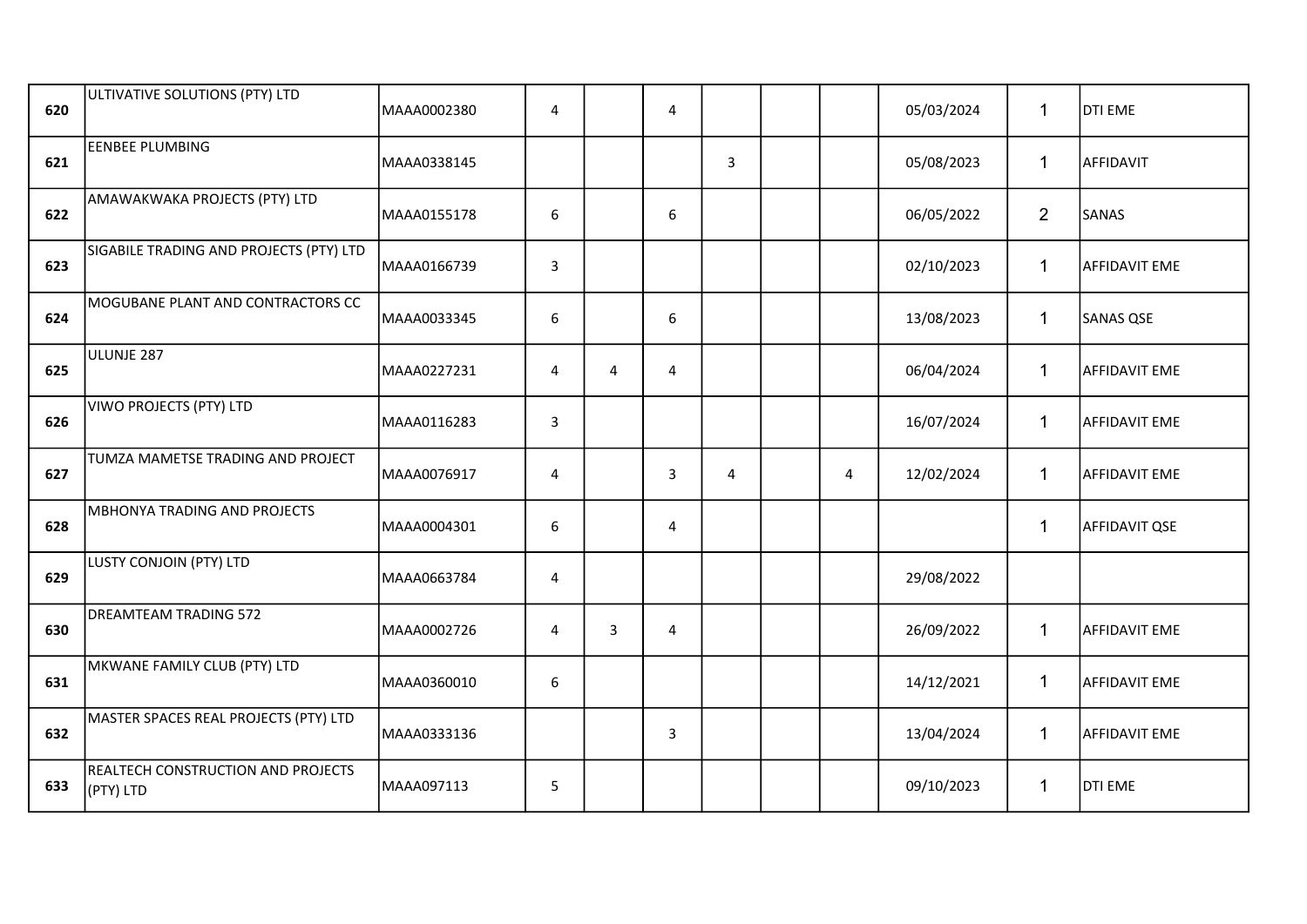| | | | | | | | | | | | |
|---|---|---|---|---|---|---|---|---|---|---|---|
| **620** | ULTIVATIVE SOLUTIONS (PTY) LTD | MAAA0002380 | 4 | | 4 | | | | 05/03/2024 | 1 | DTI EME |
| **621** | EENBEE PLUMBING | MAAA0338145 | | | | 3 | | | 05/08/2023 | 1 | AFFIDAVIT |
| **622** | AMAWAKWAKA PROJECTS (PTY) LTD | MAAA0155178 | 6 | | 6 | | | | 06/05/2022 | 2 | SANAS |
| **623** | SIGABILE TRADING AND PROJECTS (PTY) LTD | MAAA0166739 | 3 | | | | | | 02/10/2023 | 1 | AFFIDAVIT EME |
| **624** | MOGUBANE PLANT AND CONTRACTORS CC | MAAA0033345 | 6 | | 6 | | | | 13/08/2023 | 1 | SANAS QSE |
| **625** | ULUNJE 287 | MAAA0227231 | 4 | 4 | 4 | | | | 06/04/2024 | 1 | AFFIDAVIT EME |
| **626** | VIWO PROJECTS (PTY) LTD | MAAA0116283 | 3 | | | | | | 16/07/2024 | 1 | AFFIDAVIT EME |
| **627** | TUMZA MAMETSE TRADING AND PROJECT | MAAA0076917 | 4 | | 3 | 4 | | 4 | 12/02/2024 | 1 | AFFIDAVIT EME |
| **628** | MBHONYA TRADING AND PROJECTS | MAAA0004301 | 6 | | 4 | | | | | 1 | AFFIDAVIT QSE |
| **629** | LUSTY CONJOIN (PTY) LTD | MAAA0663784 | 4 | | | | | | 29/08/2022 | | |
| **630** | DREAMTEAM TRADING 572 | MAAA0002726 | 4 | 3 | 4 | | | | 26/09/2022 | 1 | AFFIDAVIT EME |
| **631** | MKWANE FAMILY CLUB (PTY) LTD | MAAA0360010 | 6 | | | | | | 14/12/2021 | 1 | AFFIDAVIT EME |
| **632** | MASTER SPACES REAL PROJECTS (PTY) LTD | MAAA0333136 | | | 3 | | | | 13/04/2024 | 1 | AFFIDAVIT EME |
| **633** | REALTECH CONSTRUCTION AND PROJECTS (PTY) LTD | MAAA097113 | 5 | | | | | | 09/10/2023 | 1 | DTI EME |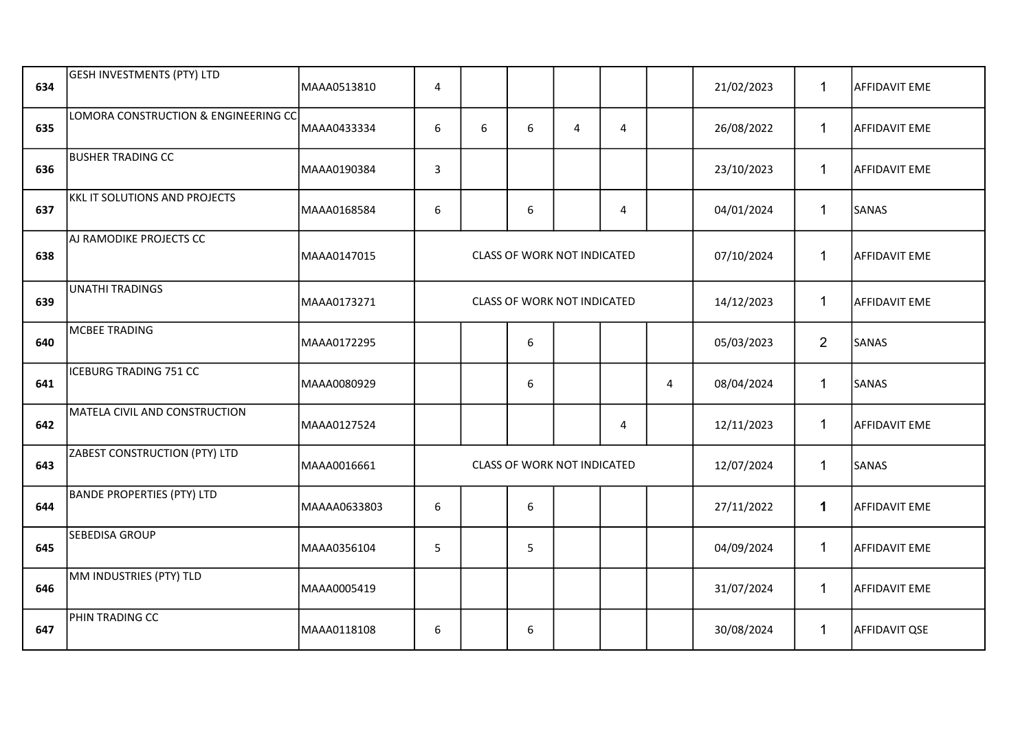| | | | | | | | | | | | |
|---|---|---|---|---|---|---|---|---|---|---|---|
| 634 | GESH INVESTMENTS (PTY) LTD | MAAA0513810 | 4 | | | | | | 21/02/2023 | 1 | AFFIDAVIT EME |
| 635 | LOMORA CONSTRUCTION & ENGINEERING CC | MAAA0433334 | 6 | 6 | 6 | 4 | 4 | | 26/08/2022 | 1 | AFFIDAVIT EME |
| 636 | BUSHER TRADING CC | MAAA0190384 | 3 | | | | | | 23/10/2023 | 1 | AFFIDAVIT EME |
| 637 | KKL IT SOLUTIONS AND PROJECTS | MAAA0168584 | 6 | | 6 | | 4 | | 04/01/2024 | 1 | SANAS |
| 638 | AJ RAMODIKE PROJECTS CC | MAAA0147015 | CLASS OF WORK NOT INDICATED | | | | | | 07/10/2024 | 1 | AFFIDAVIT EME |
| 639 | UNATHI TRADINGS | MAAA0173271 | CLASS OF WORK NOT INDICATED | | | | | | 14/12/2023 | 1 | AFFIDAVIT EME |
| 640 | MCBEE TRADING | MAAA0172295 | | | 6 | | | | 05/03/2023 | 2 | SANAS |
| 641 | ICEBURG TRADING 751 CC | MAAA0080929 | | | 6 | | | 4 | 08/04/2024 | 1 | SANAS |
| 642 | MATELA CIVIL AND CONSTRUCTION | MAAA0127524 | | | | | 4 | | 12/11/2023 | 1 | AFFIDAVIT EME |
| 643 | ZABEST CONSTRUCTION (PTY) LTD | MAAA0016661 | CLASS OF WORK NOT INDICATED | | | | | | 12/07/2024 | 1 | SANAS |
| 644 | BANDE PROPERTIES (PTY) LTD | MAAAA0633803 | 6 | | 6 | | | | 27/11/2022 | 1 | AFFIDAVIT EME |
| 645 | SEBEDISA GROUP | MAAA0356104 | 5 | | 5 | | | | 04/09/2024 | 1 | AFFIDAVIT EME |
| 646 | MM INDUSTRIES (PTY) TLD | MAAA0005419 | | | | | | | 31/07/2024 | 1 | AFFIDAVIT EME |
| 647 | PHIN TRADING CC | MAAA0118108 | 6 | | 6 | | | | 30/08/2024 | 1 | AFFIDAVIT QSE |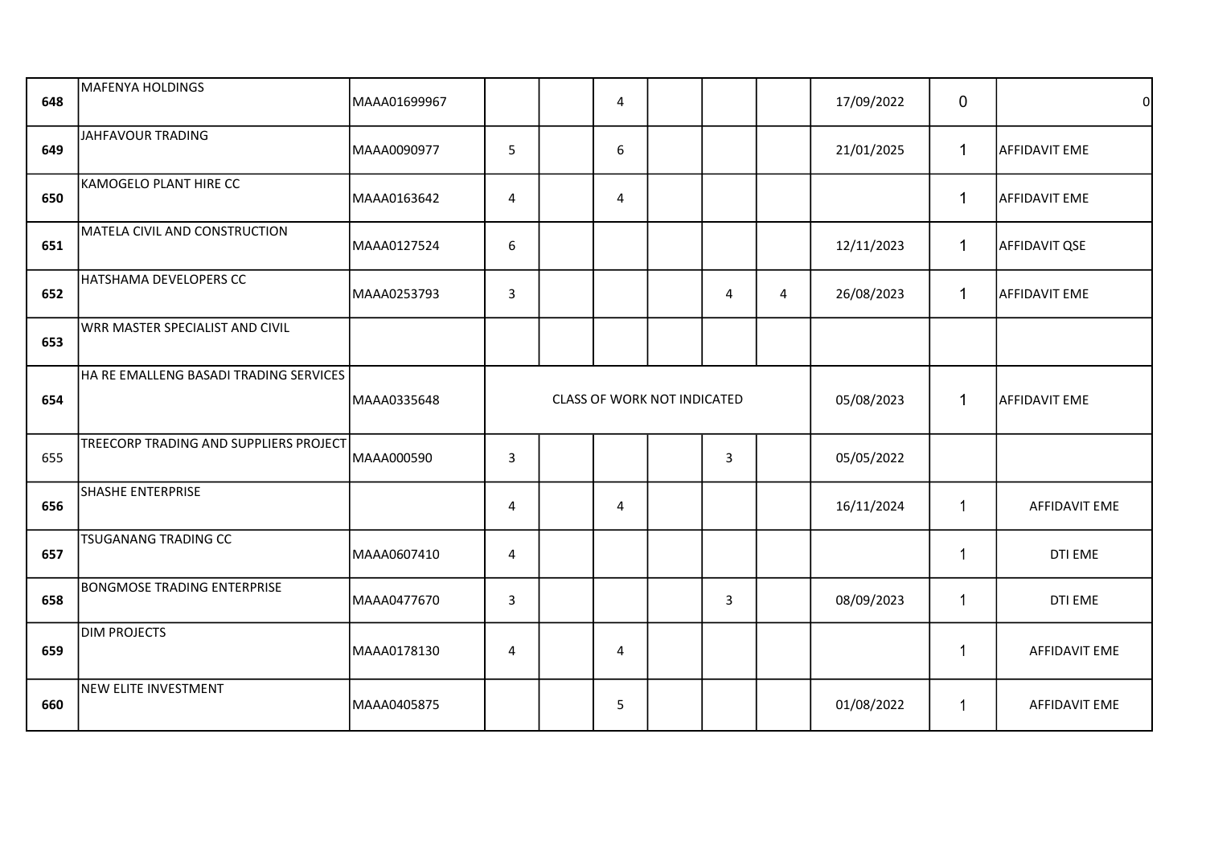| | | | | | | | | | | | |
|---|---|---|---|---|---|---|---|---|---|---|---|
| 648 | MAFENYA HOLDINGS | MAAA01699967 | | | 4 | | | | 17/09/2022 | 0 | 0 |
| 649 | JAHFAVOUR TRADING | MAAA0090977 | 5 | | 6 | | | | 21/01/2025 | 1 | AFFIDAVIT EME |
| 650 | KAMOGELO PLANT HIRE CC | MAAA0163642 | 4 | | 4 | | | | | 1 | AFFIDAVIT EME |
| 651 | MATELA CIVIL AND CONSTRUCTION | MAAA0127524 | 6 | | | | | | 12/11/2023 | 1 | AFFIDAVIT QSE |
| 652 | HATSHAMA DEVELOPERS CC | MAAA0253793 | 3 | | | | 4 | 4 | 26/08/2023 | 1 | AFFIDAVIT EME |
| 653 | WRR MASTER SPECIALIST AND CIVIL | | | | | | | | | | |
| 654 | HA RE EMALLENG BASADI TRADING SERVICES | MAAA0335648 | CLASS OF WORK NOT INDICATED | | | | | | 05/08/2023 | 1 | AFFIDAVIT EME |
| 655 | TREECORP TRADING AND SUPPLIERS PROJECT | MAAA000590 | 3 | | | | 3 | | 05/05/2022 | | |
| 656 | SHASHE ENTERPRISE | | 4 | | 4 | | | | 16/11/2024 | 1 | AFFIDAVIT EME |
| 657 | TSUGANANG TRADING CC | MAAA0607410 | 4 | | | | | | | 1 | DTI EME |
| 658 | BONGMOSE TRADING ENTERPRISE | MAAA0477670 | 3 | | | | 3 | | 08/09/2023 | 1 | DTI EME |
| 659 | DIM PROJECTS | MAAA0178130 | 4 | | 4 | | | | | 1 | AFFIDAVIT EME |
| 660 | NEW ELITE INVESTMENT | MAAA0405875 | | | 5 | | | | 01/08/2022 | 1 | AFFIDAVIT EME |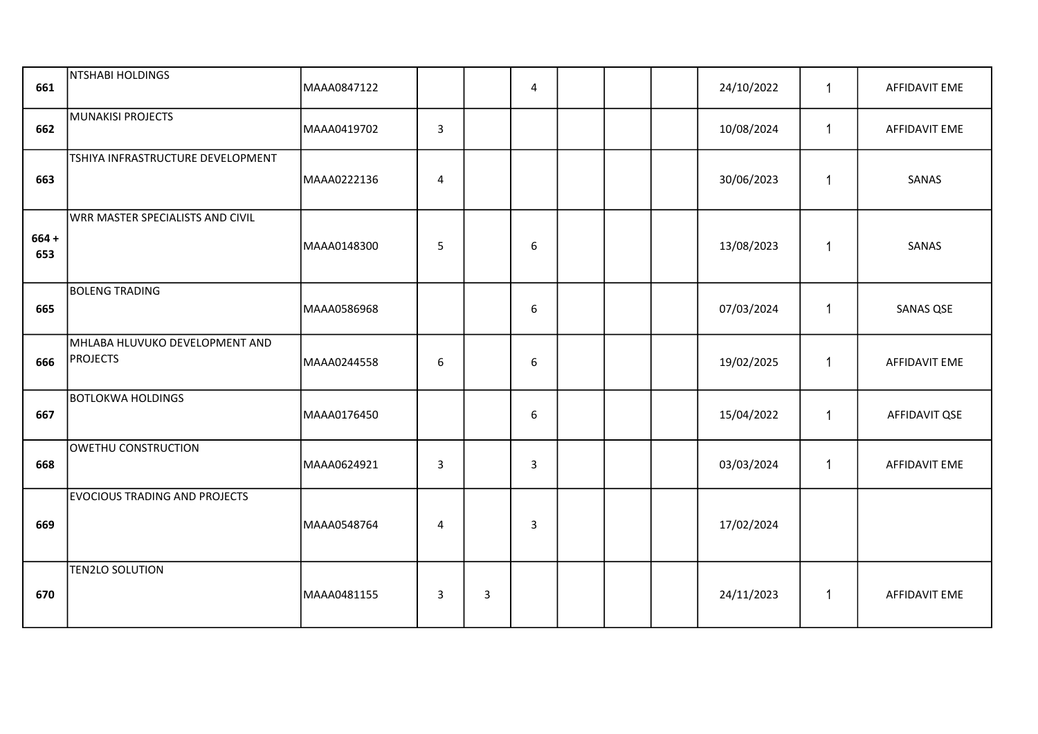| | | | | | | | | | | | |
|---|---|---|---|---|---|---|---|---|---|---|---|
| **661** | NTSHABI HOLDINGS | MAAA0847122 | | | 4 | | | | 24/10/2022 | 1 | AFFIDAVIT EME |
| **662** | MUNAKISI PROJECTS | MAAA0419702 | 3 | | | | | | 10/08/2024 | 1 | AFFIDAVIT EME |
| **663** | TSHIYA INFRASTRUCTURE DEVELOPMENT | MAAA0222136 | 4 | | | | | | 30/06/2023 | 1 | SANAS |
| **664 + 653** | WRR MASTER SPECIALISTS AND CIVIL | MAAA0148300 | 5 | | 6 | | | | 13/08/2023 | 1 | SANAS |
| **665** | BOLENG TRADING | MAAA0586968 | | | 6 | | | | 07/03/2024 | 1 | SANAS QSE |
| **666** | MHLABA HLUVUKO DEVELOPMENT AND PROJECTS | MAAA0244558 | 6 | | 6 | | | | 19/02/2025 | 1 | AFFIDAVIT EME |
| **667** | BOTLOKWA HOLDINGS | MAAA0176450 | | | 6 | | | | 15/04/2022 | 1 | AFFIDAVIT QSE |
| **668** | OWETHU CONSTRUCTION | MAAA0624921 | 3 | | 3 | | | | 03/03/2024 | 1 | AFFIDAVIT EME |
| **669** | EVOCIOUS TRADING AND PROJECTS | MAAA0548764 | 4 | | 3 | | | | 17/02/2024 | | |
| **670** | TEN2LO SOLUTION | MAAA0481155 | 3 | 3 | | | | | 24/11/2023 | 1 | AFFIDAVIT EME |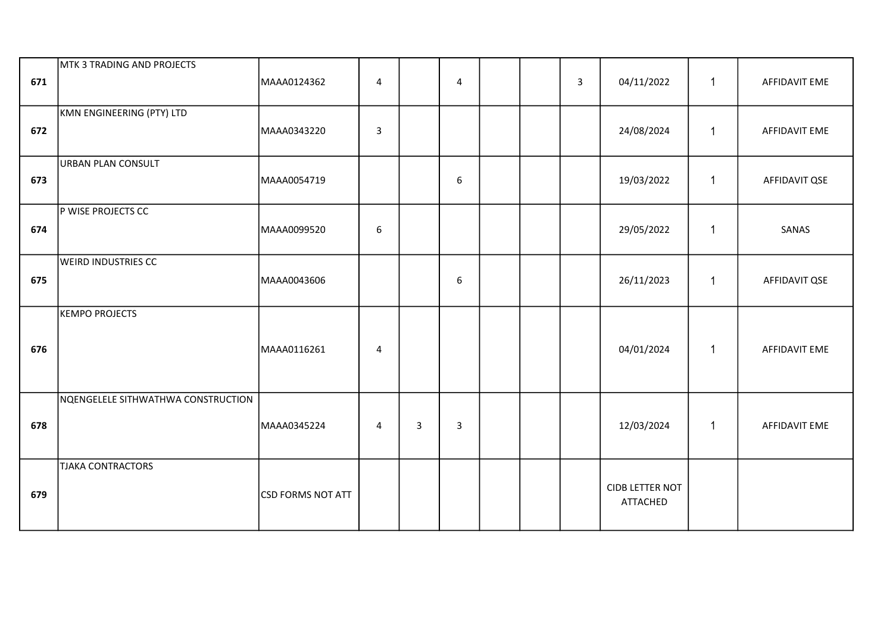| | | | | | | | | | | | |
|---|---|---|---|---|---|---|---|---|---|---|---|
| 671 | MTK 3 TRADING AND PROJECTS | MAAA0124362 | 4 | | 4 | | | 3 | 04/11/2022 | 1 | AFFIDAVIT EME |
| 672 | KMN ENGINEERING (PTY) LTD | MAAA0343220 | 3 | | | | | | 24/08/2024 | 1 | AFFIDAVIT EME |
| 673 | URBAN PLAN CONSULT | MAAA0054719 | | | 6 | | | | 19/03/2022 | 1 | AFFIDAVIT QSE |
| 674 | P WISE PROJECTS CC | MAAA0099520 | 6 | | | | | | 29/05/2022 | 1 | SANAS |
| 675 | WEIRD INDUSTRIES CC | MAAA0043606 | | | 6 | | | | 26/11/2023 | 1 | AFFIDAVIT QSE |
| 676 | KEMPO PROJECTS | MAAA0116261 | 4 | | | | | | 04/01/2024 | 1 | AFFIDAVIT EME |
| 678 | NQENGELELE SITHWATHWA CONSTRUCTION | MAAA0345224 | 4 | 3 | 3 | | | | 12/03/2024 | 1 | AFFIDAVIT EME |
| 679 | TJAKA CONTRACTORS | CSD FORMS NOT ATT | | | | | | | CIDB LETTER NOT ATTACHED | | |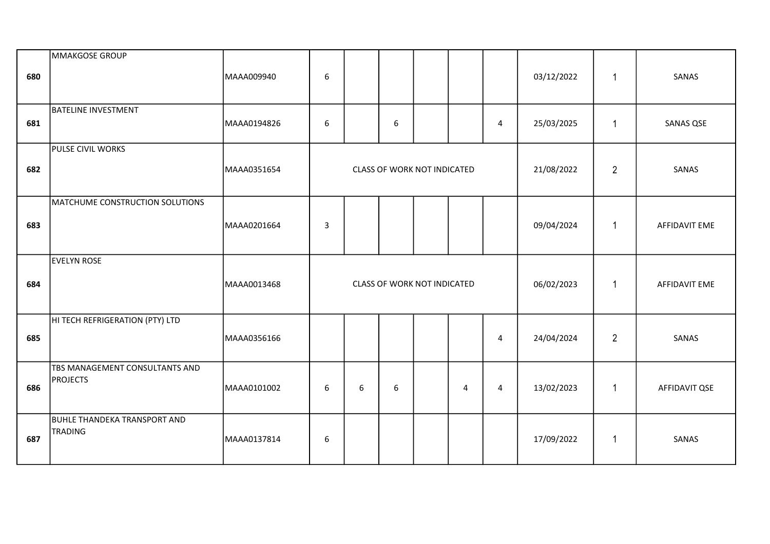| | | | | | | | | | | | |
|---|---|---|---|---|---|---|---|---|---|---|---|
| 680 | MMAKGOSE GROUP | MAAA009940 | 6 | | | | | | 03/12/2022 | 1 | SANAS |
| 681 | BATELINE INVESTMENT | MAAA0194826 | 6 | | 6 | | | 4 | 25/03/2025 | 1 | SANAS QSE |
| 682 | PULSE CIVIL WORKS | MAAA0351654 | CLASS OF WORK NOT INDICATED | | | | | | 21/08/2022 | 2 | SANAS |
| 683 | MATCHUME CONSTRUCTION SOLUTIONS | MAAA0201664 | 3 | | | | | | 09/04/2024 | 1 | AFFIDAVIT EME |
| 684 | EVELYN ROSE | MAAA0013468 | CLASS OF WORK NOT INDICATED | | | | | | 06/02/2023 | 1 | AFFIDAVIT EME |
| 685 | HI TECH REFRIGERATION (PTY) LTD | MAAA0356166 | | | | | | 4 | 24/04/2024 | 2 | SANAS |
| 686 | TBS MANAGEMENT CONSULTANTS AND PROJECTS | MAAA0101002 | 6 | 6 | 6 | | 4 | 4 | 13/02/2023 | 1 | AFFIDAVIT QSE |
| 687 | BUHLE THANDEKA TRANSPORT AND TRADING | MAAA0137814 | 6 | | | | | | 17/09/2022 | 1 | SANAS |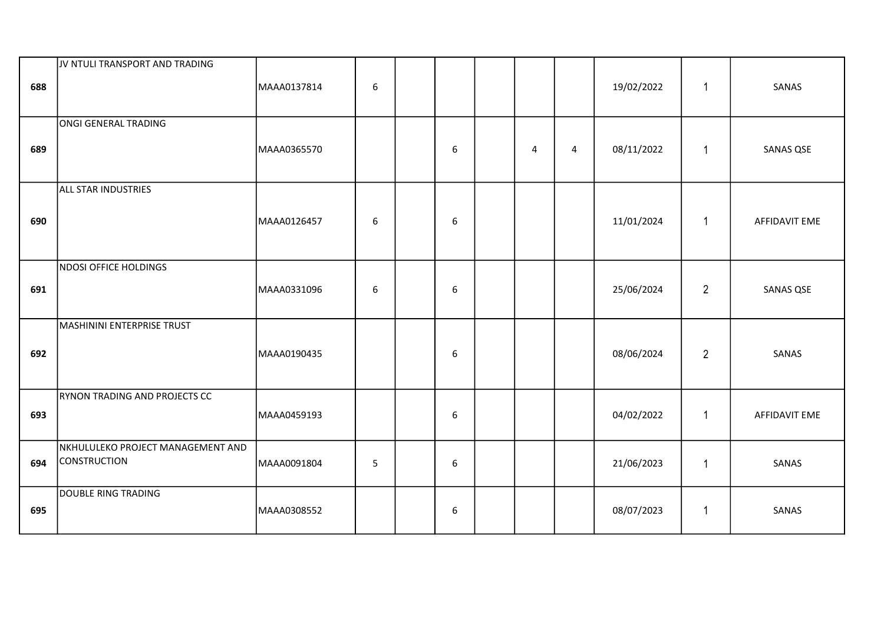| | | | | | | | | | | | |
|---|---|---|---|---|---|---|---|---|---|---|---|
| **688** | JV NTULI TRANSPORT AND TRADING | MAAA0137814 | 6 | | | | | | 19/02/2022 | 1 | SANAS |
| **689** | ONGI GENERAL TRADING | MAAA0365570 | | | 6 | | 4 | 4 | 08/11/2022 | 1 | SANAS QSE |
| **690** | ALL STAR INDUSTRIES | MAAA0126457 | 6 | | 6 | | | | 11/01/2024 | 1 | AFFIDAVIT EME |
| **691** | NDOSI OFFICE HOLDINGS | MAAA0331096 | 6 | | 6 | | | | 25/06/2024 | 2 | SANAS QSE |
| **692** | MASHININI ENTERPRISE TRUST | MAAA0190435 | | | 6 | | | | 08/06/2024 | 2 | SANAS |
| **693** | RYNON TRADING AND PROJECTS CC | MAAA0459193 | | | 6 | | | | 04/02/2022 | 1 | AFFIDAVIT EME |
| **694** | NKHULULEKO PROJECT MANAGEMENT AND CONSTRUCTION | MAAA0091804 | 5 | | 6 | | | | 21/06/2023 | 1 | SANAS |
| **695** | DOUBLE RING TRADING | MAAA0308552 | | | 6 | | | | 08/07/2023 | 1 | SANAS |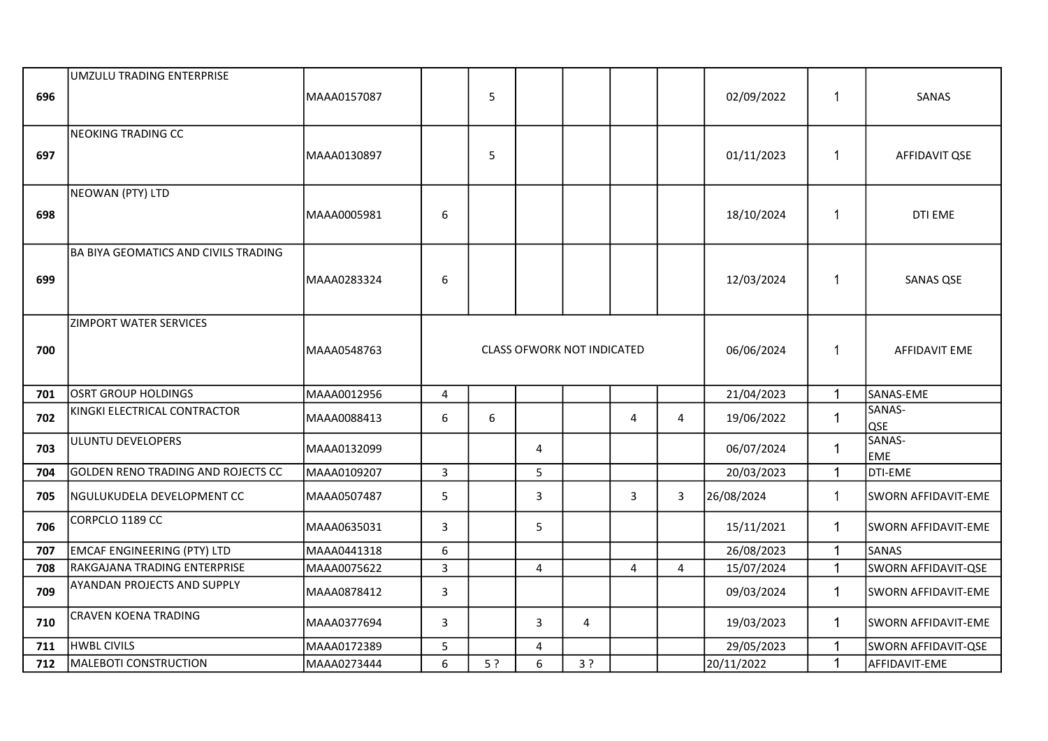| | | | | | | | | | | | |
|---|---|---|---|---|---|---|---|---|---|---|---|
| 696 | UMZULU TRADING ENTERPRISE | MAAA0157087 | | 5 | | | | | 02/09/2022 | 1 | SANAS |
| 697 | NEOKING TRADING CC | MAAA0130897 | | 5 | | | | | 01/11/2023 | 1 | AFFIDAVIT QSE |
| 698 | NEOWAN (PTY) LTD | MAAA0005981 | 6 | | | | | | 18/10/2024 | 1 | DTI EME |
| 699 | BA BIYA GEOMATICS AND CIVILS TRADING | MAAA0283324 | 6 | | | | | | 12/03/2024 | 1 | SANAS QSE |
| 700 | ZIMPORT WATER SERVICES | MAAA0548763 | CLASS OFWORK NOT INDICATED | | | | | | 06/06/2024 | 1 | AFFIDAVIT EME |
| 701 | OSRT GROUP HOLDINGS | MAAA0012956 | 4 | | | | | | 21/04/2023 | 1 | SANAS-EME |
| 702 | KINGKI ELECTRICAL CONTRACTOR | MAAA0088413 | 6 | 6 | | | 4 | 4 | 19/06/2022 | 1 | SANAS-QSE |
| 703 | ULUNTU DEVELOPERS | MAAA0132099 | | | 4 | | | | 06/07/2024 | 1 | SANAS-EME |
| 704 | GOLDEN RENO TRADING AND ROJECTS CC | MAAA0109207 | 3 | | 5 | | | | 20/03/2023 | 1 | DTI-EME |
| 705 | NGULUKUDELA DEVELOPMENT CC | MAAA0507487 | 5 | | 3 | | 3 | 3 | 26/08/2024 | 1 | SWORN AFFIDAVIT-EME |
| 706 | CORPCLO 1189 CC | MAAA0635031 | 3 | | 5 | | | | 15/11/2021 | 1 | SWORN AFFIDAVIT-EME |
| 707 | EMCAF ENGINEERING (PTY) LTD | MAAA0441318 | 6 | | | | | | 26/08/2023 | 1 | SANAS |
| 708 | RAKGAJANA TRADING ENTERPRISE | MAAA0075622 | 3 | | 4 | | 4 | 4 | 15/07/2024 | 1 | SWORN AFFIDAVIT-QSE |
| 709 | AYANDAN PROJECTS AND SUPPLY | MAAA0878412 | 3 | | | | | | 09/03/2024 | 1 | SWORN AFFIDAVIT-EME |
| 710 | CRAVEN KOENA TRADING | MAAA0377694 | 3 | | 3 | 4 | | | 19/03/2023 | 1 | SWORN AFFIDAVIT-EME |
| 711 | HWBL CIVILS | MAAA0172389 | 5 | | 4 | | | | 29/05/2023 | 1 | SWORN AFFIDAVIT-QSE |
| 712 | MALEBOTI CONSTRUCTION | MAAA0273444 | 6 | 5 ? | 6 | 3 ? | | | 20/11/2022 | 1 | AFFIDAVIT-EME |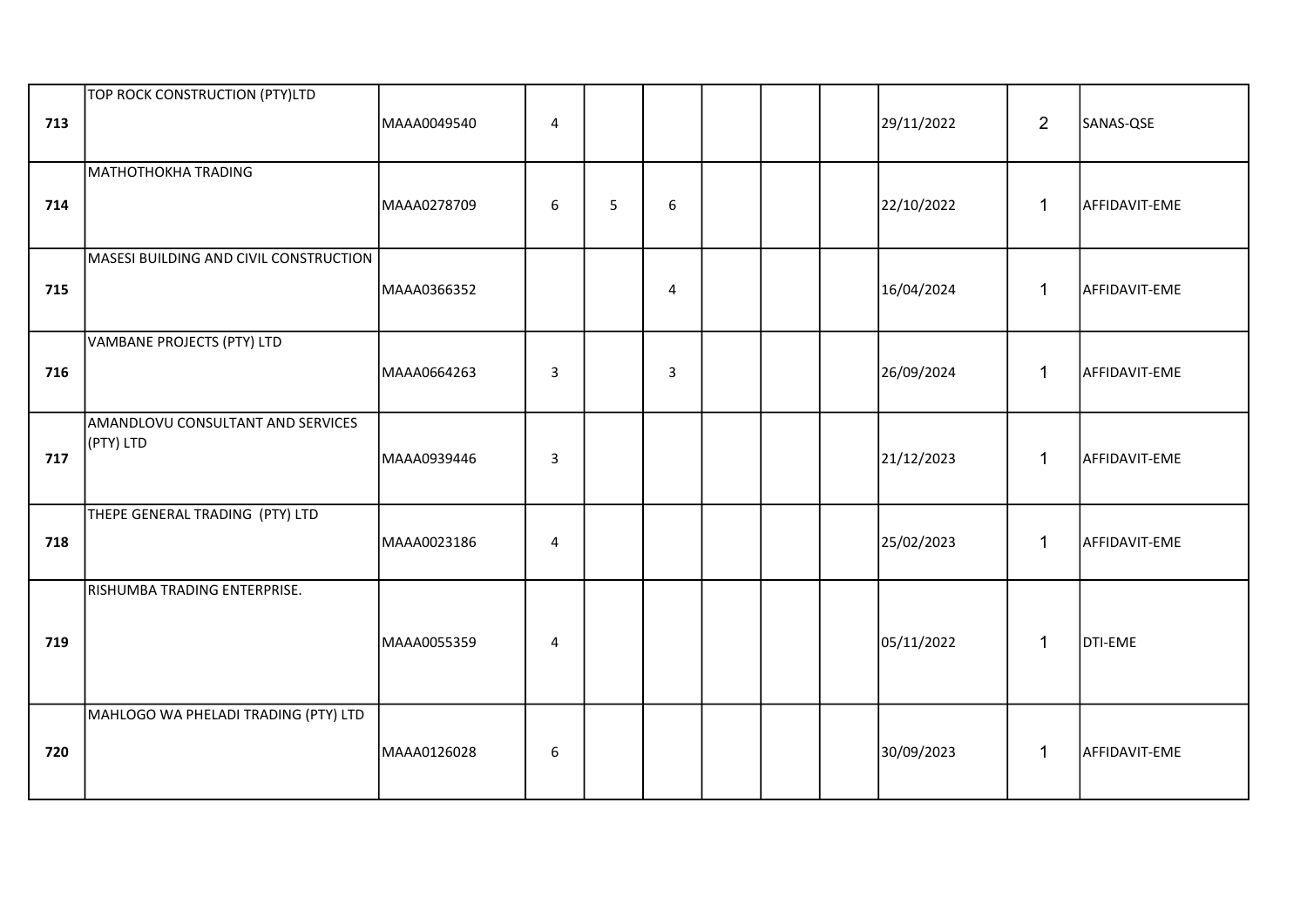| | | | | | | | | | | | |
|---|---|---|---|---|---|---|---|---|---|---|---|
| 713 | TOP ROCK CONSTRUCTION (PTY)LTD | MAAA0049540 | 4 | | | | | | 29/11/2022 | 2 | SANAS-QSE |
| 714 | MATHOTHOKHA TRADING | MAAA0278709 | 6 | 5 | 6 | | | | 22/10/2022 | 1 | AFFIDAVIT-EME |
| 715 | MASESI BUILDING AND CIVIL CONSTRUCTION | MAAA0366352 | | | 4 | | | | 16/04/2024 | 1 | AFFIDAVIT-EME |
| 716 | VAMBANE PROJECTS (PTY) LTD | MAAA0664263 | 3 | | 3 | | | | 26/09/2024 | 1 | AFFIDAVIT-EME |
| 717 | AMANDLOVU CONSULTANT AND SERVICES (PTY) LTD | MAAA0939446 | 3 | | | | | | 21/12/2023 | 1 | AFFIDAVIT-EME |
| 718 | THEPE GENERAL TRADING (PTY) LTD | MAAA0023186 | 4 | | | | | | 25/02/2023 | 1 | AFFIDAVIT-EME |
| 719 | RISHUMBA TRADING ENTERPRISE. | MAAA0055359 | 4 | | | | | | 05/11/2022 | 1 | DTI-EME |
| 720 | MAHLOGO WA PHELADI TRADING (PTY) LTD | MAAA0126028 | 6 | | | | | | 30/09/2023 | 1 | AFFIDAVIT-EME |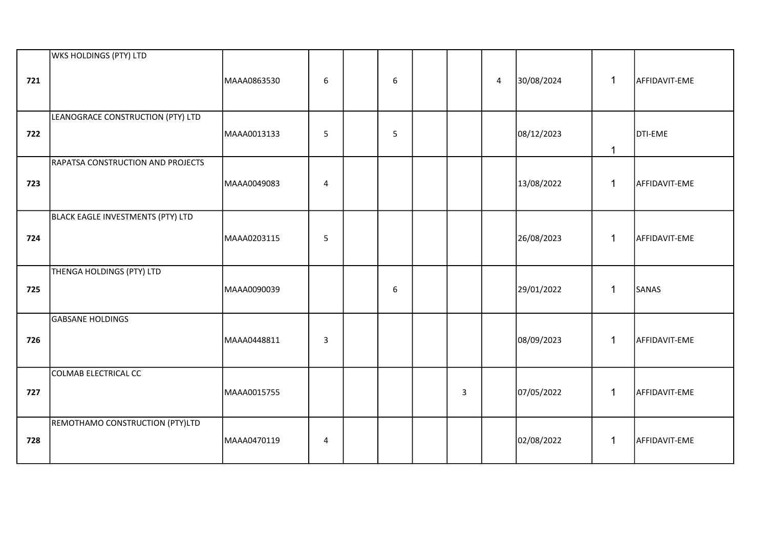| | | | | | | | | | | | |
|---|---|---|---|---|---|---|---|---|---|---|---|
| 721 | WKS HOLDINGS (PTY) LTD | MAAA0863530 | 6 | | 6 | | | 4 | 30/08/2024 | 1 | AFFIDAVIT-EME |
| 722 | LEANOGRACE CONSTRUCTION (PTY) LTD | MAAA0013133 | 5 | | 5 | | | | 08/12/2023 | 1 | DTI-EME |
| 723 | RAPATSA CONSTRUCTION AND PROJECTS | MAAA0049083 | 4 | | | | | | 13/08/2022 | 1 | AFFIDAVIT-EME |
| 724 | BLACK EAGLE INVESTMENTS (PTY) LTD | MAAA0203115 | 5 | | | | | | 26/08/2023 | 1 | AFFIDAVIT-EME |
| 725 | THENGA HOLDINGS (PTY) LTD | MAAA0090039 | | | 6 | | | | 29/01/2022 | 1 | SANAS |
| 726 | GABSANE HOLDINGS | MAAA0448811 | 3 | | | | | | 08/09/2023 | 1 | AFFIDAVIT-EME |
| 727 | COLMAB ELECTRICAL CC | MAAA0015755 | | | | | 3 | | 07/05/2022 | 1 | AFFIDAVIT-EME |
| 728 | REMOTHAMO CONSTRUCTION (PTY)LTD | MAAA0470119 | 4 | | | | | | 02/08/2022 | 1 | AFFIDAVIT-EME |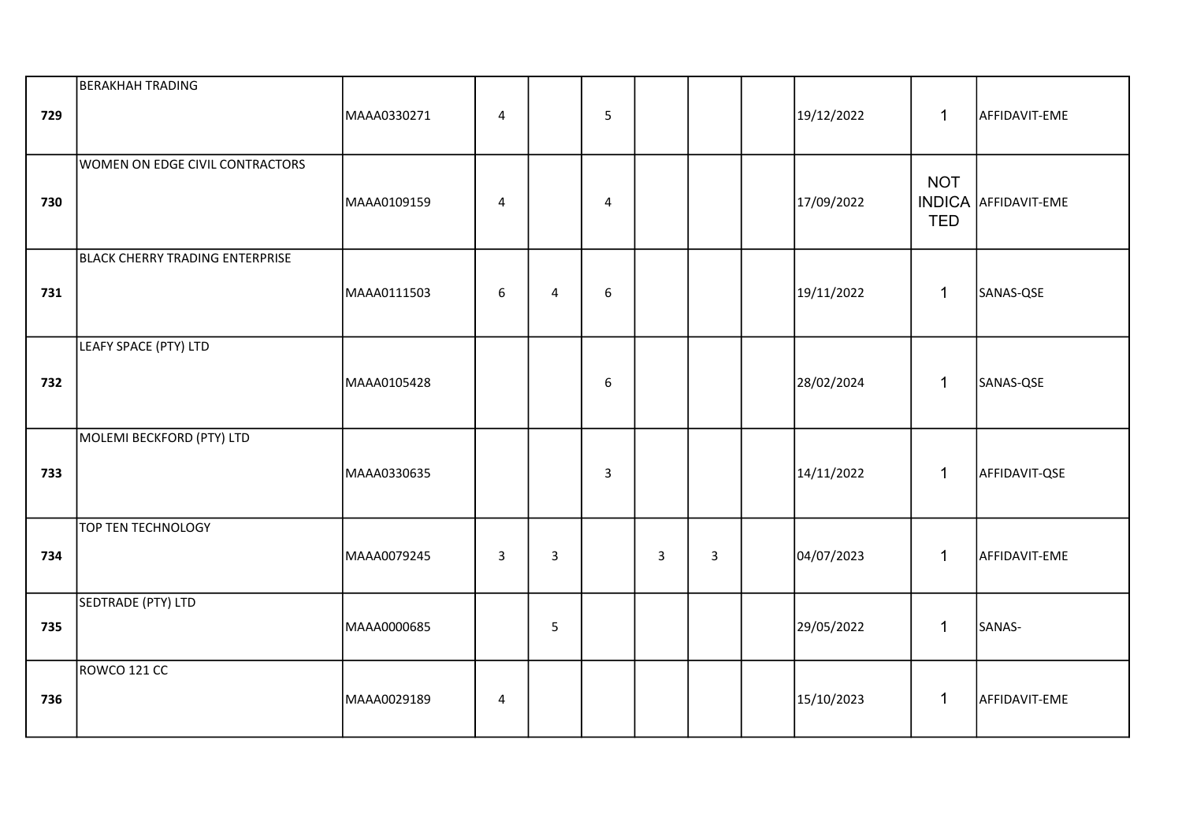| | | | | | | | | | | | |
|---|---|---|---|---|---|---|---|---|---|---|---|
| 729 | BERAKHAH TRADING | MAAA0330271 | 4 | | 5 | | | | 19/12/2022 | 1 | AFFIDAVIT-EME |
| 730 | WOMEN ON EDGE CIVIL CONTRACTORS | MAAA0109159 | 4 | | 4 | | | | 17/09/2022 | NOT INDICATED | AFFIDAVIT-EME |
| 731 | BLACK CHERRY TRADING ENTERPRISE | MAAA0111503 | 6 | 4 | 6 | | | | 19/11/2022 | 1 | SANAS-QSE |
| 732 | LEAFY SPACE (PTY) LTD | MAAA0105428 | | | 6 | | | | 28/02/2024 | 1 | SANAS-QSE |
| 733 | MOLEMI BECKFORD (PTY) LTD | MAAA0330635 | | | 3 | | | | 14/11/2022 | 1 | AFFIDAVIT-QSE |
| 734 | TOP TEN TECHNOLOGY | MAAA0079245 | 3 | 3 | | 3 | 3 | | 04/07/2023 | 1 | AFFIDAVIT-EME |
| 735 | SEDTRADE (PTY) LTD | MAAA0000685 | | 5 | | | | | 29/05/2022 | 1 | SANAS- |
| 736 | ROWCO 121 CC | MAAA0029189 | 4 | | | | | | 15/10/2023 | 1 | AFFIDAVIT-EME |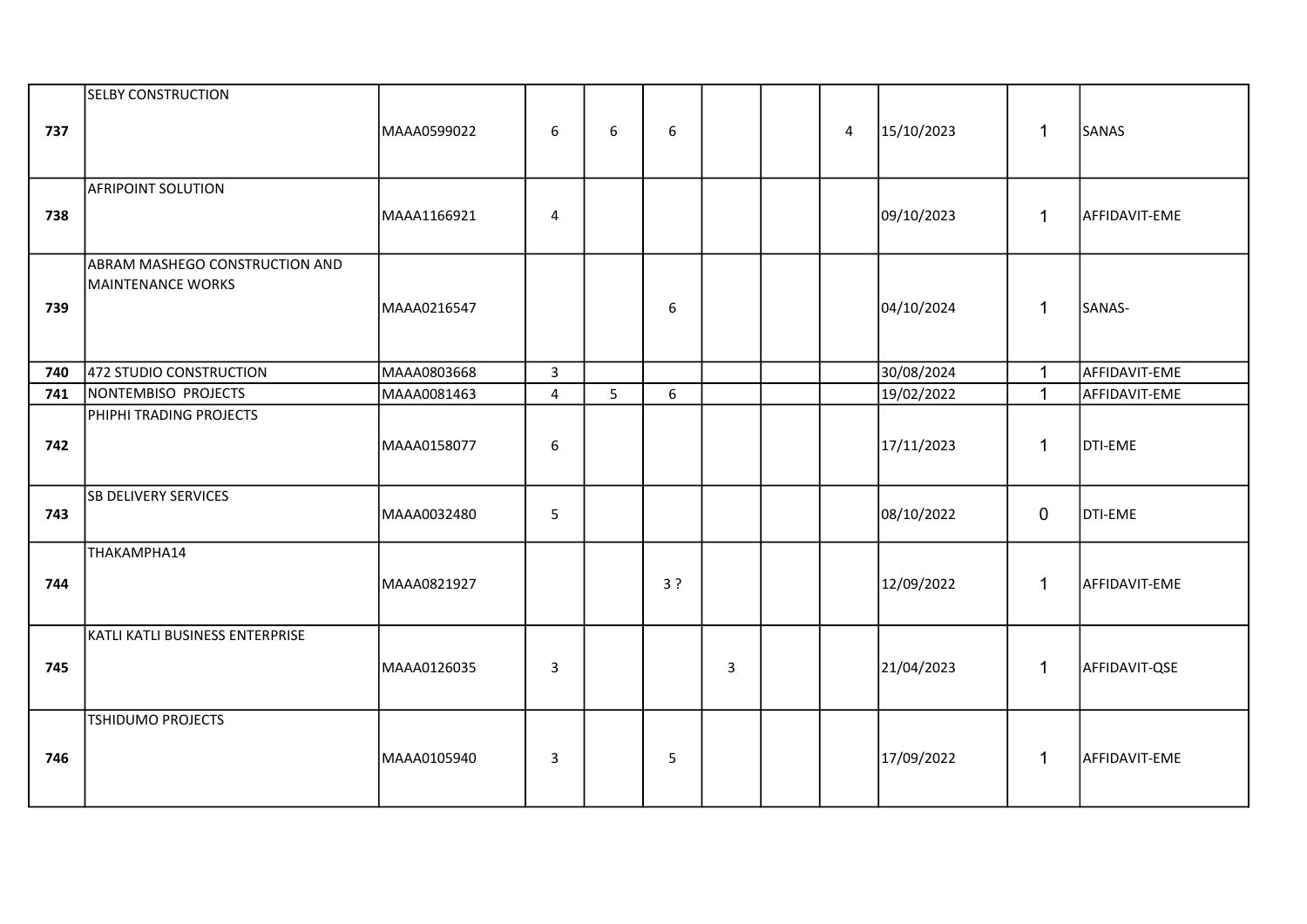| | | | | | | | | | | | |
|---|---|---|---|---|---|---|---|---|---|---|---|
| 737 | SELBY CONSTRUCTION | MAAA0599022 | 6 | 6 | 6 | | | 4 | 15/10/2023 | 1 | SANAS |
| 738 | AFRIPOINT SOLUTION | MAAA1166921 | 4 | | | | | | 09/10/2023 | 1 | AFFIDAVIT-EME |
| 739 | ABRAM MASHEGO CONSTRUCTION AND MAINTENANCE WORKS | MAAA0216547 | | | 6 | | | | 04/10/2024 | 1 | SANAS- |
| 740 | 472 STUDIO CONSTRUCTION | MAAA0803668 | 3 | | | | | | 30/08/2024 | 1 | AFFIDAVIT-EME |
| 741 | NONTEMBISO PROJECTS | MAAA0081463 | 4 | 5 | 6 | | | | 19/02/2022 | 1 | AFFIDAVIT-EME |
| 742 | PHIPHI TRADING PROJECTS | MAAA0158077 | 6 | | | | | | 17/11/2023 | 1 | DTI-EME |
| 743 | SB DELIVERY SERVICES | MAAA0032480 | 5 | | | | | | 08/10/2022 | 0 | DTI-EME |
| 744 | THAKAMPHA14 | MAAA0821927 | | | 3 ? | | | | 12/09/2022 | 1 | AFFIDAVIT-EME |
| 745 | KATLI KATLI BUSINESS ENTERPRISE | MAAA0126035 | 3 | | | 3 | | | 21/04/2023 | 1 | AFFIDAVIT-QSE |
| 746 | TSHIDUMO PROJECTS | MAAA0105940 | 3 | | 5 | | | | 17/09/2022 | 1 | AFFIDAVIT-EME |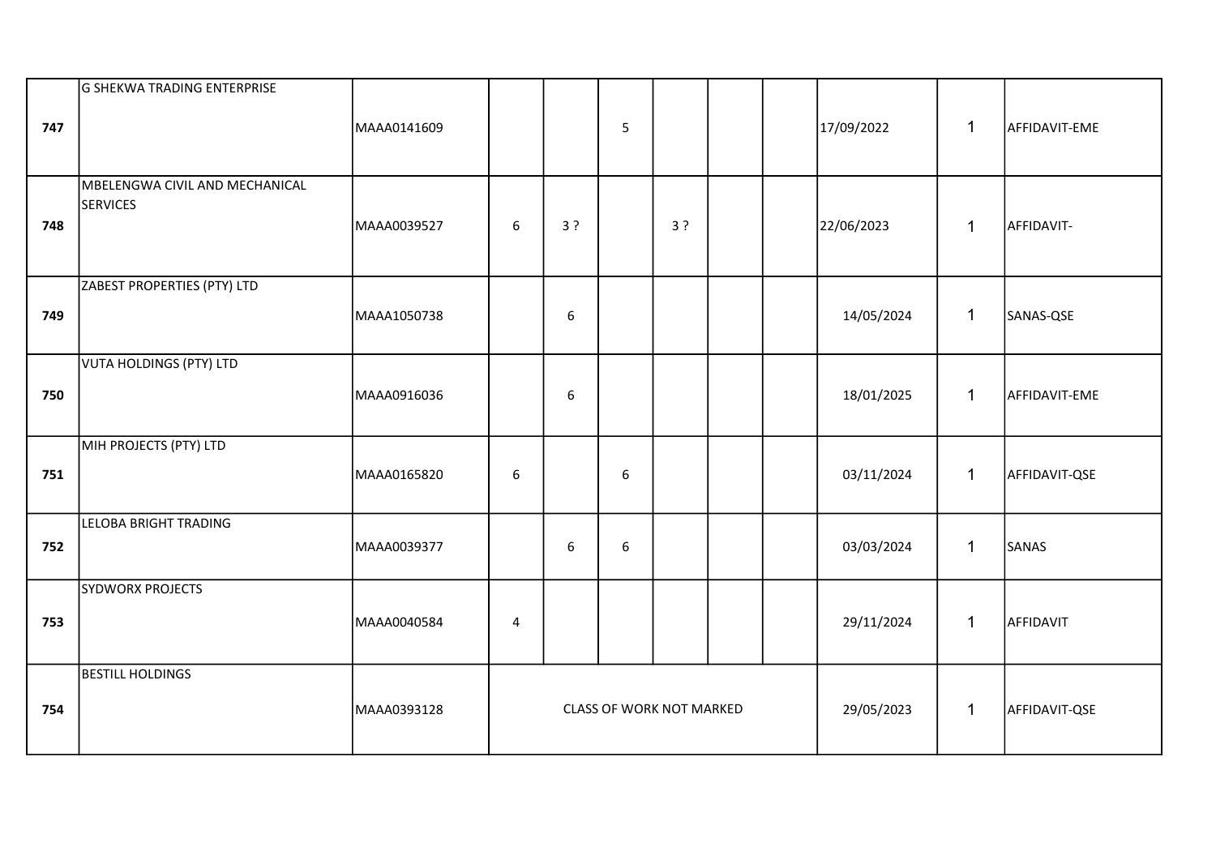| | | | | | | | | | | | |
|---|---|---|---|---|---|---|---|---|---|---|---|
| 747 | G SHEKWA TRADING ENTERPRISE | MAAA0141609 | | | 5 | | | | 17/09/2022 | 1 | AFFIDAVIT-EME |
| 748 | MBELENGWA CIVIL AND MECHANICAL SERVICES | MAAA0039527 | 6 | 3 ? | | 3 ? | | | 22/06/2023 | 1 | AFFIDAVIT- |
| 749 | ZABEST PROPERTIES (PTY) LTD | MAAA1050738 | | 6 | | | | | 14/05/2024 | 1 | SANAS-QSE |
| 750 | VUTA HOLDINGS (PTY) LTD | MAAA0916036 | | 6 | | | | | 18/01/2025 | 1 | AFFIDAVIT-EME |
| 751 | MIH PROJECTS (PTY) LTD | MAAA0165820 | 6 | | 6 | | | | 03/11/2024 | 1 | AFFIDAVIT-QSE |
| 752 | LELOBA BRIGHT TRADING | MAAA0039377 | | 6 | 6 | | | | 03/03/2024 | 1 | SANAS |
| 753 | SYDWORX PROJECTS | MAAA0040584 | 4 | | | | | | 29/11/2024 | 1 | AFFIDAVIT |
| 754 | BESTILL HOLDINGS | MAAA0393128 | CLASS OF WORK NOT MARKED | | | | | | 29/05/2023 | 1 | AFFIDAVIT-QSE |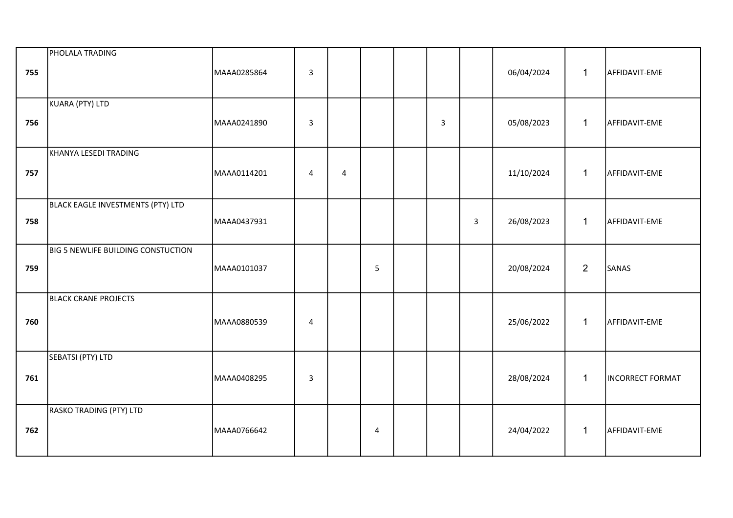| | | | | | | | | | | | |
|---|---|---|---|---|---|---|---|---|---|---|---|
| 755 | PHOLALA TRADING | MAAA0285864 | 3 | | | | | | 06/04/2024 | 1 | AFFIDAVIT-EME |
| 756 | KUARA (PTY) LTD | MAAA0241890 | 3 | | | | 3 | | 05/08/2023 | 1 | AFFIDAVIT-EME |
| 757 | KHANYA LESEDI TRADING | MAAA0114201 | 4 | 4 | | | | | 11/10/2024 | 1 | AFFIDAVIT-EME |
| 758 | BLACK EAGLE INVESTMENTS (PTY) LTD | MAAA0437931 | | | | | | 3 | 26/08/2023 | 1 | AFFIDAVIT-EME |
| 759 | BIG 5 NEWLIFE BUILDING CONSTUCTION | MAAA0101037 | | | 5 | | | | 20/08/2024 | 2 | SANAS |
| 760 | BLACK CRANE PROJECTS | MAAA0880539 | 4 | | | | | | 25/06/2022 | 1 | AFFIDAVIT-EME |
| 761 | SEBATSI (PTY) LTD | MAAA0408295 | 3 | | | | | | 28/08/2024 | 1 | INCORRECT FORMAT |
| 762 | RASKO TRADING (PTY) LTD | MAAA0766642 | | | 4 | | | | 24/04/2022 | 1 | AFFIDAVIT-EME |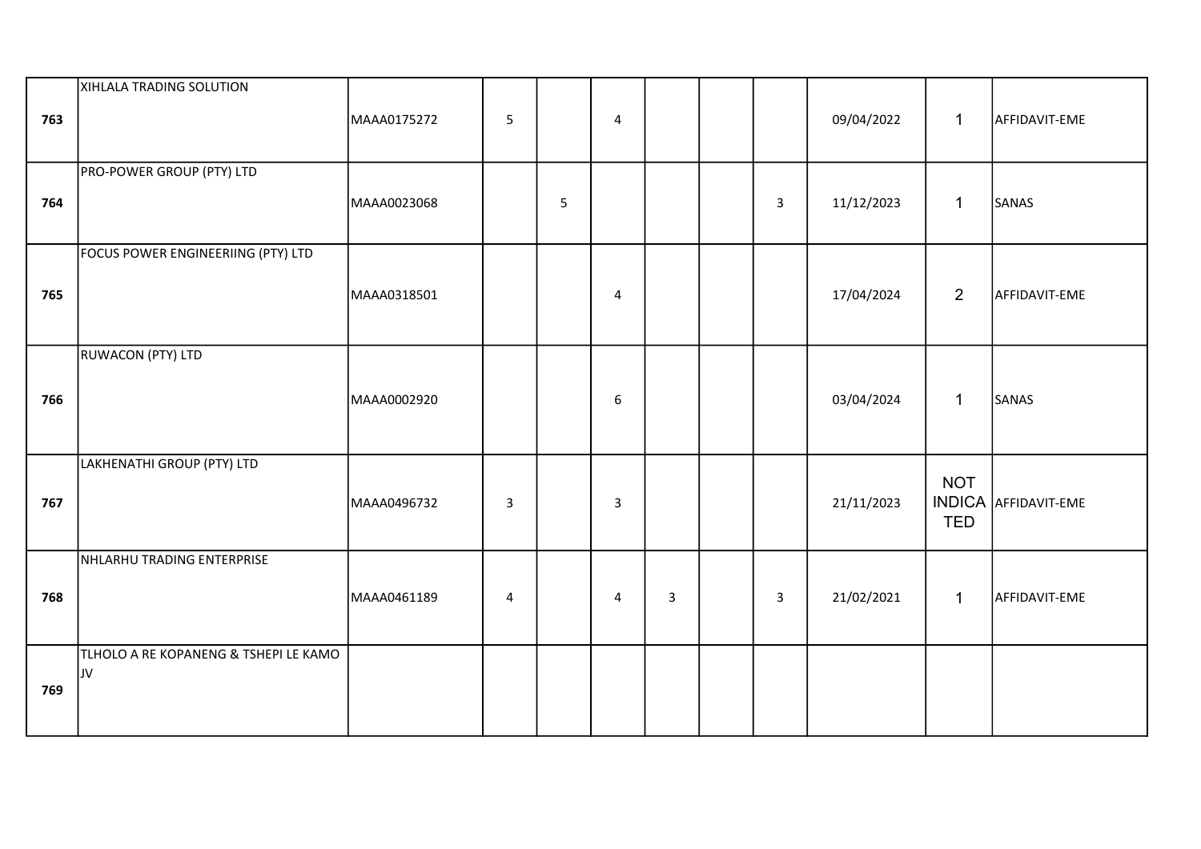| | | | | | | | | | | | |
|---|---|---|---|---|---|---|---|---|---|---|---|
| 763 | XIHLALA TRADING SOLUTION | MAAA0175272 | 5 | | 4 | | | | 09/04/2022 | 1 | AFFIDAVIT-EME |
| 764 | PRO-POWER GROUP (PTY) LTD | MAAA0023068 | | 5 | | | | 3 | 11/12/2023 | 1 | SANAS |
| 765 | FOCUS POWER ENGINEERIING (PTY) LTD | MAAA0318501 | | | 4 | | | | 17/04/2024 | 2 | AFFIDAVIT-EME |
| 766 | RUWACON (PTY) LTD | MAAA0002920 | | | 6 | | | | 03/04/2024 | 1 | SANAS |
| 767 | LAKHENATHI GROUP (PTY) LTD | MAAA0496732 | 3 | | 3 | | | | 21/11/2023 | NOT INDICATED | AFFIDAVIT-EME |
| 768 | NHLARHU TRADING ENTERPRISE | MAAA0461189 | 4 | | 4 | 3 | | 3 | 21/02/2021 | 1 | AFFIDAVIT-EME |
| 769 | TLHOLO A RE KOPANENG & TSHEPI LE KAMO JV | | | | | | | | | | |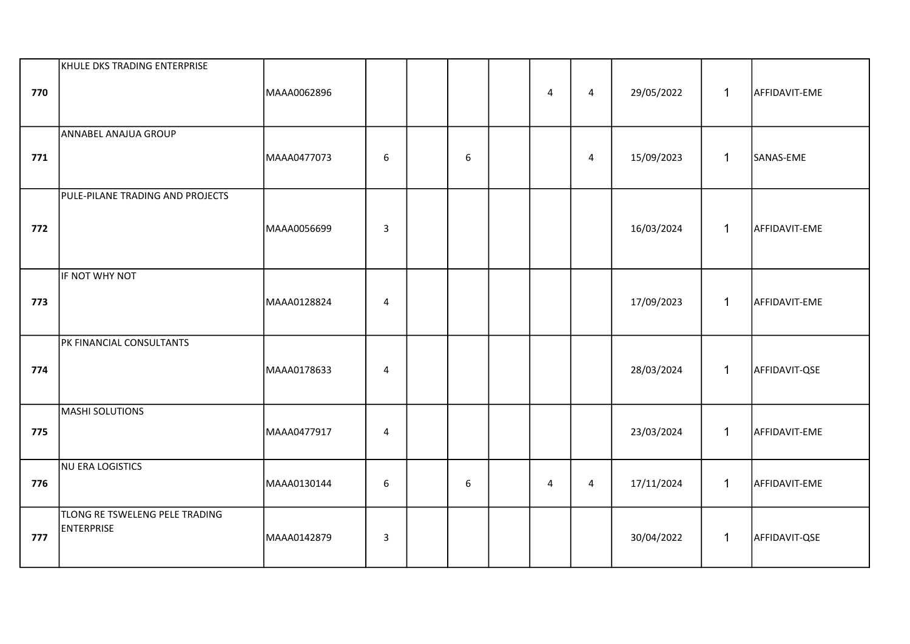| | | | | | | | | | | | |
|---|---|---|---|---|---|---|---|---|---|---|---|
| **770** | KHULE DKS TRADING ENTERPRISE | MAAA0062896 | | | | | 4 | 4 | 29/05/2022 | 1 | AFFIDAVIT-EME |
| **771** | ANNABEL ANAJUA GROUP | MAAA0477073 | 6 | | 6 | | | 4 | 15/09/2023 | 1 | SANAS-EME |
| **772** | PULE-PILANE TRADING AND PROJECTS | MAAA0056699 | 3 | | | | | | 16/03/2024 | 1 | AFFIDAVIT-EME |
| **773** | IF NOT WHY NOT | MAAA0128824 | 4 | | | | | | 17/09/2023 | 1 | AFFIDAVIT-EME |
| **774** | PK FINANCIAL CONSULTANTS | MAAA0178633 | 4 | | | | | | 28/03/2024 | 1 | AFFIDAVIT-QSE |
| **775** | MASHI SOLUTIONS | MAAA0477917 | 4 | | | | | | 23/03/2024 | 1 | AFFIDAVIT-EME |
| **776** | NU ERA LOGISTICS | MAAA0130144 | 6 | | 6 | | 4 | 4 | 17/11/2024 | 1 | AFFIDAVIT-EME |
| **777** | TLONG RE TSWELENG PELE TRADING ENTERPRISE | MAAA0142879 | 3 | | | | | | 30/04/2022 | 1 | AFFIDAVIT-QSE |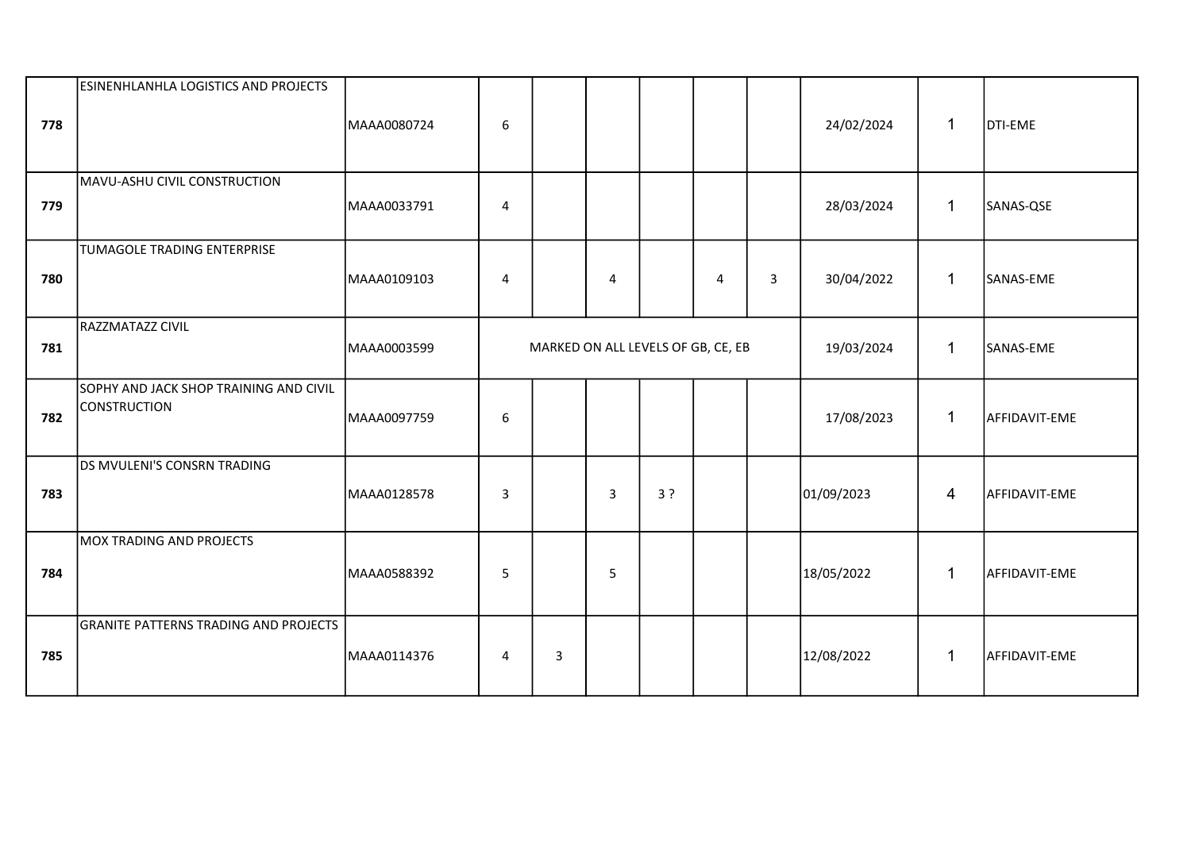| | | | | | | | | | | | |
|---|---|---|---|---|---|---|---|---|---|---|---|
| 778 | ESINENHLANHLA LOGISTICS AND PROJECTS | MAAA0080724 | 6 | | | | | | 24/02/2024 | 1 | DTI-EME |
| 779 | MAVU-ASHU CIVIL CONSTRUCTION | MAAA0033791 | 4 | | | | | | 28/03/2024 | 1 | SANAS-QSE |
| 780 | TUMAGOLE TRADING ENTERPRISE | MAAA0109103 | 4 | | 4 | | 4 | 3 | 30/04/2022 | 1 | SANAS-EME |
| 781 | RAZZMATAZZ CIVIL | MAAA0003599 | MARKED ON ALL LEVELS OF GB, CE, EB | | | | | | 19/03/2024 | 1 | SANAS-EME |
| 782 | SOPHY AND JACK SHOP TRAINING AND CIVIL CONSTRUCTION | MAAA0097759 | 6 | | | | | | 17/08/2023 | 1 | AFFIDAVIT-EME |
| 783 | DS MVULENI'S CONSRN TRADING | MAAA0128578 | 3 | | 3 | 3 ? | | | 01/09/2023 | 4 | AFFIDAVIT-EME |
| 784 | MOX TRADING AND PROJECTS | MAAA0588392 | 5 | | 5 | | | | 18/05/2022 | 1 | AFFIDAVIT-EME |
| 785 | GRANITE PATTERNS TRADING AND PROJECTS | MAAA0114376 | 4 | 3 | | | | | 12/08/2022 | 1 | AFFIDAVIT-EME |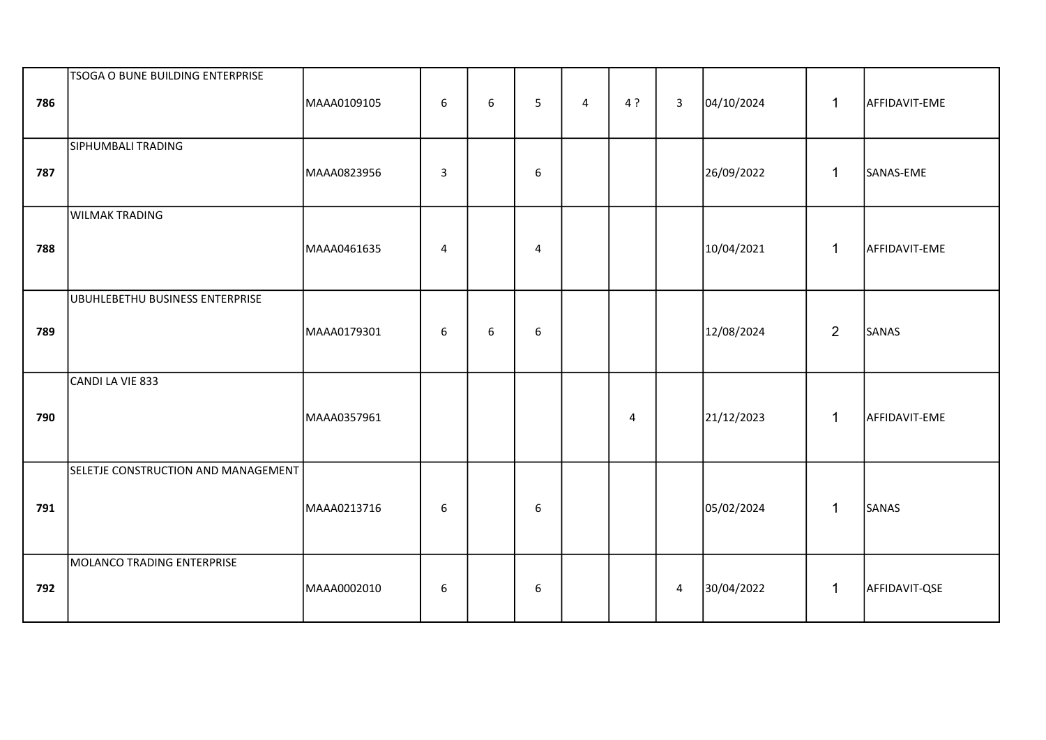|  |  |  |  |  |  |  |  |  |  |  |  |
|---|---|---|---|---|---|---|---|---|---|---|---|
| **786** | TSOGA O BUNE BUILDING ENTERPRISE | MAAA0109105 | 6 | 6 | 5 | 4 | 4 ? | 3 | 04/10/2024 | 1 | AFFIDAVIT-EME |
| **787** | SIPHUMBALI TRADING | MAAA0823956 | 3 |  | 6 |  |  |  | 26/09/2022 | 1 | SANAS-EME |
| **788** | WILMAK TRADING | MAAA0461635 | 4 |  | 4 |  |  |  | 10/04/2021 | 1 | AFFIDAVIT-EME |
| **789** | UBUHLEBETHU BUSINESS ENTERPRISE | MAAA0179301 | 6 | 6 | 6 |  |  |  | 12/08/2024 | 2 | SANAS |
| **790** | CANDI LA VIE 833 | MAAA0357961 |  |  |  |  | 4 |  | 21/12/2023 | 1 | AFFIDAVIT-EME |
| **791** | SELETJE CONSTRUCTION AND MANAGEMENT | MAAA0213716 | 6 |  | 6 |  |  |  | 05/02/2024 | 1 | SANAS |
| **792** | MOLANCO TRADING ENTERPRISE | MAAA0002010 | 6 |  | 6 |  |  | 4 | 30/04/2022 | 1 | AFFIDAVIT-QSE |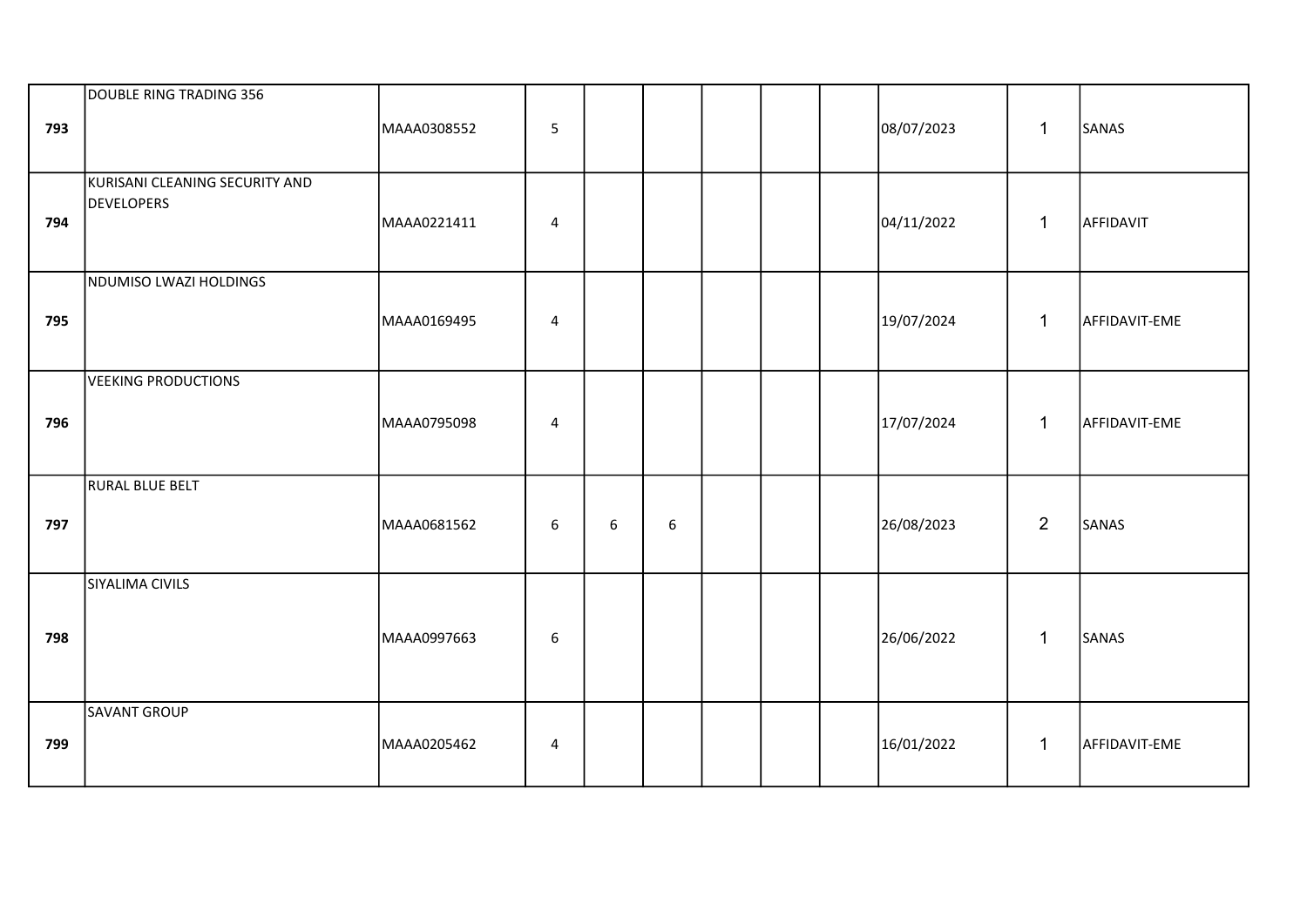| | | | | | | | | | | | |
|---|---|---|---|---|---|---|---|---|---|---|---|
| **793** | DOUBLE RING TRADING 356 | MAAA0308552 | 5 | | | | | | 08/07/2023 | 1 | SANAS |
| **794** | KURISANI CLEANING SECURITY AND DEVELOPERS | MAAA0221411 | 4 | | | | | | 04/11/2022 | 1 | AFFIDAVIT |
| **795** | NDUMISO LWAZI HOLDINGS | MAAA0169495 | 4 | | | | | | 19/07/2024 | 1 | AFFIDAVIT-EME |
| **796** | VEEKING PRODUCTIONS | MAAA0795098 | 4 | | | | | | 17/07/2024 | 1 | AFFIDAVIT-EME |
| **797** | RURAL BLUE BELT | MAAA0681562 | 6 | 6 | 6 | | | | 26/08/2023 | 2 | SANAS |
| **798** | SIYALIMA CIVILS | MAAA0997663 | 6 | | | | | | 26/06/2022 | 1 | SANAS |
| **799** | SAVANT GROUP | MAAA0205462 | 4 | | | | | | 16/01/2022 | 1 | AFFIDAVIT-EME |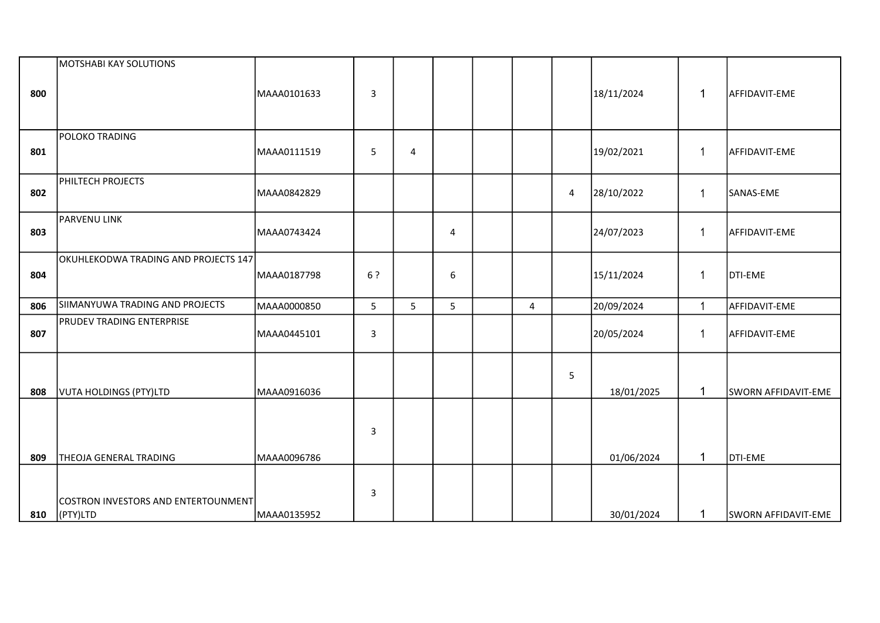|  |  |  |  |  |  |  |  |  |  |  |  |
|---|---|---|---|---|---|---|---|---|---|---|---|
| 800 | MOTSHABI KAY SOLUTIONS | MAAA0101633 | 3 |  |  |  |  |  | 18/11/2024 | 1 | AFFIDAVIT-EME |
| 801 | POLOKO TRADING | MAAA0111519 | 5 | 4 |  |  |  |  | 19/02/2021 | 1 | AFFIDAVIT-EME |
| 802 | PHILTECH PROJECTS | MAAA0842829 |  |  |  |  |  | 4 | 28/10/2022 | 1 | SANAS-EME |
| 803 | PARVENU LINK | MAAA0743424 |  |  | 4 |  |  |  | 24/07/2023 | 1 | AFFIDAVIT-EME |
| 804 | OKUHLEKODWA TRADING AND PROJECTS 147 | MAAA0187798 | 6 ? |  | 6 |  |  |  | 15/11/2024 | 1 | DTI-EME |
| 806 | SIIMANYUWA TRADING AND PROJECTS | MAAA0000850 | 5 | 5 | 5 |  | 4 |  | 20/09/2024 | 1 | AFFIDAVIT-EME |
| 807 | PRUDEV TRADING ENTERPRISE | MAAA0445101 | 3 |  |  |  |  |  | 20/05/2024 | 1 | AFFIDAVIT-EME |
| 808 | VUTA HOLDINGS (PTY)LTD | MAAA0916036 |  |  |  |  |  | 5 | 18/01/2025 | 1 | SWORN AFFIDAVIT-EME |
| 809 | THEOJA GENERAL TRADING | MAAA0096786 | 3 |  |  |  |  |  | 01/06/2024 | 1 | DTI-EME |
| 810 | COSTRON INVESTORS AND ENTERTOUNMENT (PTY)LTD | MAAA0135952 | 3 |  |  |  |  |  | 30/01/2024 | 1 | SWORN AFFIDAVIT-EME |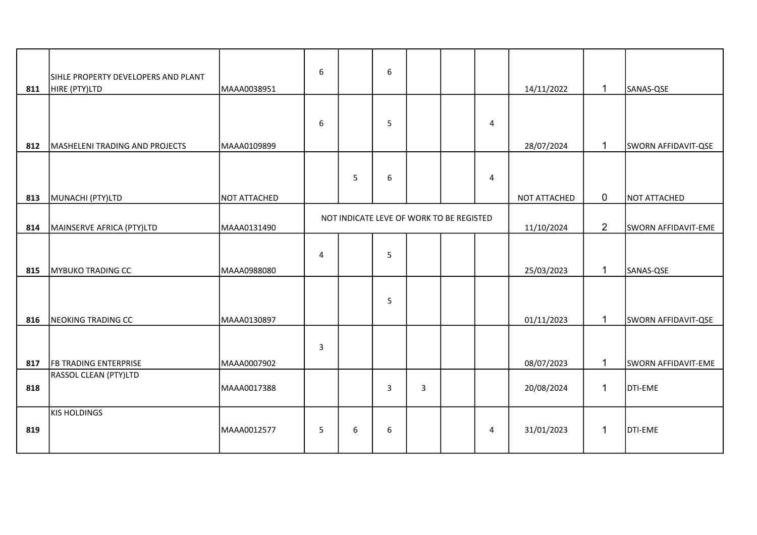| | | | | | | | | | | | |
|---|---|---|---|---|---|---|---|---|---|---|---|
| 811 | SIHLE PROPERTY DEVELOPERS AND PLANT HIRE (PTY)LTD | MAAA0038951 | 6 | | 6 | | | | 14/11/2022 | 1 | SANAS-QSE |
| 812 | MASHELENI TRADING AND PROJECTS | MAAA0109899 | 6 | | 5 | | | 4 | 28/07/2024 | 1 | SWORN AFFIDAVIT-QSE |
| 813 | MUNACHI (PTY)LTD | NOT ATTACHED | | 5 | 6 | | | 4 | NOT ATTACHED | 0 | NOT ATTACHED |
| 814 | MAINSERVE AFRICA (PTY)LTD | MAAA0131490 | NOT INDICATE LEVE OF WORK TO BE REGISTED | | | | | | 11/10/2024 | 2 | SWORN AFFIDAVIT-EME |
| 815 | MYBUKO TRADING CC | MAAA0988080 | 4 | | 5 | | | | 25/03/2023 | 1 | SANAS-QSE |
| 816 | NEOKING TRADING CC | MAAA0130897 | | | 5 | | | | 01/11/2023 | 1 | SWORN AFFIDAVIT-QSE |
| 817 | FB TRADING ENTERPRISE | MAAA0007902 | 3 | | | | | | 08/07/2023 | 1 | SWORN AFFIDAVIT-EME |
| 818 | RASSOL CLEAN (PTY)LTD | MAAA0017388 | | | 3 | 3 | | | 20/08/2024 | 1 | DTI-EME |
| 819 | KIS HOLDINGS | MAAA0012577 | 5 | 6 | 6 | | | 4 | 31/01/2023 | 1 | DTI-EME |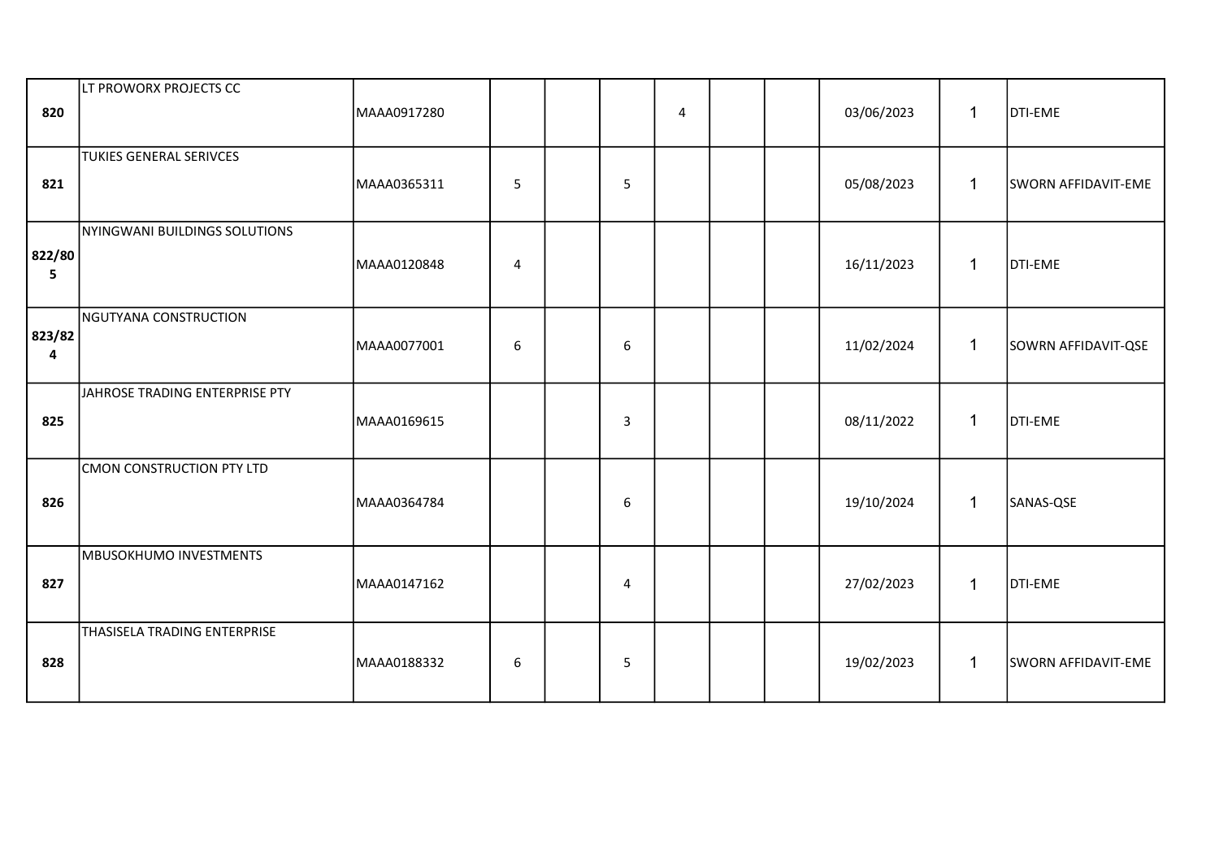| | | | | | | | | | | | |
|---|---|---|---|---|---|---|---|---|---|---|---|
| **820** | LT PROWORX PROJECTS CC | MAAA0917280 | | | | 4 | | | 03/06/2023 | 1 | DTI-EME |
| **821** | TUKIES GENERAL SERIVCES | MAAA0365311 | 5 | | 5 | | | | 05/08/2023 | 1 | SWORN AFFIDAVIT-EME |
| **822/805** | NYINGWANI BUILDINGS SOLUTIONS | MAAA0120848 | 4 | | | | | | 16/11/2023 | 1 | DTI-EME |
| **823/824** | NGUTYANA CONSTRUCTION | MAAA0077001 | 6 | | 6 | | | | 11/02/2024 | 1 | SOWRN AFFIDAVIT-QSE |
| **825** | JAHROSE TRADING ENTERPRISE PTY | MAAA0169615 | | | 3 | | | | 08/11/2022 | 1 | DTI-EME |
| **826** | CMON CONSTRUCTION PTY LTD | MAAA0364784 | | | 6 | | | | 19/10/2024 | 1 | SANAS-QSE |
| **827** | MBUSOKHUMO INVESTMENTS | MAAA0147162 | | | 4 | | | | 27/02/2023 | 1 | DTI-EME |
| **828** | THASISELA TRADING ENTERPRISE | MAAA0188332 | 6 | | 5 | | | | 19/02/2023 | 1 | SWORN AFFIDAVIT-EME |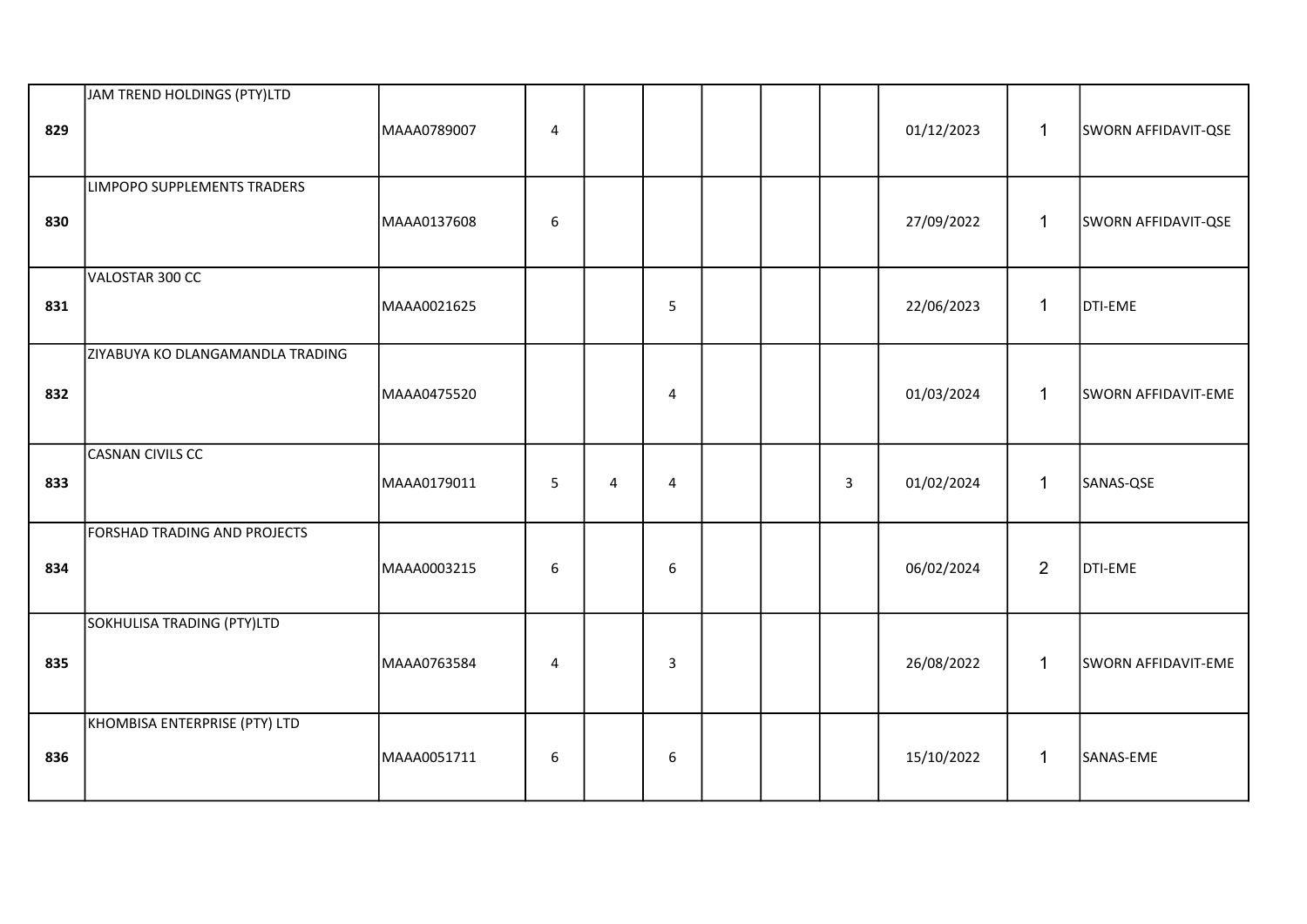| | | | | | | | | | | | |
|---|---|---|---|---|---|---|---|---|---|---|---|
| 829 | JAM TREND HOLDINGS (PTY)LTD | MAAA0789007 | 4 | | | | | | 01/12/2023 | 1 | SWORN AFFIDAVIT-QSE |
| 830 | LIMPOPO SUPPLEMENTS TRADERS | MAAA0137608 | 6 | | | | | | 27/09/2022 | 1 | SWORN AFFIDAVIT-QSE |
| 831 | VALOSTAR 300 CC | MAAA0021625 | | | 5 | | | | 22/06/2023 | 1 | DTI-EME |
| 832 | ZIYABUYA KO DLANGAMANDLA TRADING | MAAA0475520 | | | 4 | | | | 01/03/2024 | 1 | SWORN AFFIDAVIT-EME |
| 833 | CASNAN CIVILS CC | MAAA0179011 | 5 | 4 | 4 | | | 3 | 01/02/2024 | 1 | SANAS-QSE |
| 834 | FORSHAD TRADING AND PROJECTS | MAAA0003215 | 6 | | 6 | | | | 06/02/2024 | 2 | DTI-EME |
| 835 | SOKHULISA TRADING (PTY)LTD | MAAA0763584 | 4 | | 3 | | | | 26/08/2022 | 1 | SWORN AFFIDAVIT-EME |
| 836 | KHOMBISA ENTERPRISE (PTY) LTD | MAAA0051711 | 6 | | 6 | | | | 15/10/2022 | 1 | SANAS-EME |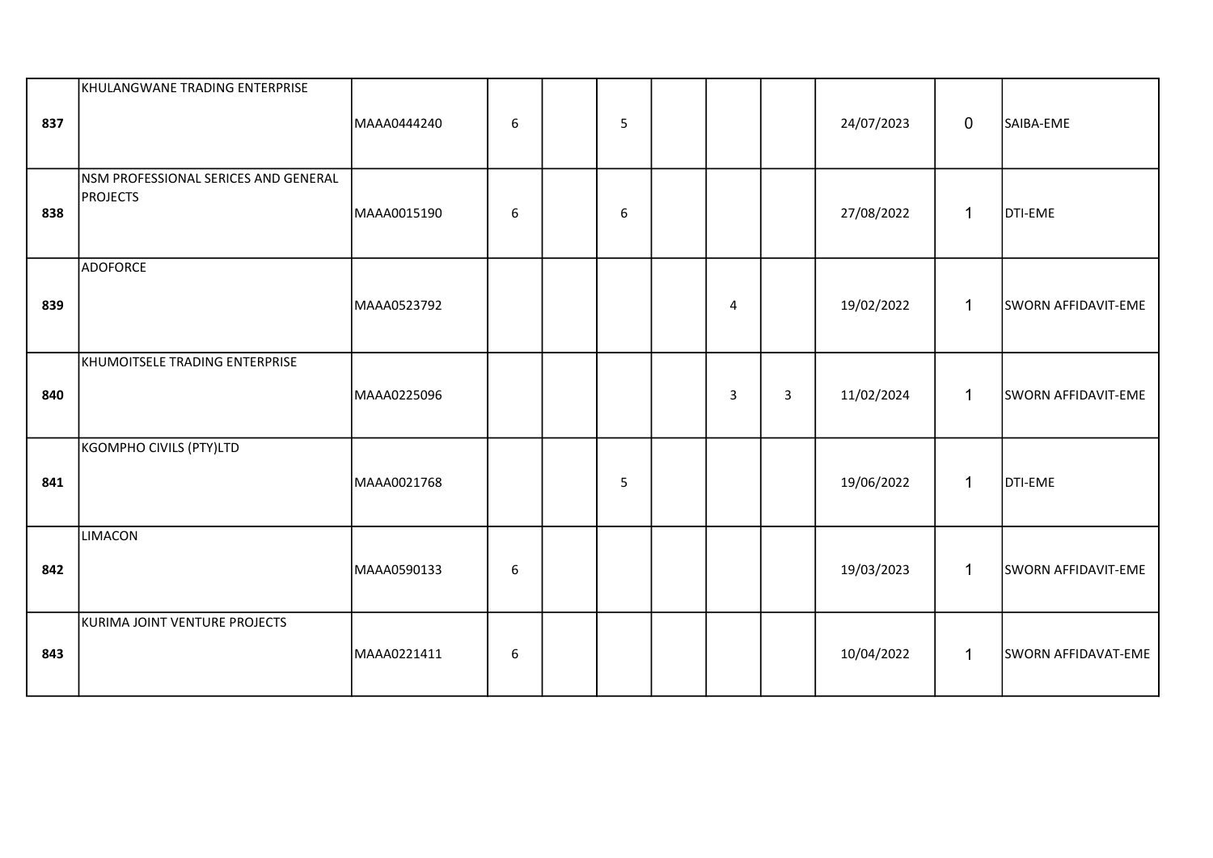| | | | | | | | | | | | |
|---|---|---|---|---|---|---|---|---|---|---|---|
| **837** | KHULANGWANE TRADING ENTERPRISE | MAAA0444240 | 6 | | 5 | | | | 24/07/2023 | 0 | SAIBA-EME |
| **838** | NSM PROFESSIONAL SERICES AND GENERAL PROJECTS | MAAA0015190 | 6 | | 6 | | | | 27/08/2022 | 1 | DTI-EME |
| **839** | ADOFORCE | MAAA0523792 | | | | | 4 | | 19/02/2022 | 1 | SWORN AFFIDAVIT-EME |
| **840** | KHUMOITSELE TRADING ENTERPRISE | MAAA0225096 | | | | | 3 | 3 | 11/02/2024 | 1 | SWORN AFFIDAVIT-EME |
| **841** | KGOMPHO CIVILS (PTY)LTD | MAAA0021768 | | | 5 | | | | 19/06/2022 | 1 | DTI-EME |
| **842** | LIMACON | MAAA0590133 | 6 | | | | | | 19/03/2023 | 1 | SWORN AFFIDAVIT-EME |
| **843** | KURIMA JOINT VENTURE PROJECTS | MAAA0221411 | 6 | | | | | | 10/04/2022 | 1 | SWORN AFFIDAVAT-EME |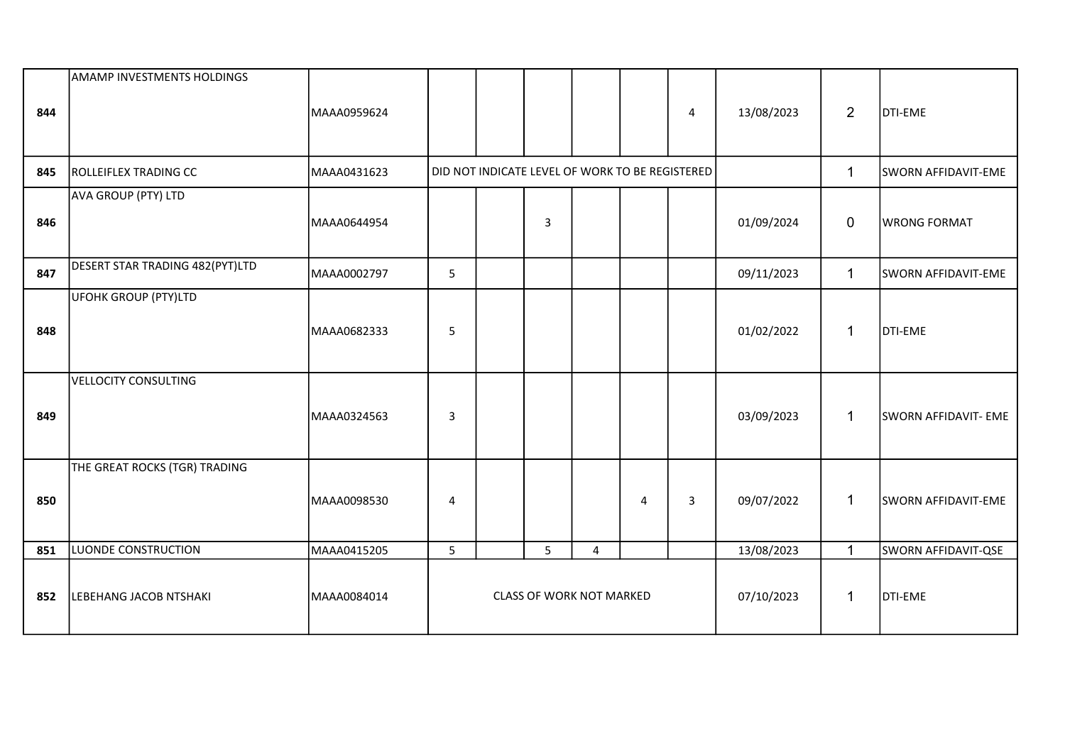| | | | | | | | | | | | |
|---|---|---|---|---|---|---|---|---|---|---|---|
| 844 | AMAMP INVESTMENTS HOLDINGS | MAAA0959624 | | | | | | 4 | 13/08/2023 | 2 | DTI-EME |
| 845 | ROLLEIFLEX TRADING CC | MAAA0431623 | DID NOT INDICATE LEVEL OF WORK TO BE REGISTERED | | | | | | | 1 | SWORN AFFIDAVIT-EME |
| 846 | AVA GROUP (PTY) LTD | MAAA0644954 | | | 3 | | | | 01/09/2024 | 0 | WRONG FORMAT |
| 847 | DESERT STAR TRADING 482(PYT)LTD | MAAA0002797 | 5 | | | | | | 09/11/2023 | 1 | SWORN AFFIDAVIT-EME |
| 848 | UFOHK GROUP (PTY)LTD | MAAA0682333 | 5 | | | | | | 01/02/2022 | 1 | DTI-EME |
| 849 | VELLOCITY CONSULTING | MAAA0324563 | 3 | | | | | | 03/09/2023 | 1 | SWORN AFFIDAVIT- EME |
| 850 | THE GREAT ROCKS (TGR) TRADING | MAAA0098530 | 4 | | | | 4 | 3 | 09/07/2022 | 1 | SWORN AFFIDAVIT-EME |
| 851 | LUONDE CONSTRUCTION | MAAA0415205 | 5 | | 5 | 4 | | | 13/08/2023 | 1 | SWORN AFFIDAVIT-QSE |
| 852 | LEBEHANG JACOB NTSHAKI | MAAA0084014 | CLASS OF WORK NOT MARKED | | | | | | 07/10/2023 | 1 | DTI-EME |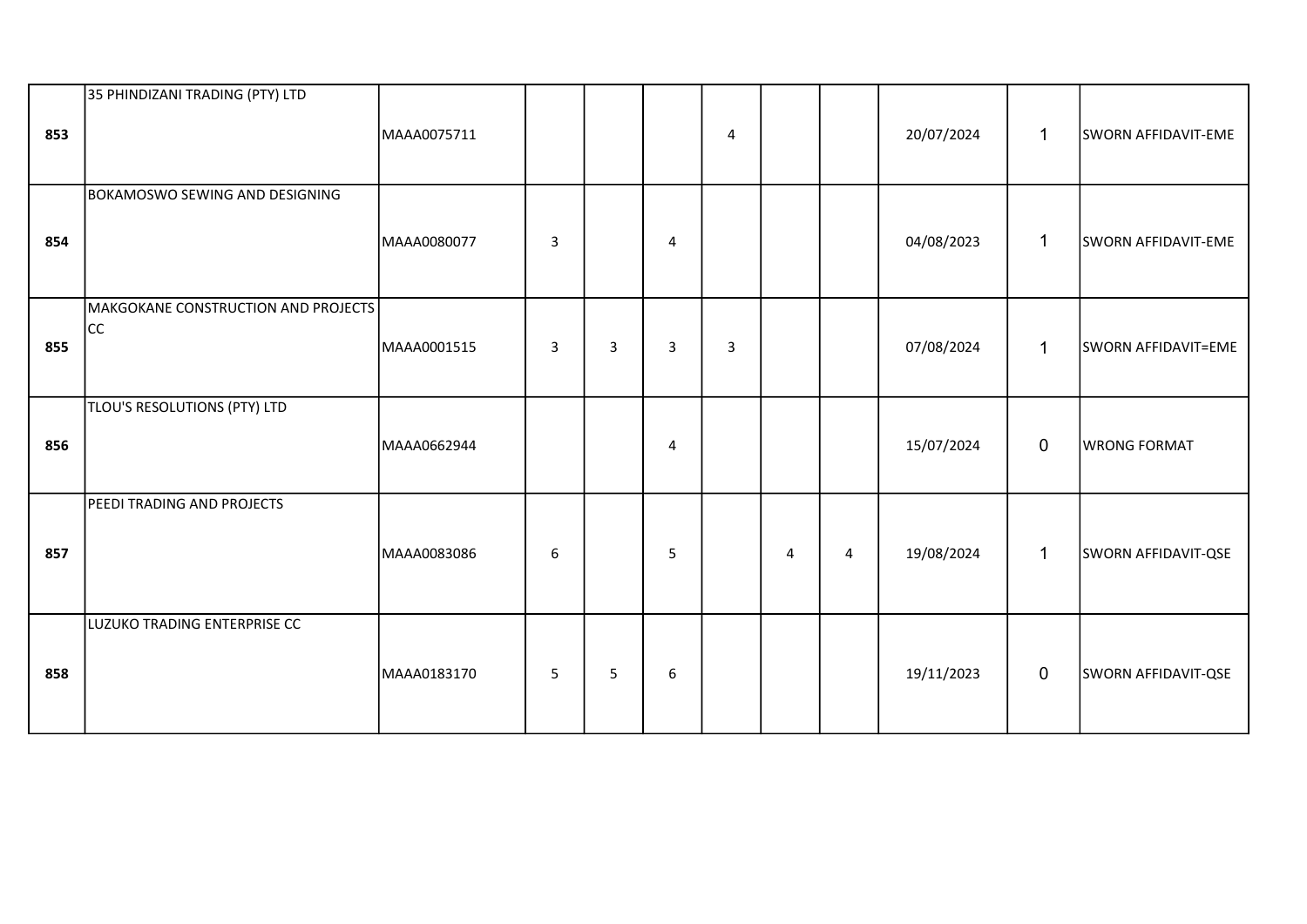| | | | | | | | | | | | |
|---|---|---|---|---|---|---|---|---|---|---|---|
| **853** | 35 PHINDIZANI TRADING (PTY) LTD | MAAA0075711 | | | | 4 | | | 20/07/2024 | 1 | SWORN AFFIDAVIT-EME |
| **854** | BOKAMOSWO SEWING AND DESIGNING | MAAA0080077 | 3 | | 4 | | | | 04/08/2023 | 1 | SWORN AFFIDAVIT-EME |
| **855** | MAKGOKANE CONSTRUCTION AND PROJECTS CC | MAAA0001515 | 3 | 3 | 3 | 3 | | | 07/08/2024 | 1 | SWORN AFFIDAVIT=EME |
| **856** | TLOU'S RESOLUTIONS (PTY) LTD | MAAA0662944 | | | 4 | | | | 15/07/2024 | 0 | WRONG FORMAT |
| **857** | PEEDI TRADING AND PROJECTS | MAAA0083086 | 6 | | 5 | | 4 | 4 | 19/08/2024 | 1 | SWORN AFFIDAVIT-QSE |
| **858** | LUZUKO TRADING ENTERPRISE CC | MAAA0183170 | 5 | 5 | 6 | | | | 19/11/2023 | 0 | SWORN AFFIDAVIT-QSE |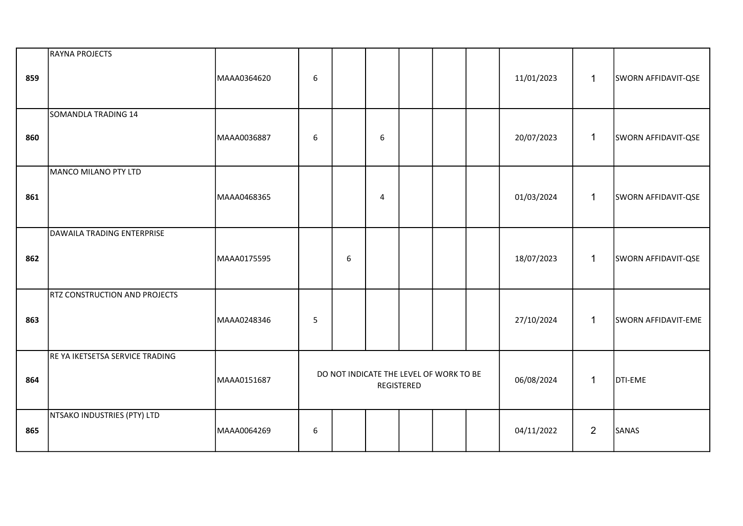| | | | | | | | | | | | |
|---|---|---|---|---|---|---|---|---|---|---|---|
| 859 | RAYNA PROJECTS | MAAA0364620 | 6 | | | | | | 11/01/2023 | 1 | SWORN AFFIDAVIT-QSE |
| 860 | SOMANDLA TRADING 14 | MAAA0036887 | 6 | | 6 | | | | 20/07/2023 | 1 | SWORN AFFIDAVIT-QSE |
| 861 | MANCO MILANO PTY LTD | MAAA0468365 | | | 4 | | | | 01/03/2024 | 1 | SWORN AFFIDAVIT-QSE |
| 862 | DAWAILA TRADING ENTERPRISE | MAAA0175595 | | 6 | | | | | 18/07/2023 | 1 | SWORN AFFIDAVIT-QSE |
| 863 | RTZ CONSTRUCTION AND PROJECTS | MAAA0248346 | 5 | | | | | | 27/10/2024 | 1 | SWORN AFFIDAVIT-EME |
| 864 | RE YA IKETSETSA SERVICE TRADING | MAAA0151687 | DO NOT INDICATE THE LEVEL OF WORK TO BE REGISTERED | | | | | | 06/08/2024 | 1 | DTI-EME |
| 865 | NTSAKO INDUSTRIES (PTY) LTD | MAAA0064269 | 6 | | | | | | 04/11/2022 | 2 | SANAS |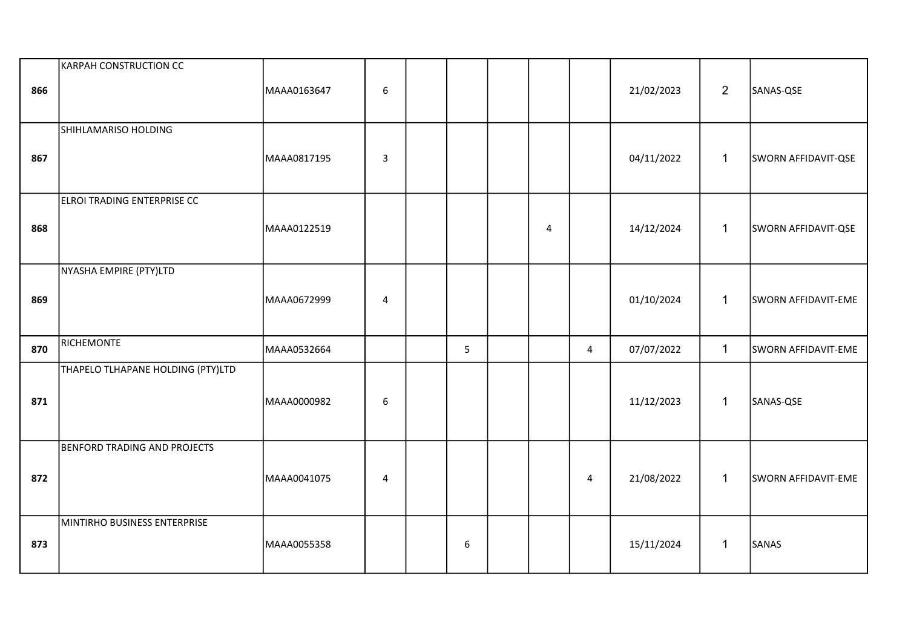| | | | | | | | | | | | |
|---|---|---|---|---|---|---|---|---|---|---|---|
| **866** | KARPAH CONSTRUCTION CC | MAAA0163647 | 6 | | | | | | 21/02/2023 | 2 | SANAS-QSE |
| **867** | SHIHLAMARISO HOLDING | MAAA0817195 | 3 | | | | | | 04/11/2022 | 1 | SWORN AFFIDAVIT-QSE |
| **868** | ELROI TRADING ENTERPRISE CC | MAAA0122519 | | | | | 4 | | 14/12/2024 | 1 | SWORN AFFIDAVIT-QSE |
| **869** | NYASHA EMPIRE (PTY)LTD | MAAA0672999 | 4 | | | | | | 01/10/2024 | 1 | SWORN AFFIDAVIT-EME |
| **870** | RICHEMONTE | MAAA0532664 | | | 5 | | | 4 | 07/07/2022 | 1 | SWORN AFFIDAVIT-EME |
| **871** | THAPELO TLHAPANE HOLDING (PTY)LTD | MAAA0000982 | 6 | | | | | | 11/12/2023 | 1 | SANAS-QSE |
| **872** | BENFORD TRADING AND PROJECTS | MAAA0041075 | 4 | | | | | 4 | 21/08/2022 | 1 | SWORN AFFIDAVIT-EME |
| **873** | MINTIRHO BUSINESS ENTERPRISE | MAAA0055358 | | | 6 | | | | 15/11/2024 | 1 | SANAS |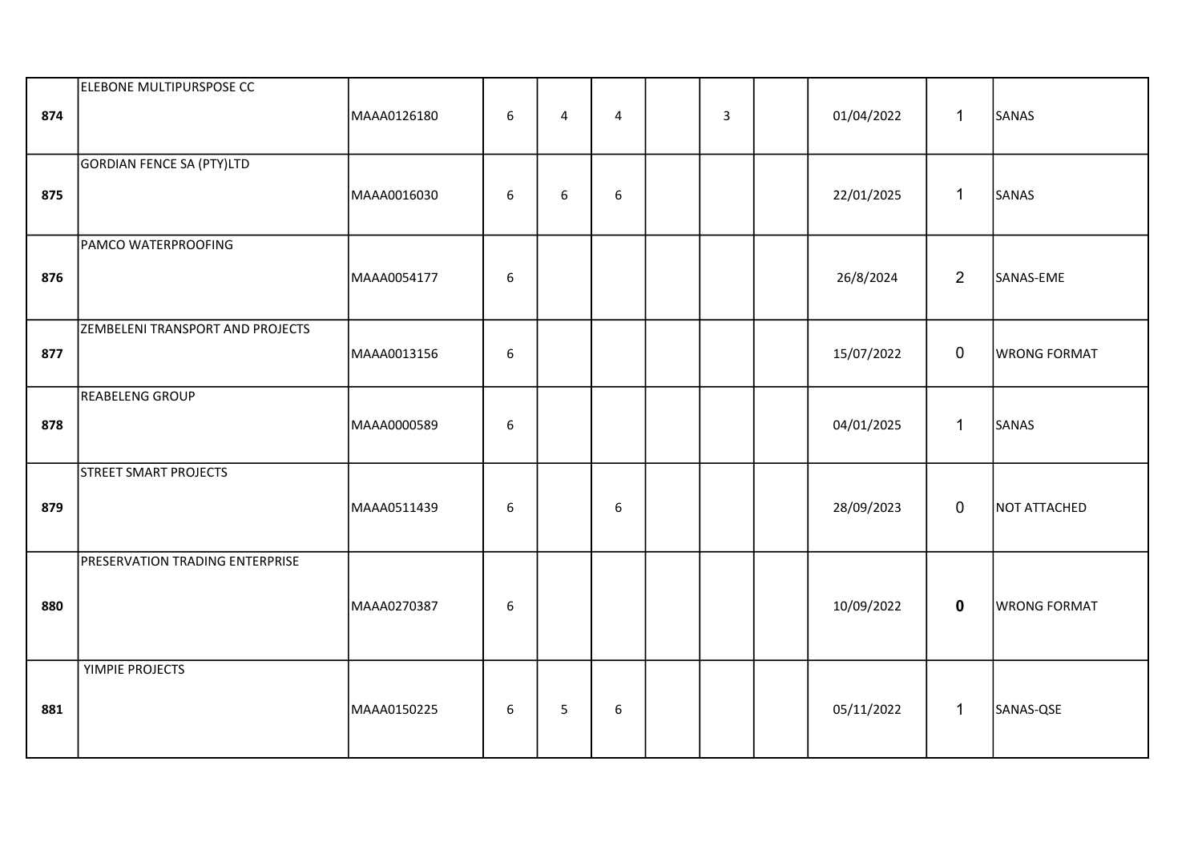| | | | | | | | | | | | |
|---|---|---|---|---|---|---|---|---|---|---|---|
| **874** | ELEBONE MULTIPURSPOSE CC | MAAA0126180 | 6 | 4 | 4 | | 3 | | 01/04/2022 | 1 | SANAS |
| **875** | GORDIAN FENCE SA (PTY)LTD | MAAA0016030 | 6 | 6 | 6 | | | | 22/01/2025 | 1 | SANAS |
| **876** | PAMCO WATERPROOFING | MAAA0054177 | 6 | | | | | | 26/8/2024 | 2 | SANAS-EME |
| **877** | ZEMBELENI TRANSPORT AND PROJECTS | MAAA0013156 | 6 | | | | | | 15/07/2022 | 0 | WRONG FORMAT |
| **878** | REABELENG GROUP | MAAA0000589 | 6 | | | | | | 04/01/2025 | 1 | SANAS |
| **879** | STREET SMART PROJECTS | MAAA0511439 | 6 | | 6 | | | | 28/09/2023 | 0 | NOT ATTACHED |
| **880** | PRESERVATION TRADING ENTERPRISE | MAAA0270387 | 6 | | | | | | 10/09/2022 | **0** | WRONG FORMAT |
| **881** | YIMPIE PROJECTS | MAAA0150225 | 6 | 5 | 6 | | | | 05/11/2022 | 1 | SANAS-QSE |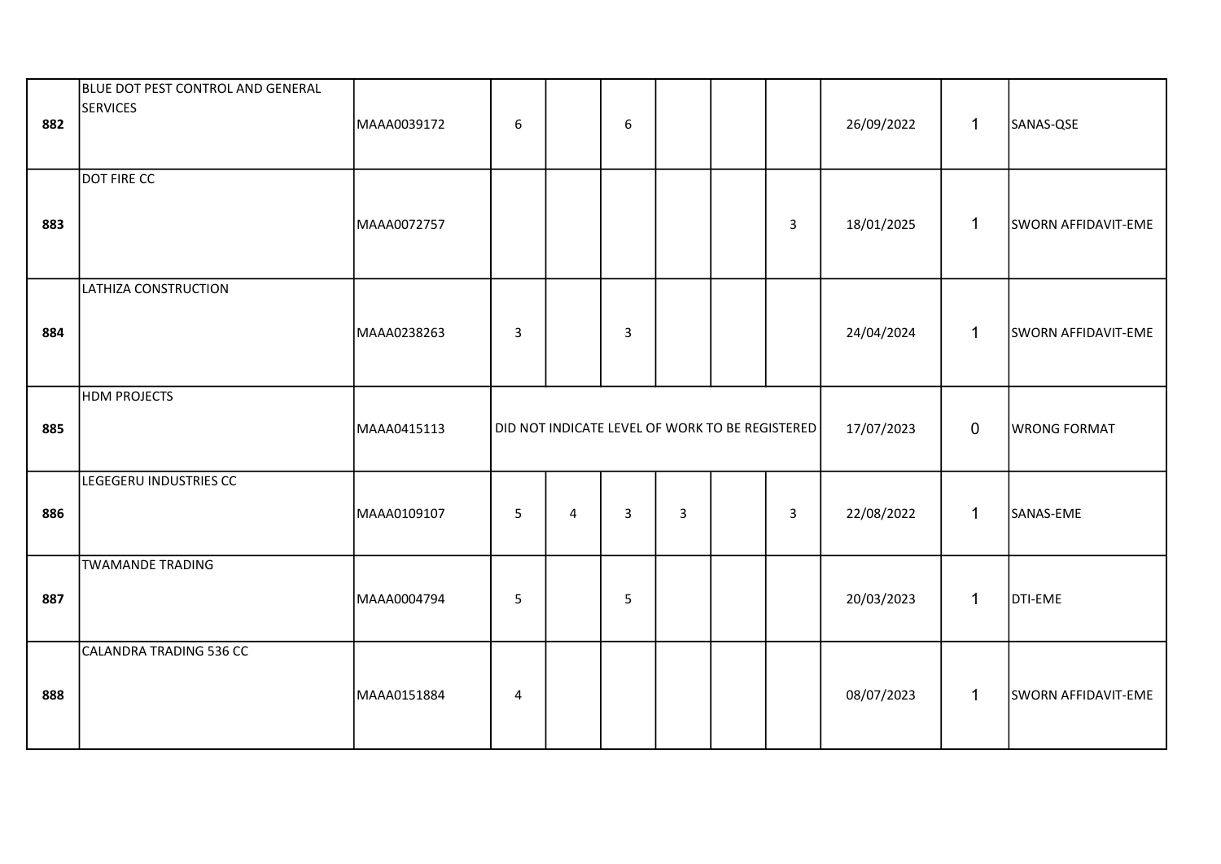| | | | | | | | | | | | |
|---|---|---|---|---|---|---|---|---|---|---|---|
| 882 | BLUE DOT PEST CONTROL AND GENERAL SERVICES | MAAA0039172 | 6 | | 6 | | | | 26/09/2022 | 1 | SANAS-QSE |
| 883 | DOT FIRE CC | MAAA0072757 | | | | | | 3 | 18/01/2025 | 1 | SWORN AFFIDAVIT-EME |
| 884 | LATHIZA CONSTRUCTION | MAAA0238263 | 3 | | 3 | | | | 24/04/2024 | 1 | SWORN AFFIDAVIT-EME |
| 885 | HDM PROJECTS | MAAA0415113 | DID NOT INDICATE LEVEL OF WORK TO BE REGISTERED | | | | | | 17/07/2023 | 0 | WRONG FORMAT |
| 886 | LEGEGERU INDUSTRIES CC | MAAA0109107 | 5 | 4 | 3 | 3 | | 3 | 22/08/2022 | 1 | SANAS-EME |
| 887 | TWAMANDE TRADING | MAAA0004794 | 5 | | 5 | | | | 20/03/2023 | 1 | DTI-EME |
| 888 | CALANDRA TRADING 536 CC | MAAA0151884 | 4 | | | | | | 08/07/2023 | 1 | SWORN AFFIDAVIT-EME |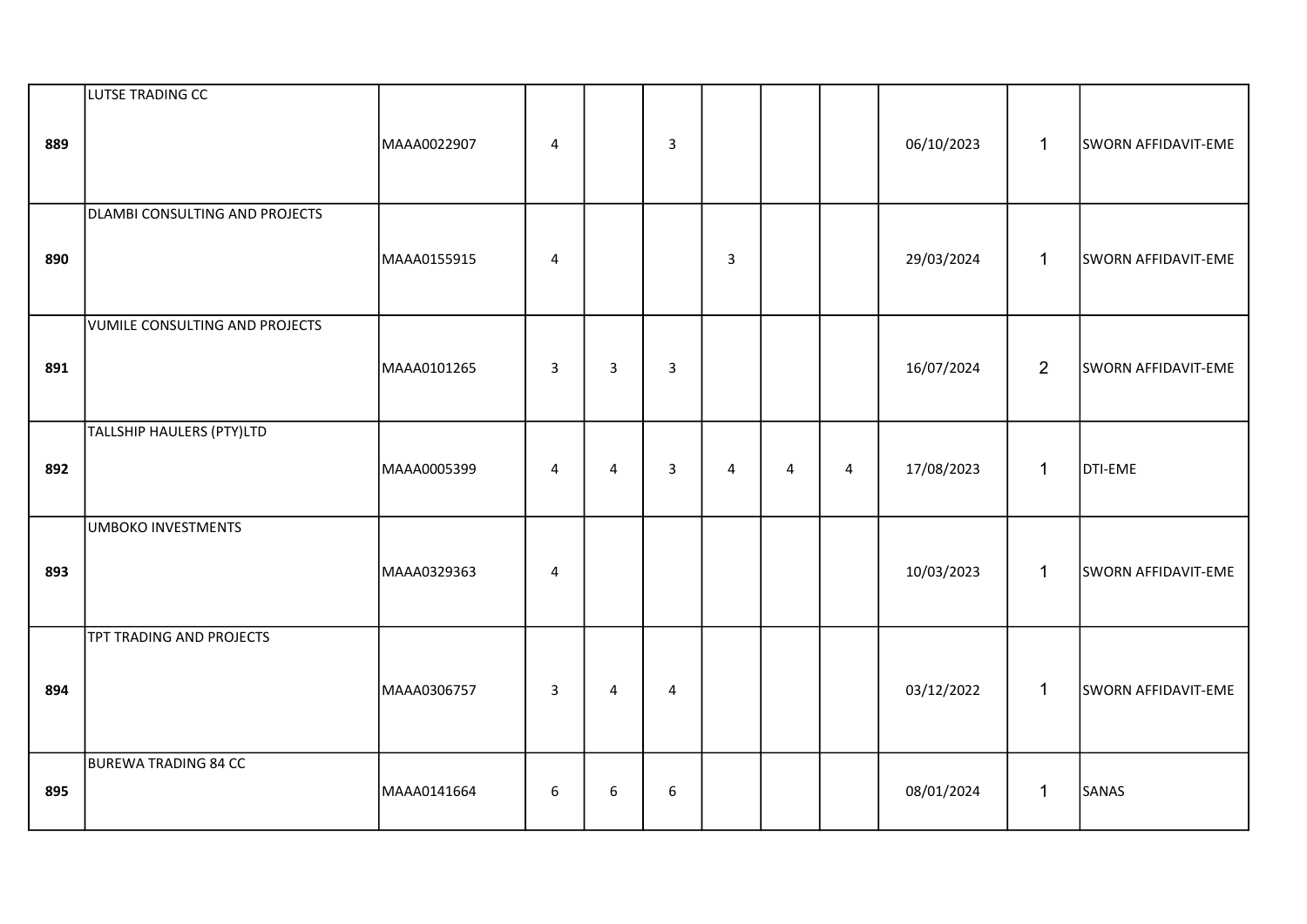| | | | | | | | | | | | |
|---|---|---|---|---|---|---|---|---|---|---|---|
| 889 | LUTSE TRADING CC | MAAA0022907 | 4 | | 3 | | | | 06/10/2023 | 1 | SWORN AFFIDAVIT-EME |
| 890 | DLAMBI CONSULTING AND PROJECTS | MAAA0155915 | 4 | | | 3 | | | 29/03/2024 | 1 | SWORN AFFIDAVIT-EME |
| 891 | VUMILE CONSULTING AND PROJECTS | MAAA0101265 | 3 | 3 | 3 | | | | 16/07/2024 | 2 | SWORN AFFIDAVIT-EME |
| 892 | TALLSHIP HAULERS (PTY)LTD | MAAA0005399 | 4 | 4 | 3 | 4 | 4 | 4 | 17/08/2023 | 1 | DTI-EME |
| 893 | UMBOKO INVESTMENTS | MAAA0329363 | 4 | | | | | | 10/03/2023 | 1 | SWORN AFFIDAVIT-EME |
| 894 | TPT TRADING AND PROJECTS | MAAA0306757 | 3 | 4 | 4 | | | | 03/12/2022 | 1 | SWORN AFFIDAVIT-EME |
| 895 | BUREWA TRADING 84 CC | MAAA0141664 | 6 | 6 | 6 | | | | 08/01/2024 | 1 | SANAS |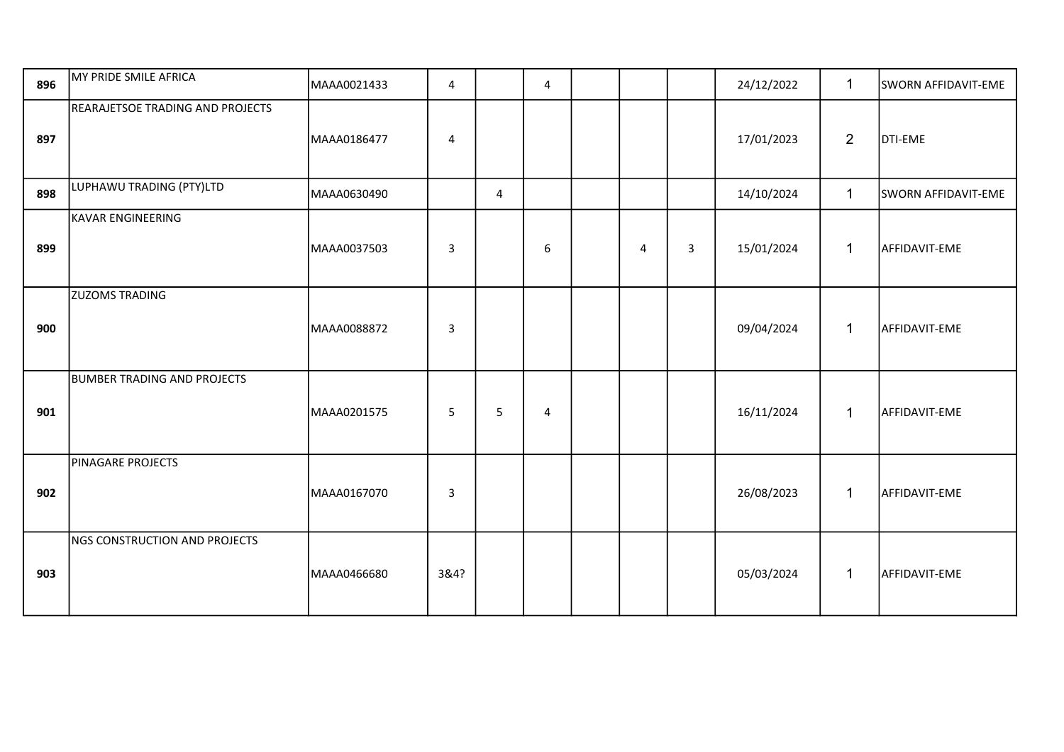| | | | | | | | | | | | |
|---|---|---|---|---|---|---|---|---|---|---|---|
| 896 | MY PRIDE SMILE AFRICA | MAAA0021433 | 4 | | 4 | | | | 24/12/2022 | 1 | SWORN AFFIDAVIT-EME |
| 897 | REARAJETSOE TRADING AND PROJECTS | MAAA0186477 | 4 | | | | | | 17/01/2023 | 2 | DTI-EME |
| 898 | LUPHAWU TRADING (PTY)LTD | MAAA0630490 | | 4 | | | | | 14/10/2024 | 1 | SWORN AFFIDAVIT-EME |
| 899 | KAVAR ENGINEERING | MAAA0037503 | 3 | | 6 | | 4 | 3 | 15/01/2024 | 1 | AFFIDAVIT-EME |
| 900 | ZUZOMS TRADING | MAAA0088872 | 3 | | | | | | 09/04/2024 | 1 | AFFIDAVIT-EME |
| 901 | BUMBER TRADING AND PROJECTS | MAAA0201575 | 5 | 5 | 4 | | | | 16/11/2024 | 1 | AFFIDAVIT-EME |
| 902 | PINAGARE PROJECTS | MAAA0167070 | 3 | | | | | | 26/08/2023 | 1 | AFFIDAVIT-EME |
| 903 | NGS CONSTRUCTION AND PROJECTS | MAAA0466680 | 3&4? | | | | | | 05/03/2024 | 1 | AFFIDAVIT-EME |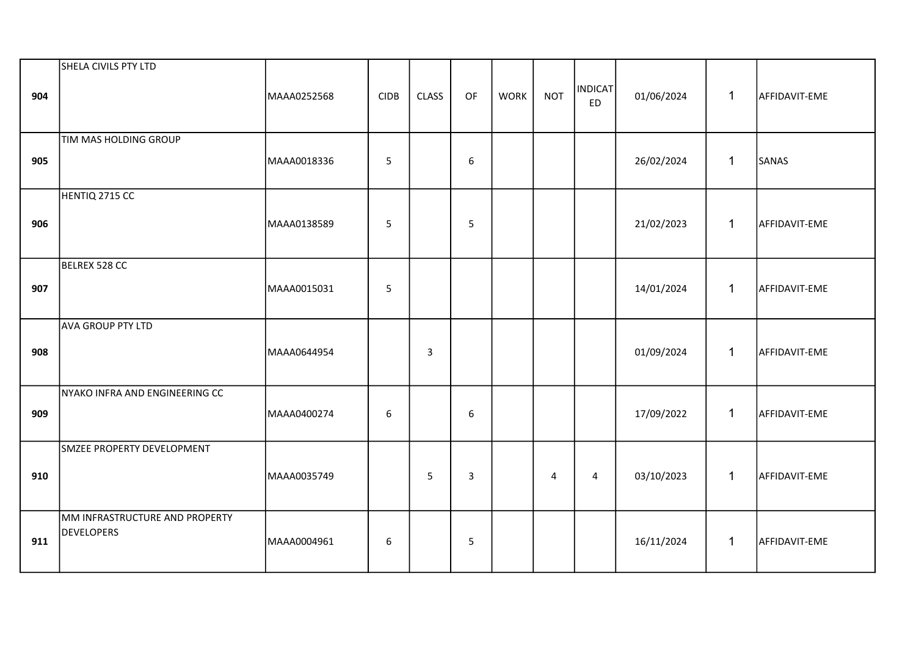| | | | | | | | | | | | |
|---|---|---|---|---|---|---|---|---|---|---|---|
| **904** | SHELA CIVILS PTY LTD | MAAA0252568 | CIDB | CLASS | OF | WORK | NOT | INDICATED | 01/06/2024 | 1 | AFFIDAVIT-EME |
| **905** | TIM MAS HOLDING GROUP | MAAA0018336 | 5 | | 6 | | | | 26/02/2024 | 1 | SANAS |
| **906** | HENTIQ 2715 CC | MAAA0138589 | 5 | | 5 | | | | 21/02/2023 | 1 | AFFIDAVIT-EME |
| **907** | BELREX 528 CC | MAAA0015031 | 5 | | | | | | 14/01/2024 | 1 | AFFIDAVIT-EME |
| **908** | AVA GROUP PTY LTD | MAAA0644954 | | 3 | | | | | 01/09/2024 | 1 | AFFIDAVIT-EME |
| **909** | NYAKO INFRA AND ENGINEERING CC | MAAA0400274 | 6 | | 6 | | | | 17/09/2022 | 1 | AFFIDAVIT-EME |
| **910** | SMZEE PROPERTY DEVELOPMENT | MAAA0035749 | | 5 | 3 | | 4 | 4 | 03/10/2023 | 1 | AFFIDAVIT-EME |
| **911** | MM INFRASTRUCTURE AND PROPERTY DEVELOPERS | MAAA0004961 | 6 | | 5 | | | | 16/11/2024 | 1 | AFFIDAVIT-EME |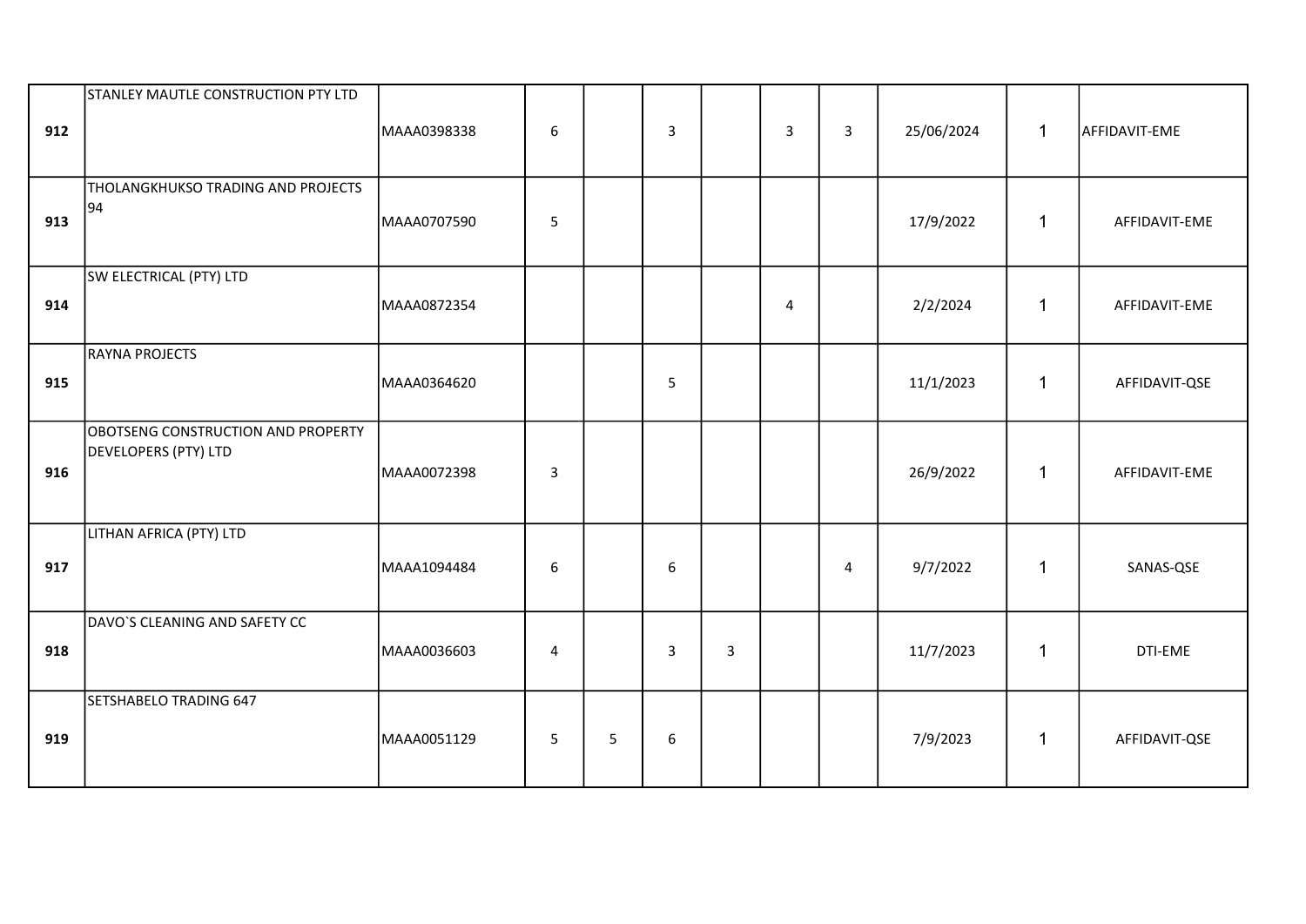| | | | | | | | | | | | |
|---|---|---|---|---|---|---|---|---|---|---|---|
| **912** | STANLEY MAUTLE CONSTRUCTION PTY LTD | MAAA0398338 | 6 | | 3 | | 3 | 3 | 25/06/2024 | 1 | AFFIDAVIT-EME |
| **913** | THOLANGKHUKSO TRADING AND PROJECTS 94 | MAAA0707590 | 5 | | | | | | 17/9/2022 | 1 | AFFIDAVIT-EME |
| **914** | SW ELECTRICAL (PTY) LTD | MAAA0872354 | | | | | 4 | | 2/2/2024 | 1 | AFFIDAVIT-EME |
| **915** | RAYNA PROJECTS | MAAA0364620 | | | 5 | | | | 11/1/2023 | 1 | AFFIDAVIT-QSE |
| **916** | OBOTSENG CONSTRUCTION AND PROPERTY DEVELOPERS (PTY) LTD | MAAA0072398 | 3 | | | | | | 26/9/2022 | 1 | AFFIDAVIT-EME |
| **917** | LITHAN AFRICA (PTY) LTD | MAAA1094484 | 6 | | 6 | | | 4 | 9/7/2022 | 1 | SANAS-QSE |
| **918** | DAVO`S CLEANING AND SAFETY CC | MAAA0036603 | 4 | | 3 | 3 | | | 11/7/2023 | 1 | DTI-EME |
| **919** | SETSHABELO TRADING 647 | MAAA0051129 | 5 | 5 | 6 | | | | 7/9/2023 | 1 | AFFIDAVIT-QSE |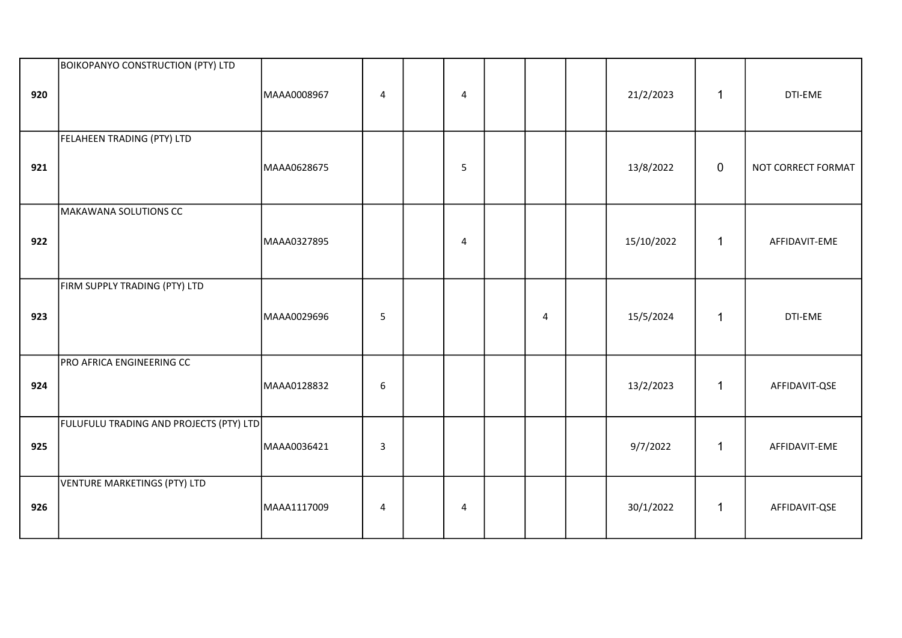| | | | | | | | | | | | |
|---|---|---|---|---|---|---|---|---|---|---|---|
| **920** | BOIKOPANYO CONSTRUCTION (PTY) LTD | MAAA0008967 | 4 | | 4 | | | | 21/2/2023 | 1 | DTI-EME |
| **921** | FELAHEEN TRADING (PTY) LTD | MAAA0628675 | | | 5 | | | | 13/8/2022 | 0 | NOT CORRECT FORMAT |
| **922** | MAKAWANA SOLUTIONS CC | MAAA0327895 | | | 4 | | | | 15/10/2022 | 1 | AFFIDAVIT-EME |
| **923** | FIRM SUPPLY TRADING (PTY) LTD | MAAA0029696 | 5 | | | | 4 | | 15/5/2024 | 1 | DTI-EME |
| **924** | PRO AFRICA ENGINEERING CC | MAAA0128832 | 6 | | | | | | 13/2/2023 | 1 | AFFIDAVIT-QSE |
| **925** | FULUFULU TRADING AND PROJECTS (PTY) LTD | MAAA0036421 | 3 | | | | | | 9/7/2022 | 1 | AFFIDAVIT-EME |
| **926** | VENTURE MARKETINGS (PTY) LTD | MAAA1117009 | 4 | | 4 | | | | 30/1/2022 | 1 | AFFIDAVIT-QSE |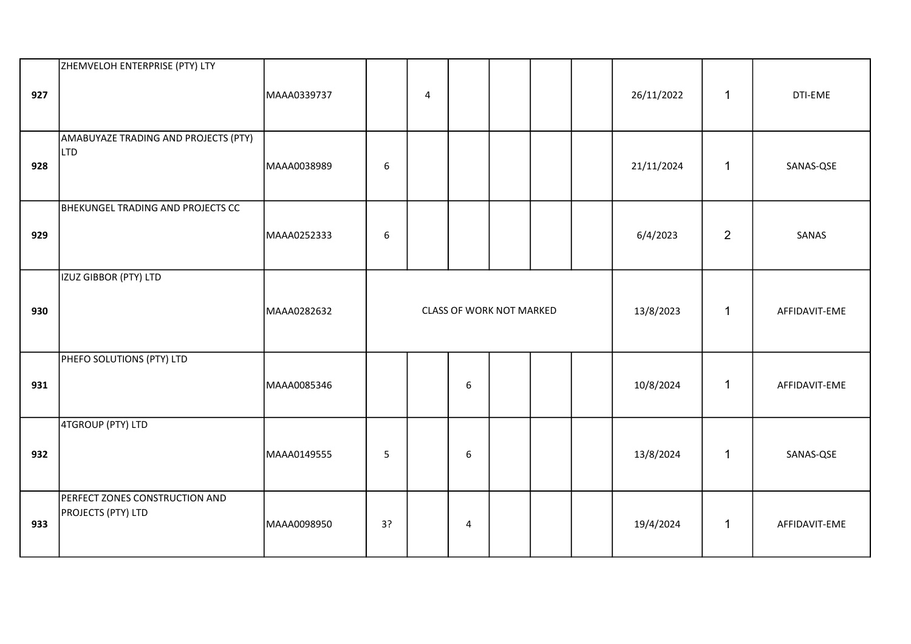| | | | | | | | | | | | |
|---|---|---|---|---|---|---|---|---|---|---|---|
| **927** | ZHEMVELOH ENTERPRISE (PTY) LTY | MAAA0339737 | | 4 | | | | | 26/11/2022 | 1 | DTI-EME |
| **928** | AMABUYAZE TRADING AND PROJECTS (PTY) LTD | MAAA0038989 | 6 | | | | | | 21/11/2024 | 1 | SANAS-QSE |
| **929** | BHEKUNGEL TRADING AND PROJECTS CC | MAAA0252333 | 6 | | | | | | 6/4/2023 | 2 | SANAS |
| **930** | IZUZ GIBBOR (PTY) LTD | MAAA0282632 | CLASS OF WORK NOT MARKED | | | | | | 13/8/2023 | 1 | AFFIDAVIT-EME |
| **931** | PHEFO SOLUTIONS (PTY) LTD | MAAA0085346 | | | 6 | | | | 10/8/2024 | 1 | AFFIDAVIT-EME |
| **932** | 4TGROUP (PTY) LTD | MAAA0149555 | 5 | | 6 | | | | 13/8/2024 | 1 | SANAS-QSE |
| **933** | PERFECT ZONES CONSTRUCTION AND PROJECTS (PTY) LTD | MAAA0098950 | 3? | | 4 | | | | 19/4/2024 | 1 | AFFIDAVIT-EME |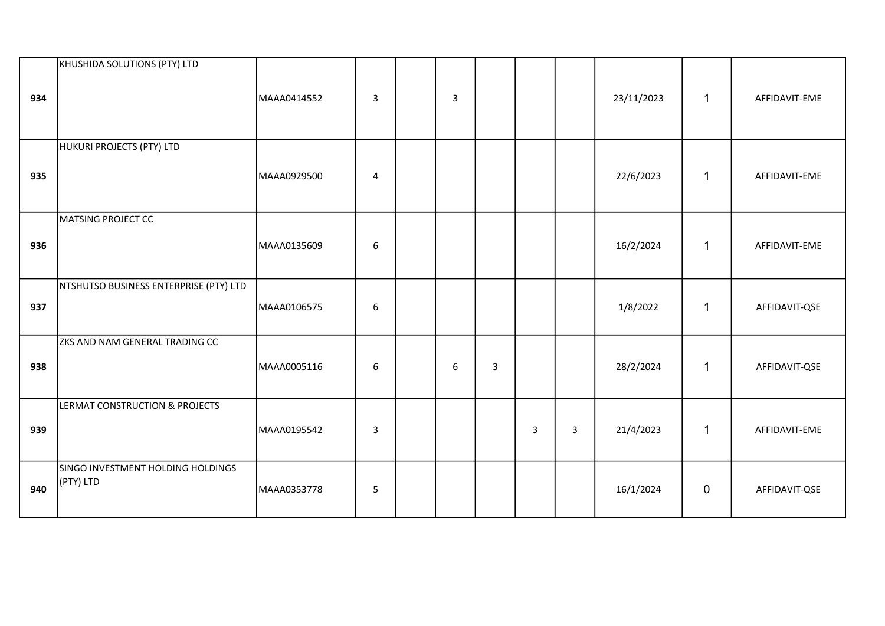| | | | | | | | | | | | |
|---|---|---|---|---|---|---|---|---|---|---|---|
| 934 | KHUSHIDA SOLUTIONS (PTY) LTD | MAAA0414552 | 3 | | 3 | | | | 23/11/2023 | 1 | AFFIDAVIT-EME |
| 935 | HUKURI PROJECTS (PTY) LTD | MAAA0929500 | 4 | | | | | | 22/6/2023 | 1 | AFFIDAVIT-EME |
| 936 | MATSING PROJECT CC | MAAA0135609 | 6 | | | | | | 16/2/2024 | 1 | AFFIDAVIT-EME |
| 937 | NTSHUTSO BUSINESS ENTERPRISE (PTY) LTD | MAAA0106575 | 6 | | | | | | 1/8/2022 | 1 | AFFIDAVIT-QSE |
| 938 | ZKS AND NAM GENERAL TRADING CC | MAAA0005116 | 6 | | 6 | 3 | | | 28/2/2024 | 1 | AFFIDAVIT-QSE |
| 939 | LERMAT CONSTRUCTION & PROJECTS | MAAA0195542 | 3 | | | | 3 | 3 | 21/4/2023 | 1 | AFFIDAVIT-EME |
| 940 | SINGO INVESTMENT HOLDING HOLDINGS (PTY) LTD | MAAA0353778 | 5 | | | | | | 16/1/2024 | 0 | AFFIDAVIT-QSE |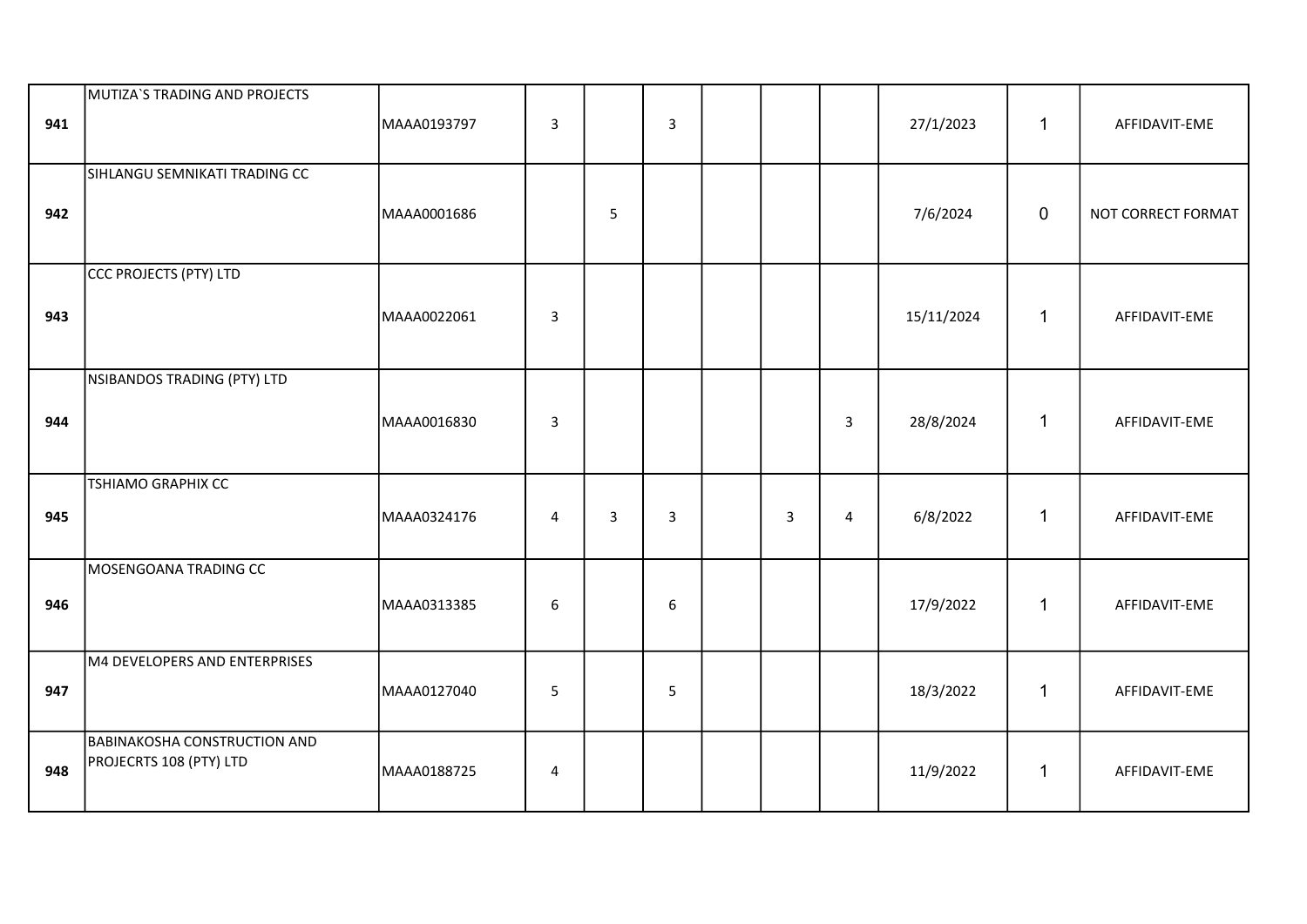| | | | | | | | | | | | |
|---|---|---|---|---|---|---|---|---|---|---|---|
| 941 | MUTIZA`S TRADING AND PROJECTS | MAAA0193797 | 3 | | 3 | | | | 27/1/2023 | 1 | AFFIDAVIT-EME |
| 942 | SIHLANGU SEMNIKATI TRADING CC | MAAA0001686 | | 5 | | | | | 7/6/2024 | 0 | NOT CORRECT FORMAT |
| 943 | CCC PROJECTS (PTY) LTD | MAAA0022061 | 3 | | | | | | 15/11/2024 | 1 | AFFIDAVIT-EME |
| 944 | NSIBANDOS TRADING (PTY) LTD | MAAA0016830 | 3 | | | | | 3 | 28/8/2024 | 1 | AFFIDAVIT-EME |
| 945 | TSHIAMO GRAPHIX CC | MAAA0324176 | 4 | 3 | 3 | | 3 | 4 | 6/8/2022 | 1 | AFFIDAVIT-EME |
| 946 | MOSENGOANA TRADING CC | MAAA0313385 | 6 | | 6 | | | | 17/9/2022 | 1 | AFFIDAVIT-EME |
| 947 | M4 DEVELOPERS AND ENTERPRISES | MAAA0127040 | 5 | | 5 | | | | 18/3/2022 | 1 | AFFIDAVIT-EME |
| 948 | BABINAKOSHA CONSTRUCTION AND PROJECRTS 108 (PTY) LTD | MAAA0188725 | 4 | | | | | | 11/9/2022 | 1 | AFFIDAVIT-EME |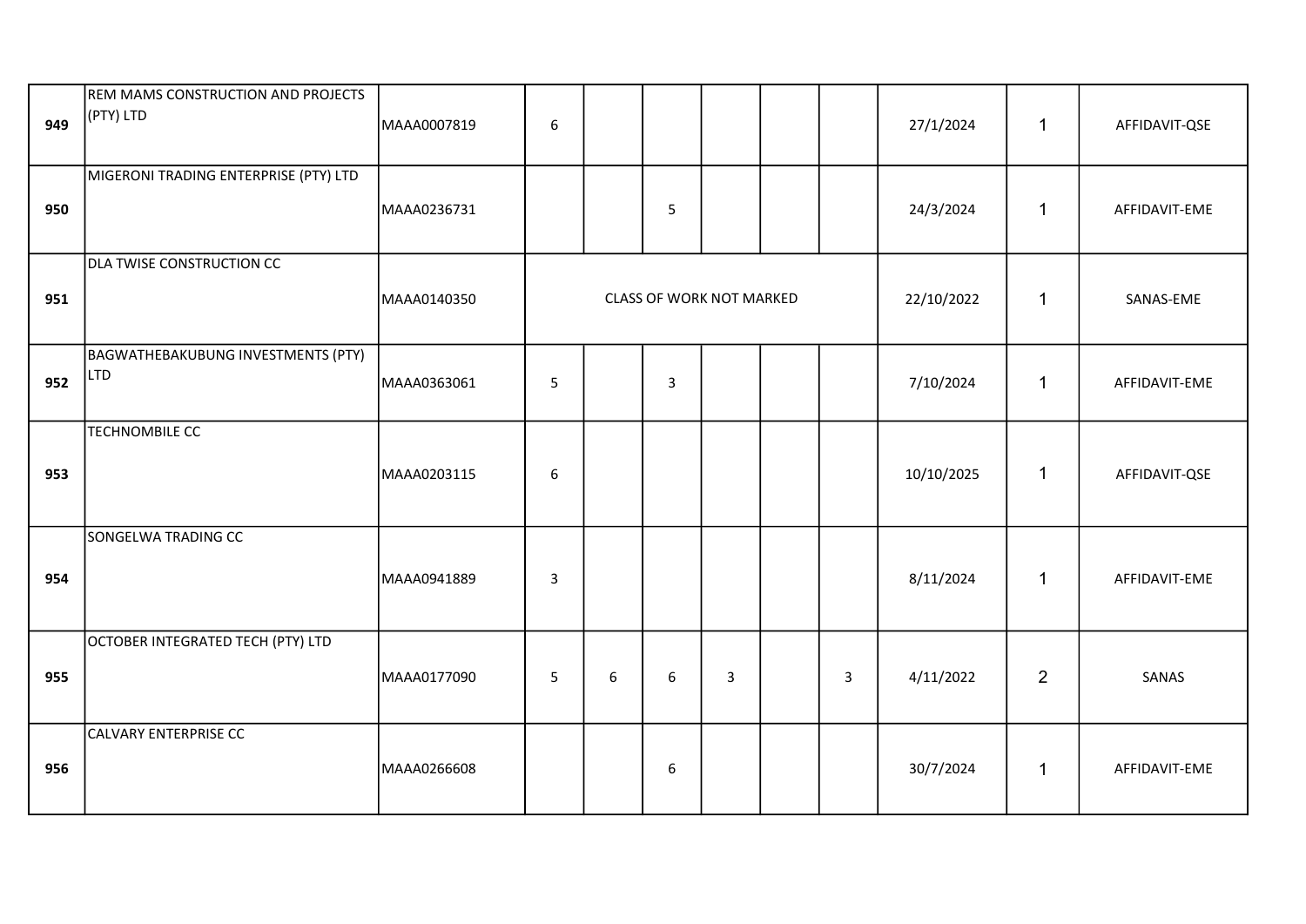| 949 | REM MAMS CONSTRUCTION AND PROJECTS (PTY) LTD | MAAA0007819 | 6 | | | | | | 27/1/2024 | 1 | AFFIDAVIT-QSE |
|---|---|---|---|---|---|---|---|---|---|---|---|
| 950 | MIGERONI TRADING ENTERPRISE (PTY) LTD | MAAA0236731 | | | 5 | | | | 24/3/2024 | 1 | AFFIDAVIT-EME |
| 951 | DLA TWISE CONSTRUCTION CC | MAAA0140350 | CLASS OF WORK NOT MARKED | | | | | | 22/10/2022 | 1 | SANAS-EME |
| 952 | BAGWATHEBAKUBUNG INVESTMENTS (PTY) LTD | MAAA0363061 | 5 | | 3 | | | | 7/10/2024 | 1 | AFFIDAVIT-EME |
| 953 | TECHNOMBILE CC | MAAA0203115 | 6 | | | | | | 10/10/2025 | 1 | AFFIDAVIT-QSE |
| 954 | SONGELWA TRADING CC | MAAA0941889 | 3 | | | | | | 8/11/2024 | 1 | AFFIDAVIT-EME |
| 955 | OCTOBER INTEGRATED TECH (PTY) LTD | MAAA0177090 | 5 | 6 | 6 | 3 | | 3 | 4/11/2022 | 2 | SANAS |
| 956 | CALVARY ENTERPRISE CC | MAAA0266608 | | | 6 | | | | 30/7/2024 | 1 | AFFIDAVIT-EME |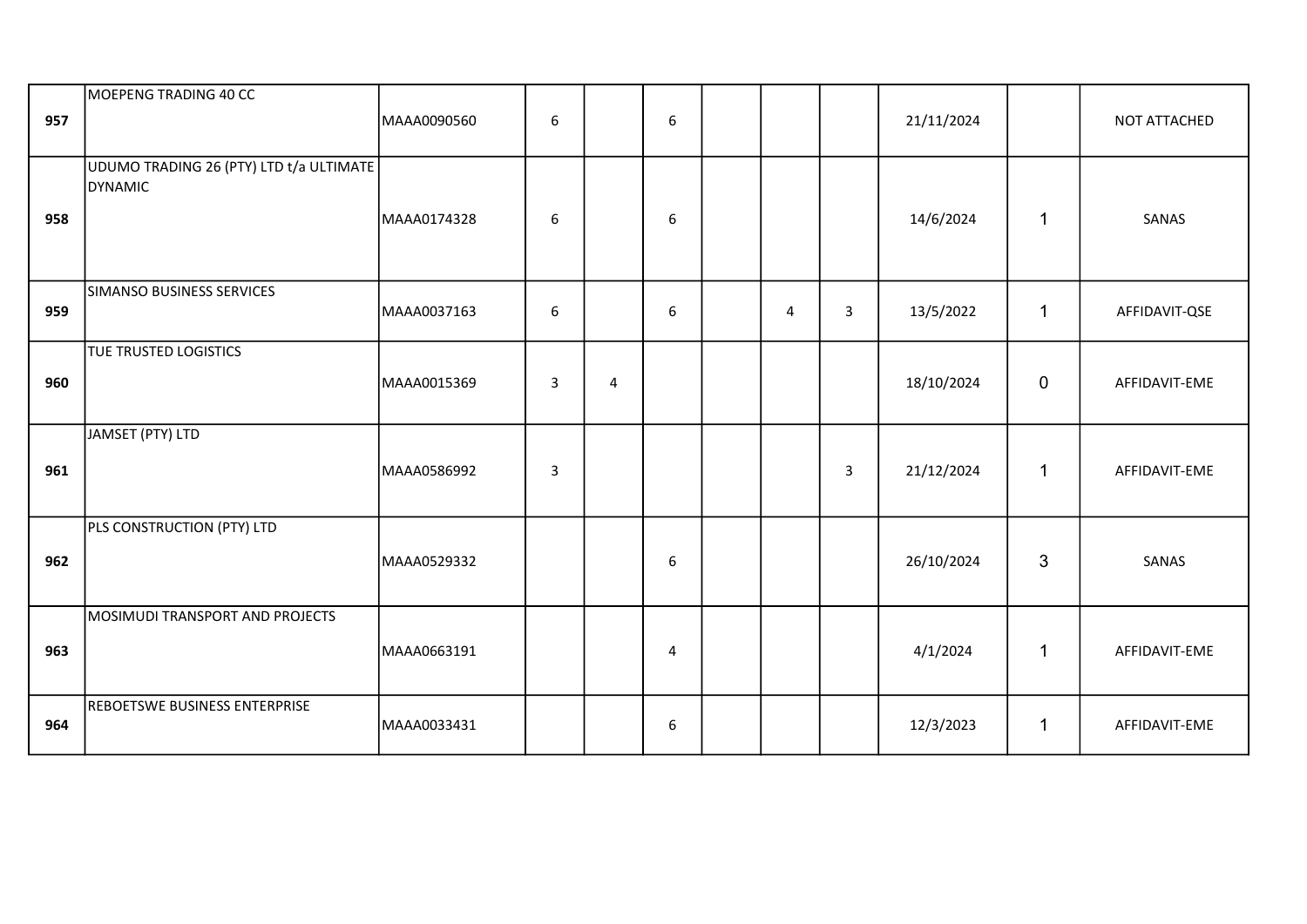| | | | | | | | | | | | |
|---|---|---|---|---|---|---|---|---|---|---|---|
| 957 | MOEPENG TRADING 40 CC | MAAA0090560 | 6 | | 6 | | | | 21/11/2024 | | NOT ATTACHED |
| 958 | UDUMO TRADING 26 (PTY) LTD t/a ULTIMATE DYNAMIC | MAAA0174328 | 6 | | 6 | | | | 14/6/2024 | 1 | SANAS |
| 959 | SIMANSO BUSINESS SERVICES | MAAA0037163 | 6 | | 6 | | 4 | 3 | 13/5/2022 | 1 | AFFIDAVIT-QSE |
| 960 | TUE TRUSTED LOGISTICS | MAAA0015369 | 3 | 4 | | | | | 18/10/2024 | 0 | AFFIDAVIT-EME |
| 961 | JAMSET (PTY) LTD | MAAA0586992 | 3 | | | | | 3 | 21/12/2024 | 1 | AFFIDAVIT-EME |
| 962 | PLS CONSTRUCTION (PTY) LTD | MAAA0529332 | | | 6 | | | | 26/10/2024 | 3 | SANAS |
| 963 | MOSIMUDI TRANSPORT AND PROJECTS | MAAA0663191 | | | 4 | | | | 4/1/2024 | 1 | AFFIDAVIT-EME |
| 964 | REBOETSWE BUSINESS ENTERPRISE | MAAA0033431 | | | 6 | | | | 12/3/2023 | 1 | AFFIDAVIT-EME |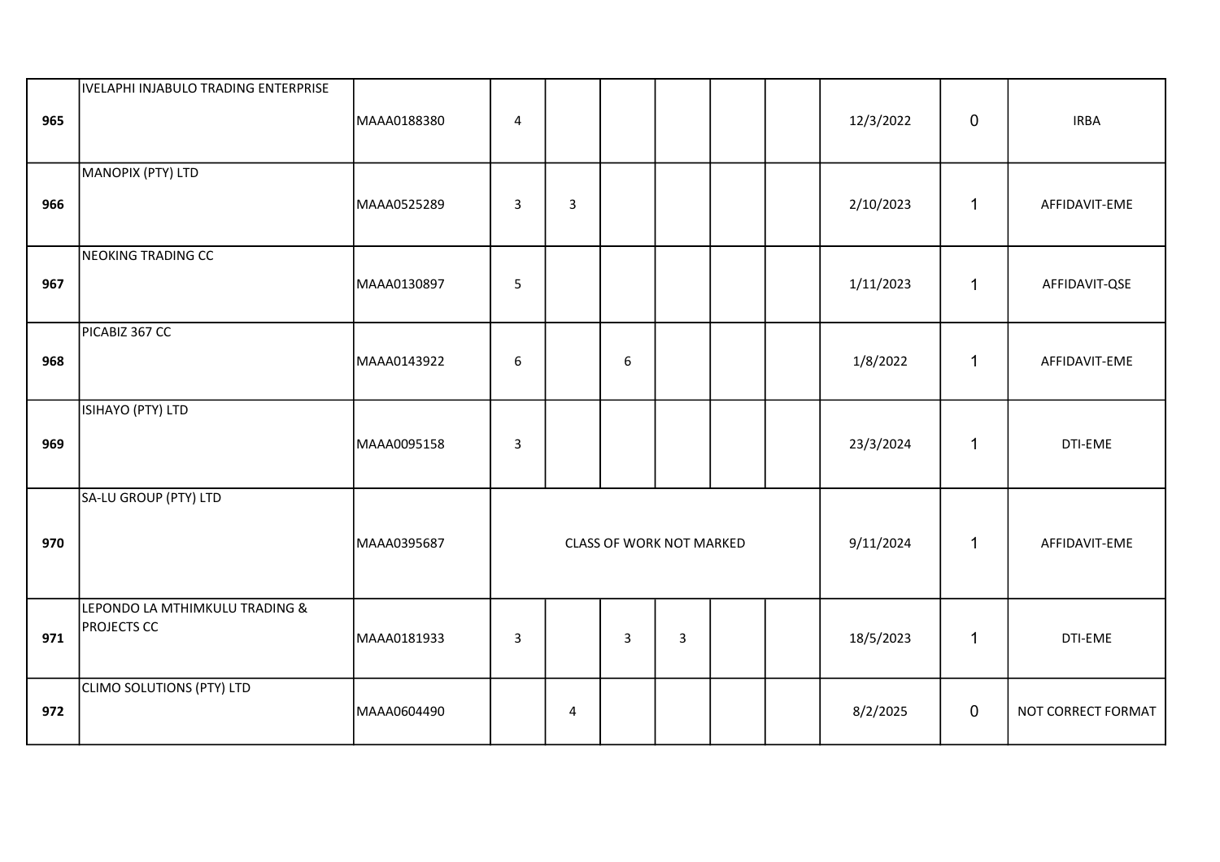| | | | | | | | | | | | |
|---|---|---|---|---|---|---|---|---|---|---|---|
| 965 | IVELAPHI INJABULO TRADING ENTERPRISE | MAAA0188380 | 4 | | | | | | 12/3/2022 | 0 | IRBA |
| 966 | MANOPIX (PTY) LTD | MAAA0525289 | 3 | 3 | | | | | 2/10/2023 | 1 | AFFIDAVIT-EME |
| 967 | NEOKING TRADING CC | MAAA0130897 | 5 | | | | | | 1/11/2023 | 1 | AFFIDAVIT-QSE |
| 968 | PICABIZ 367 CC | MAAA0143922 | 6 | | 6 | | | | 1/8/2022 | 1 | AFFIDAVIT-EME |
| 969 | ISIHAYO (PTY) LTD | MAAA0095158 | 3 | | | | | | 23/3/2024 | 1 | DTI-EME |
| 970 | SA-LU GROUP (PTY) LTD | MAAA0395687 | CLASS OF WORK NOT MARKED | | | | | | 9/11/2024 | 1 | AFFIDAVIT-EME |
| 971 | LEPONDO LA MTHIMKULU TRADING & PROJECTS CC | MAAA0181933 | 3 | | 3 | 3 | | | 18/5/2023 | 1 | DTI-EME |
| 972 | CLIMO SOLUTIONS (PTY) LTD | MAAA0604490 | | 4 | | | | | 8/2/2025 | 0 | NOT CORRECT FORMAT |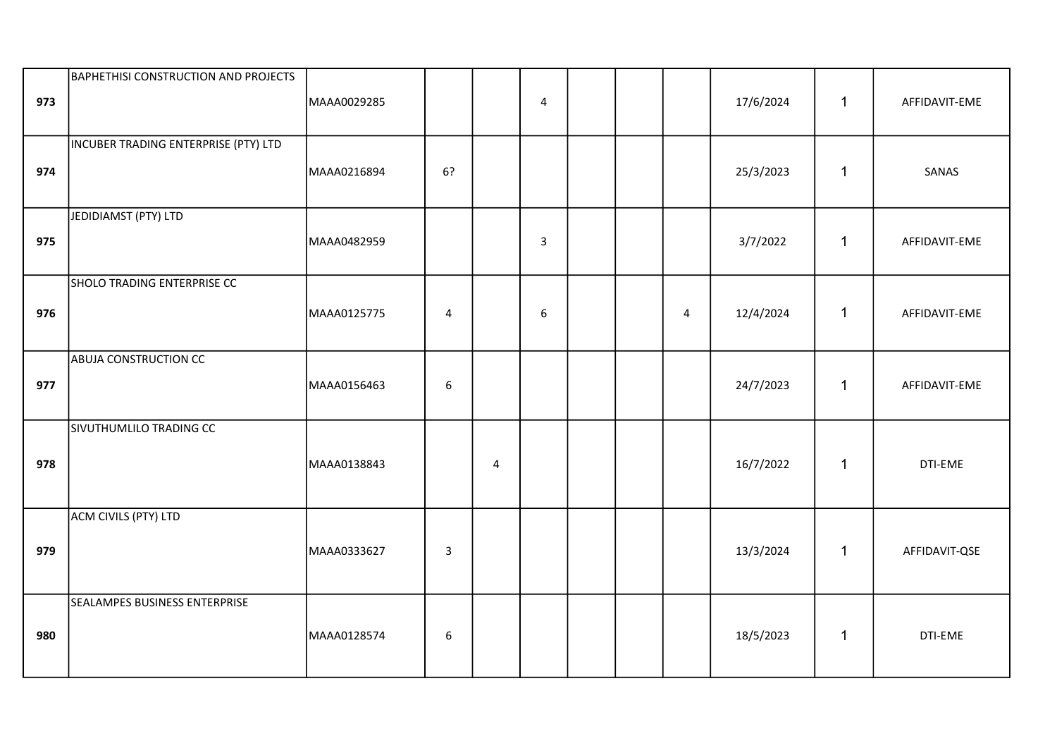| | | | | | | | | | | | |
|---|---|---|---|---|---|---|---|---|---|---|---|
| 973 | BAPHETHISI CONSTRUCTION AND PROJECTS | MAAA0029285 | | | 4 | | | | 17/6/2024 | 1 | AFFIDAVIT-EME |
| 974 | INCUBER TRADING ENTERPRISE (PTY) LTD | MAAA0216894 | 6? | | | | | | 25/3/2023 | 1 | SANAS |
| 975 | JEDIDIAMST (PTY) LTD | MAAA0482959 | | | 3 | | | | 3/7/2022 | 1 | AFFIDAVIT-EME |
| 976 | SHOLO TRADING ENTERPRISE CC | MAAA0125775 | 4 | | 6 | | | 4 | 12/4/2024 | 1 | AFFIDAVIT-EME |
| 977 | ABUJA CONSTRUCTION CC | MAAA0156463 | 6 | | | | | | 24/7/2023 | 1 | AFFIDAVIT-EME |
| 978 | SIVUTHUMLILO TRADING CC | MAAA0138843 | | 4 | | | | | 16/7/2022 | 1 | DTI-EME |
| 979 | ACM CIVILS (PTY) LTD | MAAA0333627 | 3 | | | | | | 13/3/2024 | 1 | AFFIDAVIT-QSE |
| 980 | SEALAMPES BUSINESS ENTERPRISE | MAAA0128574 | 6 | | | | | | 18/5/2023 | 1 | DTI-EME |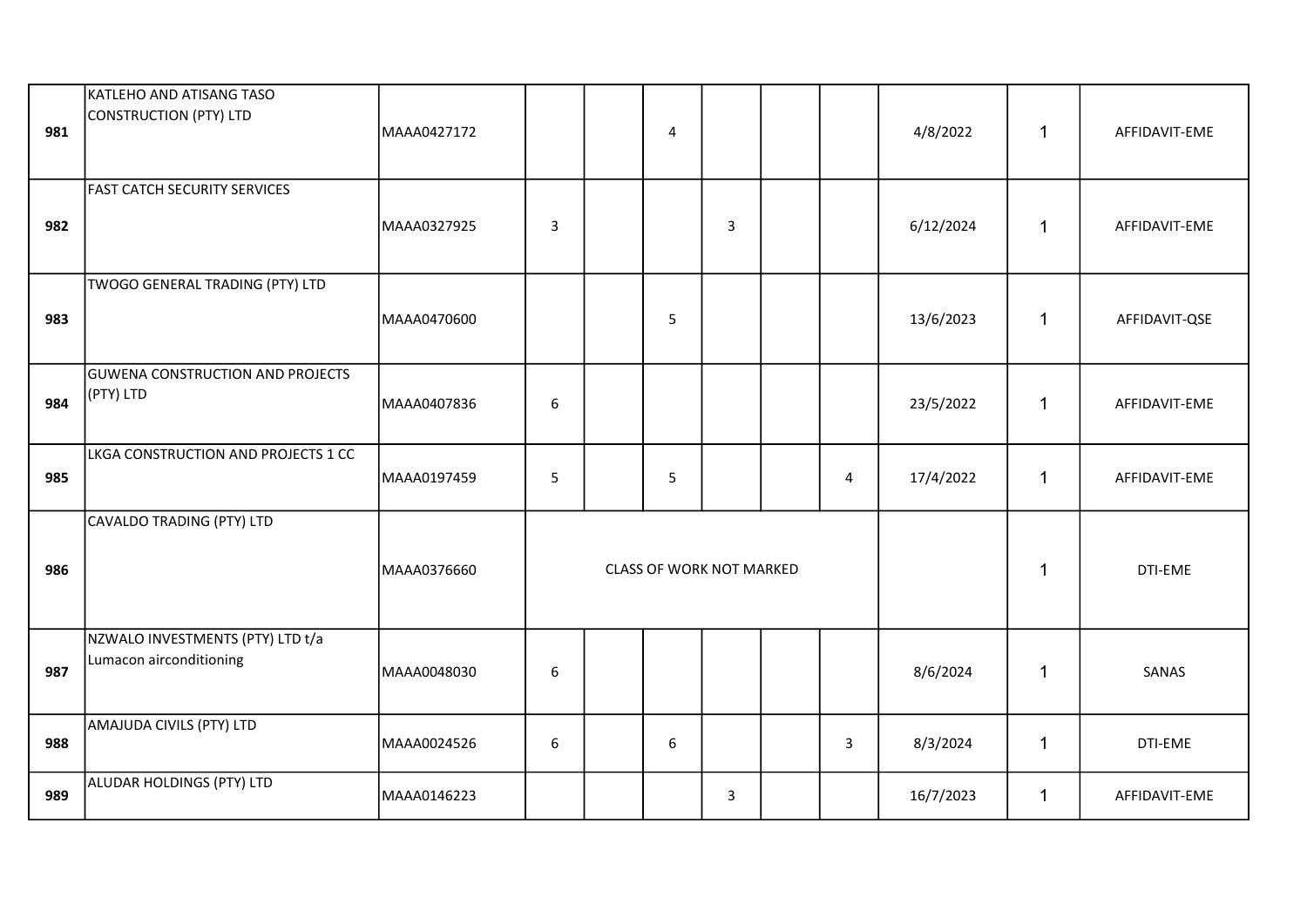| | | | | | | | | | | | |
|---|---|---|---|---|---|---|---|---|---|---|---|
| 981 | KATLEHO AND ATISANG TASO CONSTRUCTION (PTY) LTD | MAAA0427172 | | | 4 | | | | 4/8/2022 | 1 | AFFIDAVIT-EME |
| 982 | FAST CATCH SECURITY SERVICES | MAAA0327925 | 3 | | | 3 | | | 6/12/2024 | 1 | AFFIDAVIT-EME |
| 983 | TWOGO GENERAL TRADING (PTY) LTD | MAAA0470600 | | | 5 | | | | 13/6/2023 | 1 | AFFIDAVIT-QSE |
| 984 | GUWENA CONSTRUCTION AND PROJECTS (PTY) LTD | MAAA0407836 | 6 | | | | | | 23/5/2022 | 1 | AFFIDAVIT-EME |
| 985 | LKGA CONSTRUCTION AND PROJECTS 1 CC | MAAA0197459 | 5 | | 5 | | | 4 | 17/4/2022 | 1 | AFFIDAVIT-EME |
| 986 | CAVALDO TRADING (PTY) LTD | MAAA0376660 | CLASS OF WORK NOT MARKED | | | | | | | 1 | DTI-EME |
| 987 | NZWALO INVESTMENTS (PTY) LTD t/a Lumacon airconditioning | MAAA0048030 | 6 | | | | | | 8/6/2024 | 1 | SANAS |
| 988 | AMAJUDA CIVILS (PTY) LTD | MAAA0024526 | 6 | | 6 | | | 3 | 8/3/2024 | 1 | DTI-EME |
| 989 | ALUDAR HOLDINGS (PTY) LTD | MAAA0146223 | | | | 3 | | | 16/7/2023 | 1 | AFFIDAVIT-EME |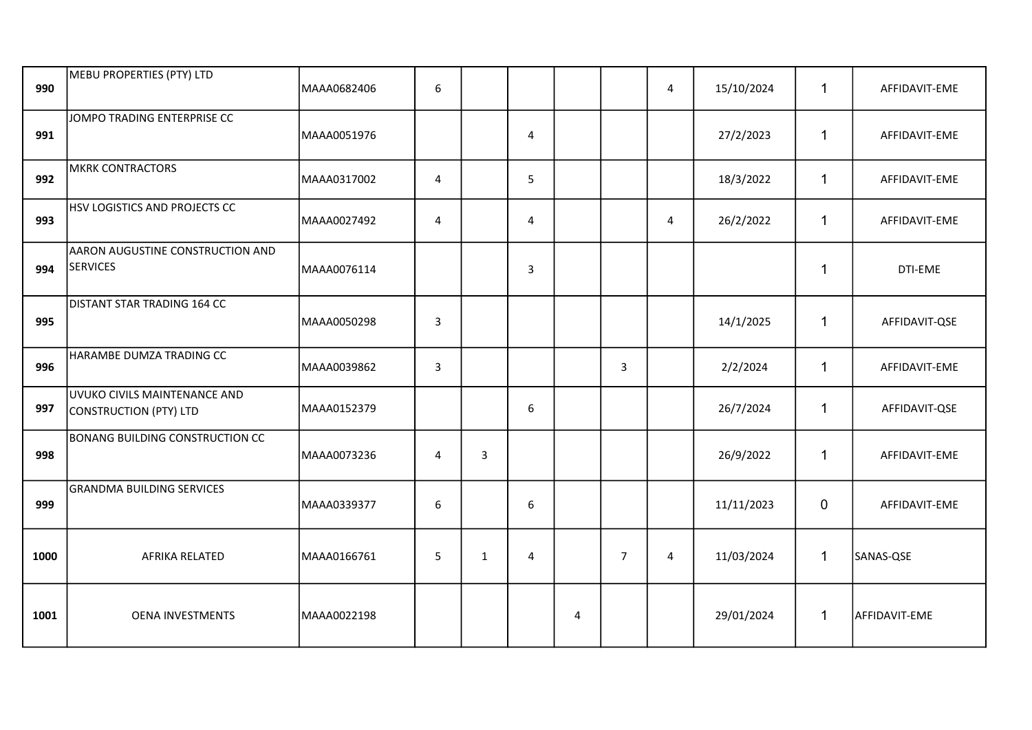| | | | | | | | | | | | |
|---|---|---|---|---|---|---|---|---|---|---|---|
| **990** | MEBU PROPERTIES (PTY) LTD | MAAA0682406 | 6 | | | | | 4 | 15/10/2024 | 1 | AFFIDAVIT-EME |
| **991** | JOMPO TRADING ENTERPRISE CC | MAAA0051976 | | | 4 | | | | 27/2/2023 | 1 | AFFIDAVIT-EME |
| **992** | MKRK CONTRACTORS | MAAA0317002 | 4 | | 5 | | | | 18/3/2022 | 1 | AFFIDAVIT-EME |
| **993** | HSV LOGISTICS AND PROJECTS CC | MAAA0027492 | 4 | | 4 | | | 4 | 26/2/2022 | 1 | AFFIDAVIT-EME |
| **994** | AARON AUGUSTINE CONSTRUCTION AND SERVICES | MAAA0076114 | | | 3 | | | | | 1 | DTI-EME |
| **995** | DISTANT STAR TRADING 164 CC | MAAA0050298 | 3 | | | | | | 14/1/2025 | 1 | AFFIDAVIT-QSE |
| **996** | HARAMBE DUMZA TRADING CC | MAAA0039862 | 3 | | | | 3 | | 2/2/2024 | 1 | AFFIDAVIT-EME |
| **997** | UVUKO CIVILS MAINTENANCE AND CONSTRUCTION (PTY) LTD | MAAA0152379 | | | 6 | | | | 26/7/2024 | 1 | AFFIDAVIT-QSE |
| **998** | BONANG BUILDING CONSTRUCTION CC | MAAA0073236 | 4 | 3 | | | | | 26/9/2022 | 1 | AFFIDAVIT-EME |
| **999** | GRANDMA BUILDING SERVICES | MAAA0339377 | 6 | | 6 | | | | 11/11/2023 | 0 | AFFIDAVIT-EME |
| **1000** | AFRIKA RELATED | MAAA0166761 | 5 | 1 | 4 | | 7 | 4 | 11/03/2024 | 1 | SANAS-QSE |
| **1001** | OENA INVESTMENTS | MAAA0022198 | | | | 4 | | | 29/01/2024 | 1 | AFFIDAVIT-EME |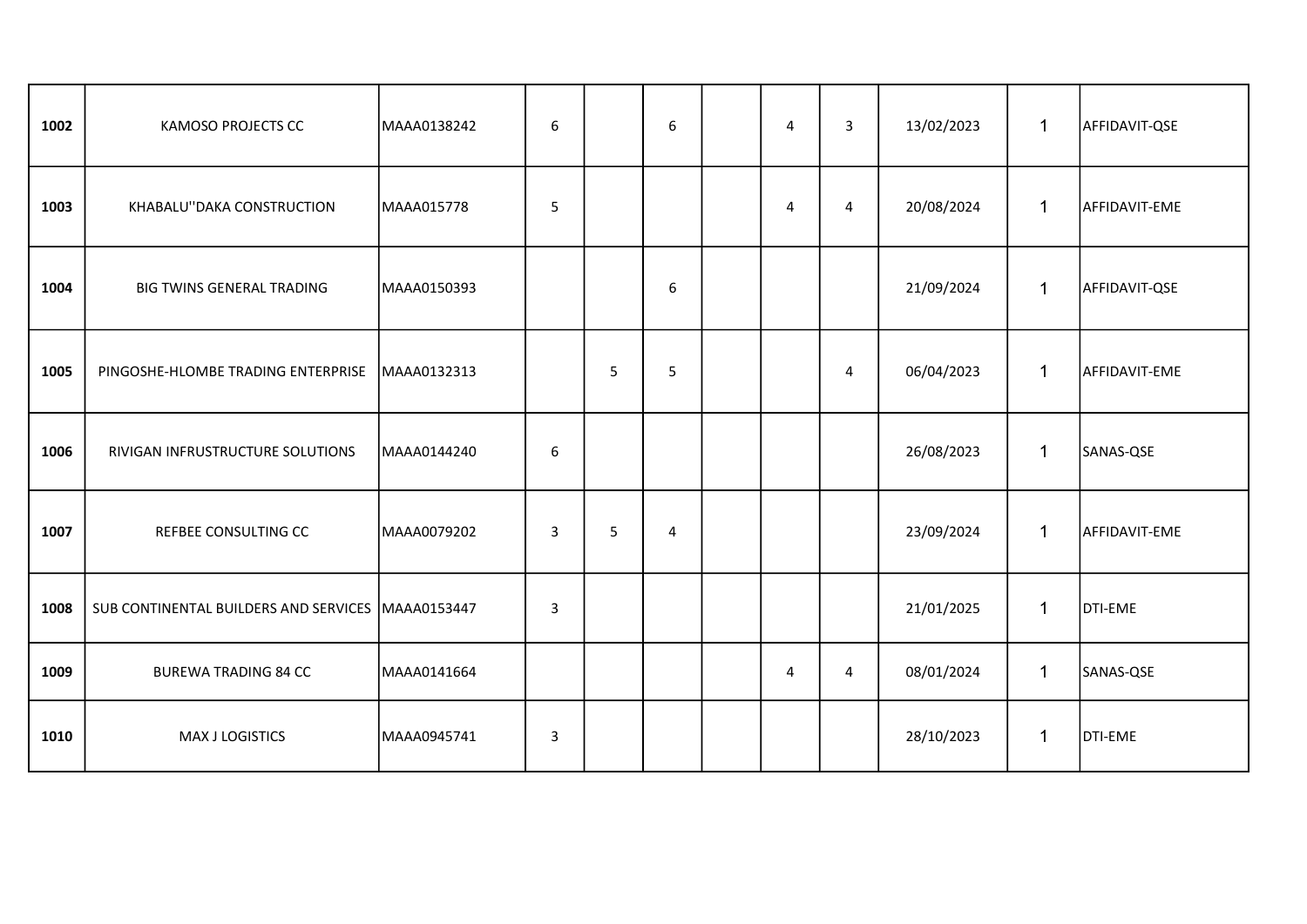| | | | | | | | | | | | | |
|---|---|---|---|---|---|---|---|---|---|---|---|---|
| **1002** | KAMOSO PROJECTS CC | MAAA0138242 | 6 | | 6 | | 4 | 3 | 13/02/2023 | 1 | AFFIDAVIT-QSE |
| **1003** | KHABALU''DAKA CONSTRUCTION | MAAA015778 | 5 | | | | 4 | 4 | 20/08/2024 | 1 | AFFIDAVIT-EME |
| **1004** | BIG TWINS GENERAL TRADING | MAAA0150393 | | | 6 | | | | 21/09/2024 | 1 | AFFIDAVIT-QSE |
| **1005** | PINGOSHE-HLOMBE TRADING ENTERPRISE | MAAA0132313 | | 5 | 5 | | | 4 | 06/04/2023 | 1 | AFFIDAVIT-EME |
| **1006** | RIVIGAN INFRUSTRUCTURE SOLUTIONS | MAAA0144240 | 6 | | | | | | 26/08/2023 | 1 | SANAS-QSE |
| **1007** | REFBEE CONSULTING CC | MAAA0079202 | 3 | 5 | 4 | | | | 23/09/2024 | 1 | AFFIDAVIT-EME |
| **1008** | SUB CONTINENTAL BUILDERS AND SERVICES | MAAA0153447 | 3 | | | | | | 21/01/2025 | 1 | DTI-EME |
| **1009** | BUREWA TRADING 84 CC | MAAA0141664 | | | | | 4 | 4 | 08/01/2024 | 1 | SANAS-QSE |
| **1010** | MAX J LOGISTICS | MAAA0945741 | 3 | | | | | | 28/10/2023 | 1 | DTI-EME |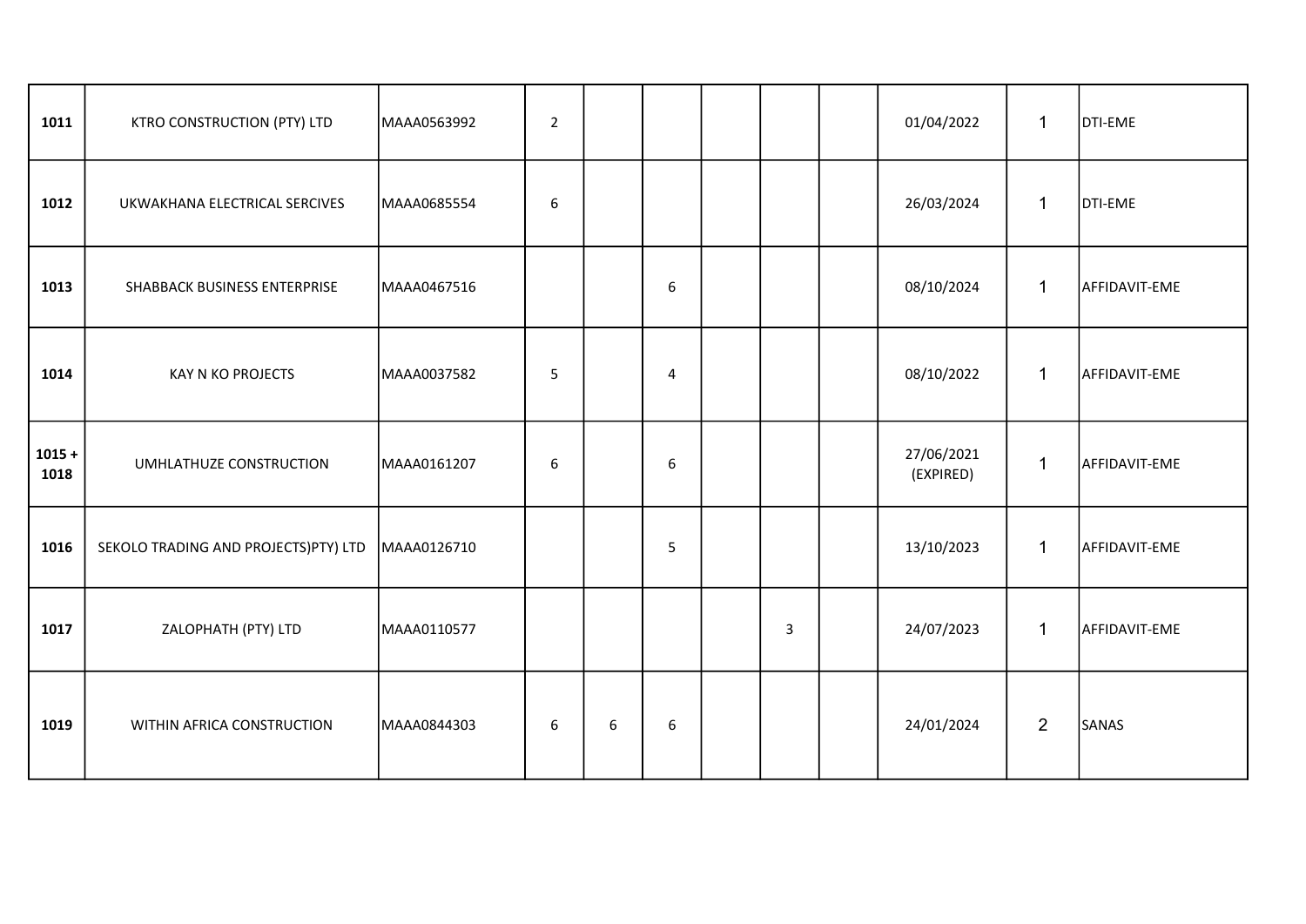| | | | | | | | | | | | |
|---|---|---|---|---|---|---|---|---|---|---|---|
| **1011** | KTRO CONSTRUCTION (PTY) LTD | MAAA0563992 | 2 | | | | | | 01/04/2022 | 1 | DTI-EME |
| **1012** | UKWAKHANA ELECTRICAL SERCIVES | MAAA0685554 | 6 | | | | | | 26/03/2024 | 1 | DTI-EME |
| **1013** | SHABBACK BUSINESS ENTERPRISE | MAAA0467516 | | | 6 | | | | 08/10/2024 | 1 | AFFIDAVIT-EME |
| **1014** | KAY N KO PROJECTS | MAAA0037582 | 5 | | 4 | | | | 08/10/2022 | 1 | AFFIDAVIT-EME |
| **1015 + 1018** | UMHLATHUZE CONSTRUCTION | MAAA0161207 | 6 | | 6 | | | | 27/06/2021 (EXPIRED) | 1 | AFFIDAVIT-EME |
| **1016** | SEKOLO TRADING AND PROJECTS)PTY) LTD | MAAA0126710 | | | 5 | | | | 13/10/2023 | 1 | AFFIDAVIT-EME |
| **1017** | ZALOPHATH (PTY) LTD | MAAA0110577 | | | | | 3 | | 24/07/2023 | 1 | AFFIDAVIT-EME |
| **1019** | WITHIN AFRICA CONSTRUCTION | MAAA0844303 | 6 | 6 | 6 | | | | 24/01/2024 | 2 | SANAS |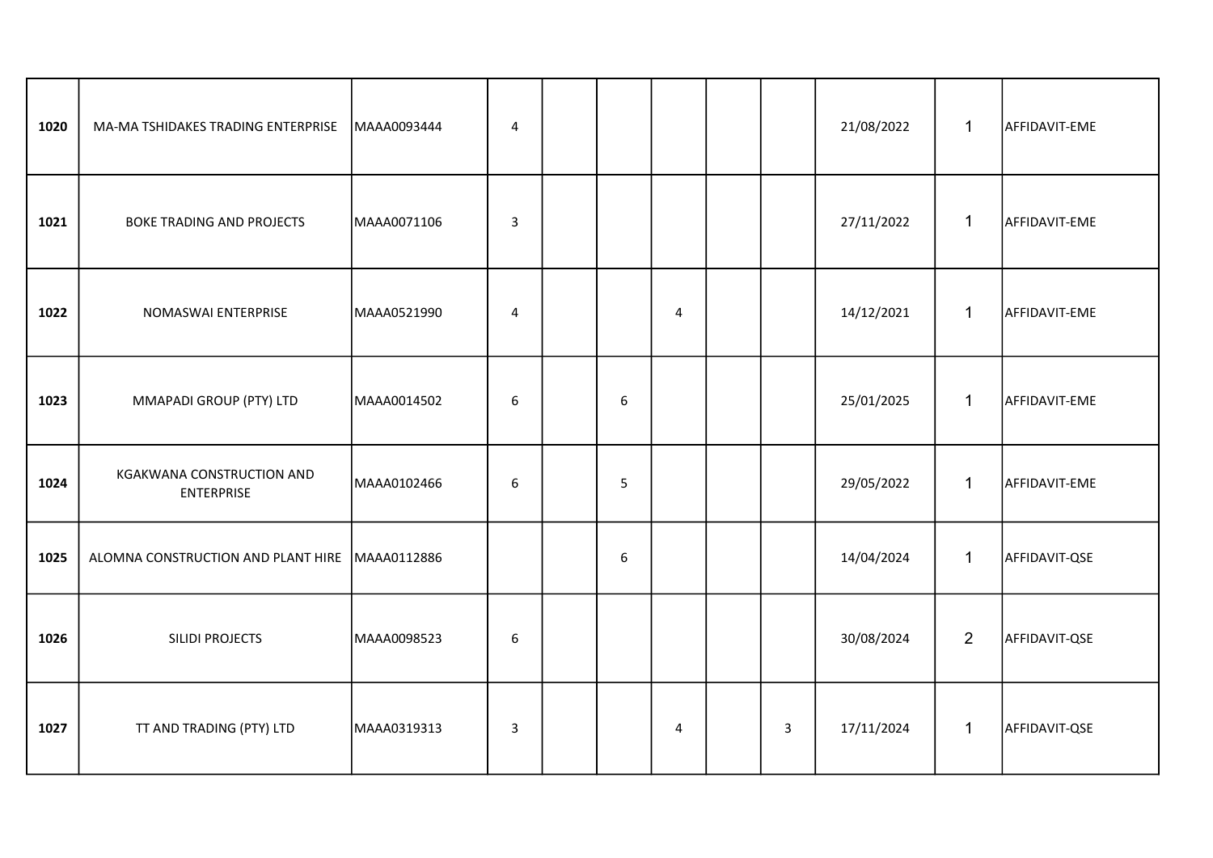| | | | | | | | | | | | |
|---|---|---|---|---|---|---|---|---|---|---|---|
| **1020** | MA-MA TSHIDAKES TRADING ENTERPRISE | MAAA0093444 | 4 | | | | | | 21/08/2022 | 1 | AFFIDAVIT-EME |
| **1021** | BOKE TRADING AND PROJECTS | MAAA0071106 | 3 | | | | | | 27/11/2022 | 1 | AFFIDAVIT-EME |
| **1022** | NOMASWAI ENTERPRISE | MAAA0521990 | 4 | | | 4 | | | 14/12/2021 | 1 | AFFIDAVIT-EME |
| **1023** | MMAPADI GROUP (PTY) LTD | MAAA0014502 | 6 | | 6 | | | | 25/01/2025 | 1 | AFFIDAVIT-EME |
| **1024** | KGAKWANA CONSTRUCTION AND ENTERPRISE | MAAA0102466 | 6 | | 5 | | | | 29/05/2022 | 1 | AFFIDAVIT-EME |
| **1025** | ALOMNA CONSTRUCTION AND PLANT HIRE | MAAA0112886 | | | 6 | | | | 14/04/2024 | 1 | AFFIDAVIT-QSE |
| **1026** | SILIDI PROJECTS | MAAA0098523 | 6 | | | | | | 30/08/2024 | 2 | AFFIDAVIT-QSE |
| **1027** | TT AND TRADING (PTY) LTD | MAAA0319313 | 3 | | | 4 | | 3 | 17/11/2024 | 1 | AFFIDAVIT-QSE |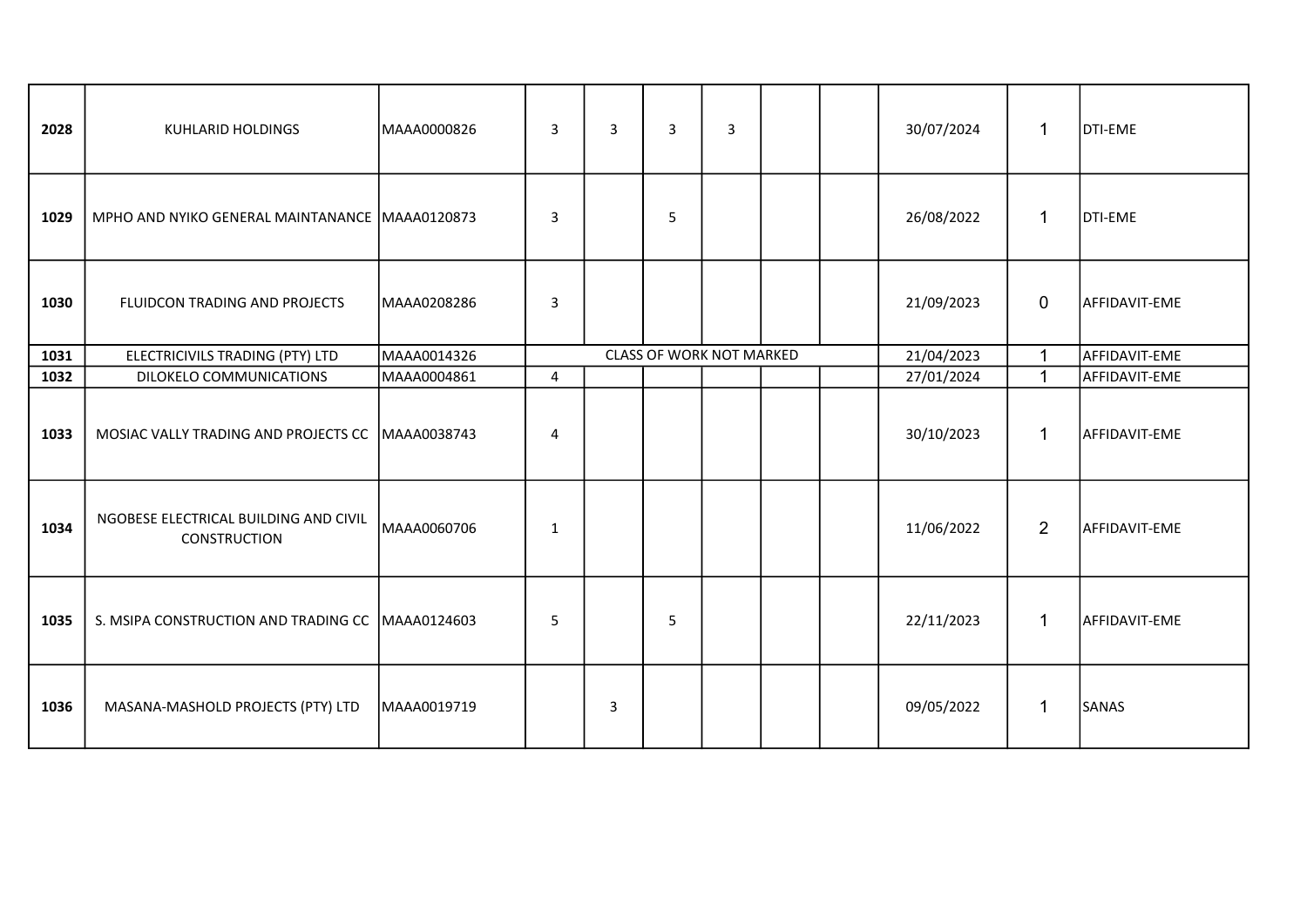| | | | | | | | | | | | |
|---|---|---|---|---|---|---|---|---|---|---|---|
| **2028** | KUHLARID HOLDINGS | MAAA0000826 | 3 | 3 | 3 | 3 | | | 30/07/2024 | 1 | DTI-EME |
| **1029** | MPHO AND NYIKO GENERAL MAINTANANCE | MAAA0120873 | 3 | | 5 | | | | 26/08/2022 | 1 | DTI-EME |
| **1030** | FLUIDCON TRADING AND PROJECTS | MAAA0208286 | 3 | | | | | | 21/09/2023 | 0 | AFFIDAVIT-EME |
| **1031** | ELECTRICIVILS TRADING (PTY) LTD | MAAA0014326 | CLASS OF WORK NOT MARKED | | | | | | 21/04/2023 | 1 | AFFIDAVIT-EME |
| **1032** | DILOKELO COMMUNICATIONS | MAAA0004861 | 4 | | | | | | 27/01/2024 | 1 | AFFIDAVIT-EME |
| **1033** | MOSIAC VALLY TRADING AND PROJECTS CC | MAAA0038743 | 4 | | | | | | 30/10/2023 | 1 | AFFIDAVIT-EME |
| **1034** | NGOBESE ELECTRICAL BUILDING AND CIVIL CONSTRUCTION | MAAA0060706 | 1 | | | | | | 11/06/2022 | 2 | AFFIDAVIT-EME |
| **1035** | S. MSIPA CONSTRUCTION AND TRADING CC | MAAA0124603 | 5 | | 5 | | | | 22/11/2023 | 1 | AFFIDAVIT-EME |
| **1036** | MASANA-MASHOLD PROJECTS (PTY) LTD | MAAA0019719 | | 3 | | | | | 09/05/2022 | 1 | SANAS |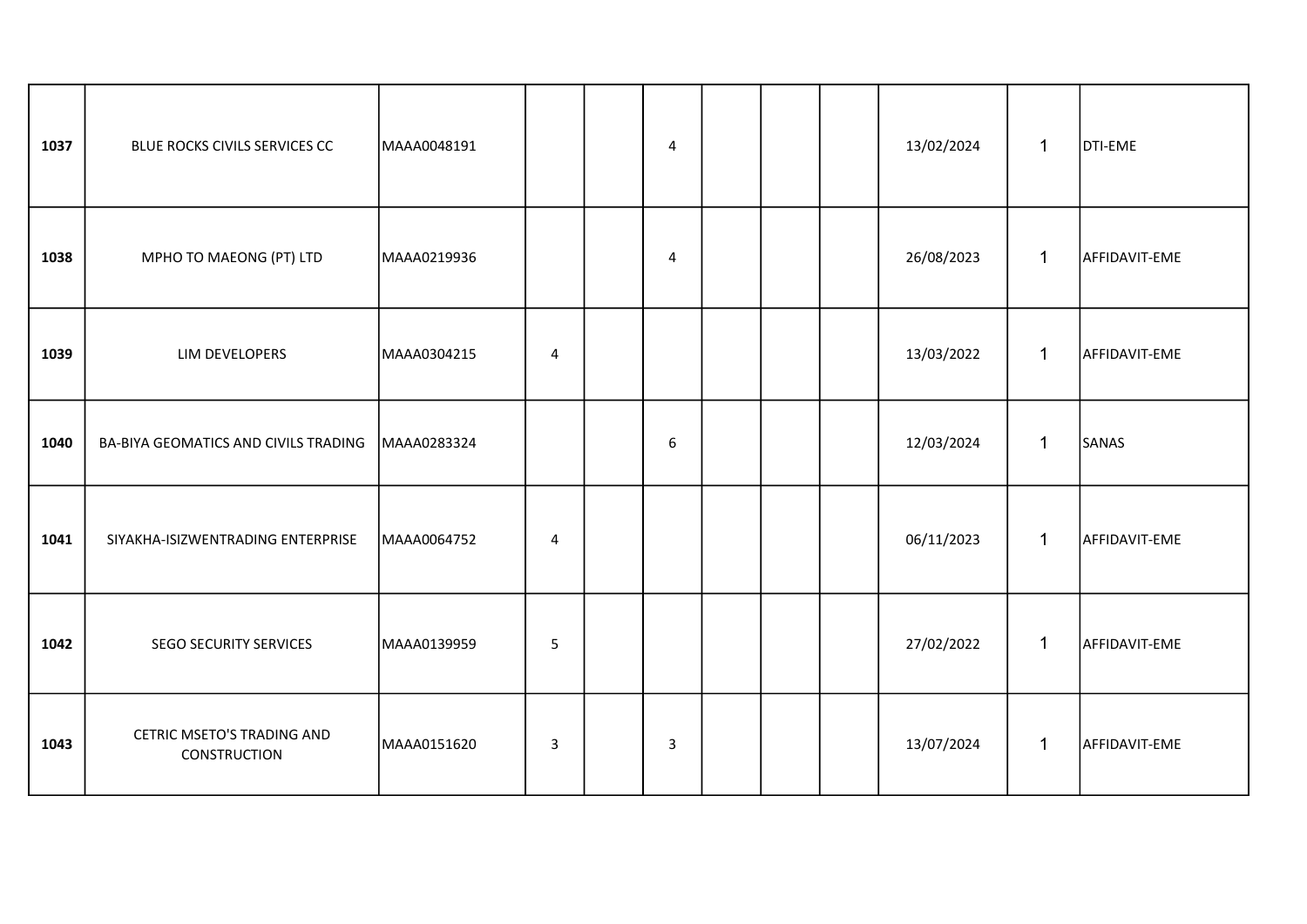| | | | | | | | | | | | |
|---|---|---|---|---|---|---|---|---|---|---|---|
| **1037** | BLUE ROCKS CIVILS SERVICES CC | MAAA0048191 | | | 4 | | | | 13/02/2024 | 1 | DTI-EME |
| **1038** | MPHO TO MAEONG (PT) LTD | MAAA0219936 | | | 4 | | | | 26/08/2023 | 1 | AFFIDAVIT-EME |
| **1039** | LIM DEVELOPERS | MAAA0304215 | 4 | | | | | | 13/03/2022 | 1 | AFFIDAVIT-EME |
| **1040** | BA-BIYA GEOMATICS AND CIVILS TRADING | MAAA0283324 | | | 6 | | | | 12/03/2024 | 1 | SANAS |
| **1041** | SIYAKHA-ISIZWENTRADING ENTERPRISE | MAAA0064752 | 4 | | | | | | 06/11/2023 | 1 | AFFIDAVIT-EME |
| **1042** | SEGO SECURITY SERVICES | MAAA0139959 | 5 | | | | | | 27/02/2022 | 1 | AFFIDAVIT-EME |
| **1043** | CETRIC MSETO'S TRADING AND CONSTRUCTION | MAAA0151620 | 3 | | 3 | | | | 13/07/2024 | 1 | AFFIDAVIT-EME |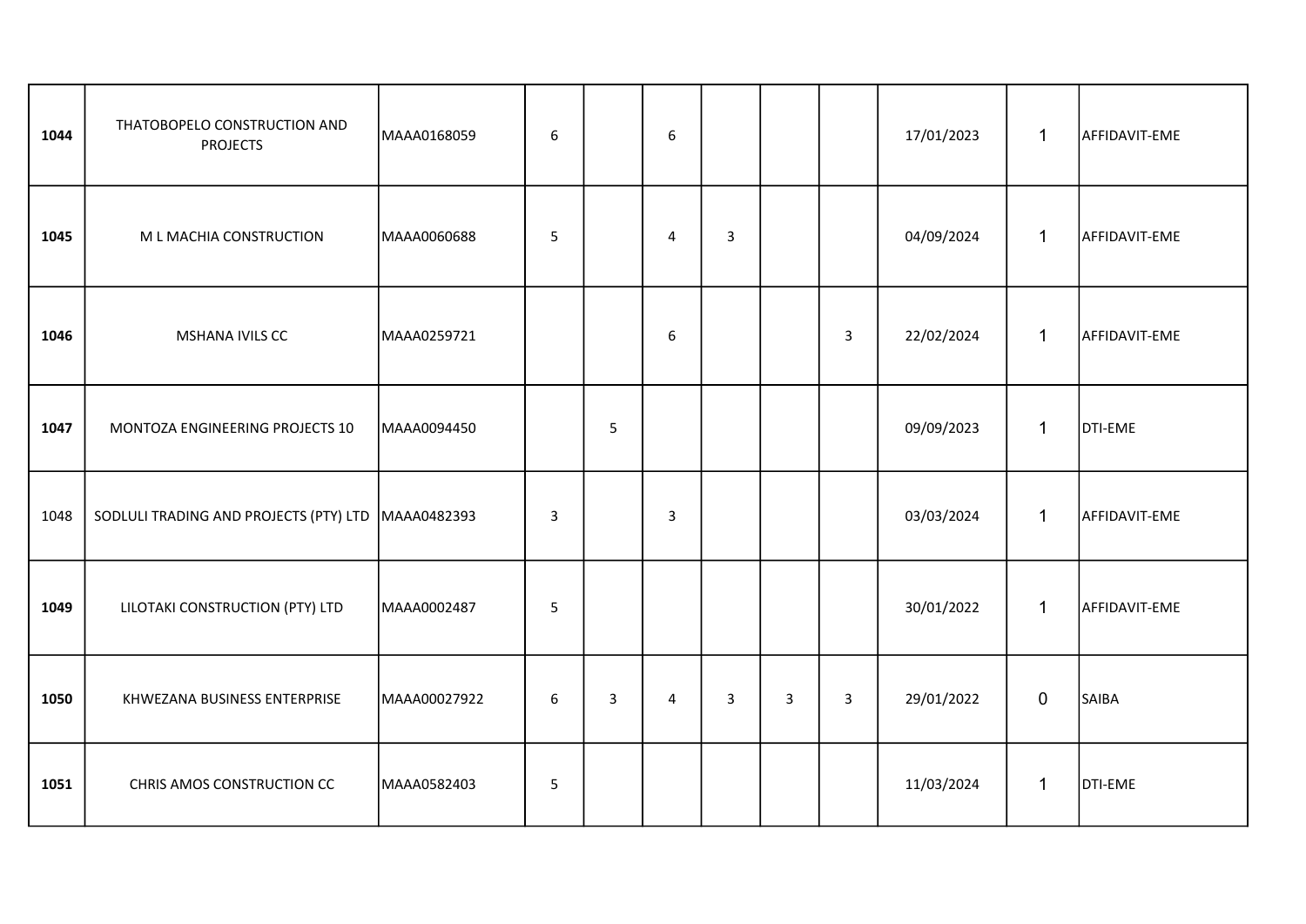| | | | | | | | | | | | |
|---|---|---|---|---|---|---|---|---|---|---|---|
| **1044** | THATOBOPELO CONSTRUCTION AND PROJECTS | MAAA0168059 | 6 | | 6 | | | | 17/01/2023 | 1 | AFFIDAVIT-EME |
| **1045** | M L MACHIA CONSTRUCTION | MAAA0060688 | 5 | | 4 | 3 | | | 04/09/2024 | 1 | AFFIDAVIT-EME |
| **1046** | MSHANA IVILS CC | MAAA0259721 | | | 6 | | | 3 | 22/02/2024 | 1 | AFFIDAVIT-EME |
| **1047** | MONTOZA ENGINEERING PROJECTS 10 | MAAA0094450 | | 5 | | | | | 09/09/2023 | 1 | DTI-EME |
| 1048 | SODLULI TRADING AND PROJECTS (PTY) LTD | MAAA0482393 | 3 | | 3 | | | | 03/03/2024 | 1 | AFFIDAVIT-EME |
| **1049** | LILOTAKI CONSTRUCTION (PTY) LTD | MAAA0002487 | 5 | | | | | | 30/01/2022 | 1 | AFFIDAVIT-EME |
| **1050** | KHWEZANA BUSINESS ENTERPRISE | MAAA00027922 | 6 | 3 | 4 | 3 | 3 | 3 | 29/01/2022 | 0 | SAIBA |
| **1051** | CHRIS AMOS CONSTRUCTION CC | MAAA0582403 | 5 | | | | | | 11/03/2024 | 1 | DTI-EME |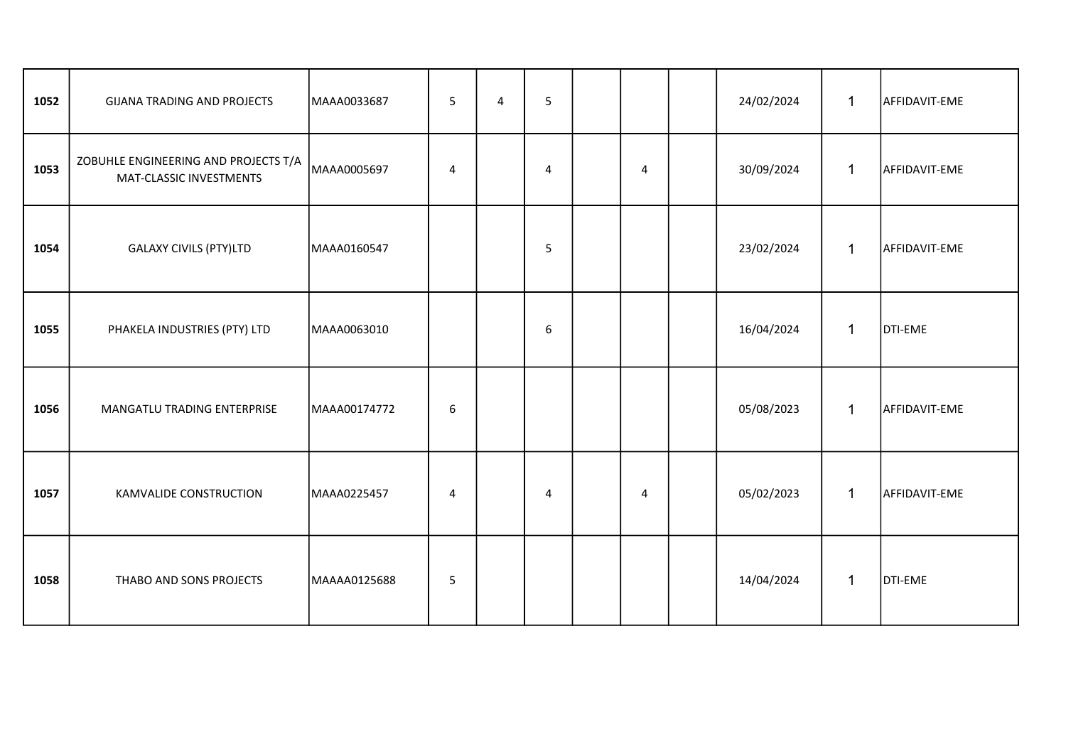| | | | | | | | | | | | |
|---|---|---|---|---|---|---|---|---|---|---|---|
| **1052** | GIJANA TRADING AND PROJECTS | MAAA0033687 | 5 | 4 | 5 | | | | 24/02/2024 | 1 | AFFIDAVIT-EME |
| **1053** | ZOBUHLE ENGINEERING AND PROJECTS T/A MAT-CLASSIC INVESTMENTS | MAAA0005697 | 4 | | 4 | | 4 | | 30/09/2024 | 1 | AFFIDAVIT-EME |
| **1054** | GALAXY CIVILS (PTY)LTD | MAAA0160547 | | | 5 | | | | 23/02/2024 | 1 | AFFIDAVIT-EME |
| **1055** | PHAKELA INDUSTRIES (PTY) LTD | MAAA0063010 | | | 6 | | | | 16/04/2024 | 1 | DTI-EME |
| **1056** | MANGATLU TRADING ENTERPRISE | MAAA00174772 | 6 | | | | | | 05/08/2023 | 1 | AFFIDAVIT-EME |
| **1057** | KAMVALIDE CONSTRUCTION | MAAA0225457 | 4 | | 4 | | 4 | | 05/02/2023 | 1 | AFFIDAVIT-EME |
| **1058** | THABO AND SONS PROJECTS | MAAAA0125688 | 5 | | | | | | 14/04/2024 | 1 | DTI-EME |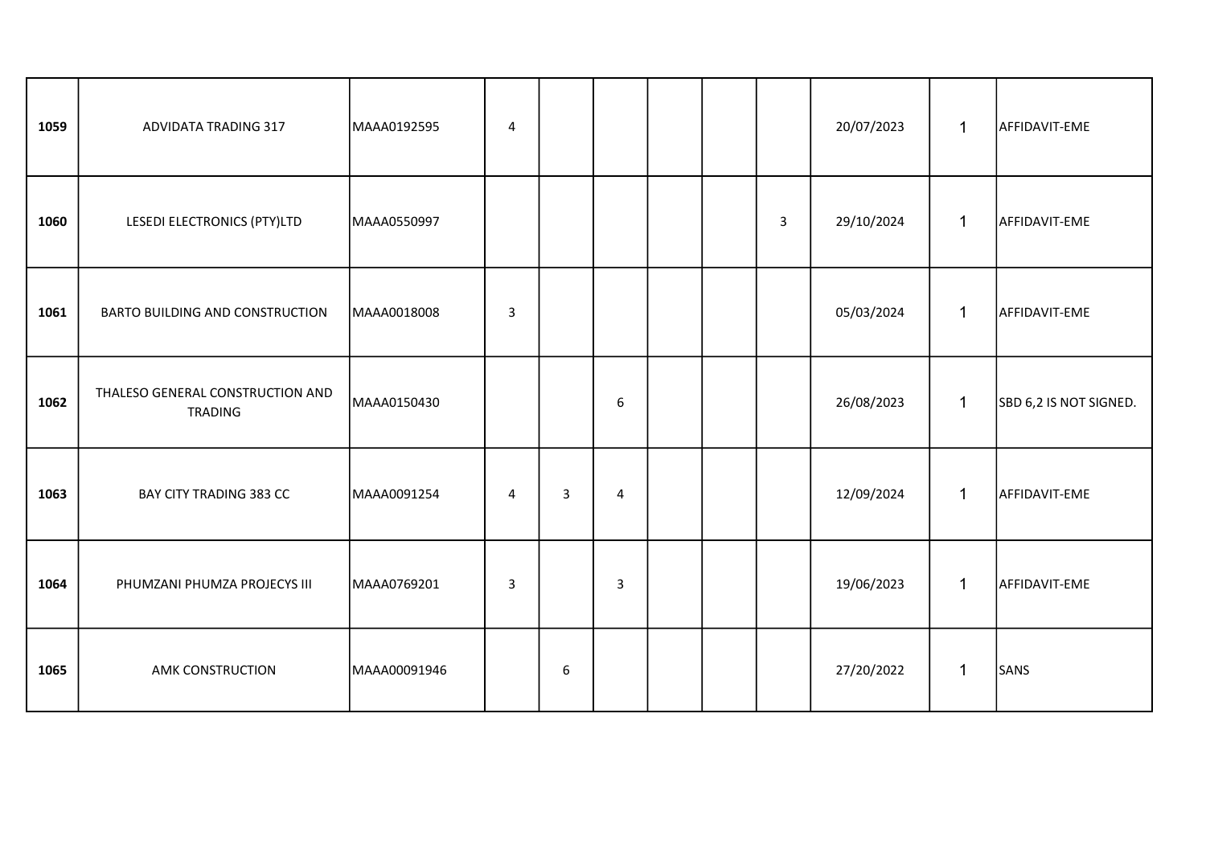| | | | | | | | | | | | |
|---|---|---|---|---|---|---|---|---|---|---|---|
| **1059** | ADVIDATA TRADING 317 | MAAA0192595 | 4 | | | | | | 20/07/2023 | 1 | AFFIDAVIT-EME |
| **1060** | LESEDI ELECTRONICS (PTY)LTD | MAAA0550997 | | | | | | 3 | 29/10/2024 | 1 | AFFIDAVIT-EME |
| **1061** | BARTO BUILDING AND CONSTRUCTION | MAAA0018008 | 3 | | | | | | 05/03/2024 | 1 | AFFIDAVIT-EME |
| **1062** | THALESO GENERAL CONSTRUCTION AND TRADING | MAAA0150430 | | | 6 | | | | 26/08/2023 | 1 | SBD 6,2 IS NOT SIGNED. |
| **1063** | BAY CITY TRADING 383 CC | MAAA0091254 | 4 | 3 | 4 | | | | 12/09/2024 | 1 | AFFIDAVIT-EME |
| **1064** | PHUMZANI PHUMZA PROJECYS III | MAAA0769201 | 3 | | 3 | | | | 19/06/2023 | 1 | AFFIDAVIT-EME |
| **1065** | AMK CONSTRUCTION | MAAA00091946 | | 6 | | | | | 27/20/2022 | 1 | SANS |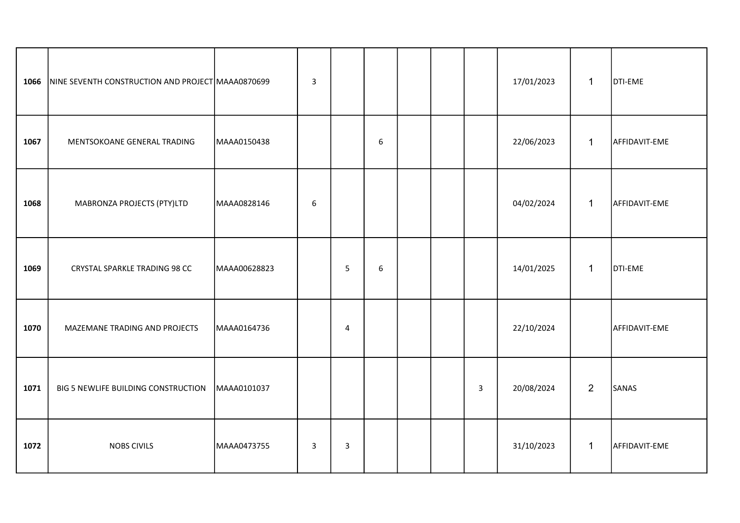| | | | | | | | | | | | |
|---|---|---|---|---|---|---|---|---|---|---|---|
| **1066** | NINE SEVENTH CONSTRUCTION AND PROJECT | MAAA0870699 | 3 | | | | | | 17/01/2023 | 1 | DTI-EME |
| **1067** | MENTSOKOANE GENERAL TRADING | MAAA0150438 | | | 6 | | | | 22/06/2023 | 1 | AFFIDAVIT-EME |
| **1068** | MABRONZA PROJECTS (PTY)LTD | MAAA0828146 | 6 | | | | | | 04/02/2024 | 1 | AFFIDAVIT-EME |
| **1069** | CRYSTAL SPARKLE TRADING 98 CC | MAAA00628823 | | 5 | 6 | | | | 14/01/2025 | 1 | DTI-EME |
| **1070** | MAZEMANE TRADING AND PROJECTS | MAAA0164736 | | 4 | | | | | 22/10/2024 | | AFFIDAVIT-EME |
| **1071** | BIG 5 NEWLIFE BUILDING CONSTRUCTION | MAAA0101037 | | | | | | 3 | 20/08/2024 | 2 | SANAS |
| **1072** | NOBS CIVILS | MAAA0473755 | 3 | 3 | | | | | 31/10/2023 | 1 | AFFIDAVIT-EME |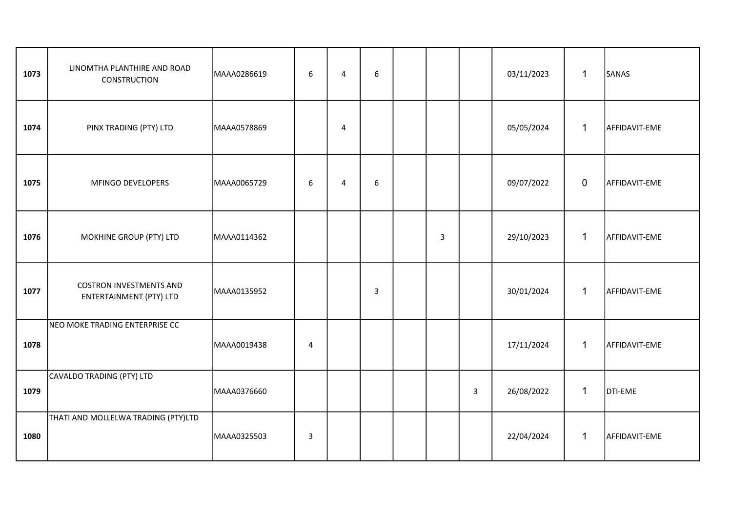|  |  |  |  |  |  |  |  |  |  |  |  |
|---|---|---|---|---|---|---|---|---|---|---|---|
| **1073** | LINOMTHA PLANTHIRE AND ROAD CONSTRUCTION | MAAA0286619 | 6 | 4 | 6 |  |  |  | 03/11/2023 | 1 | SANAS |
| **1074** | PINX TRADING (PTY) LTD | MAAA0578869 |  | 4 |  |  |  |  | 05/05/2024 | 1 | AFFIDAVIT-EME |
| **1075** | MFINGO DEVELOPERS | MAAA0065729 | 6 | 4 | 6 |  |  |  | 09/07/2022 | 0 | AFFIDAVIT-EME |
| **1076** | MOKHINE GROUP (PTY) LTD | MAAA0114362 |  |  |  |  | 3 |  | 29/10/2023 | 1 | AFFIDAVIT-EME |
| **1077** | COSTRON INVESTMENTS AND ENTERTAINMENT (PTY) LTD | MAAA0135952 |  |  | 3 |  |  |  | 30/01/2024 | 1 | AFFIDAVIT-EME |
| **1078** | NEO MOKE TRADING ENTERPRISE CC | MAAA0019438 | 4 |  |  |  |  |  | 17/11/2024 | 1 | AFFIDAVIT-EME |
| **1079** | CAVALDO TRADING (PTY) LTD | MAAA0376660 |  |  |  |  |  | 3 | 26/08/2022 | 1 | DTI-EME |
| **1080** | THATI AND MOLLELWA TRADING (PTY)LTD | MAAA0325503 | 3 |  |  |  |  |  | 22/04/2024 | 1 | AFFIDAVIT-EME |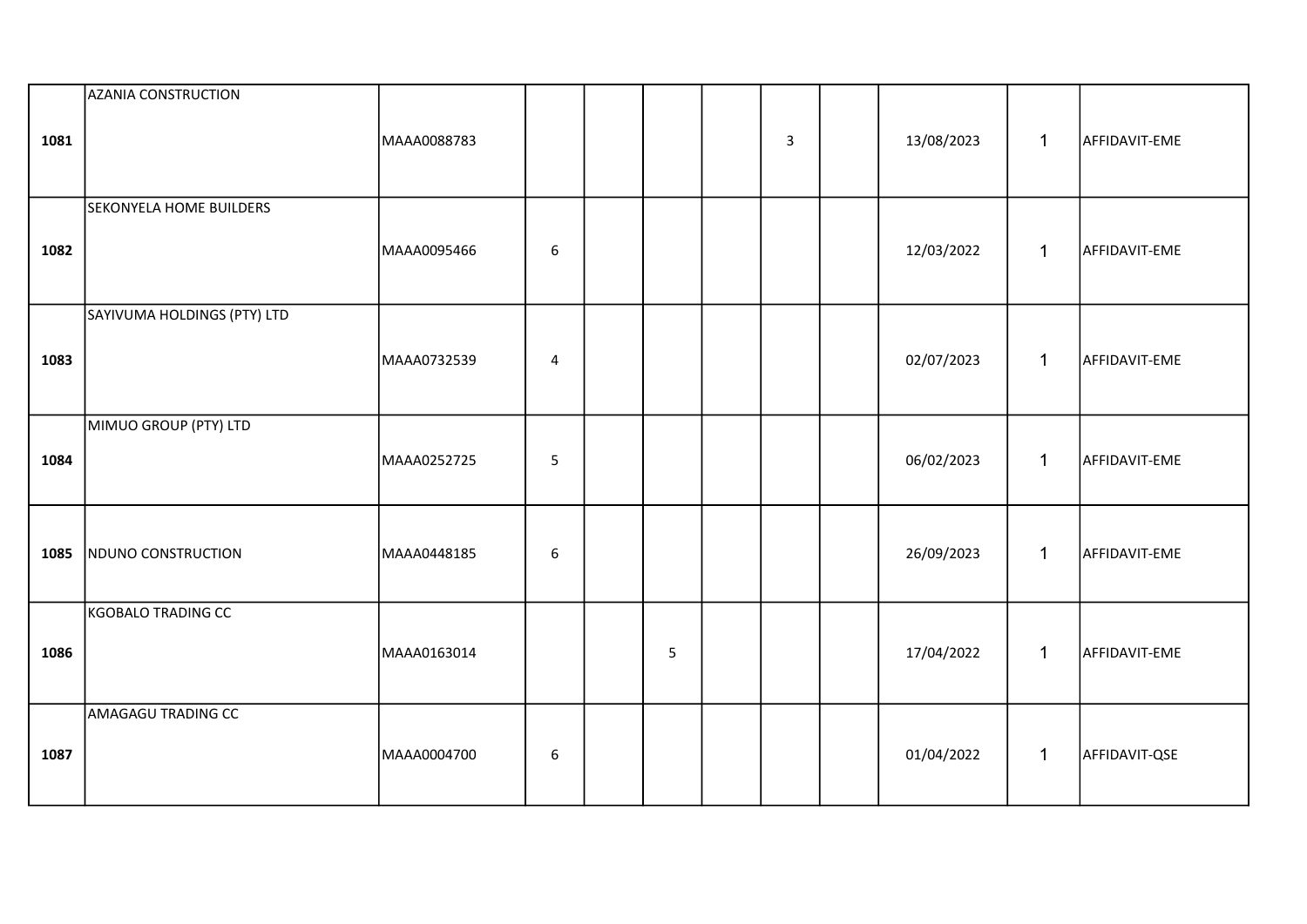| | | | | | | | | | | | |
|---|---|---|---|---|---|---|---|---|---|---|---|
| **1081** | AZANIA CONSTRUCTION | MAAA0088783 | | | | | 3 | | 13/08/2023 | 1 | AFFIDAVIT-EME |
| **1082** | SEKONYELA HOME BUILDERS | MAAA0095466 | 6 | | | | | | 12/03/2022 | 1 | AFFIDAVIT-EME |
| **1083** | SAYIVUMA HOLDINGS (PTY) LTD | MAAA0732539 | 4 | | | | | | 02/07/2023 | 1 | AFFIDAVIT-EME |
| **1084** | MIMUO GROUP (PTY) LTD | MAAA0252725 | 5 | | | | | | 06/02/2023 | 1 | AFFIDAVIT-EME |
| **1085** | NDUNO CONSTRUCTION | MAAA0448185 | 6 | | | | | | 26/09/2023 | 1 | AFFIDAVIT-EME |
| **1086** | KGOBALO TRADING CC | MAAA0163014 | | | 5 | | | | 17/04/2022 | 1 | AFFIDAVIT-EME |
| **1087** | AMAGAGU TRADING CC | MAAA0004700 | 6 | | | | | | 01/04/2022 | 1 | AFFIDAVIT-QSE |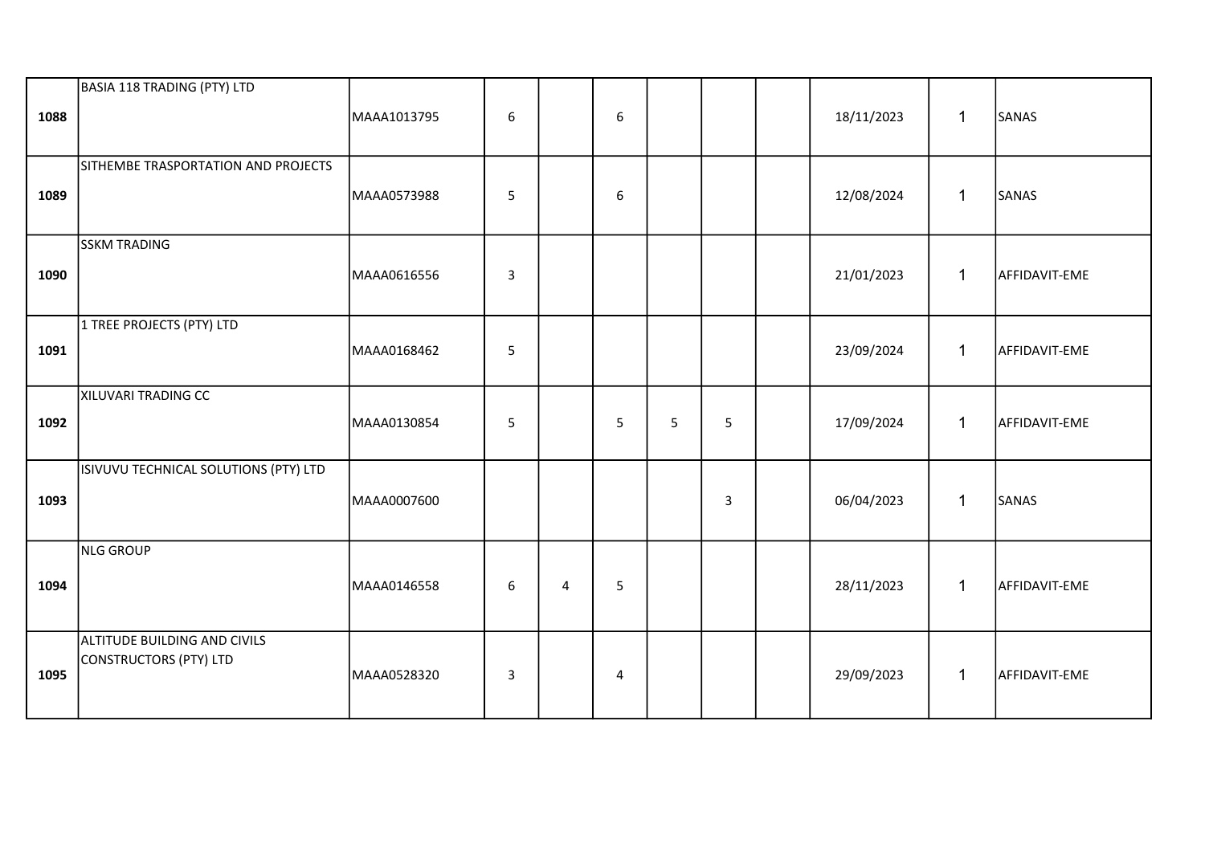| | | | | | | | | | | | |
|---|---|---|---|---|---|---|---|---|---|---|---|
| **1088** | BASIA 118 TRADING (PTY) LTD | MAAA1013795 | 6 | | 6 | | | | 18/11/2023 | 1 | SANAS |
| **1089** | SITHEMBE TRASPORTATION AND PROJECTS | MAAA0573988 | 5 | | 6 | | | | 12/08/2024 | 1 | SANAS |
| **1090** | SSKM TRADING | MAAA0616556 | 3 | | | | | | 21/01/2023 | 1 | AFFIDAVIT-EME |
| **1091** | 1 TREE PROJECTS (PTY) LTD | MAAA0168462 | 5 | | | | | | 23/09/2024 | 1 | AFFIDAVIT-EME |
| **1092** | XILUVARI TRADING CC | MAAA0130854 | 5 | | 5 | 5 | 5 | | 17/09/2024 | 1 | AFFIDAVIT-EME |
| **1093** | ISIVUVU TECHNICAL SOLUTIONS (PTY) LTD | MAAA0007600 | | | | | 3 | | 06/04/2023 | 1 | SANAS |
| **1094** | NLG GROUP | MAAA0146558 | 6 | 4 | 5 | | | | 28/11/2023 | 1 | AFFIDAVIT-EME |
| **1095** | ALTITUDE BUILDING AND CIVILS CONSTRUCTORS (PTY) LTD | MAAA0528320 | 3 | | 4 | | | | 29/09/2023 | 1 | AFFIDAVIT-EME |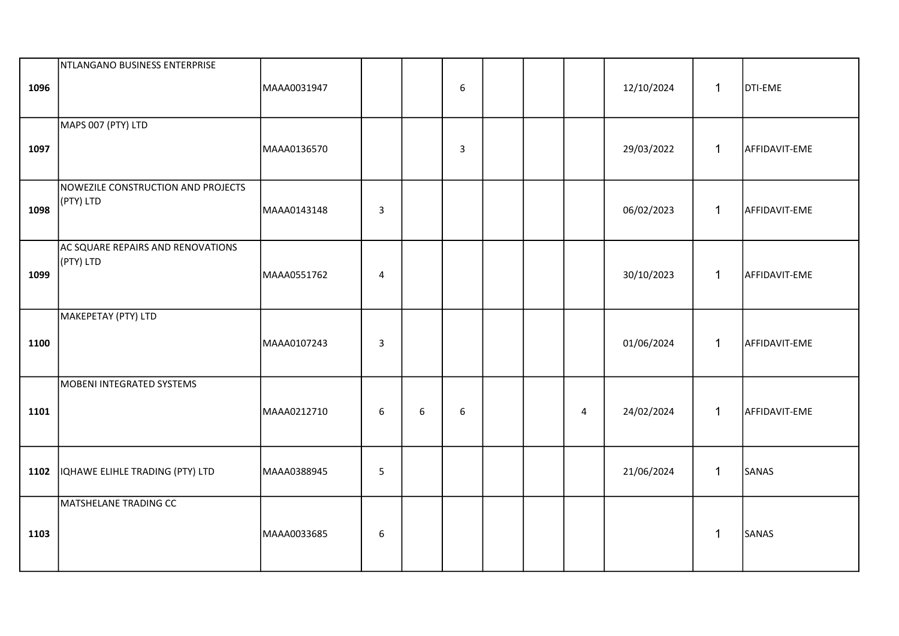| | | | | | | | | | | | |
|---|---|---|---|---|---|---|---|---|---|---|---|
| **1096** | NTLANGANO BUSINESS ENTERPRISE | MAAA0031947 | | | 6 | | | | 12/10/2024 | 1 | DTI-EME |
| **1097** | MAPS 007 (PTY) LTD | MAAA0136570 | | | 3 | | | | 29/03/2022 | 1 | AFFIDAVIT-EME |
| **1098** | NOWEZILE CONSTRUCTION AND PROJECTS (PTY) LTD | MAAA0143148 | 3 | | | | | | 06/02/2023 | 1 | AFFIDAVIT-EME |
| **1099** | AC SQUARE REPAIRS AND RENOVATIONS (PTY) LTD | MAAA0551762 | 4 | | | | | | 30/10/2023 | 1 | AFFIDAVIT-EME |
| **1100** | MAKEPETAY (PTY) LTD | MAAA0107243 | 3 | | | | | | 01/06/2024 | 1 | AFFIDAVIT-EME |
| **1101** | MOBENI INTEGRATED SYSTEMS | MAAA0212710 | 6 | 6 | 6 | | | 4 | 24/02/2024 | 1 | AFFIDAVIT-EME |
| **1102** | IQHAWE ELIHLE TRADING (PTY) LTD | MAAA0388945 | 5 | | | | | | 21/06/2024 | 1 | SANAS |
| **1103** | MATSHELANE TRADING CC | MAAA0033685 | 6 | | | | | | | 1 | SANAS |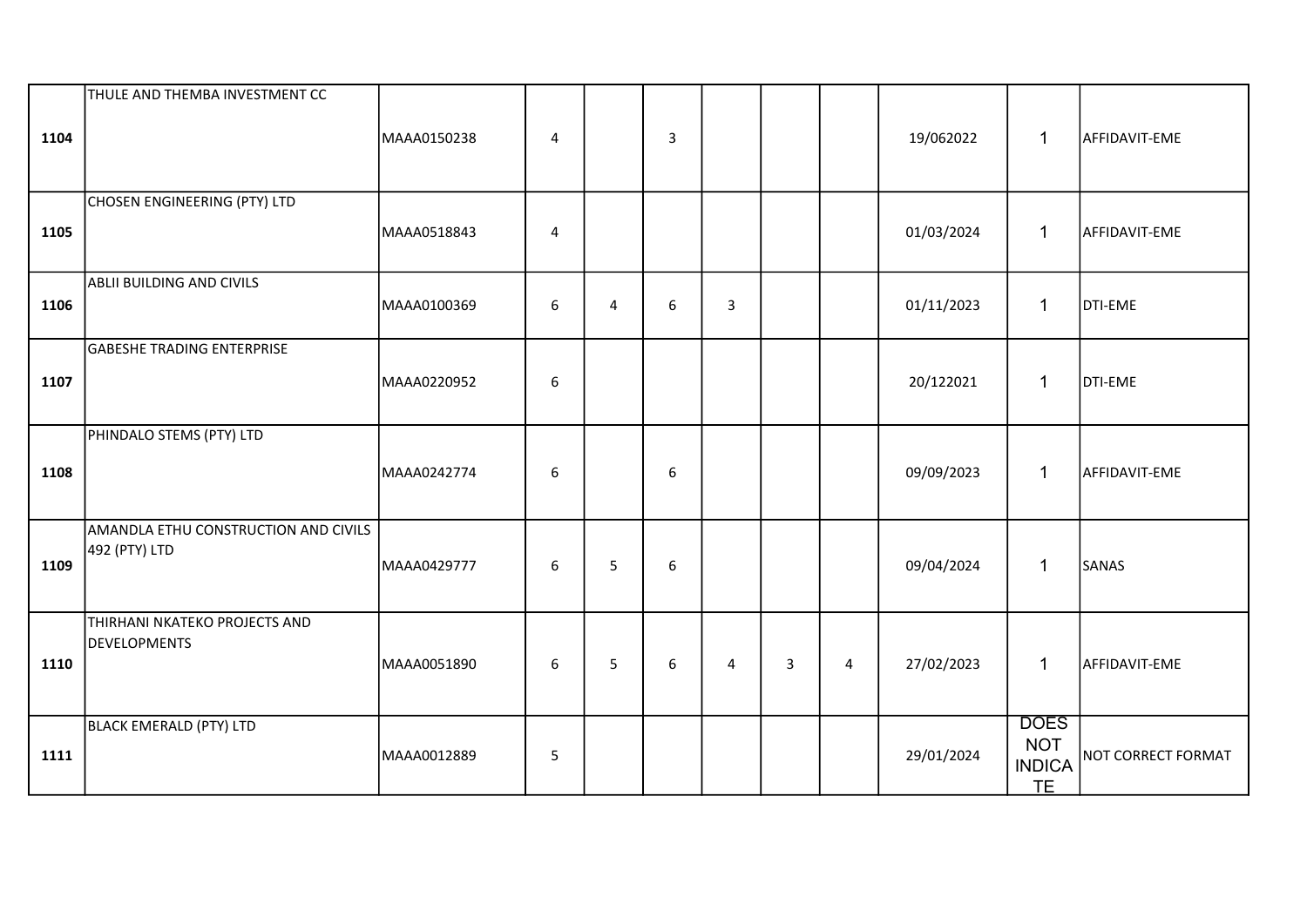| | | | | | | | | | | | |
|---|---|---|---|---|---|---|---|---|---|---|---|
| 1104 | THULE AND THEMBA INVESTMENT CC | MAAA0150238 | 4 | | 3 | | | | 19/062022 | 1 | AFFIDAVIT-EME |
| 1105 | CHOSEN ENGINEERING (PTY) LTD | MAAA0518843 | 4 | | | | | | 01/03/2024 | 1 | AFFIDAVIT-EME |
| 1106 | ABLII BUILDING AND CIVILS | MAAA0100369 | 6 | 4 | 6 | 3 | | | 01/11/2023 | 1 | DTI-EME |
| 1107 | GABESHE TRADING ENTERPRISE | MAAA0220952 | 6 | | | | | | 20/122021 | 1 | DTI-EME |
| 1108 | PHINDALO STEMS (PTY) LTD | MAAA0242774 | 6 | | 6 | | | | 09/09/2023 | 1 | AFFIDAVIT-EME |
| 1109 | AMANDLA ETHU CONSTRUCTION AND CIVILS 492 (PTY) LTD | MAAA0429777 | 6 | 5 | 6 | | | | 09/04/2024 | 1 | SANAS |
| 1110 | THIRHANI NKATEKO PROJECTS AND DEVELOPMENTS | MAAA0051890 | 6 | 5 | 6 | 4 | 3 | 4 | 27/02/2023 | 1 | AFFIDAVIT-EME |
| 1111 | BLACK EMERALD (PTY) LTD | MAAA0012889 | 5 | | | | | | 29/01/2024 | DOES NOT INDICATE | NOT CORRECT FORMAT |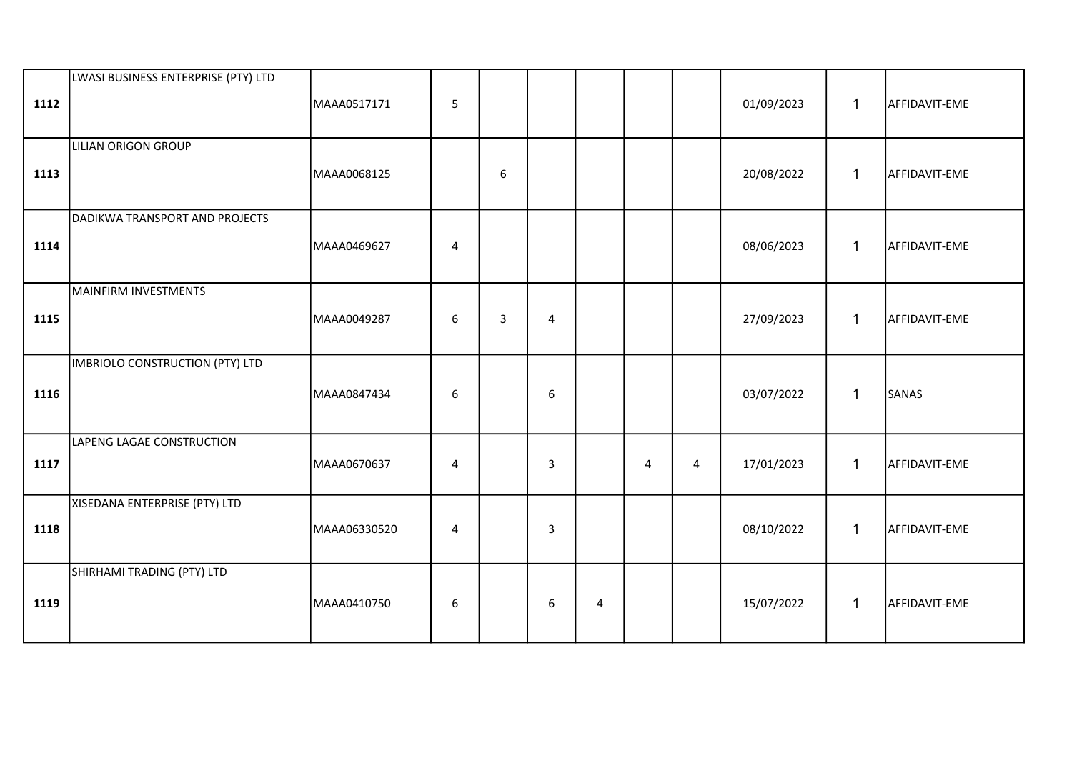| | | | | | | | | | | | |
|---|---|---|---|---|---|---|---|---|---|---|---|
| 1112 | LWASI BUSINESS ENTERPRISE (PTY) LTD | MAAA0517171 | 5 | | | | | | 01/09/2023 | 1 | AFFIDAVIT-EME |
| 1113 | LILIAN ORIGON GROUP | MAAA0068125 | | 6 | | | | | 20/08/2022 | 1 | AFFIDAVIT-EME |
| 1114 | DADIKWA TRANSPORT AND PROJECTS | MAAA0469627 | 4 | | | | | | 08/06/2023 | 1 | AFFIDAVIT-EME |
| 1115 | MAINFIRM INVESTMENTS | MAAA0049287 | 6 | 3 | 4 | | | | 27/09/2023 | 1 | AFFIDAVIT-EME |
| 1116 | IMBRIOLO CONSTRUCTION (PTY) LTD | MAAA0847434 | 6 | | 6 | | | | 03/07/2022 | 1 | SANAS |
| 1117 | LAPENG LAGAE CONSTRUCTION | MAAA0670637 | 4 | | 3 | | 4 | 4 | 17/01/2023 | 1 | AFFIDAVIT-EME |
| 1118 | XISEDANA ENTERPRISE (PTY) LTD | MAAA06330520 | 4 | | 3 | | | | 08/10/2022 | 1 | AFFIDAVIT-EME |
| 1119 | SHIRHAMI TRADING (PTY) LTD | MAAA0410750 | 6 | | 6 | 4 | | | 15/07/2022 | 1 | AFFIDAVIT-EME |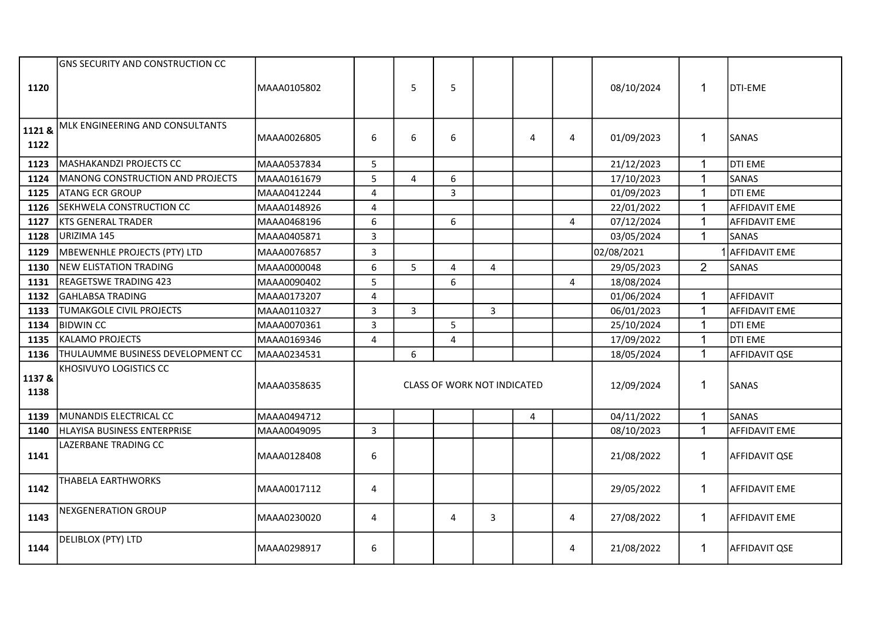| | | | | | | | | | | | |
|---|---|---|---|---|---|---|---|---|---|---|---|
| **1120** | GNS SECURITY AND CONSTRUCTION CC | MAAA0105802 | | 5 | 5 | | | | 08/10/2024 | 1 | DTI-EME |
| **1121 & 1122** | MLK ENGINEERING AND CONSULTANTS | MAAA0026805 | 6 | 6 | 6 | | 4 | 4 | 01/09/2023 | 1 | SANAS |
| **1123** | MASHAKANDZI PROJECTS CC | MAAA0537834 | 5 | | | | | | 21/12/2023 | 1 | DTI EME |
| **1124** | MANONG CONSTRUCTION AND PROJECTS | MAAA0161679 | 5 | 4 | 6 | | | | 17/10/2023 | 1 | SANAS |
| **1125** | ATANG ECR GROUP | MAAA0412244 | 4 | | 3 | | | | 01/09/2023 | 1 | DTI EME |
| **1126** | SEKHWELA CONSTRUCTION CC | MAAA0148926 | 4 | | | | | | 22/01/2022 | 1 | AFFIDAVIT EME |
| **1127** | KTS GENERAL TRADER | MAAA0468196 | 6 | | 6 | | | 4 | 07/12/2024 | 1 | AFFIDAVIT EME |
| **1128** | URIZIMA 145 | MAAA0405871 | 3 | | | | | | 03/05/2024 | 1 | SANAS |
| **1129** | MBEWENHLE PROJECTS (PTY) LTD | MAAA0076857 | 3 | | | | | | 02/08/2021 | 1 | AFFIDAVIT EME |
| **1130** | NEW ELISTATION TRADING | MAAA0000048 | 6 | 5 | 4 | 4 | | | 29/05/2023 | 2 | SANAS |
| **1131** | REAGETSWE TRADING 423 | MAAA0090402 | 5 | | 6 | | | 4 | 18/08/2024 | | |
| **1132** | GAHLABSA TRADING | MAAA0173207 | 4 | | | | | | 01/06/2024 | 1 | AFFIDAVIT |
| **1133** | TUMAKGOLE CIVIL PROJECTS | MAAA0110327 | 3 | 3 | | 3 | | | 06/01/2023 | 1 | AFFIDAVIT EME |
| **1134** | BIDWIN CC | MAAA0070361 | 3 | | 5 | | | | 25/10/2024 | 1 | DTI EME |
| **1135** | KALAMO PROJECTS | MAAA0169346 | 4 | | 4 | | | | 17/09/2022 | 1 | DTI EME |
| **1136** | THULAUMME BUSINESS DEVELOPMENT CC | MAAA0234531 | | 6 | | | | | 18/05/2024 | 1 | AFFIDAVIT QSE |
| **1137 & 1138** | KHOSIVUYO LOGISTICS CC | MAAA0358635 | CLASS OF WORK NOT INDICATED | | | | | | 12/09/2024 | 1 | SANAS |
| **1139** | MUNANDIS ELECTRICAL CC | MAAA0494712 | | | | | 4 | | 04/11/2022 | 1 | SANAS |
| **1140** | HLAYISA BUSINESS ENTERPRISE | MAAA0049095 | 3 | | | | | | 08/10/2023 | 1 | AFFIDAVIT EME |
| **1141** | LAZERBANE TRADING CC | MAAA0128408 | 6 | | | | | | 21/08/2022 | 1 | AFFIDAVIT QSE |
| **1142** | THABELA EARTHWORKS | MAAA0017112 | 4 | | | | | | 29/05/2022 | 1 | AFFIDAVIT EME |
| **1143** | NEXGENERATION GROUP | MAAA0230020 | 4 | | 4 | 3 | | 4 | 27/08/2022 | 1 | AFFIDAVIT EME |
| **1144** | DELIBLOX (PTY) LTD | MAAA0298917 | 6 | | | | | 4 | 21/08/2022 | 1 | AFFIDAVIT QSE |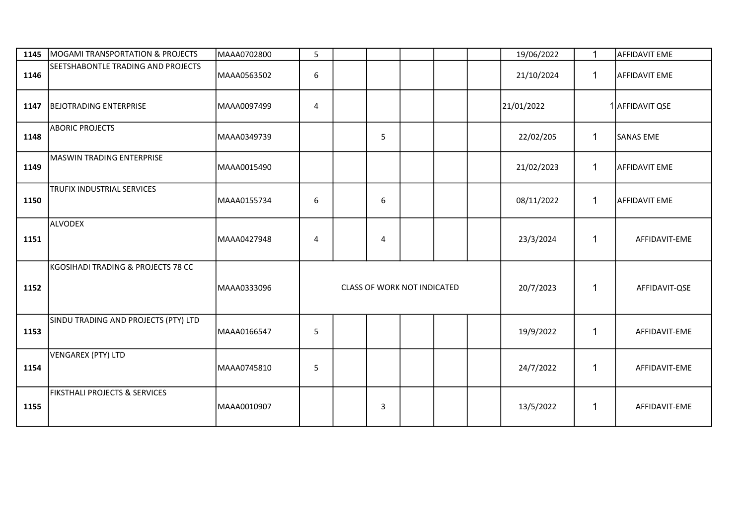| | | | | | | | | | | | |
|---|---|---|---|---|---|---|---|---|---|---|---|
| 1145 | MOGAMI TRANSPORTATION & PROJECTS | MAAA0702800 | 5 | | | | | | 19/06/2022 | 1 | AFFIDAVIT EME |
| 1146 | SEETSHABONTLE TRADING AND PROJECTS | MAAA0563502 | 6 | | | | | | 21/10/2024 | 1 | AFFIDAVIT EME |
| 1147 | BEJOTRADING ENTERPRISE | MAAA0097499 | 4 | | | | | | 21/01/2022 | 1 | AFFIDAVIT QSE |
| 1148 | ABORIC PROJECTS | MAAA0349739 | | | 5 | | | | 22/02/205 | 1 | SANAS EME |
| 1149 | MASWIN TRADING ENTERPRISE | MAAA0015490 | | | | | | | 21/02/2023 | 1 | AFFIDAVIT EME |
| 1150 | TRUFIX INDUSTRIAL SERVICES | MAAA0155734 | 6 | | 6 | | | | 08/11/2022 | 1 | AFFIDAVIT EME |
| 1151 | ALVODEX | MAAA0427948 | 4 | | 4 | | | | 23/3/2024 | 1 | AFFIDAVIT-EME |
| 1152 | KGOSIHADI TRADING & PROJECTS 78 CC | MAAA0333096 | CLASS OF WORK NOT INDICATED | | | | | | 20/7/2023 | 1 | AFFIDAVIT-QSE |
| 1153 | SINDU TRADING AND PROJECTS (PTY) LTD | MAAA0166547 | 5 | | | | | | 19/9/2022 | 1 | AFFIDAVIT-EME |
| 1154 | VENGAREX (PTY) LTD | MAAA0745810 | 5 | | | | | | 24/7/2022 | 1 | AFFIDAVIT-EME |
| 1155 | FIKSTHALI PROJECTS & SERVICES | MAAA0010907 | | | 3 | | | | 13/5/2022 | 1 | AFFIDAVIT-EME |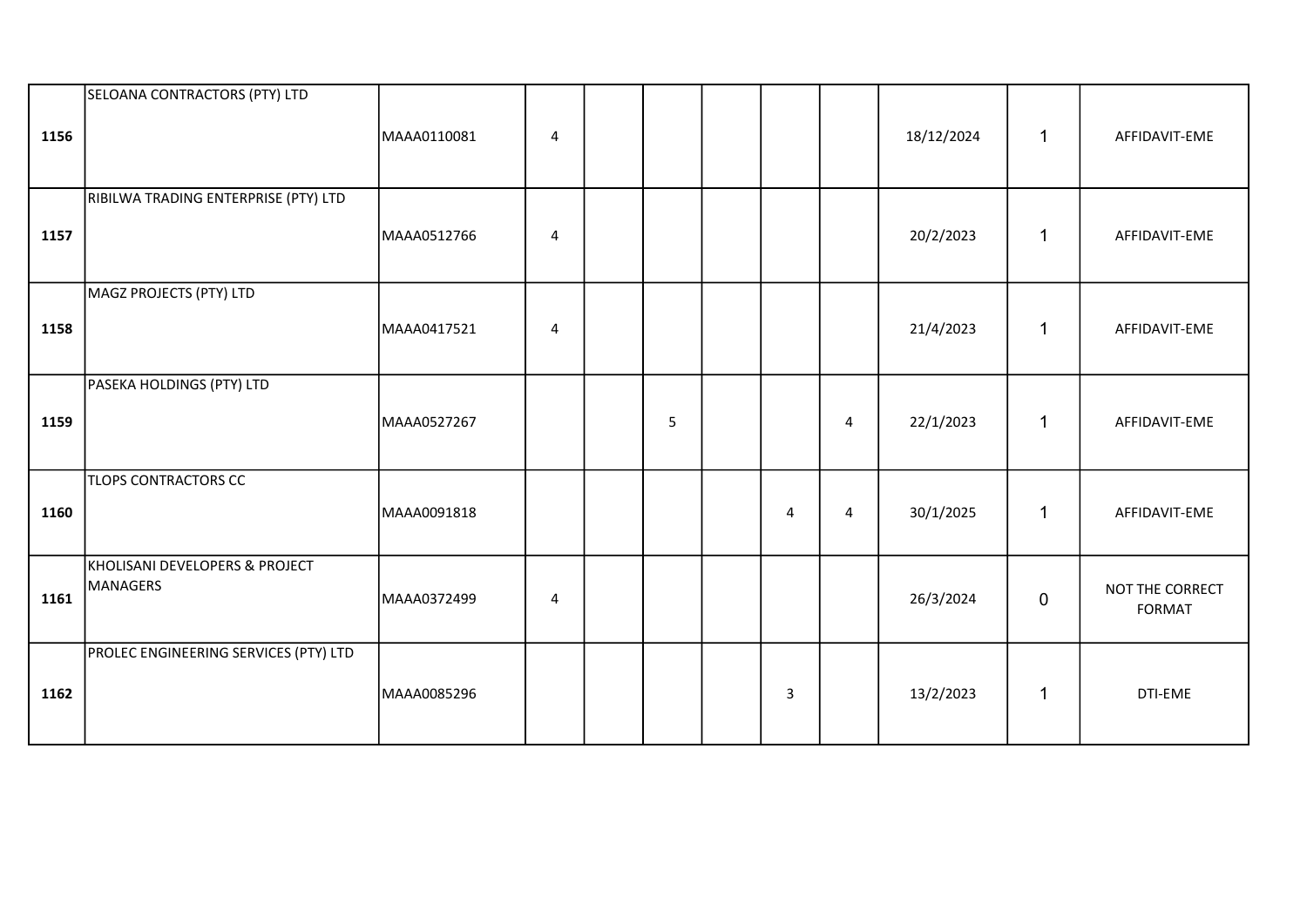| | | | | | | | | | | | |
|---|---|---|---|---|---|---|---|---|---|---|---|
| **1156** | SELOANA CONTRACTORS (PTY) LTD | MAAA0110081 | 4 | | | | | | 18/12/2024 | 1 | AFFIDAVIT-EME |
| **1157** | RIBILWA TRADING ENTERPRISE (PTY) LTD | MAAA0512766 | 4 | | | | | | 20/2/2023 | 1 | AFFIDAVIT-EME |
| **1158** | MAGZ PROJECTS (PTY) LTD | MAAA0417521 | 4 | | | | | | 21/4/2023 | 1 | AFFIDAVIT-EME |
| **1159** | PASEKA HOLDINGS (PTY) LTD | MAAA0527267 | | | 5 | | | 4 | 22/1/2023 | 1 | AFFIDAVIT-EME |
| **1160** | TLOPS CONTRACTORS CC | MAAA0091818 | | | | | 4 | 4 | 30/1/2025 | 1 | AFFIDAVIT-EME |
| **1161** | KHOLISANI DEVELOPERS & PROJECT MANAGERS | MAAA0372499 | 4 | | | | | | 26/3/2024 | 0 | NOT THE CORRECT FORMAT |
| **1162** | PROLEC ENGINEERING SERVICES (PTY) LTD | MAAA0085296 | | | | | 3 | | 13/2/2023 | 1 | DTI-EME |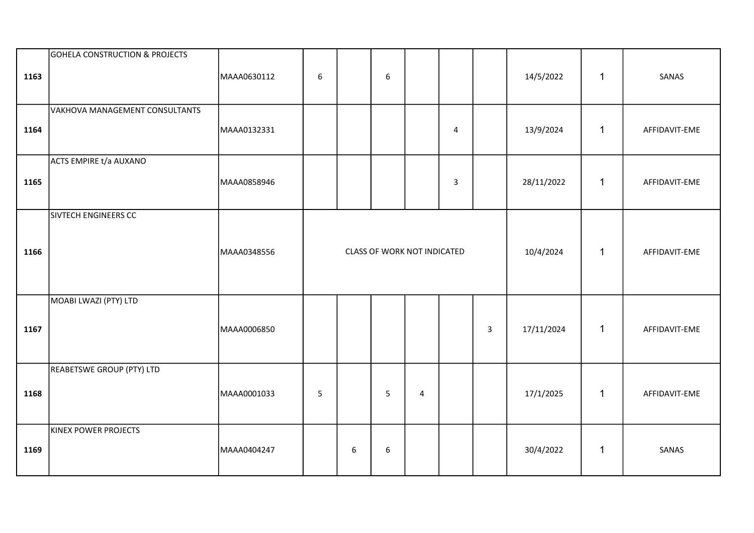| | | | | | | | | | | | |
|---|---|---|---|---|---|---|---|---|---|---|---|
| **1163** | GOHELA CONSTRUCTION & PROJECTS | MAAA0630112 | 6 | | 6 | | | | 14/5/2022 | 1 | SANAS |
| **1164** | VAKHOVA MANAGEMENT CONSULTANTS | MAAA0132331 | | | | | 4 | | 13/9/2024 | 1 | AFFIDAVIT-EME |
| **1165** | ACTS EMPIRE t/a AUXANO | MAAA0858946 | | | | | 3 | | 28/11/2022 | 1 | AFFIDAVIT-EME |
| **1166** | SIVTECH ENGINEERS CC | MAAA0348556 | CLASS OF WORK NOT INDICATED | | | | | | 10/4/2024 | 1 | AFFIDAVIT-EME |
| **1167** | MOABI LWAZI (PTY) LTD | MAAA0006850 | | | | | | 3 | 17/11/2024 | 1 | AFFIDAVIT-EME |
| **1168** | REABETSWE GROUP (PTY) LTD | MAAA0001033 | 5 | | 5 | 4 | | | 17/1/2025 | 1 | AFFIDAVIT-EME |
| **1169** | KINEX POWER PROJECTS | MAAA0404247 | | 6 | 6 | | | | 30/4/2022 | 1 | SANAS |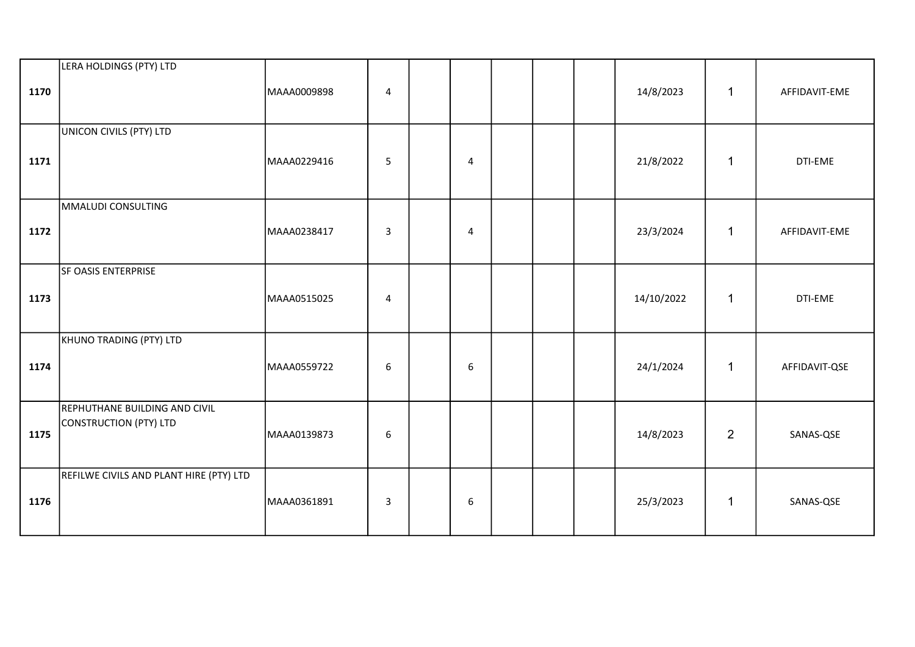| | | | | | | | | | | | |
|---|---|---|---|---|---|---|---|---|---|---|---|
| 1170 | LERA HOLDINGS (PTY) LTD | MAAA0009898 | 4 | | | | | | 14/8/2023 | 1 | AFFIDAVIT-EME |
| 1171 | UNICON CIVILS (PTY) LTD | MAAA0229416 | 5 | | 4 | | | | 21/8/2022 | 1 | DTI-EME |
| 1172 | MMALUDI CONSULTING | MAAA0238417 | 3 | | 4 | | | | 23/3/2024 | 1 | AFFIDAVIT-EME |
| 1173 | SF OASIS ENTERPRISE | MAAA0515025 | 4 | | | | | | 14/10/2022 | 1 | DTI-EME |
| 1174 | KHUNO TRADING (PTY) LTD | MAAA0559722 | 6 | | 6 | | | | 24/1/2024 | 1 | AFFIDAVIT-QSE |
| 1175 | REPHUTHANE BUILDING AND CIVIL CONSTRUCTION (PTY) LTD | MAAA0139873 | 6 | | | | | | 14/8/2023 | 2 | SANAS-QSE |
| 1176 | REFILWE CIVILS AND PLANT HIRE (PTY) LTD | MAAA0361891 | 3 | | 6 | | | | 25/3/2023 | 1 | SANAS-QSE |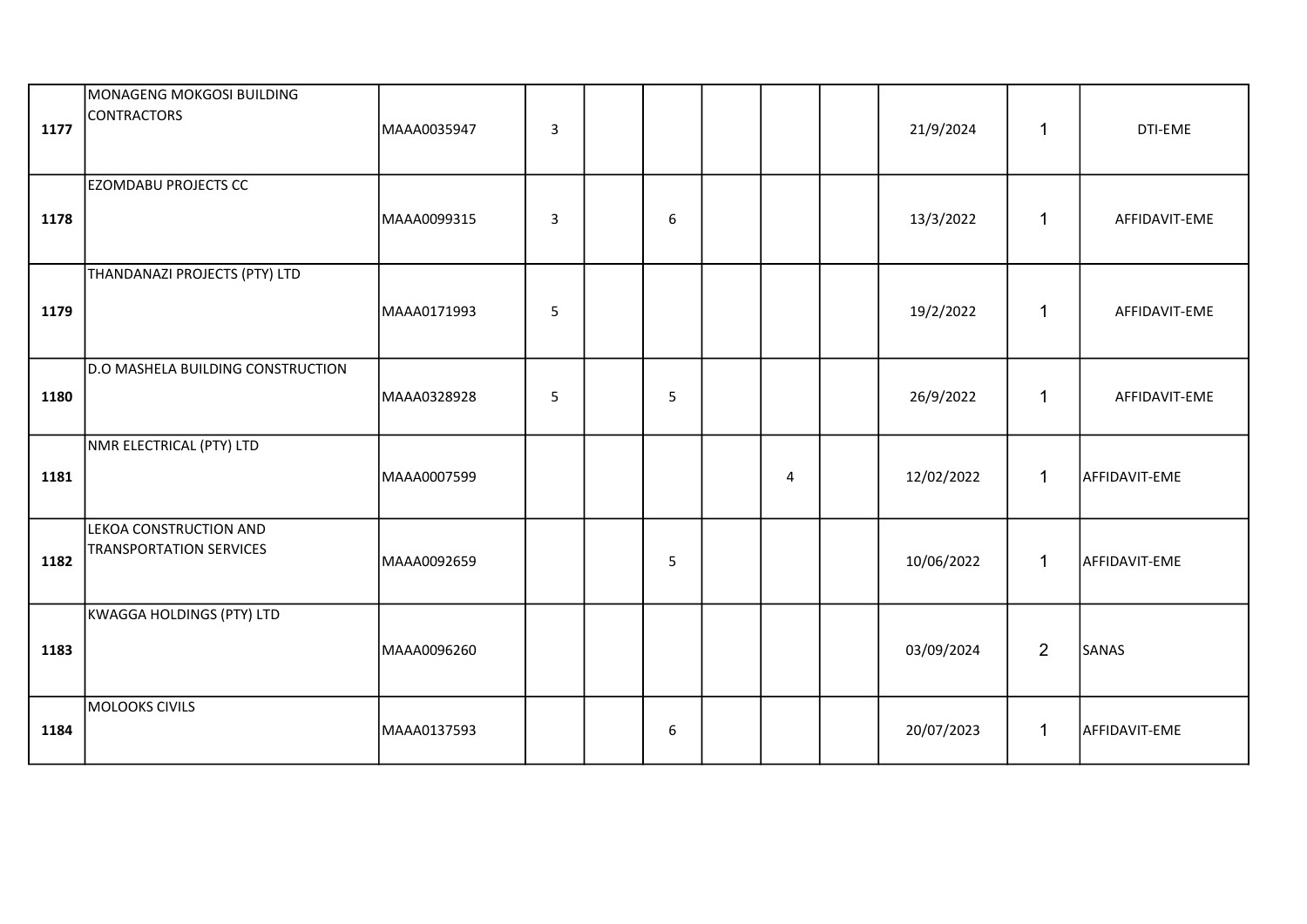| | | | | | | | | | | | |
|---|---|---|---|---|---|---|---|---|---|---|---|
| **1177** | MONAGENG MOKGOSI BUILDING CONTRACTORS | MAAA0035947 | 3 | | | | | | 21/9/2024 | 1 | DTI-EME |
| **1178** | EZOMDABU PROJECTS CC | MAAA0099315 | 3 | | 6 | | | | 13/3/2022 | 1 | AFFIDAVIT-EME |
| **1179** | THANDANAZI PROJECTS (PTY) LTD | MAAA0171993 | 5 | | | | | | 19/2/2022 | 1 | AFFIDAVIT-EME |
| **1180** | D.O MASHELA BUILDING CONSTRUCTION | MAAA0328928 | 5 | | 5 | | | | 26/9/2022 | 1 | AFFIDAVIT-EME |
| **1181** | NMR ELECTRICAL (PTY) LTD | MAAA0007599 | | | | | 4 | | 12/02/2022 | 1 | AFFIDAVIT-EME |
| **1182** | LEKOA CONSTRUCTION AND TRANSPORTATION SERVICES | MAAA0092659 | | | 5 | | | | 10/06/2022 | 1 | AFFIDAVIT-EME |
| **1183** | KWAGGA HOLDINGS (PTY) LTD | MAAA0096260 | | | | | | | 03/09/2024 | 2 | SANAS |
| **1184** | MOLOOKS CIVILS | MAAA0137593 | | | 6 | | | | 20/07/2023 | 1 | AFFIDAVIT-EME |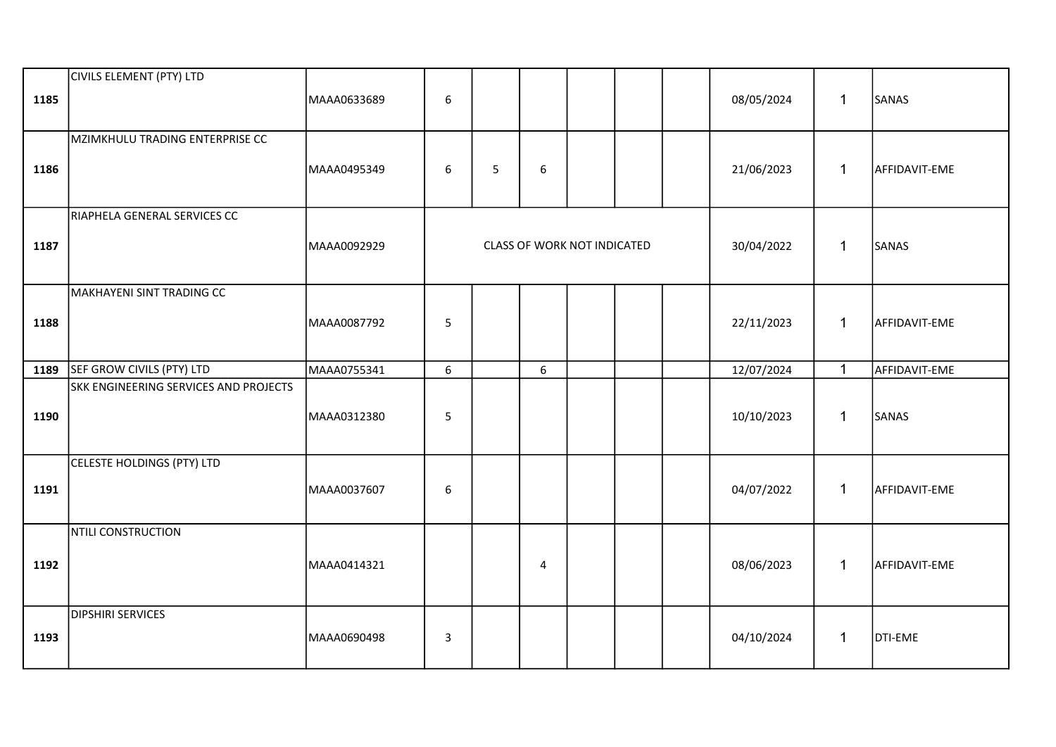| | | | | | | | | | | | |
|---|---|---|---|---|---|---|---|---|---|---|---|
| 1185 | CIVILS ELEMENT (PTY) LTD | MAAA0633689 | 6 | | | | | | 08/05/2024 | 1 | SANAS |
| 1186 | MZIMKHULU TRADING ENTERPRISE CC | MAAA0495349 | 6 | 5 | 6 | | | | 21/06/2023 | 1 | AFFIDAVIT-EME |
| 1187 | RIAPHELA GENERAL SERVICES CC | MAAA0092929 | CLASS OF WORK NOT INDICATED | | | | | | 30/04/2022 | 1 | SANAS |
| 1188 | MAKHAYENI SINT TRADING CC | MAAA0087792 | 5 | | | | | | 22/11/2023 | 1 | AFFIDAVIT-EME |
| 1189 | SEF GROW CIVILS (PTY) LTD | MAAA0755341 | 6 | | 6 | | | | 12/07/2024 | 1 | AFFIDAVIT-EME |
| 1190 | SKK ENGINEERING SERVICES AND PROJECTS | MAAA0312380 | 5 | | | | | | 10/10/2023 | 1 | SANAS |
| 1191 | CELESTE HOLDINGS (PTY) LTD | MAAA0037607 | 6 | | | | | | 04/07/2022 | 1 | AFFIDAVIT-EME |
| 1192 | NTILI CONSTRUCTION | MAAA0414321 | | | 4 | | | | 08/06/2023 | 1 | AFFIDAVIT-EME |
| 1193 | DIPSHIRI SERVICES | MAAA0690498 | 3 | | | | | | 04/10/2024 | 1 | DTI-EME |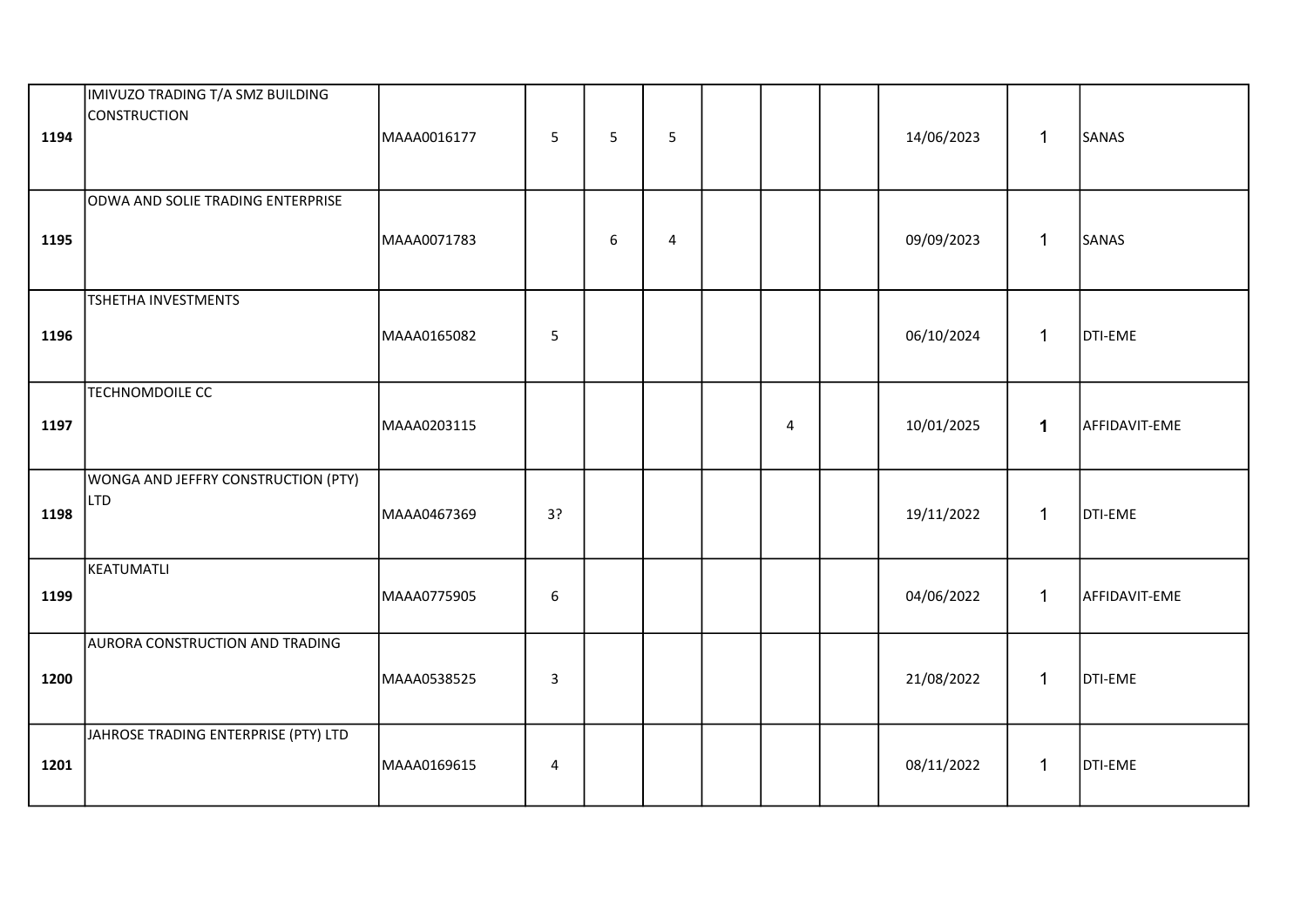| | | | | | | | | | | | |
|---|---|---|---|---|---|---|---|---|---|---|---|
| **1194** | IMIVUZO TRADING T/A SMZ BUILDING CONSTRUCTION | MAAA0016177 | 5 | 5 | 5 | | | | 14/06/2023 | 1 | SANAS |
| **1195** | ODWA AND SOLIE TRADING ENTERPRISE | MAAA0071783 | | 6 | 4 | | | | 09/09/2023 | 1 | SANAS |
| **1196** | TSHETHA INVESTMENTS | MAAA0165082 | 5 | | | | | | 06/10/2024 | 1 | DTI-EME |
| **1197** | TECHNOMDOILE CC | MAAA0203115 | | | | | 4 | | 10/01/2025 | **1** | AFFIDAVIT-EME |
| **1198** | WONGA AND JEFFRY CONSTRUCTION (PTY) LTD | MAAA0467369 | 3? | | | | | | 19/11/2022 | 1 | DTI-EME |
| **1199** | KEATUMATLI | MAAA0775905 | 6 | | | | | | 04/06/2022 | 1 | AFFIDAVIT-EME |
| **1200** | AURORA CONSTRUCTION AND TRADING | MAAA0538525 | 3 | | | | | | 21/08/2022 | 1 | DTI-EME |
| **1201** | JAHROSE TRADING ENTERPRISE (PTY) LTD | MAAA0169615 | 4 | | | | | | 08/11/2022 | 1 | DTI-EME |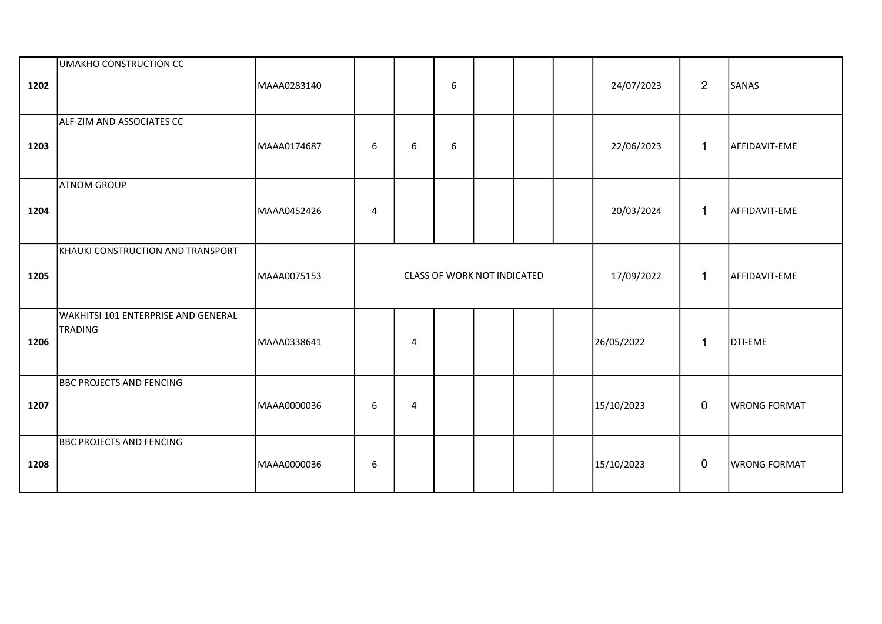| | | | | | | | | | | | |
|---|---|---|---|---|---|---|---|---|---|---|---|
| 1202 | UMAKHO CONSTRUCTION CC | MAAA0283140 | | | 6 | | | | 24/07/2023 | 2 | SANAS |
| 1203 | ALF-ZIM AND ASSOCIATES CC | MAAA0174687 | 6 | 6 | 6 | | | | 22/06/2023 | 1 | AFFIDAVIT-EME |
| 1204 | ATNOM GROUP | MAAA0452426 | 4 | | | | | | 20/03/2024 | 1 | AFFIDAVIT-EME |
| 1205 | KHAUKI CONSTRUCTION AND TRANSPORT | MAAA0075153 | CLASS OF WORK NOT INDICATED | | | | | | 17/09/2022 | 1 | AFFIDAVIT-EME |
| 1206 | WAKHITSI 101 ENTERPRISE AND GENERAL TRADING | MAAA0338641 | | 4 | | | | | 26/05/2022 | 1 | DTI-EME |
| 1207 | BBC PROJECTS AND FENCING | MAAA0000036 | 6 | 4 | | | | | 15/10/2023 | 0 | WRONG FORMAT |
| 1208 | BBC PROJECTS AND FENCING | MAAA0000036 | 6 | | | | | | 15/10/2023 | 0 | WRONG FORMAT |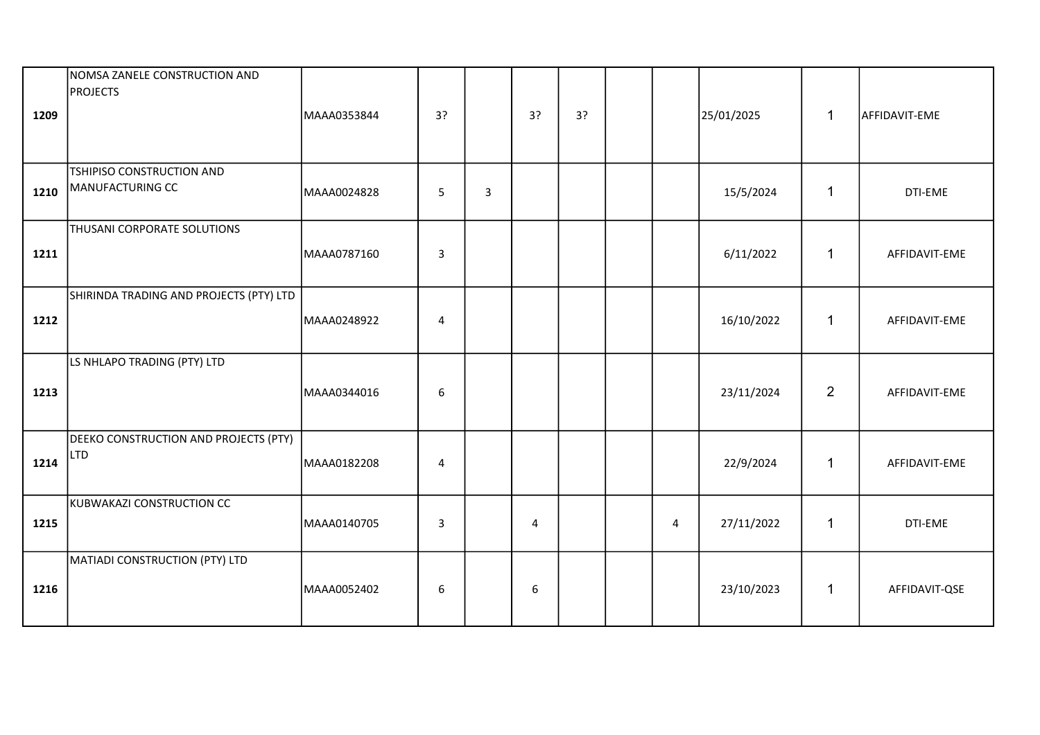| | | | | | | | | | | | |
|---|---|---|---|---|---|---|---|---|---|---|---|
| 1209 | NOMSA ZANELE CONSTRUCTION AND PROJECTS | MAAA0353844 | 3? | | 3? | 3? | | | 25/01/2025 | 1 | AFFIDAVIT-EME |
| 1210 | TSHIPISO CONSTRUCTION AND MANUFACTURING CC | MAAA0024828 | 5 | 3 | | | | | 15/5/2024 | 1 | DTI-EME |
| 1211 | THUSANI CORPORATE SOLUTIONS | MAAA0787160 | 3 | | | | | | 6/11/2022 | 1 | AFFIDAVIT-EME |
| 1212 | SHIRINDA TRADING AND PROJECTS (PTY) LTD | MAAA0248922 | 4 | | | | | | 16/10/2022 | 1 | AFFIDAVIT-EME |
| 1213 | LS NHLAPO TRADING (PTY) LTD | MAAA0344016 | 6 | | | | | | 23/11/2024 | 2 | AFFIDAVIT-EME |
| 1214 | DEEKO CONSTRUCTION AND PROJECTS (PTY) LTD | MAAA0182208 | 4 | | | | | | 22/9/2024 | 1 | AFFIDAVIT-EME |
| 1215 | KUBWAKAZI CONSTRUCTION CC | MAAA0140705 | 3 | | 4 | | | 4 | 27/11/2022 | 1 | DTI-EME |
| 1216 | MATIADI CONSTRUCTION (PTY) LTD | MAAA0052402 | 6 | | 6 | | | | 23/10/2023 | 1 | AFFIDAVIT-QSE |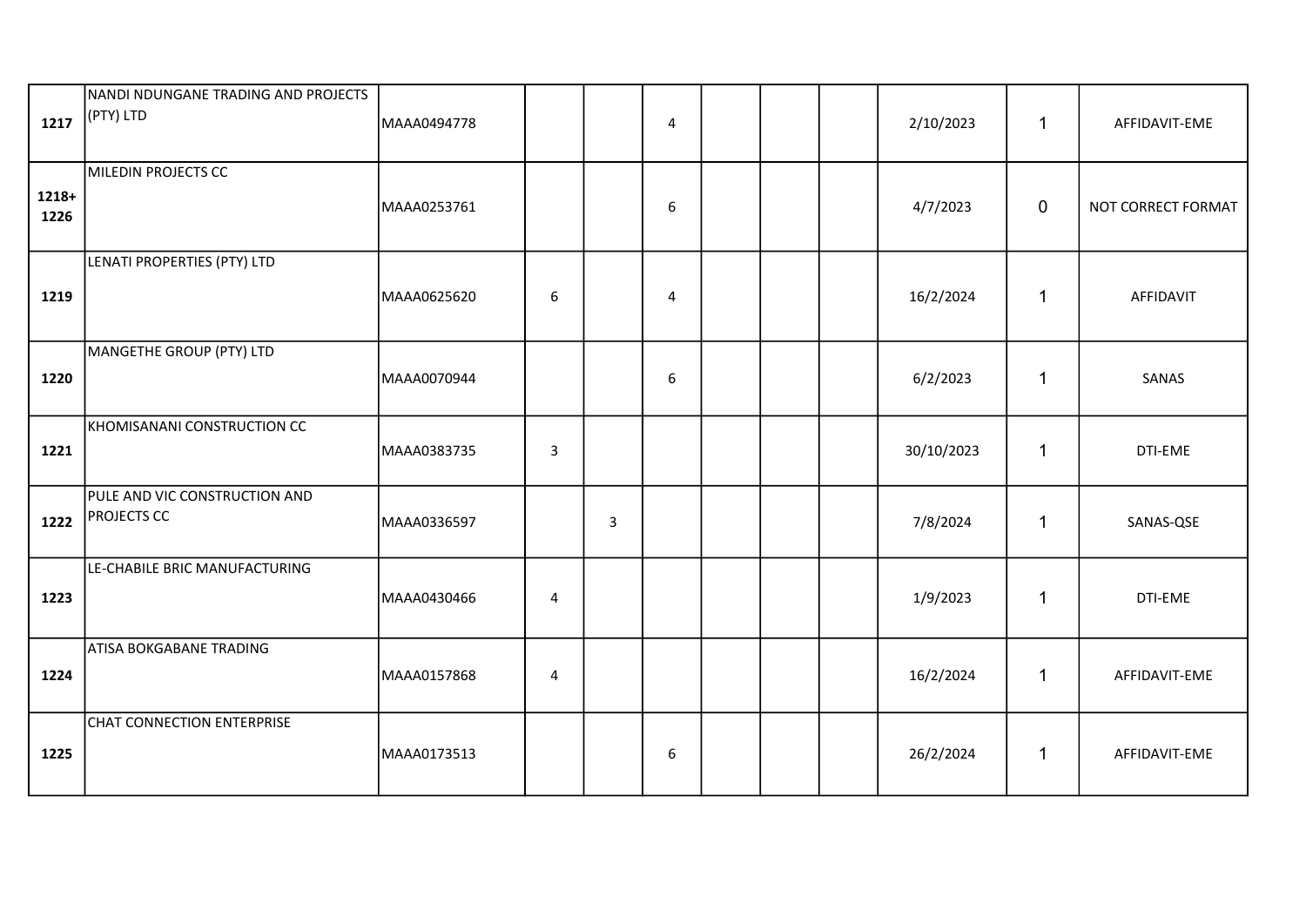| | | | | | | | | | | | |
|---|---|---|---|---|---|---|---|---|---|---|---|
| 1217 | NANDI NDUNGANE TRADING AND PROJECTS (PTY) LTD | MAAA0494778 | | | 4 | | | | 2/10/2023 | 1 | AFFIDAVIT-EME |
| 1218+ 1226 | MILEDIN PROJECTS CC | MAAA0253761 | | | 6 | | | | 4/7/2023 | 0 | NOT CORRECT FORMAT |
| 1219 | LENATI PROPERTIES (PTY) LTD | MAAA0625620 | 6 | | 4 | | | | 16/2/2024 | 1 | AFFIDAVIT |
| 1220 | MANGETHE GROUP (PTY) LTD | MAAA0070944 | | | 6 | | | | 6/2/2023 | 1 | SANAS |
| 1221 | KHOMISANANI CONSTRUCTION CC | MAAA0383735 | 3 | | | | | | 30/10/2023 | 1 | DTI-EME |
| 1222 | PULE AND VIC CONSTRUCTION AND PROJECTS CC | MAAA0336597 | | 3 | | | | | 7/8/2024 | 1 | SANAS-QSE |
| 1223 | LE-CHABILE BRIC MANUFACTURING | MAAA0430466 | 4 | | | | | | 1/9/2023 | 1 | DTI-EME |
| 1224 | ATISA BOKGABANE TRADING | MAAA0157868 | 4 | | | | | | 16/2/2024 | 1 | AFFIDAVIT-EME |
| 1225 | CHAT CONNECTION ENTERPRISE | MAAA0173513 | | | 6 | | | | 26/2/2024 | 1 | AFFIDAVIT-EME |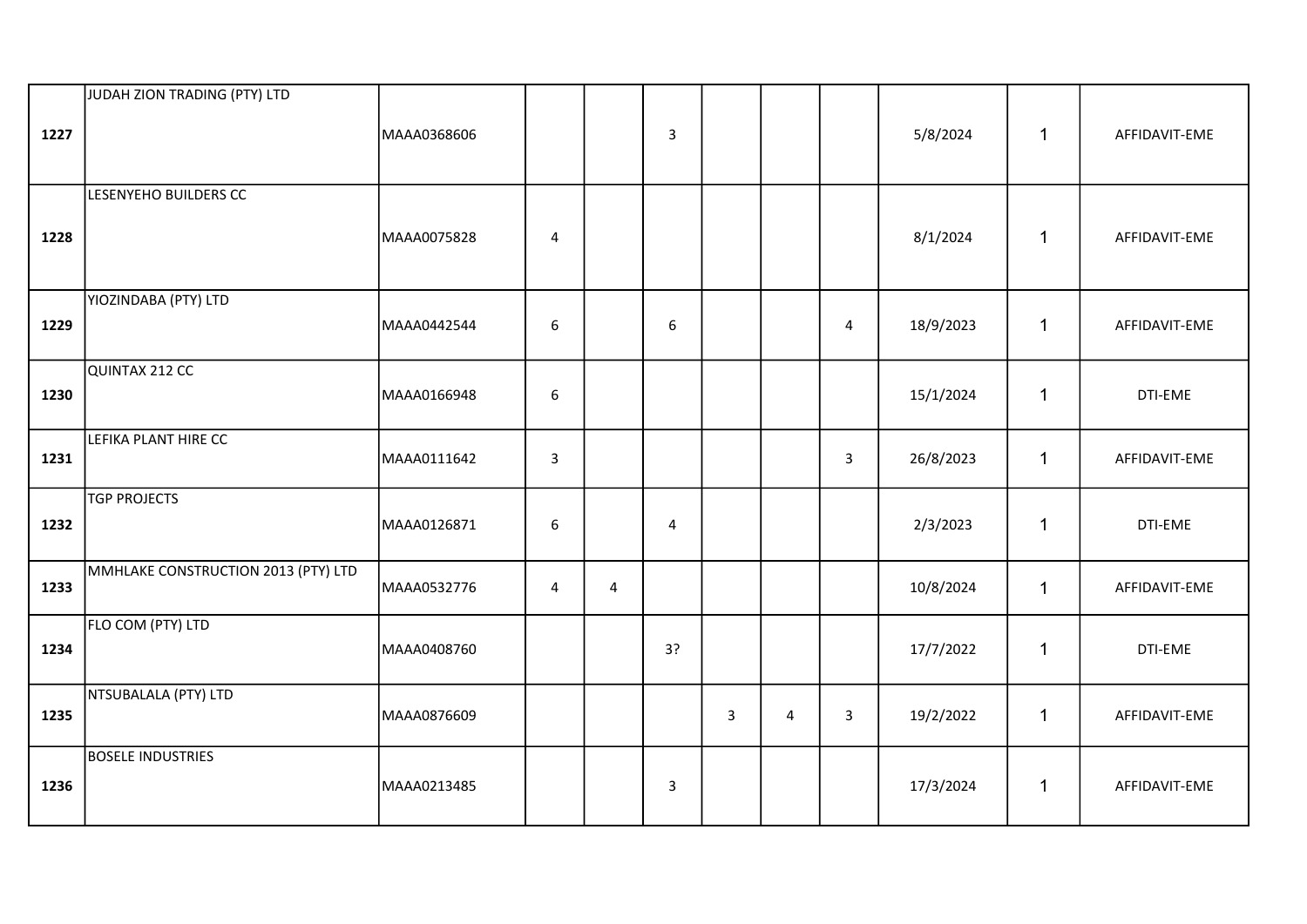| | | | | | | | | | | | |
|---|---|---|---|---|---|---|---|---|---|---|---|
| 1227 | JUDAH ZION TRADING (PTY) LTD | MAAA0368606 | | | 3 | | | | 5/8/2024 | 1 | AFFIDAVIT-EME |
| 1228 | LESENYEHO BUILDERS CC | MAAA0075828 | 4 | | | | | | 8/1/2024 | 1 | AFFIDAVIT-EME |
| 1229 | YIOZINDABA (PTY) LTD | MAAA0442544 | 6 | | 6 | | | 4 | 18/9/2023 | 1 | AFFIDAVIT-EME |
| 1230 | QUINTAX 212 CC | MAAA0166948 | 6 | | | | | | 15/1/2024 | 1 | DTI-EME |
| 1231 | LEFIKA PLANT HIRE CC | MAAA0111642 | 3 | | | | | 3 | 26/8/2023 | 1 | AFFIDAVIT-EME |
| 1232 | TGP PROJECTS | MAAA0126871 | 6 | | 4 | | | | 2/3/2023 | 1 | DTI-EME |
| 1233 | MMHLAKE CONSTRUCTION 2013 (PTY) LTD | MAAA0532776 | 4 | 4 | | | | | 10/8/2024 | 1 | AFFIDAVIT-EME |
| 1234 | FLO COM (PTY) LTD | MAAA0408760 | | | 3? | | | | 17/7/2022 | 1 | DTI-EME |
| 1235 | NTSUBALALA (PTY) LTD | MAAA0876609 | | | | 3 | 4 | 3 | 19/2/2022 | 1 | AFFIDAVIT-EME |
| 1236 | BOSELE INDUSTRIES | MAAA0213485 | | | 3 | | | | 17/3/2024 | 1 | AFFIDAVIT-EME |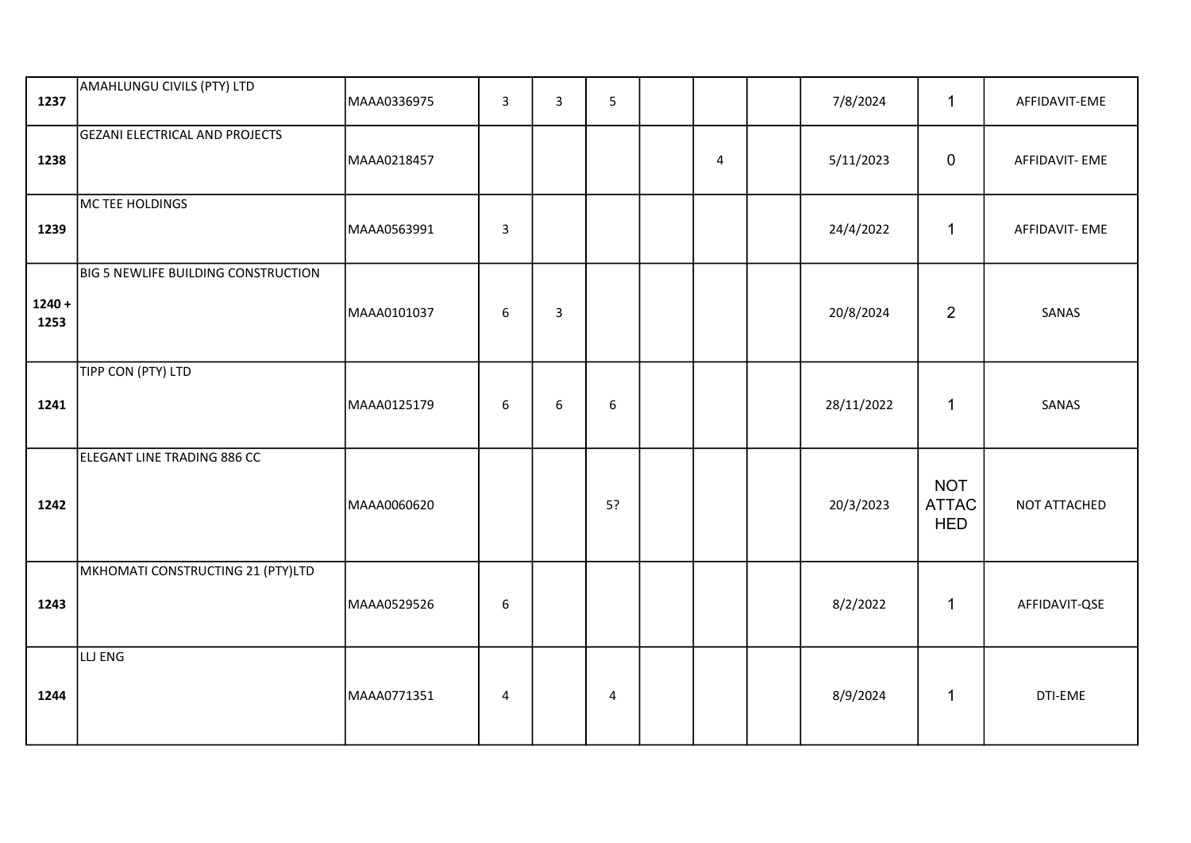| | | | | | | | | | | | |
|---|---|---|---|---|---|---|---|---|---|---|---|
| **1237** | AMAHLUNGU CIVILS (PTY) LTD | MAAA0336975 | 3 | 3 | 5 | | | | 7/8/2024 | 1 | AFFIDAVIT-EME |
| **1238** | GEZANI ELECTRICAL AND PROJECTS | MAAA0218457 | | | | | 4 | | 5/11/2023 | 0 | AFFIDAVIT- EME |
| **1239** | MC TEE HOLDINGS | MAAA0563991 | 3 | | | | | | 24/4/2022 | 1 | AFFIDAVIT- EME |
| **1240 + 1253** | BIG 5 NEWLIFE BUILDING CONSTRUCTION | MAAA0101037 | 6 | 3 | | | | | 20/8/2024 | 2 | SANAS |
| **1241** | TIPP CON (PTY) LTD | MAAA0125179 | 6 | 6 | 6 | | | | 28/11/2022 | 1 | SANAS |
| **1242** | ELEGANT LINE TRADING 886 CC | MAAA0060620 | | | 5? | | | | 20/3/2023 | NOT ATTACHED | NOT ATTACHED |
| **1243** | MKHOMATI CONSTRUCTING 21 (PTY)LTD | MAAA0529526 | 6 | | | | | | 8/2/2022 | 1 | AFFIDAVIT-QSE |
| **1244** | LLJ ENG | MAAA0771351 | 4 | | 4 | | | | 8/9/2024 | 1 | DTI-EME |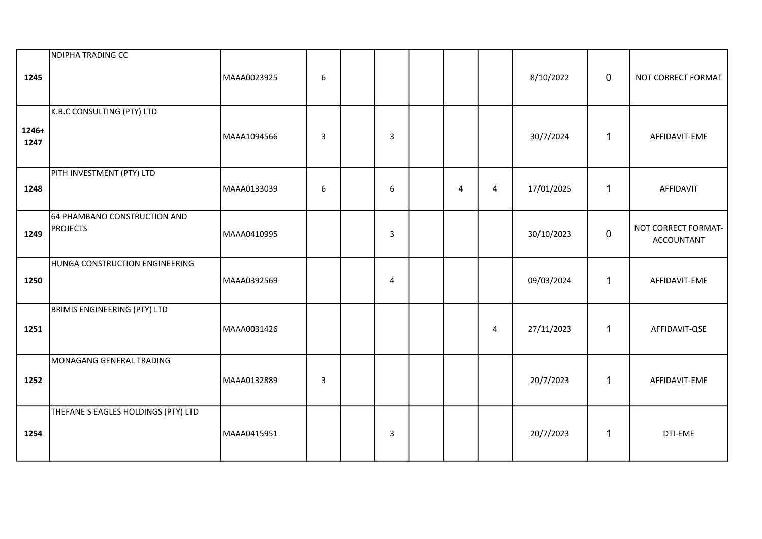| | | | | | | | | | | | |
|---|---|---|---|---|---|---|---|---|---|---|---|
| **1245** | NDIPHA TRADING CC | MAAA0023925 | 6 | | | | | | 8/10/2022 | 0 | NOT CORRECT FORMAT |
| **1246+ 1247** | K.B.C CONSULTING (PTY) LTD | MAAA1094566 | 3 | | 3 | | | | 30/7/2024 | 1 | AFFIDAVIT-EME |
| **1248** | PITH INVESTMENT (PTY) LTD | MAAA0133039 | 6 | | 6 | | 4 | 4 | 17/01/2025 | 1 | AFFIDAVIT |
| **1249** | 64 PHAMBANO CONSTRUCTION AND PROJECTS | MAAA0410995 | | | 3 | | | | 30/10/2023 | 0 | NOT CORRECT FORMAT-ACCOUNTANT |
| **1250** | HUNGA CONSTRUCTION ENGINEERING | MAAA0392569 | | | 4 | | | | 09/03/2024 | 1 | AFFIDAVIT-EME |
| **1251** | BRIMIS ENGINEERING (PTY) LTD | MAAA0031426 | | | | | | 4 | 27/11/2023 | 1 | AFFIDAVIT-QSE |
| **1252** | MONAGANG GENERAL TRADING | MAAA0132889 | 3 | | | | | | 20/7/2023 | 1 | AFFIDAVIT-EME |
| **1254** | THEFANE S EAGLES HOLDINGS (PTY) LTD | MAAA0415951 | | | 3 | | | | 20/7/2023 | 1 | DTI-EME |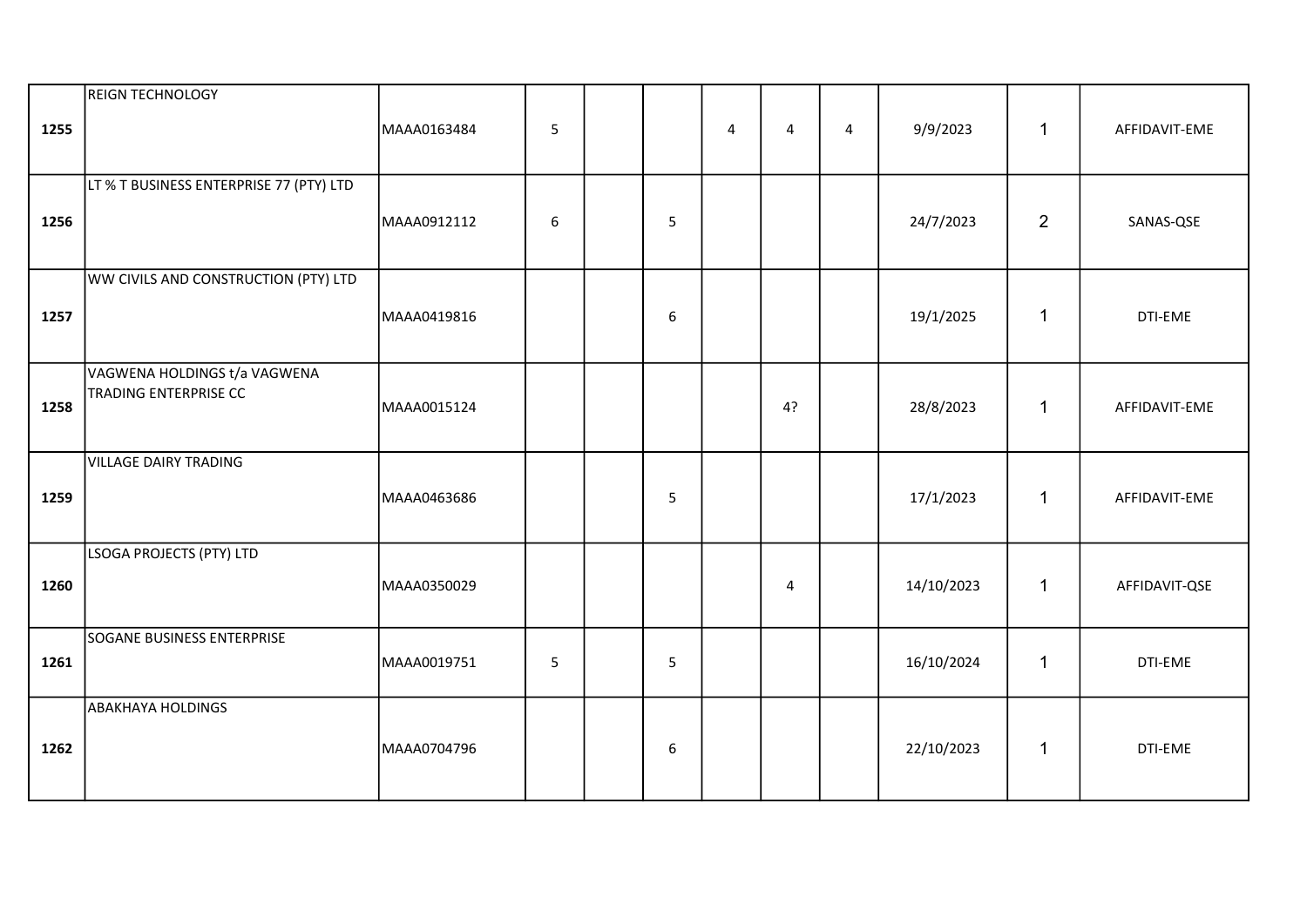| | | | | | | | | | | | |
|---|---|---|---|---|---|---|---|---|---|---|---|
| 1255 | REIGN TECHNOLOGY | MAAA0163484 | 5 | | | 4 | 4 | 4 | 9/9/2023 | 1 | AFFIDAVIT-EME |
| 1256 | LT % T BUSINESS ENTERPRISE 77 (PTY) LTD | MAAA0912112 | 6 | | 5 | | | | 24/7/2023 | 2 | SANAS-QSE |
| 1257 | WW CIVILS AND CONSTRUCTION (PTY) LTD | MAAA0419816 | | | 6 | | | | 19/1/2025 | 1 | DTI-EME |
| 1258 | VAGWENA HOLDINGS t/a VAGWENA TRADING ENTERPRISE CC | MAAA0015124 | | | | | 4? | | 28/8/2023 | 1 | AFFIDAVIT-EME |
| 1259 | VILLAGE DAIRY TRADING | MAAA0463686 | | | 5 | | | | 17/1/2023 | 1 | AFFIDAVIT-EME |
| 1260 | LSOGA PROJECTS (PTY) LTD | MAAA0350029 | | | | | 4 | | 14/10/2023 | 1 | AFFIDAVIT-QSE |
| 1261 | SOGANE BUSINESS ENTERPRISE | MAAA0019751 | 5 | | 5 | | | | 16/10/2024 | 1 | DTI-EME |
| 1262 | ABAKHAYA HOLDINGS | MAAA0704796 | | | 6 | | | | 22/10/2023 | 1 | DTI-EME |